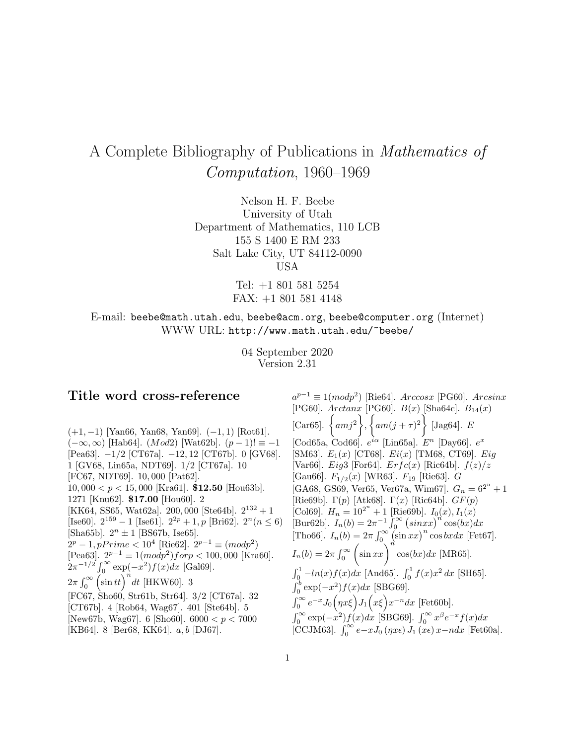# A Complete Bibliography of Publications in *Mathematics of Computation*, 1960–1969

Nelson H. F. Beebe
University of Utah
Department of Mathematics, 110 LCB
155 S 1400 E RM 233
Salt Lake City, UT 84112-0090
USA

Tel: +1 801 581 5254
FAX: +1 801 581 4148

E-mail: `beebe@math.utah.edu`, `beebe@acm.org`, `beebe@computer.org` (Internet)
WWW URL: `http://www.math.utah.edu/~beebe/`

04 September 2020
Version 2.31

## Title word cross-reference

$(+1,-1)$ [Yan66, Yan68, Yan69]. $(-1,1)$ [Rot61]. $(-\infty,\infty)$ [Hab64]. $(Mod 2)$ [Wat62b]. $(p-1)! \equiv -1$ [Pea63]. $-1/2$ [CT67a]. $-12, 12$ [CT67b]. 0 [GV68]. 1 [GV68, Lin65a, NDT69]. 1/2 [CT67a]. 10 [FC67, NDT69]. 10,000 [Pat62]. $10,000 < p < 15,000$ [Kra61]. **\$12.50** [Hou63b]. 1271 [Knu62]. **\$17.00** [Hou60]. 2 [KK64, SS65, Wat62a]. 200,000 [Ste64b]. $2^{132}+1$ [Ise60]. $2^{159}-1$ [Ise61]. $2^{2p}+1, p$ [Bri62]. $2^n (n \leq 6)$ [Sha65b]. $2^n \pm 1$ [BS67b, Ise65]. $2^p - 1, pPrime < 10^4$ [Rie62]. $2^{p-1} \equiv (modp^2)$ [Pea63]. $2^{p-1} \equiv 1 (modp^2) forp < 100,000$ [Kra60]. $2\pi^{-1/2}\int_0^\infty \exp(-x^2)f(x)dx$ [Gal69]. $2\pi\int_0^\infty \left(\sin tt\right)^n dt$ [HKW60]. 3 [FC67, Sho60, Str61b, Str64]. 3/2 [CT67a]. 32 [CT67b]. 4 [Rob64, Wag67]. 401 [Ste64b]. 5 [New67b, Wag67]. 6 [Sho60]. $6000 < p < 7000$ [KB64]. 8 [Ber68, KK64]. $a, b$ [DJ67].

$a^{p-1} \equiv 1 (modp^2)$ [Rie64]. $Arccosx$ [PG60]. $Arcsinx$ [PG60]. $Arctanx$ [PG60]. $B(x)$ [Sha64c]. $B_{14}(x)$ [Car65]. $\left\{amj^2\right\}, \left\{am(j+\tau)^2\right\}$ [Jag64]. $E$ [Cod65a, Cod66]. $e^{i\alpha}$ [Lin65a]. $E^n$ [Day66]. $e^x$ [SM63]. $E_1(x)$ [CT68]. $Ei(x)$ [TM68, CT69]. $Eig$ [Var66]. $Eig3$ [For64]. $Erfc(x)$ [Ric64b]. $f(z)/z$ [Gau66]. $F_{1/2}(x)$ [WR63]. $F_{19}$ [Rie63]. $G$ [GA68, GS69, Ver65, Ver67a, Wim67]. $G_n = 6^{2^n}+1$ [Rie69b]. $\Gamma(p)$ [Atk68]. $\Gamma(x)$ [Ric64b]. $GF(p)$ [Col69]. $H_n = 10^{2^n}+1$ [Rie69b]. $I_0(x), I_1(x)$ [Bur62b]. $I_n(b) = 2\pi^{-1}\int_0^\infty \left(sinxx\right)^n \cos(bx)dx$ [Tho66]. $I_n(b) = 2\pi\int_0^\infty \left(\sin xx\right)^n \cos bxdx$ [Fet67]. $I_n(b) = 2\pi\int_0^\infty \left(\sin xx\right)^n \cos(bx)dx$ [MR65]. $\int_0^1 -ln(x)f(x)dx$ [And65]. $\int_0^1 f(x)x^2\,dx$ [SH65]. $\int_0^b \exp(-x^2)f(x)dx$ [SBG69]. $\int_0^\infty e^{-x}J_0\left(\eta x\xi\right)J_1\left(x\xi\right)x^{-n}dx$ [Fet60b]. $\int_0^\infty \exp(-x^2)f(x)dx$ [SBG69]. $\int_0^\infty x^\beta e^{-x}f(x)dx$ [CCJM63]. $\int_0^\infty e{-}xJ_0\left(\eta x\epsilon\right)J_1\left(x\epsilon\right)x{-}ndx$ [Fet60a].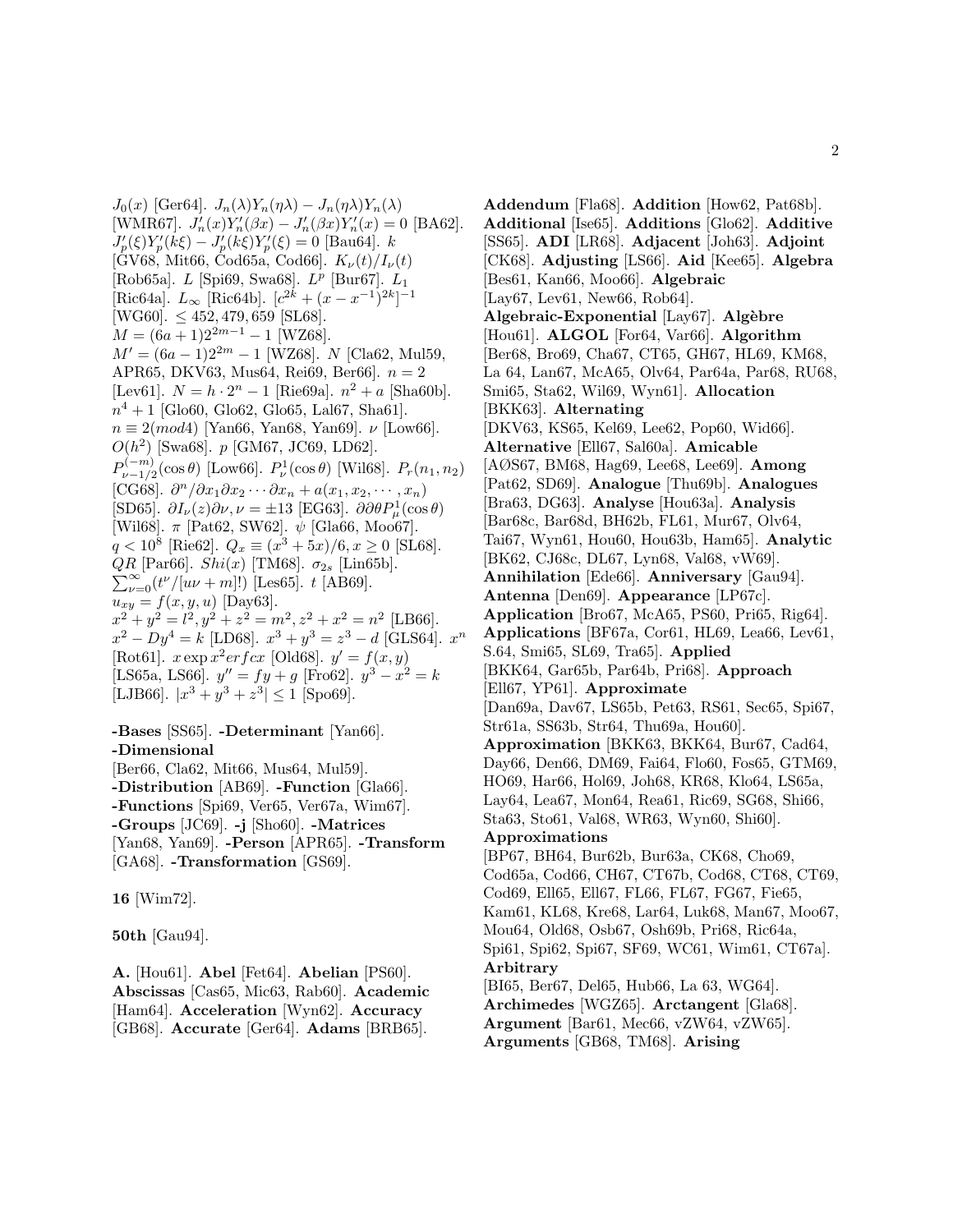$J_0(x)$ [Ger64]. $J_n(\lambda)Y_n(\eta\lambda) - J_n(\eta\lambda)Y_n(\lambda)$ [WMR67]. $J_n'(x)Y_n'(\beta x) - J_n'(\beta x)Y_n'(x) = 0$ [BA62]. $J_p'(\xi)Y_p'(k\xi) - J_p'(k\xi)Y_p'(\xi) = 0$ [Bau64]. $k$ [GV68, Mit66, Cod65a, Cod66]. $K_\nu(t)/I_\nu(t)$ [Rob65a]. $L$ [Spi69, Swa68]. $L^p$ [Bur67]. $L_1$ [Ric64a]. $L_\infty$ [Ric64b]. $[c^{2k} + (x - x^{-1})^{2k}]^{-1}$ [WG60]. $\leq 452, 479, 659$ [SL68]. $M = (6a+1)2^{2m-1} - 1$ [WZ68]. $M' = (6a-1)2^{2m} - 1$ [WZ68]. $N$ [Cla62, Mul59, APR65, DKV63, Mus64, Rei69, Ber66]. $n = 2$ [Lev61]. $N = h \cdot 2^n - 1$ [Rie69a]. $n^2 + a$ [Sha60b]. $n^4 + 1$ [Glo60, Glo62, Glo65, Lal67, Sha61]. $n \equiv 2(mod4)$ [Yan66, Yan68, Yan69]. $\nu$ [Low66]. $O(h^2)$ [Swa68]. $p$ [GM67, JC69, LD62]. $P_{\nu-1/2}^{(-m)}(\cos\theta)$ [Low66]. $P_\nu^1(\cos\theta)$ [Wil68]. $P_r(n_1, n_2)$ [CG68]. $\partial^n/\partial x_1 \partial x_2 \cdots \partial x_n + a(x_1, x_2, \cdots, x_n)$ [SD65]. $\partial I_\nu(z)\partial\nu, \nu = \pm 13$ [EG63]. $\partial\partial\theta P_\mu^1(\cos\theta)$ [Wil68]. $\pi$ [Pat62, SW62]. $\psi$ [Gla66, Moo67]. $q < 10^8$ [Rie62]. $Q_x \equiv (x^3 + 5x)/6, x \geq 0$ [SL68]. $QR$ [Par66]. $Shi(x)$ [TM68]. $\sigma_{2s}$ [Lin65b]. $\sum_{\nu=0}^{\infty}(t^\nu/[u\nu + m]!)$ [Les65]. $t$ [AB69]. $u_{xy} = f(x, y, u)$ [Day63]. $x^2 + y^2 = l^2, y^2 + z^2 = m^2, z^2 + x^2 = n^2$ [LB66]. $x^2 - Dy^4 = k$ [LD68]. $x^3 + y^3 = z^3 - d$ [GLS64]. $x^n$ [Rot61]. $x \exp x^2 erfcx$ [Old68]. $y' = f(x, y)$ [LS65a, LS66]. $y'' = fy + g$ [Fro62]. $y^3 - x^2 = k$ [LJB66]. $|x^3 + y^3 + z^3| \leq 1$ [Spo69].

**-Bases** [SS65]. **-Determinant** [Yan66]. **-Dimensional** [Ber66, Cla62, Mit66, Mus64, Mul59]. **-Distribution** [AB69]. **-Function** [Gla66]. **-Functions** [Spi69, Ver65, Ver67a, Wim67]. **-Groups** [JC69]. **-j** [Sho60]. **-Matrices** [Yan68, Yan69]. **-Person** [APR65]. **-Transform** [GA68]. **-Transformation** [GS69].

**16** [Wim72].

**50th** [Gau94].

**A.** [Hou61]. **Abel** [Fet64]. **Abelian** [PS60]. **Abscissas** [Cas65, Mic63, Rab60]. **Academic** [Ham64]. **Acceleration** [Wyn62]. **Accuracy** [GB68]. **Accurate** [Ger64]. **Adams** [BRB65]. **Addendum** [Fla68]. **Addition** [How62, Pat68b]. **Additional** [Ise65]. **Additions** [Glo62]. **Additive** [SS65]. **ADI** [LR68]. **Adjacent** [Joh63]. **Adjoint** [CK68]. **Adjusting** [LS66]. **Aid** [Kee65]. **Algebra** [Bes61, Kan66, Moo66]. **Algebraic** [Lay67, Lev61, New66, Rob64]. **Algebraic-Exponential** [Lay67]. **Algèbre** [Hou61]. **ALGOL** [For64, Var66]. **Algorithm** [Ber68, Bro69, Cha67, CT65, GH67, HL69, KM68, La 64, Lan67, McA65, Olv64, Par64a, Par68, RU68, Smi65, Sta62, Wil69, Wyn61]. **Allocation** [BKK63]. **Alternating** [DKV63, KS65, Kel69, Lee62, Pop60, Wid66]. **Alternative** [Ell67, Sal60a]. **Amicable** [AØS67, BM68, Hag69, Lee68, Lee69]. **Among** [Pat62, SD69]. **Analogue** [Thu69b]. **Analogues** [Bra63, DG63]. **Analyse** [Hou63a]. **Analysis** [Bar68c, Bar68d, BH62b, FL61, Mur67, Olv64, Tai67, Wyn61, Hou60, Hou63b, Ham65]. **Analytic** [BK62, CJ68c, DL67, Lyn68, Val68, vW69]. **Annihilation** [Ede66]. **Anniversary** [Gau94]. **Antenna** [Den69]. **Appearance** [LP67c]. **Application** [Bro67, McA65, PS60, Pri65, Rig64]. **Applications** [BF67a, Cor61, HL69, Lea66, Lev61, S.64, Smi65, SL69, Tra65]. **Applied** [BKK64, Gar65b, Par64b, Pri68]. **Approach** [Ell67, YP61]. **Approximate** [Dan69a, Dav67, LS65b, Pet63, RS61, Sec65, Spi67, Str61a, SS63b, Str64, Thu69a, Hou60]. **Approximation** [BKK63, BKK64, Bur67, Cad64, Day66, Den66, DM69, Fai64, Flo60, Fos65, GTM69, HO69, Har66, Hol69, Joh68, KR68, Klo64, LS65a, Lay64, Lea67, Mon64, Rea61, Ric69, SG68, Shi66, Sta63, Sto61, Val68, WR63, Wyn60, Shi60]. **Approximations** [BP67, BH64, Bur62b, Bur63a, CK68, Cho69, Cod65a, Cod66, CH67, CT67b, Cod68, CT68, CT69, Cod69, Ell65, Ell67, FL66, FL67, FG67, Fie65, Kam61, KL68, Kre68, Lar64, Luk68, Man67, Moo67, Mou64, Old68, Osb67, Osh69b, Pri68, Ric64a, Spi61, Spi62, Spi67, SF69, WC61, Wim61, CT67a]. **Arbitrary** [BI65, Ber67, Del65, Hub66, La 63, WG64]. **Archimedes** [WGZ65]. **Arctangent** [Gla68]. **Argument** [Bar61, Mec66, vZW64, vZW65]. **Arguments** [GB68, TM68]. **Arising**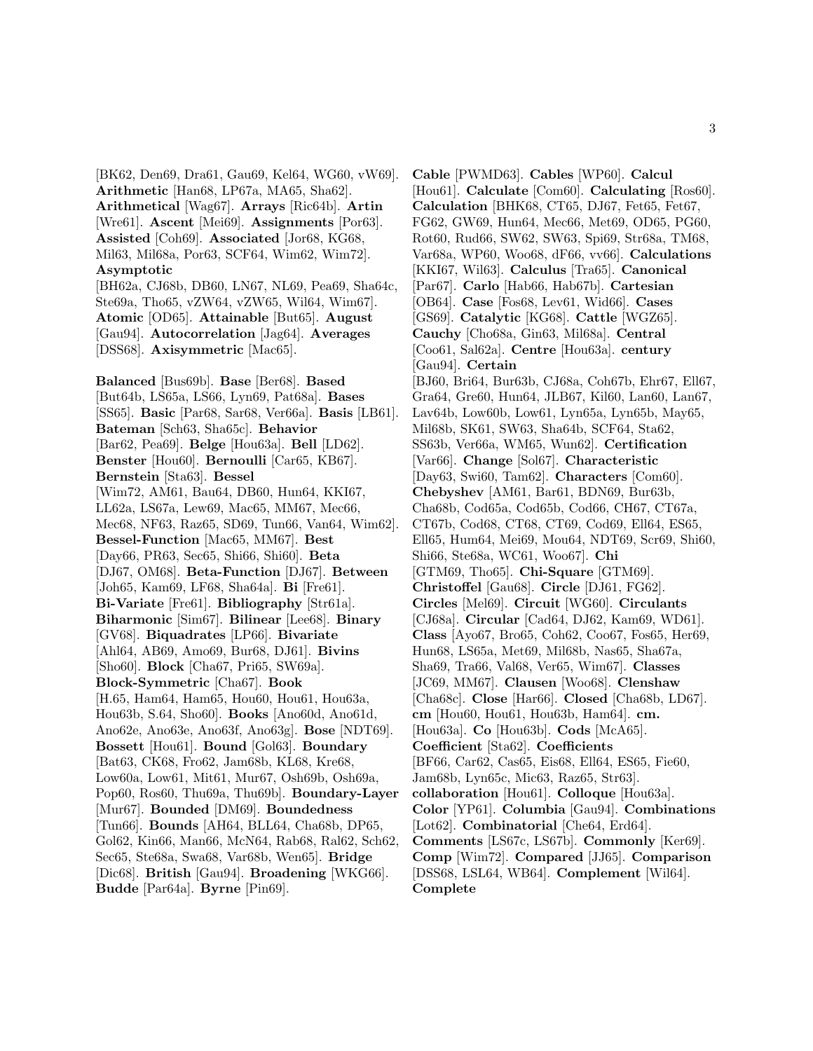[BK62, Den69, Dra61, Gau69, Kel64, WG60, vW69]. **Arithmetic** [Han68, LP67a, MA65, Sha62]. **Arithmetical** [Wag67]. **Arrays** [Ric64b]. **Artin** [Wre61]. **Ascent** [Mei69]. **Assignments** [Por63]. **Assisted** [Coh69]. **Associated** [Jor68, KG68, Mil63, Mil68a, Por63, SCF64, Wim62, Wim72]. **Asymptotic** [BH62a, CJ68b, DB60, LN67, NL69, Pea69, Sha64c, Ste69a, Tho65, vZW64, vZW65, Wil64, Wim67]. **Atomic** [OD65]. **Attainable** [But65]. **August** [Gau94]. **Autocorrelation** [Jag64]. **Averages** [DSS68]. **Axisymmetric** [Mac65].

**Balanced** [Bus69b]. **Base** [Ber68]. **Based** [But64b, LS65a, LS66, Lyn69, Pat68a]. **Bases** [SS65]. **Basic** [Par68, Sar68, Ver66a]. **Basis** [LB61]. **Bateman** [Sch63, Sha65c]. **Behavior** [Bar62, Pea69]. **Belge** [Hou63a]. **Bell** [LD62]. **Benster** [Hou60]. **Bernoulli** [Car65, KB67]. **Bernstein** [Sta63]. **Bessel** [Wim72, AM61, Bau64, DB60, Hun64, KKI67, LL62a, LS67a, Lew69, Mac65, MM67, Mec66, Mec68, NF63, Raz65, SD69, Tun66, Van64, Wim62]. **Bessel-Function** [Mac65, MM67]. **Best** [Day66, PR63, Sec65, Shi66, Shi60]. **Beta** [DJ67, OM68]. **Beta-Function** [DJ67]. **Between** [Joh65, Kam69, LF68, Sha64a]. **Bi** [Fre61]. **Bi-Variate** [Fre61]. **Bibliography** [Str61a]. **Biharmonic** [Sim67]. **Bilinear** [Lee68]. **Binary** [GV68]. **Biquadrates** [LP66]. **Bivariate** [Ahl64, AB69, Amo69, Bur68, DJ61]. **Bivins** [Sho60]. **Block** [Cha67, Pri65, SW69a]. **Block-Symmetric** [Cha67]. **Book** [H.65, Ham64, Ham65, Hou60, Hou61, Hou63a, Hou63b, S.64, Sho60]. **Books** [Ano60d, Ano61d, Ano62e, Ano63e, Ano63f, Ano63g]. **Bose** [NDT69]. **Bossett** [Hou61]. **Bound** [Gol63]. **Boundary** [Bat63, CK68, Fro62, Jam68b, KL68, Kre68, Low60a, Low61, Mit61, Mur67, Osh69b, Osh69a, Pop60, Ros60, Thu69a, Thu69b]. **Boundary-Layer** [Mur67]. **Bounded** [DM69]. **Boundedness** [Tun66]. **Bounds** [AH64, BLL64, Cha68b, DP65, Gol62, Kin66, Man66, McN64, Rab68, Ral62, Sch62, Sec65, Ste68a, Swa68, Var68b, Wen65]. **Bridge** [Dic68]. **British** [Gau94]. **Broadening** [WKG66]. **Budde** [Par64a]. **Byrne** [Pin69].

**Cable** [PWMD63]. **Cables** [WP60]. **Calcul** [Hou61]. **Calculate** [Com60]. **Calculating** [Ros60]. **Calculation** [BHK68, CT65, DJ67, Fet65, Fet67, FG62, GW69, Hun64, Mec66, Met69, OD65, PG60, Rot60, Rud66, SW62, SW63, Spi69, Str68a, TM68, Var68a, WP60, Woo68, dF66, vv66]. **Calculations** [KKI67, Wil63]. **Calculus** [Tra65]. **Canonical** [Par67]. **Carlo** [Hab66, Hab67b]. **Cartesian** [OB64]. **Case** [Fos68, Lev61, Wid66]. **Cases** [GS69]. **Catalytic** [KG68]. **Cattle** [WGZ65]. **Cauchy** [Cho68a, Gin63, Mil68a]. **Central** [Coo61, Sal62a]. **Centre** [Hou63a]. **century** [Gau94]. **Certain** [BJ60, Bri64, Bur63b, CJ68a, Coh67b, Ehr67, Ell67, Gra64, Gre60, Hun64, JLB67, Kil60, Lan60, Lan67, Lav64b, Low60b, Low61, Lyn65a, Lyn65b, May65, Mil68b, SK61, SW63, Sha64b, SCF64, Sta62, SS63b, Ver66a, WM65, Wun62]. **Certification** [Var66]. **Change** [Sol67]. **Characteristic** [Day63, Swi60, Tam62]. **Characters** [Com60]. **Chebyshev** [AM61, Bar61, BDN69, Bur63b, Cha68b, Cod65a, Cod65b, Cod66, CH67, CT67a, CT67b, Cod68, CT68, CT69, Cod69, Ell64, ES65, Ell65, Hum64, Mei69, Mou64, NDT69, Scr69, Shi60, Shi66, Ste68a, WC61, Woo67]. **Chi** [GTM69, Tho65]. **Chi-Square** [GTM69]. **Christoffel** [Gau68]. **Circle** [DJ61, FG62]. **Circles** [Mel69]. **Circuit** [WG60]. **Circulants** [CJ68a]. **Circular** [Cad64, DJ62, Kam69, WD61]. **Class** [Ayo67, Bro65, Coh62, Coo67, Fos65, Her69, Hun68, LS65a, Met69, Mil68b, Nas65, Sha67a, Sha69, Tra66, Val68, Ver65, Wim67]. **Classes** [JC69, MM67]. **Clausen** [Woo68]. **Clenshaw** [Cha68c]. **Close** [Har66]. **Closed** [Cha68b, LD67]. **cm** [Hou60, Hou61, Hou63b, Ham64]. **cm.** [Hou63a]. **Co** [Hou63b]. **Cods** [McA65]. **Coefficient** [Sta62]. **Coefficients** [BF66, Car62, Cas65, Eis68, Ell64, ES65, Fie60, Jam68b, Lyn65c, Mic63, Raz65, Str63]. **collaboration** [Hou61]. **Colloque** [Hou63a]. **Color** [YP61]. **Columbia** [Gau94]. **Combinations** [Lot62]. **Combinatorial** [Che64, Erd64]. **Comments** [LS67c, LS67b]. **Commonly** [Ker69]. **Comp** [Wim72]. **Compared** [JJ65]. **Comparison** [DSS68, LSL64, WB64]. **Complement** [Wil64]. **Complete**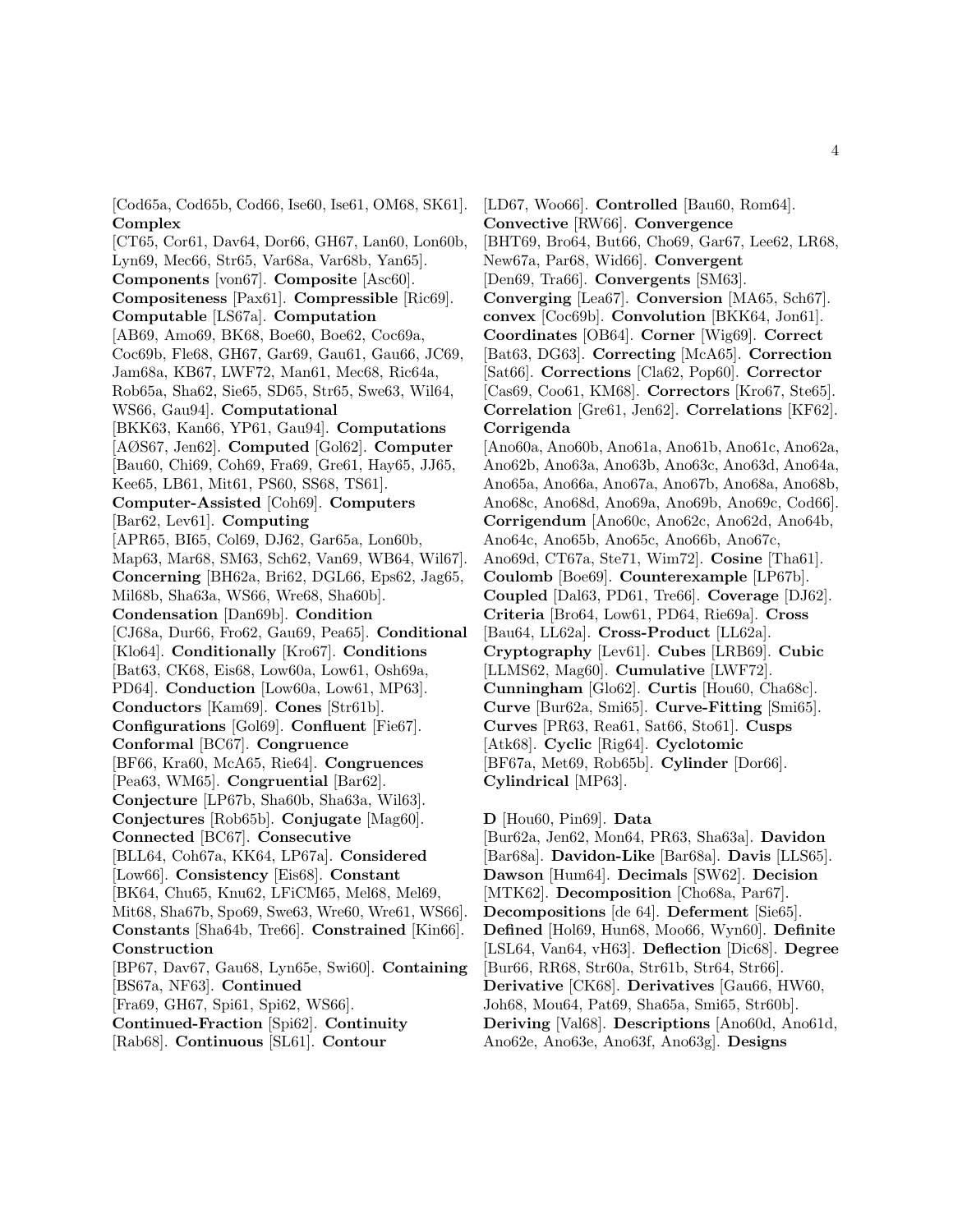[Cod65a, Cod65b, Cod66, Ise60, Ise61, OM68, SK61]. **Complex** [CT65, Cor61, Dav64, Dor66, GH67, Lan60, Lon60b, Lyn69, Mec66, Str65, Var68a, Var68b, Yan65]. **Components** [von67]. **Composite** [Asc60]. **Compositeness** [Pax61]. **Compressible** [Ric69]. **Computable** [LS67a]. **Computation** [AB69, Amo69, BK68, Boe60, Boe62, Coc69a, Coc69b, Fle68, GH67, Gar69, Gau61, Gau66, JC69, Jam68a, KB67, LWF72, Man61, Mec68, Ric64a, Rob65a, Sha62, Sie65, SD65, Str65, Swe63, Wil64, WS66, Gau94]. **Computational** [BKK63, Kan66, YP61, Gau94]. **Computations** [AØS67, Jen62]. **Computed** [Gol62]. **Computer** [Bau60, Chi69, Coh69, Fra69, Gre61, Hay65, JJ65, Kee65, LB61, Mit61, PS60, SS68, TS61]. **Computer-Assisted** [Coh69]. **Computers** [Bar62, Lev61]. **Computing** [APR65, BI65, Col69, DJ62, Gar65a, Lon60b, Map63, Mar68, SM63, Sch62, Van69, WB64, Wil67]. **Concerning** [BH62a, Bri62, DGL66, Eps62, Jag65, Mil68b, Sha63a, WS66, Wre68, Sha60b]. **Condensation** [Dan69b]. **Condition** [CJ68a, Dur66, Fro62, Gau69, Pea65]. **Conditional** [Klo64]. **Conditionally** [Kro67]. **Conditions** [Bat63, CK68, Eis68, Low60a, Low61, Osh69a, PD64]. **Conduction** [Low60a, Low61, MP63]. **Conductors** [Kam69]. **Cones** [Str61b]. **Configurations** [Gol69]. **Confluent** [Fie67]. **Conformal** [BC67]. **Congruence** [BF66, Kra60, McA65, Rie64]. **Congruences** [Pea63, WM65]. **Congruential** [Bar62]. **Conjecture** [LP67b, Sha60b, Sha63a, Wil63]. **Conjectures** [Rob65b]. **Conjugate** [Mag60]. **Connected** [BC67]. **Consecutive** [BLL64, Coh67a, KK64, LP67a]. **Considered** [Low66]. **Consistency** [Eis68]. **Constant** [BK64, Chu65, Knu62, LFiCM65, Mel68, Mel69, Mit68, Sha67b, Spo69, Swe63, Wre60, Wre61, WS66]. **Constants** [Sha64b, Tre66]. **Constrained** [Kin66]. **Construction** [BP67, Dav67, Gau68, Lyn65e, Swi60]. **Containing** [BS67a, NF63]. **Continued** [Fra69, GH67, Spi61, Spi62, WS66]. **Continued-Fraction** [Spi62]. **Continuity** [Rab68]. **Continuous** [SL61]. **Contour** [LD67, Woo66]. **Controlled** [Bau60, Rom64]. **Convective** [RW66]. **Convergence** [BHT69, Bro64, But66, Cho69, Gar67, Lee62, LR68, New67a, Par68, Wid66]. **Convergent** [Den69, Tra66]. **Convergents** [SM63]. **Converging** [Lea67]. **Conversion** [MA65, Sch67]. **convex** [Coc69b]. **Convolution** [BKK64, Jon61]. **Coordinates** [OB64]. **Corner** [Wig69]. **Correct** [Bat63, DG63]. **Correcting** [McA65]. **Correction** [Sat66]. **Corrections** [Cla62, Pop60]. **Corrector** [Cas69, Coo61, KM68]. **Correctors** [Kro67, Ste65]. **Correlation** [Gre61, Jen62]. **Correlations** [KF62]. **Corrigenda** [Ano60a, Ano60b, Ano61a, Ano61b, Ano61c, Ano62a, Ano62b, Ano63a, Ano63b, Ano63c, Ano63d, Ano64a, Ano65a, Ano66a, Ano67a, Ano67b, Ano68a, Ano68b, Ano68c, Ano68d, Ano69a, Ano69b, Ano69c, Cod66]. **Corrigendum** [Ano60c, Ano62c, Ano62d, Ano64b, Ano64c, Ano65b, Ano65c, Ano66b, Ano67c, Ano69d, CT67a, Ste71, Wim72]. **Cosine** [Tha61]. **Coulomb** [Boe69]. **Counterexample** [LP67b]. **Coupled** [Dal63, PD61, Tre66]. **Coverage** [DJ62]. **Criteria** [Bro64, Low61, PD64, Rie69a]. **Cross** [Bau64, LL62a]. **Cross-Product** [LL62a]. **Cryptography** [Lev61]. **Cubes** [LRB69]. **Cubic** [LLMS62, Mag60]. **Cumulative** [LWF72]. **Cunningham** [Glo62]. **Curtis** [Hou60, Cha68c]. **Curve** [Bur62a, Smi65]. **Curve-Fitting** [Smi65]. **Curves** [PR63, Rea61, Sat66, Sto61]. **Cusps** [Atk68]. **Cyclic** [Rig64]. **Cyclotomic** [BF67a, Met69, Rob65b]. **Cylinder** [Dor66]. **Cylindrical** [MP63].

**D** [Hou60, Pin69]. **Data** [Bur62a, Jen62, Mon64, PR63, Sha63a]. **Davidon** [Bar68a]. **Davidon-Like** [Bar68a]. **Davis** [LLS65]. **Dawson** [Hum64]. **Decimals** [SW62]. **Decision** [MTK62]. **Decomposition** [Cho68a, Par67]. **Decompositions** [de 64]. **Deferment** [Sie65]. **Defined** [Hol69, Hun68, Moo66, Wyn60]. **Definite** [LSL64, Van64, vH63]. **Deflection** [Dic68]. **Degree** [Bur66, RR68, Str60a, Str61b, Str64, Str66]. **Derivative** [CK68]. **Derivatives** [Gau66, HW60, Joh68, Mou64, Pat69, Sha65a, Smi65, Str60b]. **Deriving** [Val68]. **Descriptions** [Ano60d, Ano61d, Ano62e, Ano63e, Ano63f, Ano63g]. **Designs**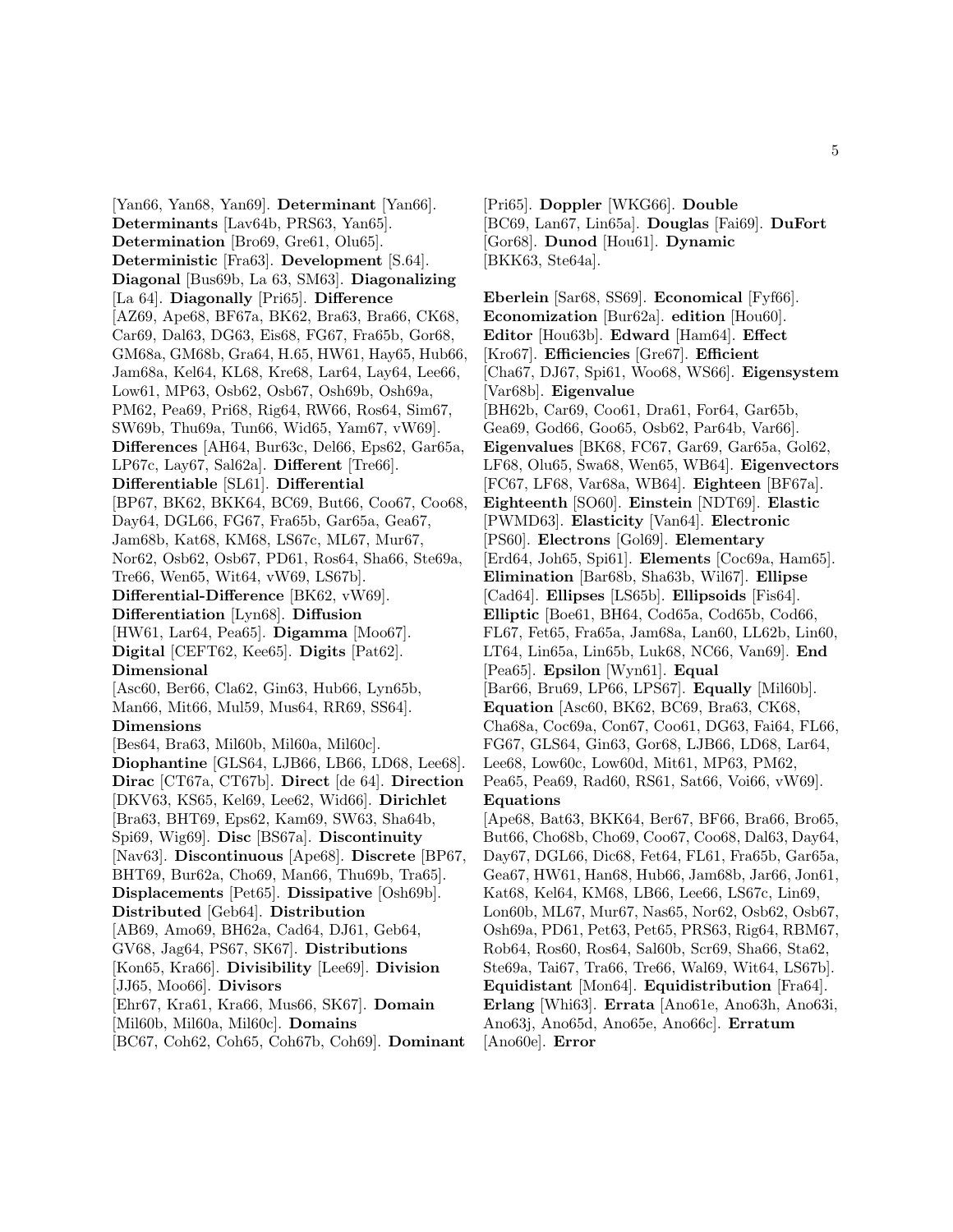[Yan66, Yan68, Yan69]. **Determinant** [Yan66]. **Determinants** [Lav64b, PRS63, Yan65]. **Determination** [Bro69, Gre61, Olu65]. **Deterministic** [Fra63]. **Development** [S.64]. **Diagonal** [Bus69b, La 63, SM63]. **Diagonalizing** [La 64]. **Diagonally** [Pri65]. **Difference** [AZ69, Ape68, BF67a, BK62, Bra63, Bra66, CK68, Car69, Dal63, DG63, Eis68, FG67, Fra65b, Gor68, GM68a, GM68b, Gra64, H.65, HW61, Hay65, Hub66, Jam68a, Kel64, KL68, Kre68, Lar64, Lay64, Lee66, Low61, MP63, Osb62, Osb67, Osh69b, Osh69a, PM62, Pea69, Pri68, Rig64, RW66, Ros64, Sim67, SW69b, Thu69a, Tun66, Wid65, Yam67, vW69]. **Differences** [AH64, Bur63c, Del66, Eps62, Gar65a, LP67c, Lay67, Sal62a]. **Different** [Tre66]. **Differentiable** [SL61]. **Differential** [BP67, BK62, BKK64, BC69, But66, Coo67, Coo68, Day64, DGL66, FG67, Fra65b, Gar65a, Gea67, Jam68b, Kat68, KM68, LS67c, ML67, Mur67, Nor62, Osb62, Osb67, PD61, Ros64, Sha66, Ste69a, Tre66, Wen65, Wit64, vW69, LS67b]. **Differential-Difference** [BK62, vW69]. **Differentiation** [Lyn68]. **Diffusion** [HW61, Lar64, Pea65]. **Digamma** [Moo67]. **Digital** [CEFT62, Kee65]. **Digits** [Pat62]. **Dimensional** [Asc60, Ber66, Cla62, Gin63, Hub66, Lyn65b, Man66, Mit66, Mul59, Mus64, RR69, SS64]. **Dimensions** [Bes64, Bra63, Mil60b, Mil60a, Mil60c]. **Diophantine** [GLS64, LJB66, LB66, LD68, Lee68]. **Dirac** [CT67a, CT67b]. **Direct** [de 64]. **Direction** [DKV63, KS65, Kel69, Lee62, Wid66]. **Dirichlet** [Bra63, BHT69, Eps62, Kam69, SW63, Sha64b, Spi69, Wig69]. **Disc** [BS67a]. **Discontinuity** [Nav63]. **Discontinuous** [Ape68]. **Discrete** [BP67, BHT69, Bur62a, Cho69, Man66, Thu69b, Tra65]. **Displacements** [Pet65]. **Dissipative** [Osh69b]. **Distributed** [Geb64]. **Distribution** [AB69, Amo69, BH62a, Cad64, DJ61, Geb64, GV68, Jag64, PS67, SK67]. **Distributions** [Kon65, Kra66]. **Divisibility** [Lee69]. **Division** [JJ65, Moo66]. **Divisors** [Ehr67, Kra61, Kra66, Mus66, SK67]. **Domain** [Mil60b, Mil60a, Mil60c]. **Domains** [BC67, Coh62, Coh65, Coh67b, Coh69]. **Dominant** [Pri65]. **Doppler** [WKG66]. **Double** [BC69, Lan67, Lin65a]. **Douglas** [Fai69]. **DuFort** [Gor68]. **Dunod** [Hou61]. **Dynamic** [BKK63, Ste64a].

**Eberlein** [Sar68, SS69]. **Economical** [Fyf66]. **Economization** [Bur62a]. **edition** [Hou60]. **Editor** [Hou63b]. **Edward** [Ham64]. **Effect** [Kro67]. **Efficiencies** [Gre67]. **Efficient** [Cha67, DJ67, Spi61, Woo68, WS66]. **Eigensystem** [Var68b]. **Eigenvalue** [BH62b, Car69, Coo61, Dra61, For64, Gar65b, Gea69, God66, Goo65, Osb62, Par64b, Var66]. **Eigenvalues** [BK68, FC67, Gar69, Gar65a, Gol62, LF68, Olu65, Swa68, Wen65, WB64]. **Eigenvectors** [FC67, LF68, Var68a, WB64]. **Eighteen** [BF67a]. **Eighteenth** [SO60]. **Einstein** [NDT69]. **Elastic** [PWMD63]. **Elasticity** [Van64]. **Electronic** [PS60]. **Electrons** [Gol69]. **Elementary** [Erd64, Joh65, Spi61]. **Elements** [Coc69a, Ham65]. **Elimination** [Bar68b, Sha63b, Wil67]. **Ellipse** [Cad64]. **Ellipses** [LS65b]. **Ellipsoids** [Fis64]. **Elliptic** [Boe61, BH64, Cod65a, Cod65b, Cod66, FL67, Fet65, Fra65a, Jam68a, Lan60, LL62b, Lin60, LT64, Lin65a, Lin65b, Luk68, NC66, Van69]. **End** [Pea65]. **Epsilon** [Wyn61]. **Equal** [Bar66, Bru69, LP66, LPS67]. **Equally** [Mil60b]. **Equation** [Asc60, BK62, BC69, Bra63, CK68, Cha68a, Coc69a, Con67, Coo61, DG63, Fai64, FL66, FG67, GLS64, Gin63, Gor68, LJB66, LD68, Lar64, Lee68, Low60c, Low60d, Mit61, MP63, PM62, Pea65, Pea69, Rad60, RS61, Sat66, Voi66, vW69]. **Equations** [Ape68, Bat63, BKK64, Ber67, BF66, Bra66, Bro65, But66, Cho68b, Cho69, Coo67, Coo68, Dal63, Day64, Day67, DGL66, Dic68, Fet64, FL61, Fra65b, Gar65a, Gea67, HW61, Han68, Hub66, Jam68b, Jar66, Jon61, Kat68, Kel64, KM68, LB66, Lee66, LS67c, Lin69, Lon60b, ML67, Mur67, Nas65, Nor62, Osb62, Osb67, Osh69a, PD61, Pet63, Pet65, PRS63, Rig64, RBM67, Rob64, Ros60, Ros64, Sal60b, Scr69, Sha66, Sta62, Ste69a, Tai67, Tra66, Tre66, Wal69, Wit64, LS67b]. **Equidistant** [Mon64]. **Equidistribution** [Fra64]. **Erlang** [Whi63]. **Errata** [Ano61e, Ano63h, Ano63i, Ano63j, Ano65d, Ano65e, Ano66c]. **Erratum** [Ano60e]. **Error**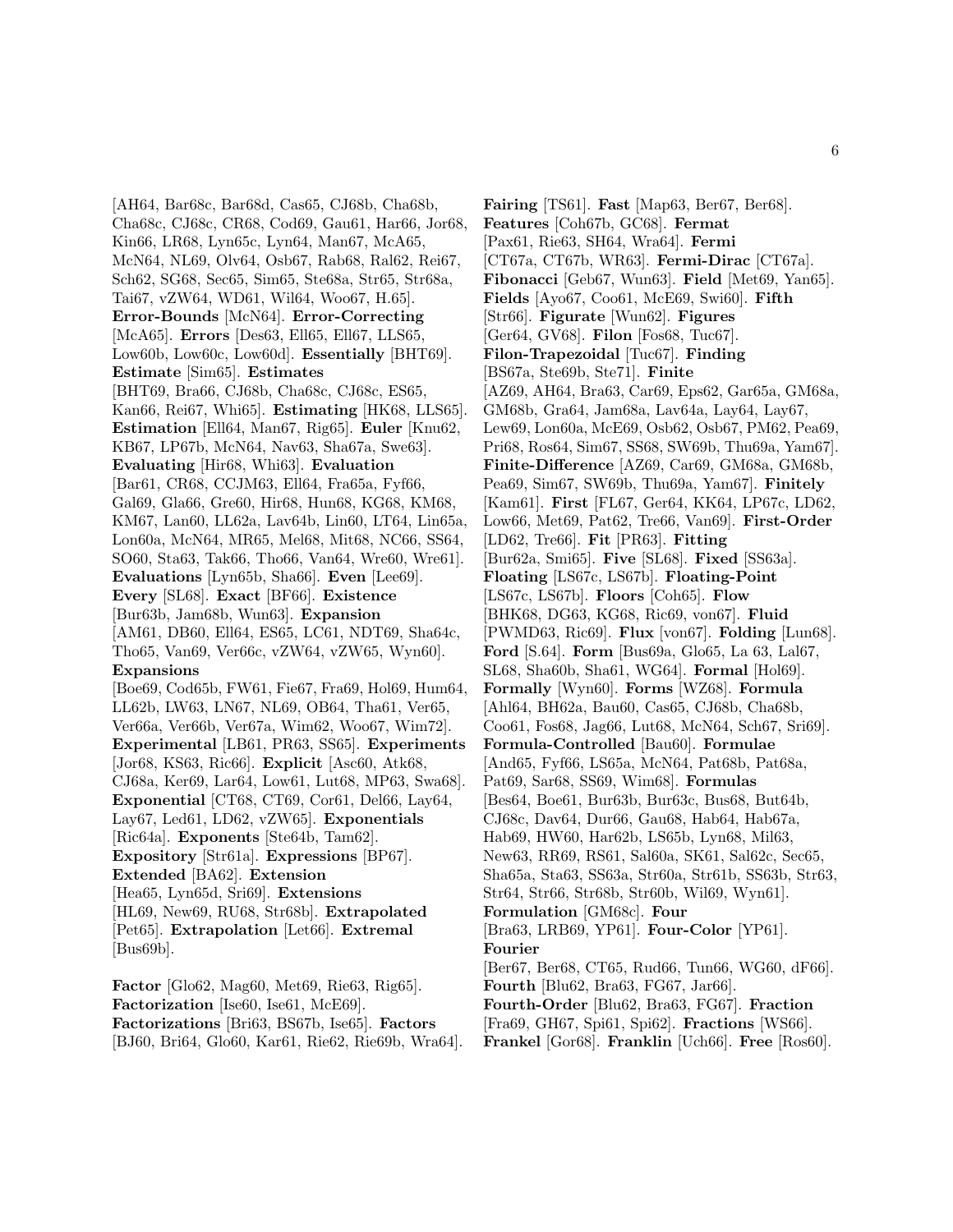[AH64, Bar68c, Bar68d, Cas65, CJ68b, Cha68b, Cha68c, CJ68c, CR68, Cod69, Gau61, Har66, Jor68, Kin66, LR68, Lyn65c, Lyn64, Man67, McA65, McN64, NL69, Olv64, Osb67, Rab68, Ral62, Rei67, Sch62, SG68, Sec65, Sim65, Ste68a, Str65, Str68a, Tai67, vZW64, WD61, Wil64, Woo67, H.65]. **Error-Bounds** [McN64]. **Error-Correcting** [McA65]. **Errors** [Des63, Ell65, Ell67, LLS65, Low60b, Low60c, Low60d]. **Essentially** [BHT69]. **Estimate** [Sim65]. **Estimates** [BHT69, Bra66, CJ68b, Cha68c, CJ68c, ES65, Kan66, Rei67, Whi65]. **Estimating** [HK68, LLS65]. **Estimation** [Ell64, Man67, Rig65]. **Euler** [Knu62, KB67, LP67b, McN64, Nav63, Sha67a, Swe63]. **Evaluating** [Hir68, Whi63]. **Evaluation** [Bar61, CR68, CCJM63, Ell64, Fra65a, Fyf66, Gal69, Gla66, Gre60, Hir68, Hun68, KG68, KM68, KM67, Lan60, LL62a, Lav64b, Lin60, LT64, Lin65a, Lon60a, McN64, MR65, Mel68, Mit68, NC66, SS64, SO60, Sta63, Tak66, Tho66, Van64, Wre60, Wre61]. **Evaluations** [Lyn65b, Sha66]. **Even** [Lee69]. **Every** [SL68]. **Exact** [BF66]. **Existence** [Bur63b, Jam68b, Wun63]. **Expansion** [AM61, DB60, Ell64, ES65, LC61, NDT69, Sha64c, Tho65, Van69, Ver66c, vZW64, vZW65, Wyn60]. **Expansions** [Boe69, Cod65b, FW61, Fie67, Fra69, Hol69, Hum64, LL62b, LW63, LN67, NL69, OB64, Tha61, Ver65, Ver66a, Ver66b, Ver67a, Wim62, Woo67, Wim72]. **Experimental** [LB61, PR63, SS65]. **Experiments** [Jor68, KS63, Ric66]. **Explicit** [Asc60, Atk68, CJ68a, Ker69, Lar64, Low61, Lut68, MP63, Swa68]. **Exponential** [CT68, CT69, Cor61, Del66, Lay64, Lay67, Led61, LD62, vZW65]. **Exponentials** [Ric64a]. **Exponents** [Ste64b, Tam62]. **Expository** [Str61a]. **Expressions** [BP67]. **Extended** [BA62]. **Extension** [Hea65, Lyn65d, Sri69]. **Extensions** [HL69, New69, RU68, Str68b]. **Extrapolated** [Pet65]. **Extrapolation** [Let66]. **Extremal** [Bus69b].

**Factor** [Glo62, Mag60, Met69, Rie63, Rig65]. **Factorization** [Ise60, Ise61, McE69]. **Factorizations** [Bri63, BS67b, Ise65]. **Factors** [BJ60, Bri64, Glo60, Kar61, Rie62, Rie69b, Wra64]. **Fairing** [TS61]. **Fast** [Map63, Ber67, Ber68]. **Features** [Coh67b, GC68]. **Fermat** [Pax61, Rie63, SH64, Wra64]. **Fermi** [CT67a, CT67b, WR63]. **Fermi-Dirac** [CT67a]. **Fibonacci** [Geb67, Wun63]. **Field** [Met69, Yan65]. **Fields** [Ayo67, Coo61, McE69, Swi60]. **Fifth** [Str66]. **Figurate** [Wun62]. **Figures** [Ger64, GV68]. **Filon** [Fos68, Tuc67]. **Filon-Trapezoidal** [Tuc67]. **Finding** [BS67a, Ste69b, Ste71]. **Finite** [AZ69, AH64, Bra63, Car69, Eps62, Gar65a, GM68a, GM68b, Gra64, Jam68a, Lav64a, Lay64, Lay67, Lew69, Lon60a, McE69, Osb62, Osb67, PM62, Pea69, Pri68, Ros64, Sim67, SS68, SW69b, Thu69a, Yam67]. **Finite-Difference** [AZ69, Car69, GM68a, GM68b, Pea69, Sim67, SW69b, Thu69a, Yam67]. **Finitely** [Kam61]. **First** [FL67, Ger64, KK64, LP67c, LD62, Low66, Met69, Pat62, Tre66, Van69]. **First-Order** [LD62, Tre66]. **Fit** [PR63]. **Fitting** [Bur62a, Smi65]. **Five** [SL68]. **Fixed** [SS63a]. **Floating** [LS67c, LS67b]. **Floating-Point** [LS67c, LS67b]. **Floors** [Coh65]. **Flow** [BHK68, DG63, KG68, Ric69, von67]. **Fluid** [PWMD63, Ric69]. **Flux** [von67]. **Folding** [Lun68]. **Ford** [S.64]. **Form** [Bus69a, Glo65, La 63, Lal67, SL68, Sha60b, Sha61, WG64]. **Formal** [Hol69]. **Formally** [Wyn60]. **Forms** [WZ68]. **Formula** [Ahl64, BH62a, Bau60, Cas65, CJ68b, Cha68b, Coo61, Fos68, Jag66, Lut68, McN64, Sch67, Sri69]. **Formula-Controlled** [Bau60]. **Formulae** [And65, Fyf66, LS65a, McN64, Pat68b, Pat68a, Pat69, Sar68, SS69, Wim68]. **Formulas** [Bes64, Boe61, Bur63b, Bur63c, Bus68, But64b, CJ68c, Dav64, Dur66, Gau68, Hab64, Hab67a, Hab69, HW60, Har62b, LS65b, Lyn68, Mil63, New63, RR69, RS61, Sal60a, SK61, Sal62c, Sec65, Sha65a, Sta63, SS63a, Str60a, Str61b, SS63b, Str63, Str64, Str66, Str68b, Str60b, Wil69, Wyn61]. **Formulation** [GM68c]. **Four** [Bra63, LRB69, YP61]. **Four-Color** [YP61]. **Fourier** [Ber67, Ber68, CT65, Rud66, Tun66, WG60, dF66]. **Fourth** [Blu62, Bra63, FG67, Jar66]. **Fourth-Order** [Blu62, Bra63, FG67]. **Fraction** [Fra69, GH67, Spi61, Spi62]. **Fractions** [WS66]. **Frankel** [Gor68]. **Franklin** [Uch66]. **Free** [Ros60].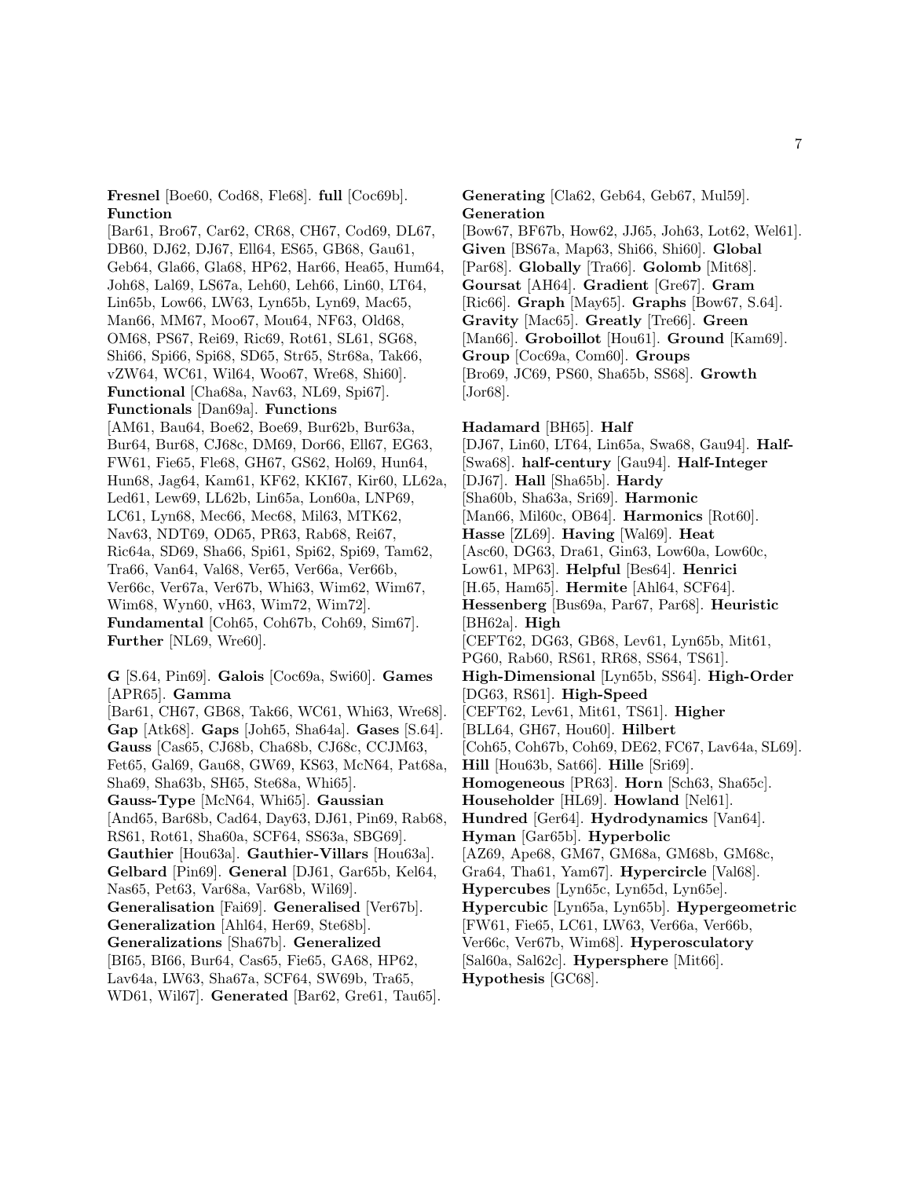**Fresnel** [Boe60, Cod68, Fle68]. **full** [Coc69b]. **Function** [Bar61, Bro67, Car62, CR68, CH67, Cod69, DL67, DB60, DJ62, DJ67, Ell64, ES65, GB68, Gau61, Geb64, Gla66, Gla68, HP62, Har66, Hea65, Hum64, Joh68, Lal69, LS67a, Leh60, Leh66, Lin60, LT64, Lin65b, Low66, LW63, Lyn65b, Lyn69, Mac65, Man66, MM67, Moo67, Mou64, NF63, Old68, OM68, PS67, Rei69, Ric69, Rot61, SL61, SG68, Shi66, Spi66, Spi68, SD65, Str65, Str68a, Tak66, vZW64, WC61, Wil64, Woo67, Wre68, Shi60]. **Functional** [Cha68a, Nav63, NL69, Spi67]. **Functionals** [Dan69a]. **Functions** [AM61, Bau64, Boe62, Boe69, Bur62b, Bur63a, Bur64, Bur68, CJ68c, DM69, Dor66, Ell67, EG63, FW61, Fie65, Fle68, GH67, GS62, Hol69, Hun64, Hun68, Jag64, Kam61, KF62, KKI67, Kir60, LL62a, Led61, Lew69, LL62b, Lin65a, Lon60a, LNP69, LC61, Lyn68, Mec66, Mec68, Mil63, MTK62, Nav63, NDT69, OD65, PR63, Rab68, Rei67, Ric64a, SD69, Sha66, Spi61, Spi62, Spi69, Tam62, Tra66, Van64, Val68, Ver65, Ver66a, Ver66b, Ver66c, Ver67a, Ver67b, Whi63, Wim62, Wim67, Wim68, Wyn60, vH63, Wim72, Wim72]. **Fundamental** [Coh65, Coh67b, Coh69, Sim67]. **Further** [NL69, Wre60].

**G** [S.64, Pin69]. **Galois** [Coc69a, Swi60]. **Games** [APR65]. **Gamma** [Bar61, CH67, GB68, Tak66, WC61, Whi63, Wre68]. **Gap** [Atk68]. **Gaps** [Joh65, Sha64a]. **Gases** [S.64]. **Gauss** [Cas65, CJ68b, Cha68b, CJ68c, CCJM63, Fet65, Gal69, Gau68, GW69, KS63, McN64, Pat68a, Sha69, Sha63b, SH65, Ste68a, Whi65]. **Gauss-Type** [McN64, Whi65]. **Gaussian** [And65, Bar68b, Cad64, Day63, DJ61, Pin69, Rab68, RS61, Rot61, Sha60a, SCF64, SS63a, SBG69]. **Gauthier** [Hou63a]. **Gauthier-Villars** [Hou63a]. **Gelbard** [Pin69]. **General** [DJ61, Gar65b, Kel64, Nas65, Pet63, Var68a, Var68b, Wil69]. **Generalisation** [Fai69]. **Generalised** [Ver67b]. **Generalization** [Ahl64, Her69, Ste68b]. **Generalizations** [Sha67b]. **Generalized** [BI65, BI66, Bur64, Cas65, Fie65, GA68, HP62, Lav64a, LW63, Sha67a, SCF64, SW69b, Tra65, WD61, Wil67]. **Generated** [Bar62, Gre61, Tau65]. **Generating** [Cla62, Geb64, Geb67, Mul59]. **Generation** [Bow67, BF67b, How62, JJ65, Joh63, Lot62, Wel61]. **Given** [BS67a, Map63, Shi66, Shi60]. **Global** [Par68]. **Globally** [Tra66]. **Golomb** [Mit68]. **Goursat** [AH64]. **Gradient** [Gre67]. **Gram** [Ric66]. **Graph** [May65]. **Graphs** [Bow67, S.64]. **Gravity** [Mac65]. **Greatly** [Tre66]. **Green** [Man66]. **Groboillot** [Hou61]. **Ground** [Kam69]. **Group** [Coc69a, Com60]. **Groups** [Bro69, JC69, PS60, Sha65b, SS68]. **Growth** [Jor68].

**Hadamard** [BH65]. **Half** [DJ67, Lin60, LT64, Lin65a, Swa68, Gau94]. **Half-** [Swa68]. **half-century** [Gau94]. **Half-Integer** [DJ67]. **Hall** [Sha65b]. **Hardy** [Sha60b, Sha63a, Sri69]. **Harmonic** [Man66, Mil60c, OB64]. **Harmonics** [Rot60]. **Hasse** [ZL69]. **Having** [Wal69]. **Heat** [Asc60, DG63, Dra61, Gin63, Low60a, Low60c, Low61, MP63]. **Helpful** [Bes64]. **Henrici** [H.65, Ham65]. **Hermite** [Ahl64, SCF64]. **Hessenberg** [Bus69a, Par67, Par68]. **Heuristic** [BH62a]. **High** [CEFT62, DG63, GB68, Lev61, Lyn65b, Mit61, PG60, Rab60, RS61, RR68, SS64, TS61]. **High-Dimensional** [Lyn65b, SS64]. **High-Order** [DG63, RS61]. **High-Speed** [CEFT62, Lev61, Mit61, TS61]. **Higher** [BLL64, GH67, Hou60]. **Hilbert** [Coh65, Coh67b, Coh69, DE62, FC67, Lav64a, SL69]. **Hill** [Hou63b, Sat66]. **Hille** [Sri69]. **Homogeneous** [PR63]. **Horn** [Sch63, Sha65c]. **Householder** [HL69]. **Howland** [Nel61]. **Hundred** [Ger64]. **Hydrodynamics** [Van64]. **Hyman** [Gar65b]. **Hyperbolic** [AZ69, Ape68, GM67, GM68a, GM68b, GM68c, Gra64, Tha61, Yam67]. **Hypercircle** [Val68]. **Hypercubes** [Lyn65c, Lyn65d, Lyn65e]. **Hypercubic** [Lyn65a, Lyn65b]. **Hypergeometric** [FW61, Fie65, LC61, LW63, Ver66a, Ver66b, Ver66c, Ver67b, Wim68]. **Hyperosculatory** [Sal60a, Sal62c]. **Hypersphere** [Mit66]. **Hypothesis** [GC68].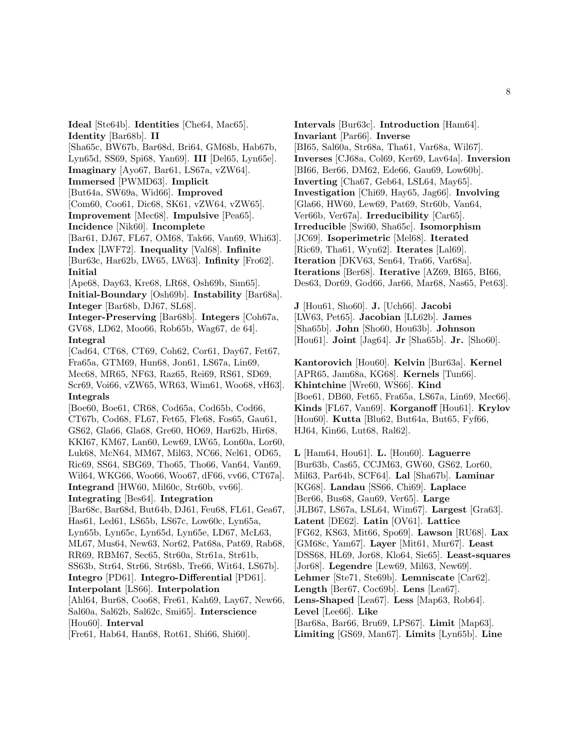**Ideal** [Ste64b]. **Identities** [Che64, Mac65]. **Identity** [Bar68b]. **II** [Sha65c, BW67b, Bar68d, Bri64, GM68b, Hab67b, Lyn65d, SS69, Spi68, Yan69]. **III** [Del65, Lyn65e]. **Imaginary** [Ayo67, Bar61, LS67a, vZW64]. **Immersed** [PWMD63]. **Implicit** [But64a, SW69a, Wid66]. **Improved** [Com60, Coo61, Dic68, SK61, vZW64, vZW65]. **Improvement** [Mec68]. **Impulsive** [Pea65]. **Incidence** [Nik60]. **Incomplete** [Bar61, DJ67, FL67, OM68, Tak66, Van69, Whi63]. **Index** [LWF72]. **Inequality** [Val68]. **Infinite** [Bur63c, Har62b, LW65, LW63]. **Infinity** [Fro62]. **Initial** [Ape68, Day63, Kre68, LR68, Osh69b, Sim65]. **Initial-Boundary** [Osh69b]. **Instability** [Bar68a]. **Integer** [Bar68b, DJ67, SL68]. **Integer-Preserving** [Bar68b]. **Integers** [Coh67a, GV68, LD62, Moo66, Rob65b, Wag67, de 64]. **Integral** [Cad64, CT68, CT69, Coh62, Cor61, Day67, Fet67, Fra65a, GTM69, Hun68, Jon61, LS67a, Lin69, Mec68, MR65, NF63, Raz65, Rei69, RS61, SD69, Scr69, Voi66, vZW65, WR63, Wim61, Woo68, vH63]. **Integrals** [Boe60, Boe61, CR68, Cod65a, Cod65b, Cod66, CT67b, Cod68, FL67, Fet65, Fle68, Fos65, Gau61, GS62, Gla66, Gla68, Gre60, HO69, Har62b, Hir68, KKI67, KM67, Lan60, Lew69, LW65, Lon60a, Lor60, Luk68, McN64, MM67, Mil63, NC66, Nel61, OD65, Ric69, SS64, SBG69, Tho65, Tho66, Van64, Van69, Wil64, WKG66, Woo66, Woo67, dF66, vv66, CT67a]. **Integrand** [HW60, Mil60c, Str60b, vv66]. **Integrating** [Bes64]. **Integration** [Bar68c, Bar68d, But64b, DJ61, Feu68, FL61, Gea67, Has61, Led61, LS65b, LS67c, Low60c, Lyn65a, Lyn65b, Lyn65c, Lyn65d, Lyn65e, LD67, McL63, ML67, Mus64, New63, Nor62, Pat68a, Pat69, Rab68, RR69, RBM67, Sec65, Str60a, Str61a, Str61b, SS63b, Str64, Str66, Str68b, Tre66, Wit64, LS67b]. **Integro** [PD61]. **Integro-Differential** [PD61]. **Interpolant** [LS66]. **Interpolation** [Ahl64, Bur68, Coo68, Fre61, Kah69, Lay67, New66, Sal60a, Sal62b, Sal62c, Smi65]. **Interscience** [Hou60]. **Interval** [Fre61, Hab64, Han68, Rot61, Shi66, Shi60].

**Intervals** [Bur63c]. **Introduction** [Ham64]. **Invariant** [Par66]. **Inverse** [BI65, Sal60a, Str68a, Tha61, Var68a, Wil67]. **Inverses** [CJ68a, Col69, Ker69, Lav64a]. **Inversion** [BI66, Ber66, DM62, Ede66, Gau69, Low60b]. **Inverting** [Cha67, Geb64, LSL64, May65]. **Investigation** [Chi69, Hay65, Jag66]. **Involving** [Gla66, HW60, Lew69, Pat69, Str60b, Van64, Ver66b, Ver67a]. **Irreducibility** [Car65]. **Irreducible** [Swi60, Sha65c]. **Isomorphism** [JC69]. **Isoperimetric** [Mel68]. **Iterated** [Ric69, Tha61, Wyn62]. **Iterates** [Lal69]. **Iteration** [DKV63, Sen64, Tra66, Var68a]. **Iterations** [Ber68]. **Iterative** [AZ69, BI65, BI66, Des63, Dor69, God66, Jar66, Mar68, Nas65, Pet63].

**J** [Hou61, Sho60]. **J.** [Uch66]. **Jacobi** [LW63, Pet65]. **Jacobian** [LL62b]. **James** [Sha65b]. **John** [Sho60, Hou63b]. **Johnson** [Hou61]. **Joint** [Jag64]. **Jr** [Sha65b]. **Jr.** [Sho60].

**Kantorovich** [Hou60]. **Kelvin** [Bur63a]. **Kernel** [APR65, Jam68a, KG68]. **Kernels** [Tun66]. **Khintchine** [Wre60, WS66]. **Kind** [Boe61, DB60, Fet65, Fra65a, LS67a, Lin69, Mec66]. **Kinds** [FL67, Van69]. **Korganoff** [Hou61]. **Krylov** [Hou60]. **Kutta** [Blu62, But64a, But65, Fyf66, HJ64, Kin66, Lut68, Ral62].

**L** [Ham64, Hou61]. **L.** [Hou60]. **Laguerre** [Bur63b, Cas65, CCJM63, GW60, GS62, Lor60, Mil63, Par64b, SCF64]. **Lal** [Sha67b]. **Laminar** [KG68]. **Landau** [SS66, Chi69]. **Laplace** [Ber66, Bus68, Gau69, Ver65]. **Large** [JLB67, LS67a, LSL64, Wim67]. **Largest** [Gra63]. **Latent** [DE62]. **Latin** [OV61]. **Lattice** [FG62, KS63, Mit66, Spo69]. **Lawson** [RU68]. **Lax** [GM68c, Yam67]. **Layer** [Mit61, Mur67]. **Least** [DSS68, HL69, Jor68, Klo64, Sie65]. **Least-squares** [Jor68]. **Legendre** [Lew69, Mil63, New69]. **Lehmer** [Ste71, Ste69b]. **Lemniscate** [Car62]. **Length** [Ber67, Coc69b]. **Lens** [Lea67]. **Lens-Shaped** [Lea67]. **Less** [Map63, Rob64]. **Level** [Lee66]. **Like** [Bar68a, Bar66, Bru69, LPS67]. **Limit** [Map63]. **Limiting** [GS69, Man67]. **Limits** [Lyn65b]. **Line**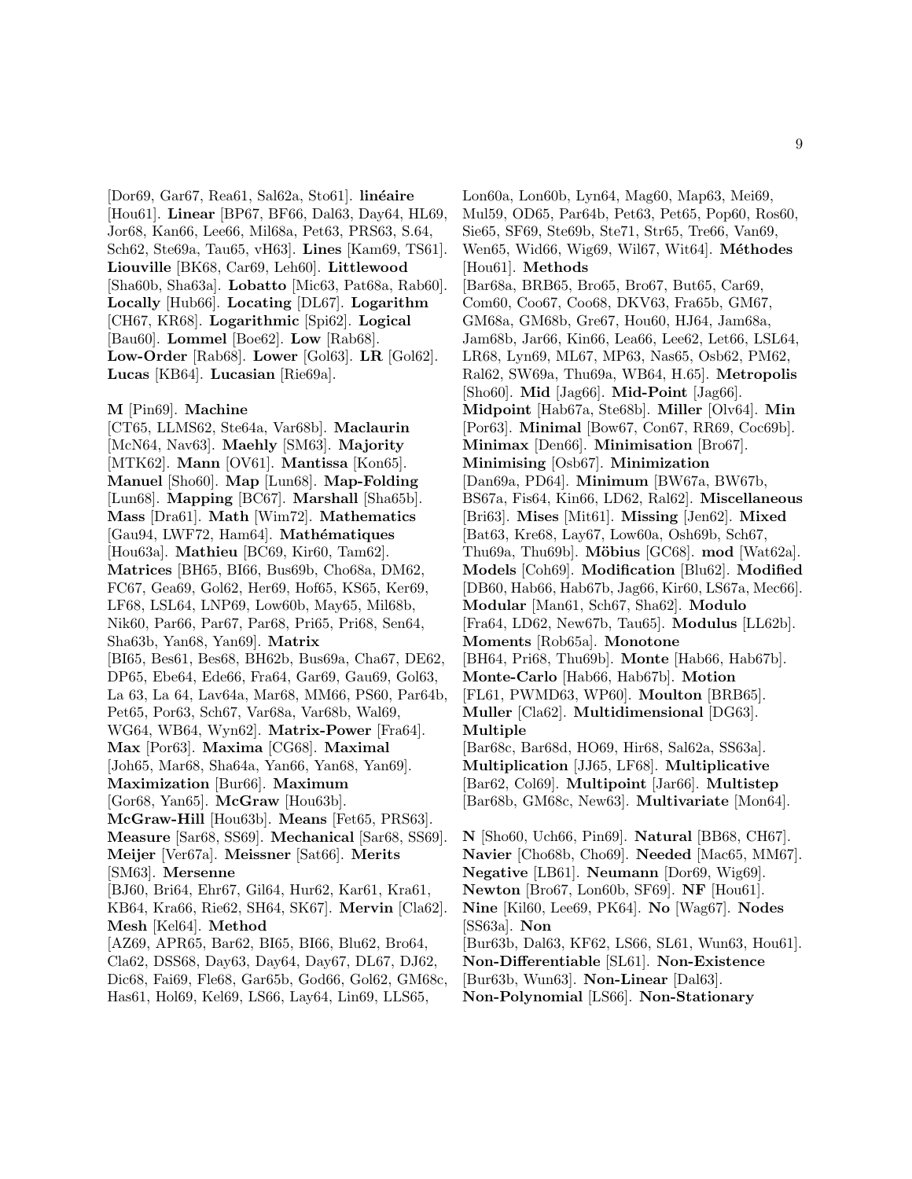[Dor69, Gar67, Rea61, Sal62a, Sto61]. **linéaire** [Hou61]. **Linear** [BP67, BF66, Dal63, Day64, HL69, Jor68, Kan66, Lee66, Mil68a, Pet63, PRS63, S.64, Sch62, Ste69a, Tau65, vH63]. **Lines** [Kam69, TS61]. **Liouville** [BK68, Car69, Leh60]. **Littlewood** [Sha60b, Sha63a]. **Lobatto** [Mic63, Pat68a, Rab60]. **Locally** [Hub66]. **Locating** [DL67]. **Logarithm** [CH67, KR68]. **Logarithmic** [Spi62]. **Logical** [Bau60]. **Lommel** [Boe62]. **Low** [Rab68]. **Low-Order** [Rab68]. **Lower** [Gol63]. **LR** [Gol62]. **Lucas** [KB64]. **Lucasian** [Rie69a].

**M** [Pin69]. **Machine** [CT65, LLMS62, Ste64a, Var68b]. **Maclaurin** [McN64, Nav63]. **Maehly** [SM63]. **Majority** [MTK62]. **Mann** [OV61]. **Mantissa** [Kon65]. **Manuel** [Sho60]. **Map** [Lun68]. **Map-Folding** [Lun68]. **Mapping** [BC67]. **Marshall** [Sha65b]. **Mass** [Dra61]. **Math** [Wim72]. **Mathematics** [Gau94, LWF72, Ham64]. **Mathématiques** [Hou63a]. **Mathieu** [BC69, Kir60, Tam62]. **Matrices** [BH65, BI66, Bus69b, Cho68a, DM62, FC67, Gea69, Gol62, Her69, Hof65, KS65, Ker69, LF68, LSL64, LNP69, Low60b, May65, Mil68b, Nik60, Par66, Par67, Par68, Pri65, Pri68, Sen64, Sha63b, Yan68, Yan69]. **Matrix** [BI65, Bes61, Bes68, BH62b, Bus69a, Cha67, DE62, DP65, Ebe64, Ede66, Fra64, Gar69, Gau69, Gol63, La 63, La 64, Lav64a, Mar68, MM66, PS60, Par64b, Pet65, Por63, Sch67, Var68a, Var68b, Wal69, WG64, WB64, Wyn62]. **Matrix-Power** [Fra64]. **Max** [Por63]. **Maxima** [CG68]. **Maximal** [Joh65, Mar68, Sha64a, Yan66, Yan68, Yan69]. **Maximization** [Bur66]. **Maximum** [Gor68, Yan65]. **McGraw** [Hou63b]. **McGraw-Hill** [Hou63b]. **Means** [Fet65, PRS63]. **Measure** [Sar68, SS69]. **Mechanical** [Sar68, SS69]. **Meijer** [Ver67a]. **Meissner** [Sat66]. **Merits** [SM63]. **Mersenne** [BJ60, Bri64, Ehr67, Gil64, Hur62, Kar61, Kra61, KB64, Kra66, Rie62, SH64, SK67]. **Mervin** [Cla62]. **Mesh** [Kel64]. **Method** [AZ69, APR65, Bar62, BI65, BI66, Blu62, Bro64, Cla62, DSS68, Day63, Day64, Day67, DL67, DJ62, Dic68, Fai69, Fle68, Gar65b, God66, Gol62, GM68c, Has61, Hol69, Kel69, LS66, Lay64, Lin69, LLS65, Lon60a, Lon60b, Lyn64, Mag60, Map63, Mei69, Mul59, OD65, Par64b, Pet63, Pet65, Pop60, Ros60, Sie65, SF69, Ste69b, Ste71, Str65, Tre66, Van69, Wen65, Wid66, Wig69, Wil67, Wit64]. **Méthodes** [Hou61]. **Methods** [Bar68a, BRB65, Bro65, Bro67, But65, Car69, Com60, Coo67, Coo68, DKV63, Fra65b, GM67, GM68a, GM68b, Gre67, Hou60, HJ64, Jam68a, Jam68b, Jar66, Kin66, Lea66, Lee62, Let66, LSL64, LR68, Lyn69, ML67, MP63, Nas65, Osb62, PM62, Ral62, SW69a, Thu69a, WB64, H.65]. **Metropolis** [Sho60]. **Mid** [Jag66]. **Mid-Point** [Jag66]. **Midpoint** [Hab67a, Ste68b]. **Miller** [Olv64]. **Min** [Por63]. **Minimal** [Bow67, Con67, RR69, Coc69b]. **Minimax** [Den66]. **Minimisation** [Bro67]. **Minimising** [Osb67]. **Minimization** [Dan69a, PD64]. **Minimum** [BW67a, BW67b, BS67a, Fis64, Kin66, LD62, Ral62]. **Miscellaneous** [Bri63]. **Mises** [Mit61]. **Missing** [Jen62]. **Mixed** [Bat63, Kre68, Lay67, Low60a, Osh69b, Sch67, Thu69a, Thu69b]. **Möbius** [GC68]. **mod** [Wat62a]. **Models** [Coh69]. **Modification** [Blu62]. **Modified** [DB60, Hab66, Hab67b, Jag66, Kir60, LS67a, Mec66]. **Modular** [Man61, Sch67, Sha62]. **Modulo** [Fra64, LD62, New67b, Tau65]. **Modulus** [LL62b]. **Moments** [Rob65a]. **Monotone** [BH64, Pri68, Thu69b]. **Monte** [Hab66, Hab67b]. **Monte-Carlo** [Hab66, Hab67b]. **Motion** [FL61, PWMD63, WP60]. **Moulton** [BRB65]. **Muller** [Cla62]. **Multidimensional** [DG63]. **Multiple** [Bar68c, Bar68d, HO69, Hir68, Sal62a, SS63a]. **Multiplication** [JJ65, LF68]. **Multiplicative** [Bar62, Col69]. **Multipoint** [Jar66]. **Multistep** [Bar68b, GM68c, New63]. **Multivariate** [Mon64].

**N** [Sho60, Uch66, Pin69]. **Natural** [BB68, CH67]. **Navier** [Cho68b, Cho69]. **Needed** [Mac65, MM67]. **Negative** [LB61]. **Neumann** [Dor69, Wig69]. **Newton** [Bro67, Lon60b, SF69]. **NF** [Hou61]. **Nine** [Kil60, Lee69, PK64]. **No** [Wag67]. **Nodes** [SS63a]. **Non** [Bur63b, Dal63, KF62, LS66, SL61, Wun63, Hou61]. **Non-Differentiable** [SL61]. **Non-Existence** [Bur63b, Wun63]. **Non-Linear** [Dal63]. **Non-Polynomial** [LS66]. **Non-Stationary**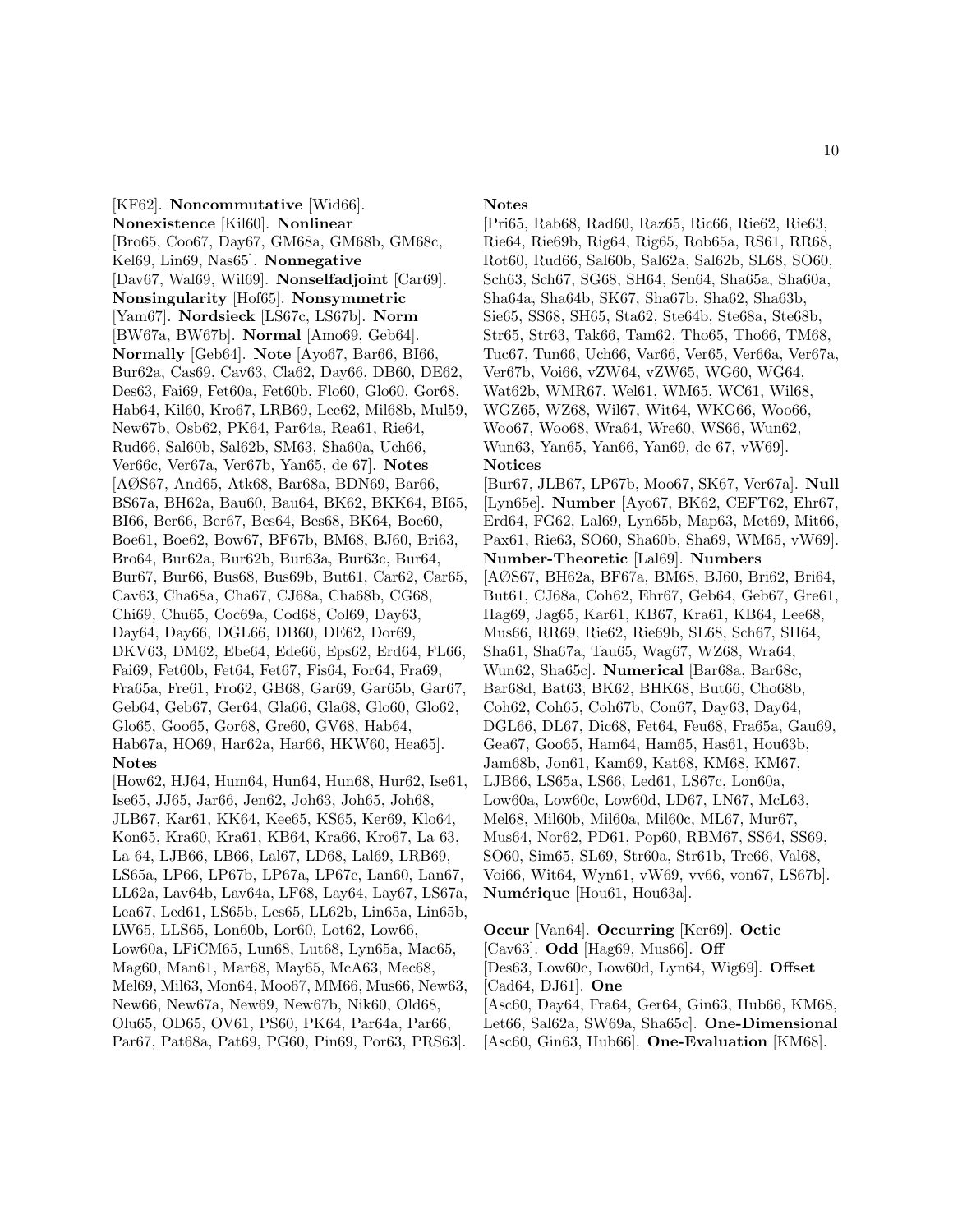[KF62]. **Noncommutative** [Wid66]. **Nonexistence** [Kil60]. **Nonlinear** [Bro65, Coo67, Day67, GM68a, GM68b, GM68c, Kel69, Lin69, Nas65]. **Nonnegative** [Dav67, Wal69, Wil69]. **Nonselfadjoint** [Car69]. **Nonsingularity** [Hof65]. **Nonsymmetric** [Yam67]. **Nordsieck** [LS67c, LS67b]. **Norm** [BW67a, BW67b]. **Normal** [Amo69, Geb64]. **Normally** [Geb64]. **Note** [Ayo67, Bar66, BI66, Bur62a, Cas69, Cav63, Cla62, Day66, DB60, DE62, Des63, Fai69, Fet60a, Fet60b, Flo60, Glo60, Gor68, Hab64, Kil60, Kro67, LRB69, Lee62, Mil68b, Mul59, New67b, Osb62, PK64, Par64a, Rea61, Rie64, Rud66, Sal60b, Sal62b, SM63, Sha60a, Uch66, Ver66c, Ver67a, Ver67b, Yan65, de 67]. **Notes** [AØS67, And65, Atk68, Bar68a, BDN69, Bar66, BS67a, BH62a, Bau60, Bau64, BK62, BKK64, BI65, BI66, Ber66, Ber67, Bes64, Bes68, BK64, Boe60, Boe61, Boe62, Bow67, BF67b, BM68, BJ60, Bri63, Bro64, Bur62a, Bur62b, Bur63a, Bur63c, Bur64, Bur67, Bur66, Bus68, Bus69b, But61, Car62, Car65, Cav63, Cha68a, Cha67, CJ68a, Cha68b, CG68, Chi69, Chu65, Coc69a, Cod68, Col69, Day63, Day64, Day66, DGL66, DB60, DE62, Dor69, DKV63, DM62, Ebe64, Ede66, Eps62, Erd64, FL66, Fai69, Fet60b, Fet64, Fet67, Fis64, For64, Fra69, Fra65a, Fre61, Fro62, GB68, Gar69, Gar65b, Gar67, Geb64, Geb67, Ger64, Gla66, Gla68, Glo60, Glo62, Glo65, Goo65, Gor68, Gre60, GV68, Hab64, Hab67a, HO69, Har62a, Har66, HKW60, Hea65]. **Notes** [How62, HJ64, Hum64, Hun64, Hun68, Hur62, Ise61, Ise65, JJ65, Jar66, Jen62, Joh63, Joh65, Joh68, JLB67, Kar61, KK64, Kee65, KS65, Ker69, Klo64, Kon65, Kra60, Kra61, KB64, Kra66, Kro67, La 63, La 64, LJB66, LB66, Lal67, LD68, Lal69, LRB69, LS65a, LP66, LP67b, LP67a, LP67c, Lan60, Lan67, LL62a, Lav64b, Lav64a, LF68, Lay64, Lay67, LS67a, Lea67, Led61, LS65b, Les65, LL62b, Lin65a, Lin65b, LW65, LLS65, Lon60b, Lor60, Lot62, Low66, Low60a, LFiCM65, Lun68, Lut68, Lyn65a, Mac65, Mag60, Man61, Mar68, May65, McA63, Mec68, Mel69, Mil63, Mon64, Moo67, MM66, Mus66, New63, New66, New67a, New69, New67b, Nik60, Old68, Olu65, OD65, OV61, PS60, PK64, Par64a, Par66, Par67, Pat68a, Pat69, PG60, Pin69, Por63, PRS63]. **Notes** [Pri65, Rab68, Rad60, Raz65, Ric66, Rie62, Rie63, Rie64, Rie69b, Rig64, Rig65, Rob65a, RS61, RR68, Rot60, Rud66, Sal60b, Sal62a, Sal62b, SL68, SO60, Sch63, Sch67, SG68, SH64, Sen64, Sha65a, Sha60a, Sha64a, Sha64b, SK67, Sha67b, Sha62, Sha63b, Sie65, SS68, SH65, Sta62, Ste64b, Ste68a, Ste68b, Str65, Str63, Tak66, Tam62, Tho65, Tho66, TM68, Tuc67, Tun66, Uch66, Var66, Ver65, Ver66a, Ver67a, Ver67b, Voi66, vZW64, vZW65, WG60, WG64, Wat62b, WMR67, Wel61, WM65, WC61, Wil68, WGZ65, WZ68, Wil67, Wit64, WKG66, Woo66, Woo67, Woo68, Wra64, Wre60, WS66, Wun62, Wun63, Yan65, Yan66, Yan69, de 67, vW69]. **Notices** [Bur67, JLB67, LP67b, Moo67, SK67, Ver67a]. **Null** [Lyn65e]. **Number** [Ayo67, BK62, CEFT62, Ehr67, Erd64, FG62, Lal69, Lyn65b, Map63, Met69, Mit66, Pax61, Rie63, SO60, Sha60b, Sha69, WM65, vW69]. **Number-Theoretic** [Lal69]. **Numbers** [AØS67, BH62a, BF67a, BM68, BJ60, Bri62, Bri64, But61, CJ68a, Coh62, Ehr67, Geb64, Geb67, Gre61, Hag69, Jag65, Kar61, KB67, Kra61, KB64, Lee68, Mus66, RR69, Rie62, Rie69b, SL68, Sch67, SH64, Sha61, Sha67a, Tau65, Wag67, WZ68, Wra64, Wun62, Sha65c]. **Numerical** [Bar68a, Bar68c, Bar68d, Bat63, BK62, BHK68, But66, Cho68b, Coh62, Coh65, Coh67b, Con67, Day63, Day64, DGL66, DL67, Dic68, Fet64, Feu68, Fra65a, Gau69, Gea67, Goo65, Ham64, Ham65, Has61, Hou63b, Jam68b, Jon61, Kam69, Kat68, KM68, KM67, LJB66, LS65a, LS66, Led61, LS67c, Lon60a, Low60a, Low60c, Low60d, LD67, LN67, McL63, Mel68, Mil60b, Mil60a, Mil60c, ML67, Mur67, Mus64, Nor62, PD61, Pop60, RBM67, SS64, SS69, SO60, Sim65, SL69, Str60a, Str61b, Tre66, Val68, Voi66, Wit64, Wyn61, vW69, vv66, von67, LS67b]. **Numérique** [Hou61, Hou63a].

**Occur** [Van64]. **Occurring** [Ker69]. **Octic** [Cav63]. **Odd** [Hag69, Mus66]. **Off** [Des63, Low60c, Low60d, Lyn64, Wig69]. **Offset** [Cad64, DJ61]. **One** [Asc60, Day64, Fra64, Ger64, Gin63, Hub66, KM68, Let66, Sal62a, SW69a, Sha65c]. **One-Dimensional** [Asc60, Gin63, Hub66]. **One-Evaluation** [KM68].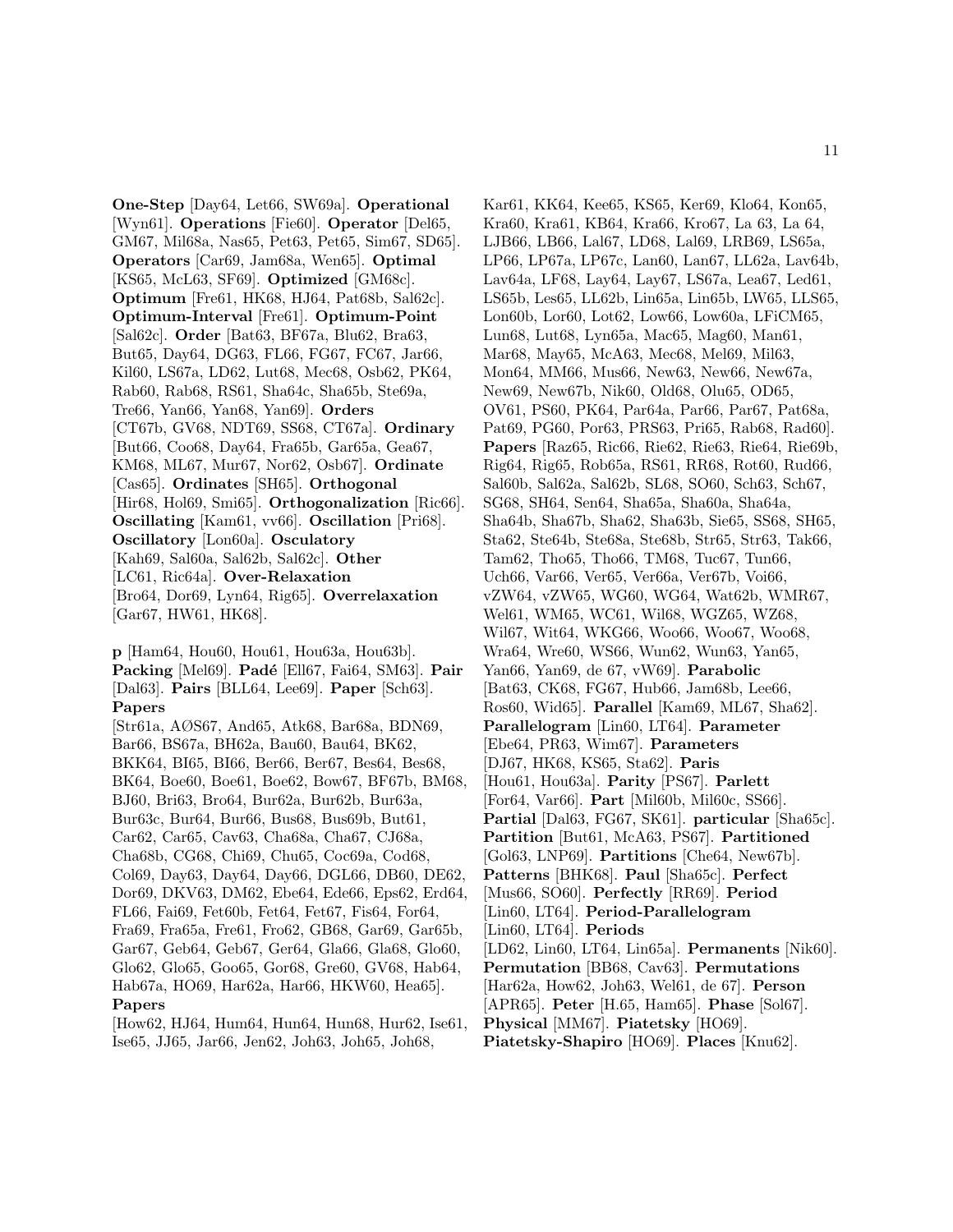**One-Step** [Day64, Let66, SW69a]. **Operational** [Wyn61]. **Operations** [Fie60]. **Operator** [Del65, GM67, Mil68a, Nas65, Pet63, Pet65, Sim67, SD65]. **Operators** [Car69, Jam68a, Wen65]. **Optimal** [KS65, McL63, SF69]. **Optimized** [GM68c]. **Optimum** [Fre61, HK68, HJ64, Pat68b, Sal62c]. **Optimum-Interval** [Fre61]. **Optimum-Point** [Sal62c]. **Order** [Bat63, BF67a, Blu62, Bra63, But65, Day64, DG63, FL66, FG67, FC67, Jar66, Kil60, LS67a, LD62, Lut68, Mec68, Osb62, PK64, Rab60, Rab68, RS61, Sha64c, Sha65b, Ste69a, Tre66, Yan66, Yan68, Yan69]. **Orders** [CT67b, GV68, NDT69, SS68, CT67a]. **Ordinary** [But66, Coo68, Day64, Fra65b, Gar65a, Gea67, KM68, ML67, Mur67, Nor62, Osb67]. **Ordinate** [Cas65]. **Ordinates** [SH65]. **Orthogonal** [Hir68, Hol69, Smi65]. **Orthogonalization** [Ric66]. **Oscillating** [Kam61, vv66]. **Oscillation** [Pri68]. **Oscillatory** [Lon60a]. **Osculatory** [Kah69, Sal60a, Sal62b, Sal62c]. **Other** [LC61, Ric64a]. **Over-Relaxation** [Bro64, Dor69, Lyn64, Rig65]. **Overrelaxation** [Gar67, HW61, HK68].

**p** [Ham64, Hou60, Hou61, Hou63a, Hou63b]. **Packing** [Mel69]. **Padé** [Ell67, Fai64, SM63]. **Pair** [Dal63]. **Pairs** [BLL64, Lee69]. **Paper** [Sch63]. **Papers** [Str61a, AØS67, And65, Atk68, Bar68a, BDN69, Bar66, BS67a, BH62a, Bau60, Bau64, BK62, BKK64, BI65, BI66, Ber66, Ber67, Bes64, Bes68, BK64, Boe60, Boe61, Boe62, Bow67, BF67b, BM68, BJ60, Bri63, Bro64, Bur62a, Bur62b, Bur63a, Bur63c, Bur64, Bur66, Bus68, Bus69b, But61, Car62, Car65, Cav63, Cha68a, Cha67, CJ68a, Cha68b, CG68, Chi69, Chu65, Coc69a, Cod68, Col69, Day63, Day64, Day66, DGL66, DB60, DE62, Dor69, DKV63, DM62, Ebe64, Ede66, Eps62, Erd64, FL66, Fai69, Fet60b, Fet64, Fet67, Fis64, For64, Fra69, Fra65a, Fre61, Fro62, GB68, Gar69, Gar65b, Gar67, Geb64, Geb67, Ger64, Gla66, Gla68, Glo60, Glo62, Glo65, Goo65, Gor68, Gre60, GV68, Hab64, Hab67a, HO69, Har62a, Har66, HKW60, Hea65]. **Papers** [How62, HJ64, Hum64, Hun64, Hun68, Hur62, Ise61, Ise65, JJ65, Jar66, Jen62, Joh63, Joh65, Joh68, Kar61, KK64, Kee65, KS65, Ker69, Klo64, Kon65, Kra60, Kra61, KB64, Kra66, Kro67, La 63, La 64, LJB66, LB66, Lal67, LD68, Lal69, LRB69, LS65a, LP66, LP67a, LP67c, Lan60, Lan67, LL62a, Lav64b, Lav64a, LF68, Lay64, Lay67, LS67a, Lea67, Led61, LS65b, Les65, LL62b, Lin65a, Lin65b, LW65, LLS65, Lon60b, Lor60, Lot62, Low66, Low60a, LFiCM65, Lun68, Lut68, Lyn65a, Mac65, Mag60, Man61, Mar68, May65, McA63, Mec68, Mel69, Mil63, Mon64, MM66, Mus66, New63, New66, New67a, New69, New67b, Nik60, Old68, Olu65, OD65, OV61, PS60, PK64, Par64a, Par66, Par67, Pat68a, Pat69, PG60, Por63, PRS63, Pri65, Rab68, Rad60]. **Papers** [Raz65, Ric66, Rie62, Rie63, Rie64, Rie69b, Rig64, Rig65, Rob65a, RS61, RR68, Rot60, Rud66, Sal60b, Sal62a, Sal62b, SL68, SO60, Sch63, Sch67, SG68, SH64, Sen64, Sha65a, Sha60a, Sha64a, Sha64b, Sha67b, Sha62, Sha63b, Sie65, SS68, SH65, Sta62, Ste64b, Ste68a, Ste68b, Str65, Str63, Tak66, Tam62, Tho65, Tho66, TM68, Tuc67, Tun66, Uch66, Var66, Ver65, Ver66a, Ver67b, Voi66, vZW64, vZW65, WG60, WG64, Wat62b, WMR67, Wel61, WM65, WC61, Wil68, WGZ65, WZ68, Wil67, Wit64, WKG66, Woo66, Woo67, Woo68, Wra64, Wre60, WS66, Wun62, Wun63, Yan65, Yan66, Yan69, de 67, vW69]. **Parabolic** [Bat63, CK68, FG67, Hub66, Jam68b, Lee66, Ros60, Wid65]. **Parallel** [Kam69, ML67, Sha62]. **Parallelogram** [Lin60, LT64]. **Parameter** [Ebe64, PR63, Wim67]. **Parameters** [DJ67, HK68, KS65, Sta62]. **Paris** [Hou61, Hou63a]. **Parity** [PS67]. **Parlett** [For64, Var66]. **Part** [Mil60b, Mil60c, SS66]. **Partial** [Dal63, FG67, SK61]. **particular** [Sha65c]. **Partition** [But61, McA63, PS67]. **Partitioned** [Gol63, LNP69]. **Partitions** [Che64, New67b]. **Patterns** [BHK68]. **Paul** [Sha65c]. **Perfect** [Mus66, SO60]. **Perfectly** [RR69]. **Period** [Lin60, LT64]. **Period-Parallelogram** [Lin60, LT64]. **Periods** [LD62, Lin60, LT64, Lin65a]. **Permanents** [Nik60]. **Permutation** [BB68, Cav63]. **Permutations** [Har62a, How62, Joh63, Wel61, de 67]. **Person** [APR65]. **Peter** [H.65, Ham65]. **Phase** [Sol67]. **Physical** [MM67]. **Piatetsky** [HO69]. **Piatetsky-Shapiro** [HO69]. **Places** [Knu62].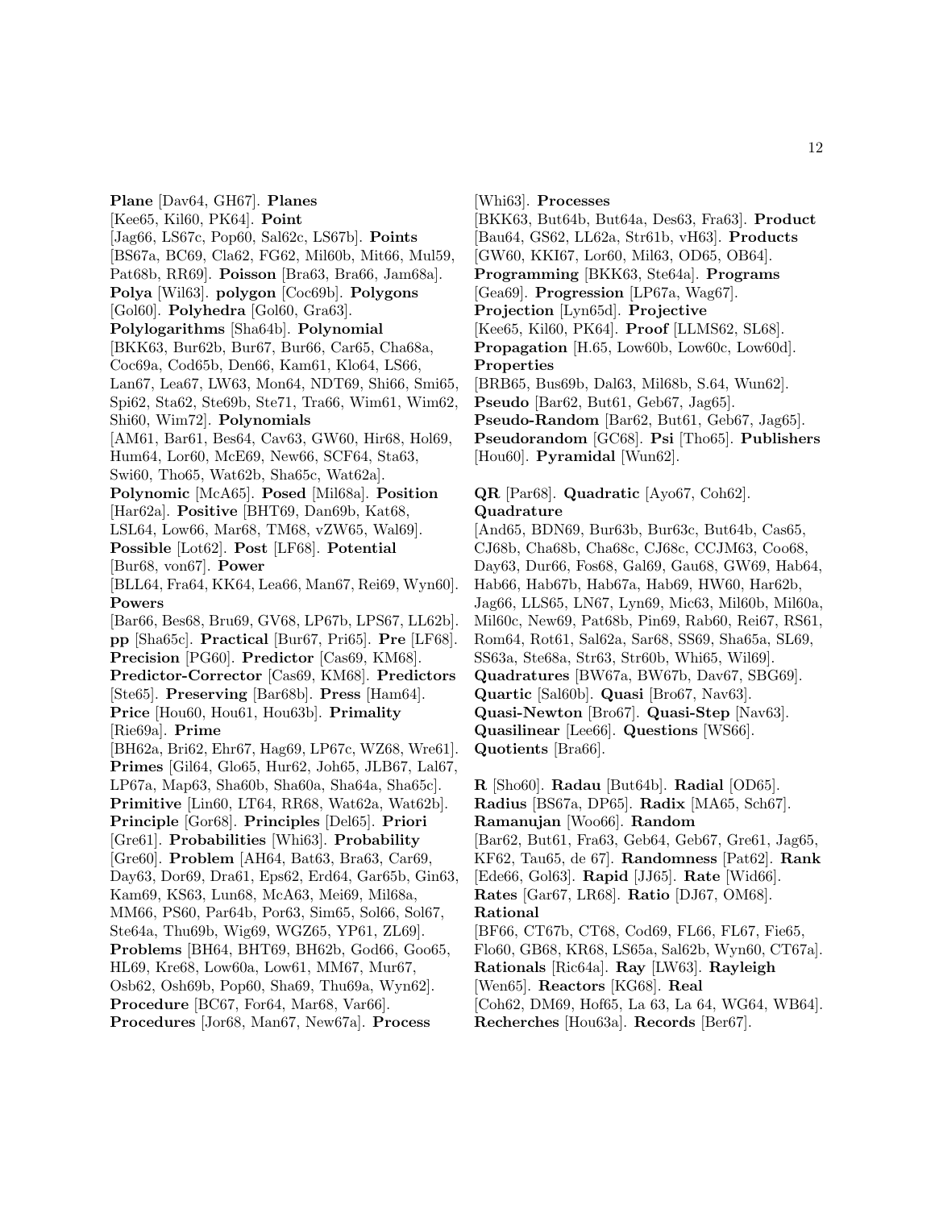**Plane** [Dav64, GH67]. **Planes** [Kee65, Kil60, PK64]. **Point** [Jag66, LS67c, Pop60, Sal62c, LS67b]. **Points** [BS67a, BC69, Cla62, FG62, Mil60b, Mit66, Mul59, Pat68b, RR69]. **Poisson** [Bra63, Bra66, Jam68a]. **Polya** [Wil63]. **polygon** [Coc69b]. **Polygons** [Gol60]. **Polyhedra** [Gol60, Gra63]. **Polylogarithms** [Sha64b]. **Polynomial** [BKK63, Bur62b, Bur67, Bur66, Car65, Cha68a, Coc69a, Cod65b, Den66, Kam61, Klo64, LS66, Lan67, Lea67, LW63, Mon64, NDT69, Shi66, Smi65, Spi62, Sta62, Ste69b, Ste71, Tra66, Wim61, Wim62, Shi60, Wim72]. **Polynomials** [AM61, Bar61, Bes64, Cav63, GW60, Hir68, Hol69, Hum64, Lor60, McE69, New66, SCF64, Sta63, Swi60, Tho65, Wat62b, Sha65c, Wat62a]. **Polynomic** [McA65]. **Posed** [Mil68a]. **Position** [Har62a]. **Positive** [BHT69, Dan69b, Kat68, LSL64, Low66, Mar68, TM68, vZW65, Wal69]. **Possible** [Lot62]. **Post** [LF68]. **Potential** [Bur68, von67]. **Power** [BLL64, Fra64, KK64, Lea66, Man67, Rei69, Wyn60]. **Powers** [Bar66, Bes68, Bru69, GV68, LP67b, LPS67, LL62b]. **pp** [Sha65c]. **Practical** [Bur67, Pri65]. **Pre** [LF68]. **Precision** [PG60]. **Predictor** [Cas69, KM68]. **Predictor-Corrector** [Cas69, KM68]. **Predictors** [Ste65]. **Preserving** [Bar68b]. **Press** [Ham64]. **Price** [Hou60, Hou61, Hou63b]. **Primality** [Rie69a]. **Prime** [BH62a, Bri62, Ehr67, Hag69, LP67c, WZ68, Wre61]. **Primes** [Gil64, Glo65, Hur62, Joh65, JLB67, Lal67, LP67a, Map63, Sha60b, Sha60a, Sha64a, Sha65c]. **Primitive** [Lin60, LT64, RR68, Wat62a, Wat62b]. **Principle** [Gor68]. **Principles** [Del65]. **Priori** [Gre61]. **Probabilities** [Whi63]. **Probability** [Gre60]. **Problem** [AH64, Bat63, Bra63, Car69, Day63, Dor69, Dra61, Eps62, Erd64, Gar65b, Gin63, Kam69, KS63, Lun68, McA63, Mei69, Mil68a, MM66, PS60, Par64b, Por63, Sim65, Sol66, Sol67, Ste64a, Thu69b, Wig69, WGZ65, YP61, ZL69]. **Problems** [BH64, BHT69, BH62b, God66, Goo65, HL69, Kre68, Low60a, Low61, MM67, Mur67, Osb62, Osh69b, Pop60, Sha69, Thu69a, Wyn62]. **Procedure** [BC67, For64, Mar68, Var66]. **Procedures** [Jor68, Man67, New67a]. **Process** [Whi63]. **Processes** [BKK63, But64b, But64a, Des63, Fra63]. **Product** [Bau64, GS62, LL62a, Str61b, vH63]. **Products** [GW60, KKI67, Lor60, Mil63, OD65, OB64]. **Programming** [BKK63, Ste64a]. **Programs** [Gea69]. **Progression** [LP67a, Wag67]. **Projection** [Lyn65d]. **Projective** [Kee65, Kil60, PK64]. **Proof** [LLMS62, SL68]. **Propagation** [H.65, Low60b, Low60c, Low60d]. **Properties** [BRB65, Bus69b, Dal63, Mil68b, S.64, Wun62]. **Pseudo** [Bar62, But61, Geb67, Jag65]. **Pseudo-Random** [Bar62, But61, Geb67, Jag65]. **Pseudorandom** [GC68]. **Psi** [Tho65]. **Publishers** [Hou60]. **Pyramidal** [Wun62].

**QR** [Par68]. **Quadratic** [Ayo67, Coh62]. **Quadrature** [And65, BDN69, Bur63b, Bur63c, But64b, Cas65, CJ68b, Cha68b, Cha68c, CJ68c, CCJM63, Coo68, Day63, Dur66, Fos68, Gal69, Gau68, GW69, Hab64, Hab66, Hab67b, Hab67a, Hab69, HW60, Har62b, Jag66, LLS65, LN67, Lyn69, Mic63, Mil60b, Mil60a, Mil60c, New69, Pat68b, Pin69, Rab60, Rei67, RS61, Rom64, Rot61, Sal62a, Sar68, SS69, Sha65a, SL69, SS63a, Ste68a, Str63, Str60b, Whi65, Wil69]. **Quadratures** [BW67a, BW67b, Dav67, SBG69]. **Quartic** [Sal60b]. **Quasi** [Bro67, Nav63]. **Quasi-Newton** [Bro67]. **Quasi-Step** [Nav63]. **Quasilinear** [Lee66]. **Questions** [WS66]. **Quotients** [Bra66].

**R** [Sho60]. **Radau** [But64b]. **Radial** [OD65]. **Radius** [BS67a, DP65]. **Radix** [MA65, Sch67]. **Ramanujan** [Woo66]. **Random** [Bar62, But61, Fra63, Geb64, Geb67, Gre61, Jag65, KF62, Tau65, de 67]. **Randomness** [Pat62]. **Rank** [Ede66, Gol63]. **Rapid** [JJ65]. **Rate** [Wid66]. **Rates** [Gar67, LR68]. **Ratio** [DJ67, OM68]. **Rational** [BF66, CT67b, CT68, Cod69, FL66, FL67, Fie65, Flo60, GB68, KR68, LS65a, Sal62b, Wyn60, CT67a]. **Rationals** [Ric64a]. **Ray** [LW63]. **Rayleigh** [Wen65]. **Reactors** [KG68]. **Real** [Coh62, DM69, Hof65, La 63, La 64, WG64, WB64]. **Recherches** [Hou63a]. **Records** [Ber67].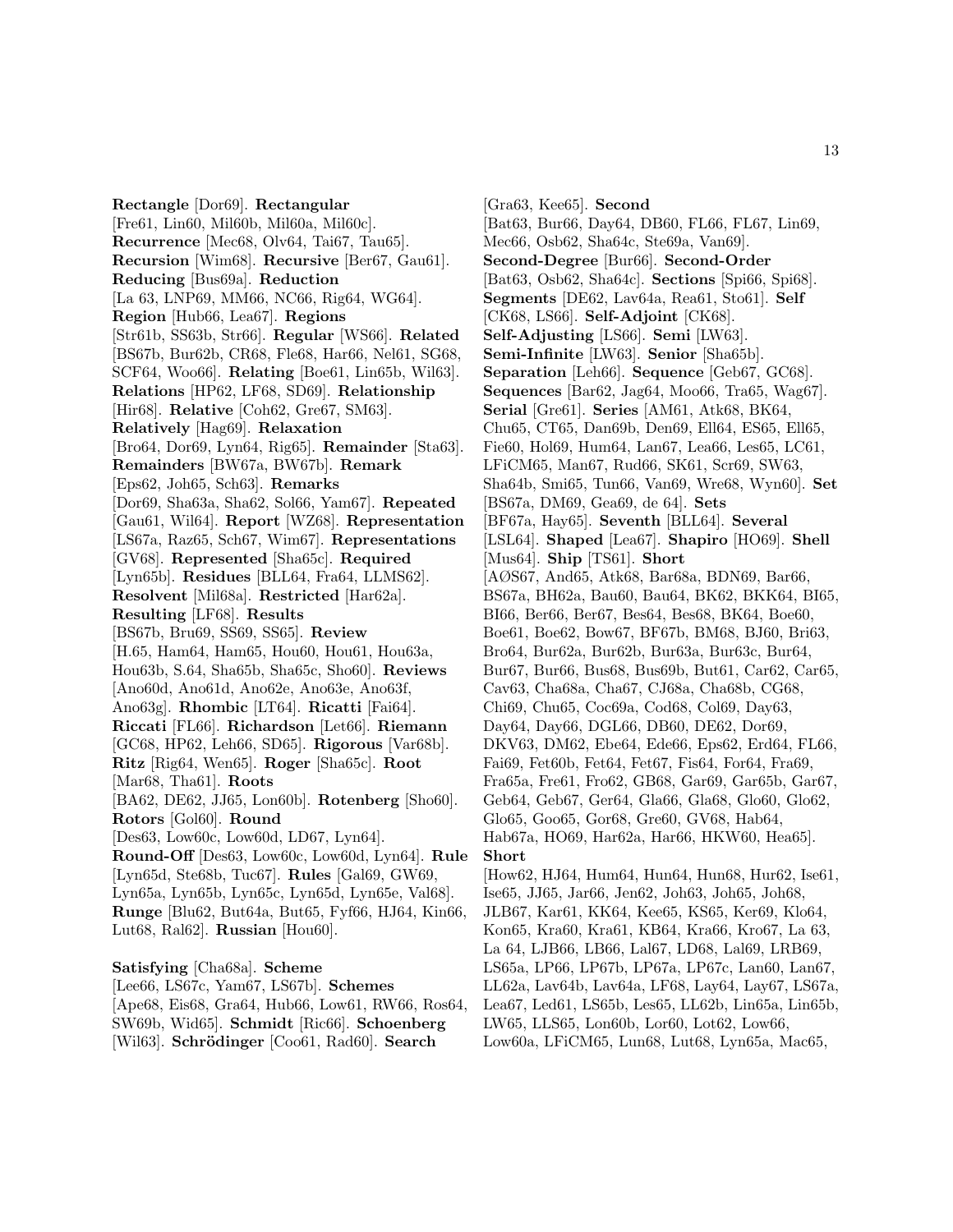**Rectangle** [Dor69]. **Rectangular** [Fre61, Lin60, Mil60b, Mil60a, Mil60c]. **Recurrence** [Mec68, Olv64, Tai67, Tau65]. **Recursion** [Wim68]. **Recursive** [Ber67, Gau61]. **Reducing** [Bus69a]. **Reduction** [La 63, LNP69, MM66, NC66, Rig64, WG64]. **Region** [Hub66, Lea67]. **Regions** [Str61b, SS63b, Str66]. **Regular** [WS66]. **Related** [BS67b, Bur62b, CR68, Fle68, Har66, Nel61, SG68, SCF64, Woo66]. **Relating** [Boe61, Lin65b, Wil63]. **Relations** [HP62, LF68, SD69]. **Relationship** [Hir68]. **Relative** [Coh62, Gre67, SM63]. **Relatively** [Hag69]. **Relaxation** [Bro64, Dor69, Lyn64, Rig65]. **Remainder** [Sta63]. **Remainders** [BW67a, BW67b]. **Remark** [Eps62, Joh65, Sch63]. **Remarks** [Dor69, Sha63a, Sha62, Sol66, Yam67]. **Repeated** [Gau61, Wil64]. **Report** [WZ68]. **Representation** [LS67a, Raz65, Sch67, Wim67]. **Representations** [GV68]. **Represented** [Sha65c]. **Required** [Lyn65b]. **Residues** [BLL64, Fra64, LLMS62]. **Resolvent** [Mil68a]. **Restricted** [Har62a]. **Resulting** [LF68]. **Results** [BS67b, Bru69, SS69, SS65]. **Review** [H.65, Ham64, Ham65, Hou60, Hou61, Hou63a, Hou63b, S.64, Sha65b, Sha65c, Sho60]. **Reviews** [Ano60d, Ano61d, Ano62e, Ano63e, Ano63f, Ano63g]. **Rhombic** [LT64]. **Ricatti** [Fai64]. **Riccati** [FL66]. **Richardson** [Let66]. **Riemann** [GC68, HP62, Leh66, SD65]. **Rigorous** [Var68b]. **Ritz** [Rig64, Wen65]. **Roger** [Sha65c]. **Root** [Mar68, Tha61]. **Roots** [BA62, DE62, JJ65, Lon60b]. **Rotenberg** [Sho60]. **Rotors** [Gol60]. **Round** [Des63, Low60c, Low60d, LD67, Lyn64]. **Round-Off** [Des63, Low60c, Low60d, Lyn64]. **Rule** [Lyn65d, Ste68b, Tuc67]. **Rules** [Gal69, GW69, Lyn65a, Lyn65b, Lyn65c, Lyn65d, Lyn65e, Val68]. **Runge** [Blu62, But64a, But65, Fyf66, HJ64, Kin66, Lut68, Ral62]. **Russian** [Hou60].

**Satisfying** [Cha68a]. **Scheme** [Lee66, LS67c, Yam67, LS67b]. **Schemes** [Ape68, Eis68, Gra64, Hub66, Low61, RW66, Ros64, SW69b, Wid65]. **Schmidt** [Ric66]. **Schoenberg** [Wil63]. **Schrödinger** [Coo61, Rad60]. **Search** [Gra63, Kee65]. **Second** [Bat63, Bur66, Day64, DB60, FL66, FL67, Lin69, Mec66, Osb62, Sha64c, Ste69a, Van69]. **Second-Degree** [Bur66]. **Second-Order** [Bat63, Osb62, Sha64c]. **Sections** [Spi66, Spi68]. **Segments** [DE62, Lav64a, Rea61, Sto61]. **Self** [CK68, LS66]. **Self-Adjoint** [CK68]. **Self-Adjusting** [LS66]. **Semi** [LW63]. **Semi-Infinite** [LW63]. **Senior** [Sha65b]. **Separation** [Leh66]. **Sequence** [Geb67, GC68]. **Sequences** [Bar62, Jag64, Moo66, Tra65, Wag67]. **Serial** [Gre61]. **Series** [AM61, Atk68, BK64, Chu65, CT65, Dan69b, Den69, Ell64, ES65, Ell65, Fie60, Hol69, Hum64, Lan67, Lea66, Les65, LC61, LFiCM65, Man67, Rud66, SK61, Scr69, SW63, Sha64b, Smi65, Tun66, Van69, Wre68, Wyn60]. **Set** [BS67a, DM69, Gea69, de 64]. **Sets** [BF67a, Hay65]. **Seventh** [BLL64]. **Several** [LSL64]. **Shaped** [Lea67]. **Shapiro** [HO69]. **Shell** [Mus64]. **Ship** [TS61]. **Short** [AØS67, And65, Atk68, Bar68a, BDN69, Bar66, BS67a, BH62a, Bau60, Bau64, BK62, BKK64, BI65, BI66, Ber66, Ber67, Bes64, Bes68, BK64, Boe60, Boe61, Boe62, Bow67, BF67b, BM68, BJ60, Bri63, Bro64, Bur62a, Bur62b, Bur63a, Bur63c, Bur64, Bur67, Bur66, Bus68, Bus69b, But61, Car62, Car65, Cav63, Cha68a, Cha67, CJ68a, Cha68b, CG68, Chi69, Chu65, Coc69a, Cod68, Col69, Day63, Day64, Day66, DGL66, DB60, DE62, Dor69, DKV63, DM62, Ebe64, Ede66, Eps62, Erd64, FL66, Fai69, Fet60b, Fet64, Fet67, Fis64, For64, Fra69, Fra65a, Fre61, Fro62, GB68, Gar69, Gar65b, Gar67, Geb64, Geb67, Ger64, Gla66, Gla68, Glo60, Glo62, Glo65, Goo65, Gor68, Gre60, GV68, Hab64, Hab67a, HO69, Har62a, Har66, HKW60, Hea65]. **Short** [How62, HJ64, Hum64, Hun64, Hun68, Hur62, Ise61, Ise65, JJ65, Jar66, Jen62, Joh63, Joh65, Joh68, JLB67, Kar61, KK64, Kee65, KS65, Ker69, Klo64, Kon65, Kra60, Kra61, KB64, Kra66, Kro67, La 63, La 64, LJB66, LB66, Lal67, LD68, Lal69, LRB69, LS65a, LP66, LP67b, LP67a, LP67c, Lan60, Lan67, LL62a, Lav64b, Lav64a, LF68, Lay64, Lay67, LS67a, Lea67, Led61, LS65b, Les65, LL62b, Lin65a, Lin65b, LW65, LLS65, Lon60b, Lor60, Lot62, Low66, Low60a, LFiCM65, Lun68, Lut68, Lyn65a, Mac65,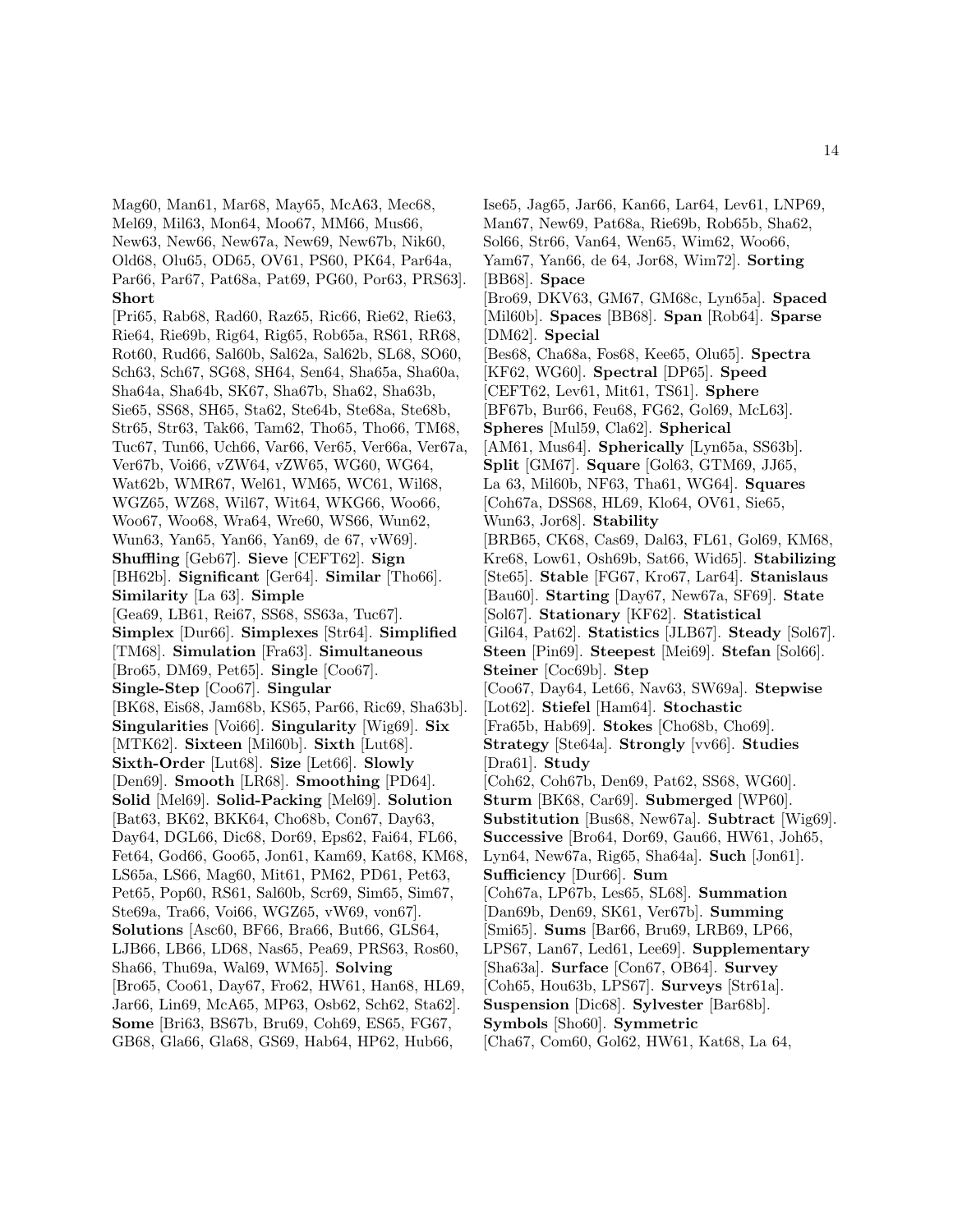Mag60, Man61, Mar68, May65, McA63, Mec68, Mel69, Mil63, Mon64, Moo67, MM66, Mus66, New63, New66, New67a, New69, New67b, Nik60, Old68, Olu65, OD65, OV61, PS60, PK64, Par64a, Par66, Par67, Pat68a, Pat69, PG60, Por63, PRS63]. **Short** [Pri65, Rab68, Rad60, Raz65, Ric66, Rie62, Rie63, Rie64, Rie69b, Rig64, Rig65, Rob65a, RS61, RR68, Rot60, Rud66, Sal60b, Sal62a, Sal62b, SL68, SO60, Sch63, Sch67, SG68, SH64, Sen64, Sha65a, Sha60a, Sha64a, Sha64b, SK67, Sha67b, Sha62, Sha63b, Sie65, SS68, SH65, Sta62, Ste64b, Ste68a, Ste68b, Str65, Str63, Tak66, Tam62, Tho65, Tho66, TM68, Tuc67, Tun66, Uch66, Var66, Ver65, Ver66a, Ver67a, Ver67b, Voi66, vZW64, vZW65, WG60, WG64, Wat62b, WMR67, Wel61, WM65, WC61, Wil68, WGZ65, WZ68, Wil67, Wit64, WKG66, Woo66, Woo67, Woo68, Wra64, Wre60, WS66, Wun62, Wun63, Yan65, Yan66, Yan69, de 67, vW69]. **Shuffling** [Geb67]. **Sieve** [CEFT62]. **Sign** [BH62b]. **Significant** [Ger64]. **Similar** [Tho66]. **Similarity** [La 63]. **Simple** [Gea69, LB61, Rei67, SS68, SS63a, Tuc67]. **Simplex** [Dur66]. **Simplexes** [Str64]. **Simplified** [TM68]. **Simulation** [Fra63]. **Simultaneous** [Bro65, DM69, Pet65]. **Single** [Coo67]. **Single-Step** [Coo67]. **Singular** [BK68, Eis68, Jam68b, KS65, Par66, Ric69, Sha63b]. **Singularities** [Voi66]. **Singularity** [Wig69]. **Six** [MTK62]. **Sixteen** [Mil60b]. **Sixth** [Lut68]. **Sixth-Order** [Lut68]. **Size** [Let66]. **Slowly** [Den69]. **Smooth** [LR68]. **Smoothing** [PD64]. **Solid** [Mel69]. **Solid-Packing** [Mel69]. **Solution** [Bat63, BK62, BKK64, Cho68b, Con67, Day63, Day64, DGL66, Dic68, Dor69, Eps62, Fai64, FL66, Fet64, God66, Goo65, Jon61, Kam69, Kat68, KM68, LS65a, LS66, Mag60, Mit61, PM62, PD61, Pet63, Pet65, Pop60, RS61, Sal60b, Scr69, Sim65, Sim67, Ste69a, Tra66, Voi66, WGZ65, vW69, von67]. **Solutions** [Asc60, BF66, Bra66, But66, GLS64, LJB66, LB66, LD68, Nas65, Pea69, PRS63, Ros60, Sha66, Thu69a, Wal69, WM65]. **Solving** [Bro65, Coo61, Day67, Fro62, HW61, Han68, HL69, Jar66, Lin69, McA65, MP63, Osb62, Sch62, Sta62]. **Some** [Bri63, BS67b, Bru69, Coh69, ES65, FG67, GB68, Gla66, Gla68, GS69, Hab64, HP62, Hub66, Ise65, Jag65, Jar66, Kan66, Lar64, Lev61, LNP69, Man67, New69, Pat68a, Rie69b, Rob65b, Sha62, Sol66, Str66, Van64, Wen65, Wim62, Woo66, Yam67, Yan66, de 64, Jor68, Wim72]. **Sorting** [BB68]. **Space** [Bro69, DKV63, GM67, GM68c, Lyn65a]. **Spaced** [Mil60b]. **Spaces** [BB68]. **Span** [Rob64]. **Sparse** [DM62]. **Special** [Bes68, Cha68a, Fos68, Kee65, Olu65]. **Spectra** [KF62, WG60]. **Spectral** [DP65]. **Speed** [CEFT62, Lev61, Mit61, TS61]. **Sphere** [BF67b, Bur66, Feu68, FG62, Gol69, McL63]. **Spheres** [Mul59, Cla62]. **Spherical** [AM61, Mus64]. **Spherically** [Lyn65a, SS63b]. **Split** [GM67]. **Square** [Gol63, GTM69, JJ65, La 63, Mil60b, NF63, Tha61, WG64]. **Squares** [Coh67a, DSS68, HL69, Klo64, OV61, Sie65, Wun63, Jor68]. **Stability** [BRB65, CK68, Cas69, Dal63, FL61, Gol69, KM68, Kre68, Low61, Osh69b, Sat66, Wid65]. **Stabilizing** [Ste65]. **Stable** [FG67, Kro67, Lar64]. **Stanislaus** [Bau60]. **Starting** [Day67, New67a, SF69]. **State** [Sol67]. **Stationary** [KF62]. **Statistical** [Gil64, Pat62]. **Statistics** [JLB67]. **Steady** [Sol67]. **Steen** [Pin69]. **Steepest** [Mei69]. **Stefan** [Sol66]. **Steiner** [Coc69b]. **Step** [Coo67, Day64, Let66, Nav63, SW69a]. **Stepwise** [Lot62]. **Stiefel** [Ham64]. **Stochastic** [Fra65b, Hab69]. **Stokes** [Cho68b, Cho69]. **Strategy** [Ste64a]. **Strongly** [vv66]. **Studies** [Dra61]. **Study** [Coh62, Coh67b, Den69, Pat62, SS68, WG60]. **Sturm** [BK68, Car69]. **Submerged** [WP60]. **Substitution** [Bus68, New67a]. **Subtract** [Wig69]. **Successive** [Bro64, Dor69, Gau66, HW61, Joh65, Lyn64, New67a, Rig65, Sha64a]. **Such** [Jon61]. **Sufficiency** [Dur66]. **Sum** [Coh67a, LP67b, Les65, SL68]. **Summation** [Dan69b, Den69, SK61, Ver67b]. **Summing** [Smi65]. **Sums** [Bar66, Bru69, LRB69, LP66, LPS67, Lan67, Led61, Lee69]. **Supplementary** [Sha63a]. **Surface** [Con67, OB64]. **Survey** [Coh65, Hou63b, LPS67]. **Surveys** [Str61a]. **Suspension** [Dic68]. **Sylvester** [Bar68b]. **Symbols** [Sho60]. **Symmetric** [Cha67, Com60, Gol62, HW61, Kat68, La 64,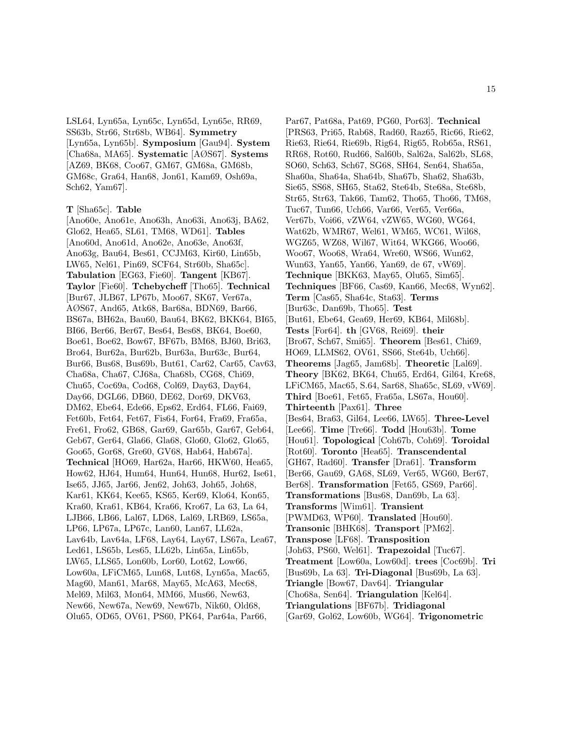LSL64, Lyn65a, Lyn65c, Lyn65d, Lyn65e, RR69, SS63b, Str66, Str68b, WB64]. **Symmetry** [Lyn65a, Lyn65b]. **Symposium** [Gau94]. **System** [Cha68a, MA65]. **Systematic** [AØS67]. **Systems** [AZ69, BK68, Coo67, GM67, GM68a, GM68b, GM68c, Gra64, Han68, Jon61, Kam69, Osh69a, Sch62, Yam67].

**T** [Sha65c]. **Table** [Ano60e, Ano61e, Ano63h, Ano63i, Ano63j, BA62, Glo62, Hea65, SL61, TM68, WD61]. **Tables** [Ano60d, Ano61d, Ano62e, Ano63e, Ano63f, Ano63g, Bau64, Bes61, CCJM63, Kir60, Lin65b, LW65, Nel61, Pin69, SCF64, Str60b, Sha65c]. **Tabulation** [EG63, Fie60]. **Tangent** [KB67]. **Taylor** [Fie60]. **Tchebycheff** [Tho65]. **Technical** [Bur67, JLB67, LP67b, Moo67, SK67, Ver67a, AØS67, And65, Atk68, Bar68a, BDN69, Bar66, BS67a, BH62a, Bau60, Bau64, BK62, BKK64, BI65, BI66, Ber66, Ber67, Bes64, Bes68, BK64, Boe60, Boe61, Boe62, Bow67, BF67b, BM68, BJ60, Bri63, Bro64, Bur62a, Bur62b, Bur63a, Bur63c, Bur64, Bur66, Bus68, Bus69b, But61, Car62, Car65, Cav63, Cha68a, Cha67, CJ68a, Cha68b, CG68, Chi69, Chu65, Coc69a, Cod68, Col69, Day63, Day64, Day66, DGL66, DB60, DE62, Dor69, DKV63, DM62, Ebe64, Ede66, Eps62, Erd64, FL66, Fai69, Fet60b, Fet64, Fet67, Fis64, For64, Fra69, Fra65a, Fre61, Fro62, GB68, Gar69, Gar65b, Gar67, Geb64, Geb67, Ger64, Gla66, Gla68, Glo60, Glo62, Glo65, Goo65, Gor68, Gre60, GV68, Hab64, Hab67a]. **Technical** [HO69, Har62a, Har66, HKW60, Hea65, How62, HJ64, Hum64, Hun64, Hun68, Hur62, Ise61, Ise65, JJ65, Jar66, Jen62, Joh63, Joh65, Joh68, Kar61, KK64, Kee65, KS65, Ker69, Klo64, Kon65, Kra60, Kra61, KB64, Kra66, Kro67, La 63, La 64, LJB66, LB66, Lal67, LD68, Lal69, LRB69, LS65a, LP66, LP67a, LP67c, Lan60, Lan67, LL62a, Lav64b, Lav64a, LF68, Lay64, Lay67, LS67a, Lea67, Led61, LS65b, Les65, LL62b, Lin65a, Lin65b, LW65, LLS65, Lon60b, Lor60, Lot62, Low66, Low60a, LFiCM65, Lun68, Lut68, Lyn65a, Mac65, Mag60, Man61, Mar68, May65, McA63, Mec68, Mel69, Mil63, Mon64, MM66, Mus66, New63, New66, New67a, New69, New67b, Nik60, Old68, Olu65, OD65, OV61, PS60, PK64, Par64a, Par66, Par67, Pat68a, Pat69, PG60, Por63]. **Technical** [PRS63, Pri65, Rab68, Rad60, Raz65, Ric66, Rie62, Rie63, Rie64, Rie69b, Rig64, Rig65, Rob65a, RS61, RR68, Rot60, Rud66, Sal60b, Sal62a, Sal62b, SL68, SO60, Sch63, Sch67, SG68, SH64, Sen64, Sha65a, Sha60a, Sha64a, Sha64b, Sha67b, Sha62, Sha63b, Sie65, SS68, SH65, Sta62, Ste64b, Ste68a, Ste68b, Str65, Str63, Tak66, Tam62, Tho65, Tho66, TM68, Tuc67, Tun66, Uch66, Var66, Ver65, Ver66a, Ver67b, Voi66, vZW64, vZW65, WG60, WG64, Wat62b, WMR67, Wel61, WM65, WC61, Wil68, WGZ65, WZ68, Wil67, Wit64, WKG66, Woo66, Woo67, Woo68, Wra64, Wre60, WS66, Wun62, Wun63, Yan65, Yan66, Yan69, de 67, vW69]. **Technique** [BKK63, May65, Olu65, Sim65]. **Techniques** [BF66, Cas69, Kan66, Mec68, Wyn62]. **Term** [Cas65, Sha64c, Sta63]. **Terms** [Bur63c, Dan69b, Tho65]. **Test** [But61, Ebe64, Gea69, Her69, KB64, Mil68b]. **Tests** [For64]. **th** [GV68, Rei69]. **their** [Bro67, Sch67, Smi65]. **Theorem** [Bes61, Chi69, HO69, LLMS62, OV61, SS66, Ste64b, Uch66]. **Theorems** [Jag65, Jam68b]. **Theoretic** [Lal69]. **Theory** [BK62, BK64, Chu65, Erd64, Gil64, Kre68, LFiCM65, Mac65, S.64, Sar68, Sha65c, SL69, vW69]. **Third** [Boe61, Fet65, Fra65a, LS67a, Hou60]. **Thirteenth** [Pax61]. **Three** [Bes64, Bra63, Gil64, Lee66, LW65]. **Three-Level** [Lee66]. **Time** [Tre66]. **Todd** [Hou63b]. **Tome** [Hou61]. **Topological** [Coh67b, Coh69]. **Toroidal** [Rot60]. **Toronto** [Hea65]. **Transcendental** [GH67, Rad60]. **Transfer** [Dra61]. **Transform** [Ber66, Gau69, GA68, SL69, Ver65, WG60, Ber67, Ber68]. **Transformation** [Fet65, GS69, Par66]. **Transformations** [Bus68, Dan69b, La 63]. **Transforms** [Wim61]. **Transient** [PWMD63, WP60]. **Translated** [Hou60]. **Transonic** [BHK68]. **Transport** [PM62]. **Transpose** [LF68]. **Transposition** [Joh63, PS60, Wel61]. **Trapezoidal** [Tuc67]. **Treatment** [Low60a, Low60d]. **trees** [Coc69b]. **Tri** [Bus69b, La 63]. **Tri-Diagonal** [Bus69b, La 63]. **Triangle** [Bow67, Dav64]. **Triangular** [Cho68a, Sen64]. **Triangulation** [Kel64]. **Triangulations** [BF67b]. **Tridiagonal** [Gar69, Gol62, Low60b, WG64]. **Trigonometric**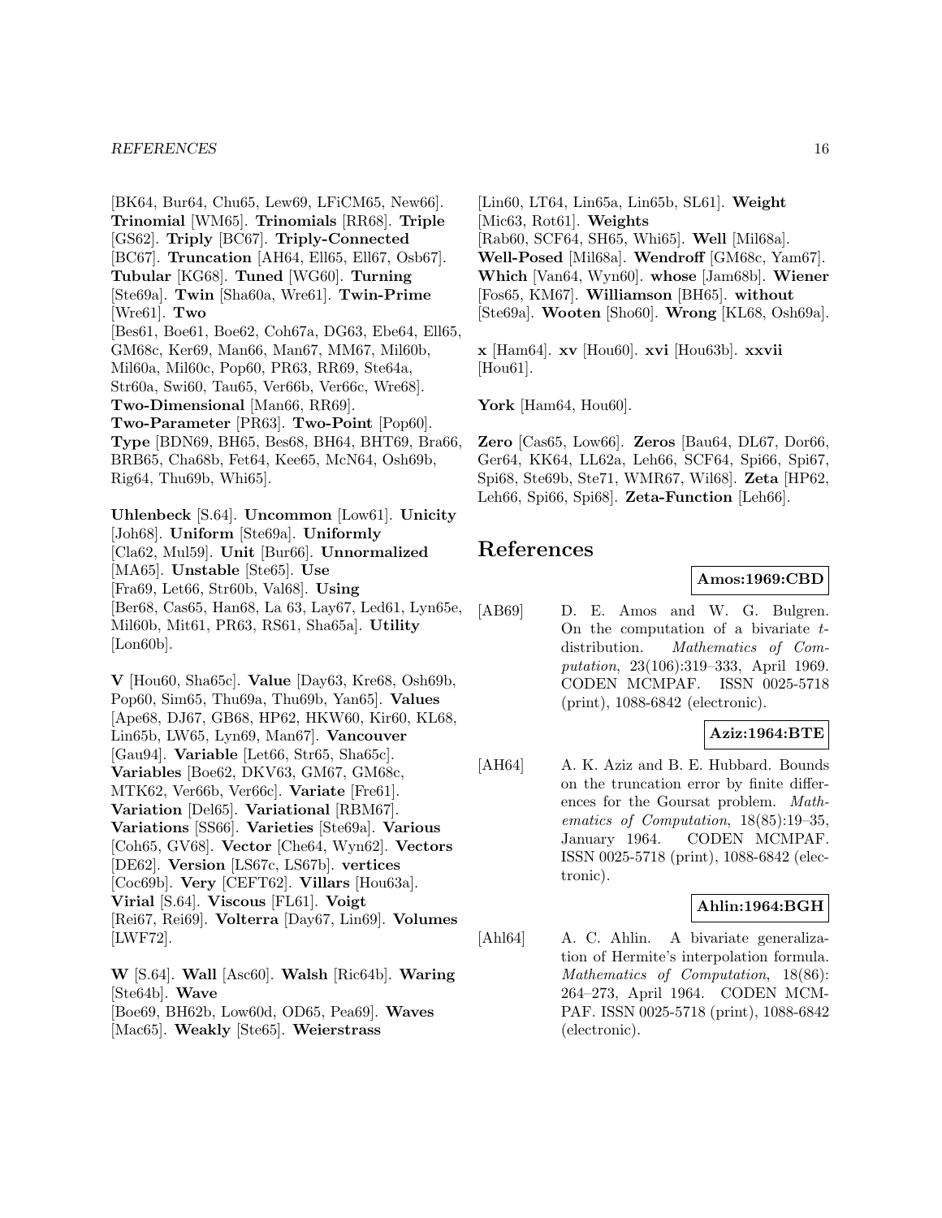[BK64, Bur64, Chu65, Lew69, LFiCM65, New66]. **Trinomial** [WM65]. **Trinomials** [RR68]. **Triple** [GS62]. **Triply** [BC67]. **Triply-Connected** [BC67]. **Truncation** [AH64, Ell65, Ell67, Osb67]. **Tubular** [KG68]. **Tuned** [WG60]. **Turning** [Ste69a]. **Twin** [Sha60a, Wre61]. **Twin-Prime** [Wre61]. **Two** [Bes61, Boe61, Boe62, Coh67a, DG63, Ebe64, Ell65, GM68c, Ker69, Man66, Man67, MM67, Mil60b, Mil60a, Mil60c, Pop60, PR63, RR69, Ste64a, Str60a, Swi60, Tau65, Ver66b, Ver66c, Wre68]. **Two-Dimensional** [Man66, RR69]. **Two-Parameter** [PR63]. **Two-Point** [Pop60]. **Type** [BDN69, BH65, Bes68, BH64, BHT69, Bra66, BRB65, Cha68b, Fet64, Kee65, McN64, Osh69b, Rig64, Thu69b, Whi65].

**Uhlenbeck** [S.64]. **Uncommon** [Low61]. **Unicity** [Joh68]. **Uniform** [Ste69a]. **Uniformly** [Cla62, Mul59]. **Unit** [Bur66]. **Unnormalized** [MA65]. **Unstable** [Ste65]. **Use** [Fra69, Let66, Str60b, Val68]. **Using** [Ber68, Cas65, Han68, La 63, Lay67, Led61, Lyn65e, Mil60b, Mit61, PR63, RS61, Sha65a]. **Utility** [Lon60b].

**V** [Hou60, Sha65c]. **Value** [Day63, Kre68, Osh69b, Pop60, Sim65, Thu69a, Thu69b, Yan65]. **Values** [Ape68, DJ67, GB68, HP62, HKW60, Kir60, KL68, Lin65b, LW65, Lyn69, Man67]. **Vancouver** [Gau94]. **Variable** [Let66, Str65, Sha65c]. **Variables** [Boe62, DKV63, GM67, GM68c, MTK62, Ver66b, Ver66c]. **Variate** [Fre61]. **Variation** [Del65]. **Variational** [RBM67]. **Variations** [SS66]. **Varieties** [Ste69a]. **Various** [Coh65, GV68]. **Vector** [Che64, Wyn62]. **Vectors** [DE62]. **Version** [LS67c, LS67b]. **vertices** [Coc69b]. **Very** [CEFT62]. **Villars** [Hou63a]. **Virial** [S.64]. **Viscous** [FL61]. **Voigt** [Rei67, Rei69]. **Volterra** [Day67, Lin69]. **Volumes** [LWF72].

**W** [S.64]. **Wall** [Asc60]. **Walsh** [Ric64b]. **Waring** [Ste64b]. **Wave** [Boe69, BH62b, Low60d, OD65, Pea69]. **Waves** [Mac65]. **Weakly** [Ste65]. **Weierstrass** [Lin60, LT64, Lin65a, Lin65b, SL61]. **Weight** [Mic63, Rot61]. **Weights** [Rab60, SCF64, SH65, Whi65]. **Well** [Mil68a]. **Well-Posed** [Mil68a]. **Wendroff** [GM68c, Yam67]. **Which** [Van64, Wyn60]. **whose** [Jam68b]. **Wiener** [Fos65, KM67]. **Williamson** [BH65]. **without** [Ste69a]. **Wooten** [Sho60]. **Wrong** [KL68, Osh69a].

**x** [Ham64]. **xv** [Hou60]. **xvi** [Hou63b]. **xxvii** [Hou61].

**York** [Ham64, Hou60].

**Zero** [Cas65, Low66]. **Zeros** [Bau64, DL67, Dor66, Ger64, KK64, LL62a, Leh66, SCF64, Spi66, Spi67, Spi68, Ste69b, Ste71, WMR67, Wil68]. **Zeta** [HP62, Leh66, Spi66, Spi68]. **Zeta-Function** [Leh66].

# References

**Amos:1969:CBD**

[AB69] D. E. Amos and W. G. Bulgren. On the computation of a bivariate $t$-distribution. *Mathematics of Computation*, 23(106):319–333, April 1969. CODEN MCMPAF. ISSN 0025-5718 (print), 1088-6842 (electronic).

**Aziz:1964:BTE**

[AH64] A. K. Aziz and B. E. Hubbard. Bounds on the truncation error by finite differences for the Goursat problem. *Mathematics of Computation*, 18(85):19–35, January 1964. CODEN MCMPAF. ISSN 0025-5718 (print), 1088-6842 (electronic).

**Ahlin:1964:BGH**

[Ahl64] A. C. Ahlin. A bivariate generalization of Hermite's interpolation formula. *Mathematics of Computation*, 18(86): 264–273, April 1964. CODEN MCMPAF. ISSN 0025-5718 (print), 1088-6842 (electronic).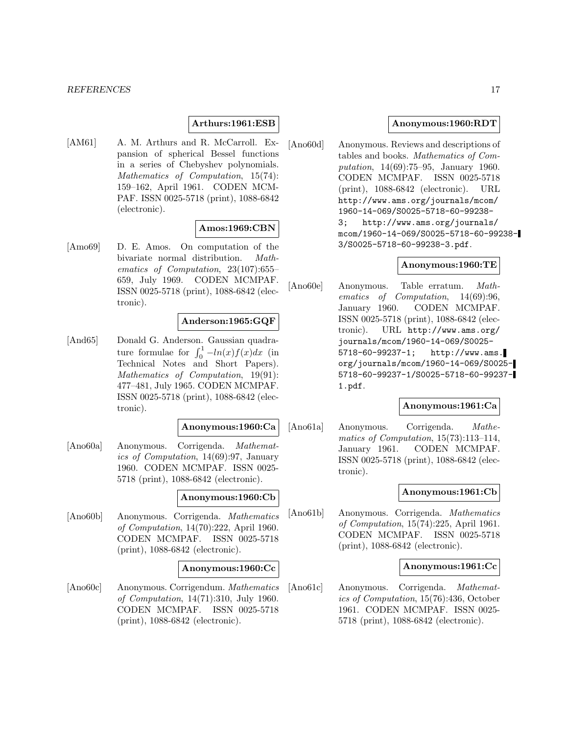**Arthurs:1961:ESB**

[AM61] A. M. Arthurs and R. McCarroll. Expansion of spherical Bessel functions in a series of Chebyshev polynomials. *Mathematics of Computation*, 15(74): 159–162, April 1961. CODEN MCMPAF. ISSN 0025-5718 (print), 1088-6842 (electronic).

**Amos:1969:CBN**

[Amo69] D. E. Amos. On computation of the bivariate normal distribution. *Mathematics of Computation*, 23(107):655–659, July 1969. CODEN MCMPAF. ISSN 0025-5718 (print), 1088-6842 (electronic).

**Anderson:1965:GQF**

[And65] Donald G. Anderson. Gaussian quadrature formulae for $\int_0^1 -ln(x)f(x)dx$ (in Technical Notes and Short Papers). *Mathematics of Computation*, 19(91): 477–481, July 1965. CODEN MCMPAF. ISSN 0025-5718 (print), 1088-6842 (electronic).

**Anonymous:1960:Ca**

[Ano60a] Anonymous. Corrigenda. *Mathematics of Computation*, 14(69):97, January 1960. CODEN MCMPAF. ISSN 0025-5718 (print), 1088-6842 (electronic).

**Anonymous:1960:Cb**

[Ano60b] Anonymous. Corrigenda. *Mathematics of Computation*, 14(70):222, April 1960. CODEN MCMPAF. ISSN 0025-5718 (print), 1088-6842 (electronic).

**Anonymous:1960:Cc**

[Ano60c] Anonymous. Corrigendum. *Mathematics of Computation*, 14(71):310, July 1960. CODEN MCMPAF. ISSN 0025-5718 (print), 1088-6842 (electronic).

**Anonymous:1960:RDT**

[Ano60d] Anonymous. Reviews and descriptions of tables and books. *Mathematics of Computation*, 14(69):75–95, January 1960. CODEN MCMPAF. ISSN 0025-5718 (print), 1088-6842 (electronic). URL http://www.ams.org/journals/mcom/1960-14-069/S0025-5718-60-99238-3; http://www.ams.org/journals/mcom/1960-14-069/S0025-5718-60-99238-3/S0025-5718-60-99238-3.pdf.

**Anonymous:1960:TE**

[Ano60e] Anonymous. Table erratum. *Mathematics of Computation*, 14(69):96, January 1960. CODEN MCMPAF. ISSN 0025-5718 (print), 1088-6842 (electronic). URL http://www.ams.org/journals/mcom/1960-14-069/S0025-5718-60-99237-1; http://www.ams.org/journals/mcom/1960-14-069/S0025-5718-60-99237-1/S0025-5718-60-99237-1.pdf.

**Anonymous:1961:Ca**

[Ano61a] Anonymous. Corrigenda. *Mathematics of Computation*, 15(73):113–114, January 1961. CODEN MCMPAF. ISSN 0025-5718 (print), 1088-6842 (electronic).

**Anonymous:1961:Cb**

[Ano61b] Anonymous. Corrigenda. *Mathematics of Computation*, 15(74):225, April 1961. CODEN MCMPAF. ISSN 0025-5718 (print), 1088-6842 (electronic).

**Anonymous:1961:Cc**

[Ano61c] Anonymous. Corrigenda. *Mathematics of Computation*, 15(76):436, October 1961. CODEN MCMPAF. ISSN 0025-5718 (print), 1088-6842 (electronic).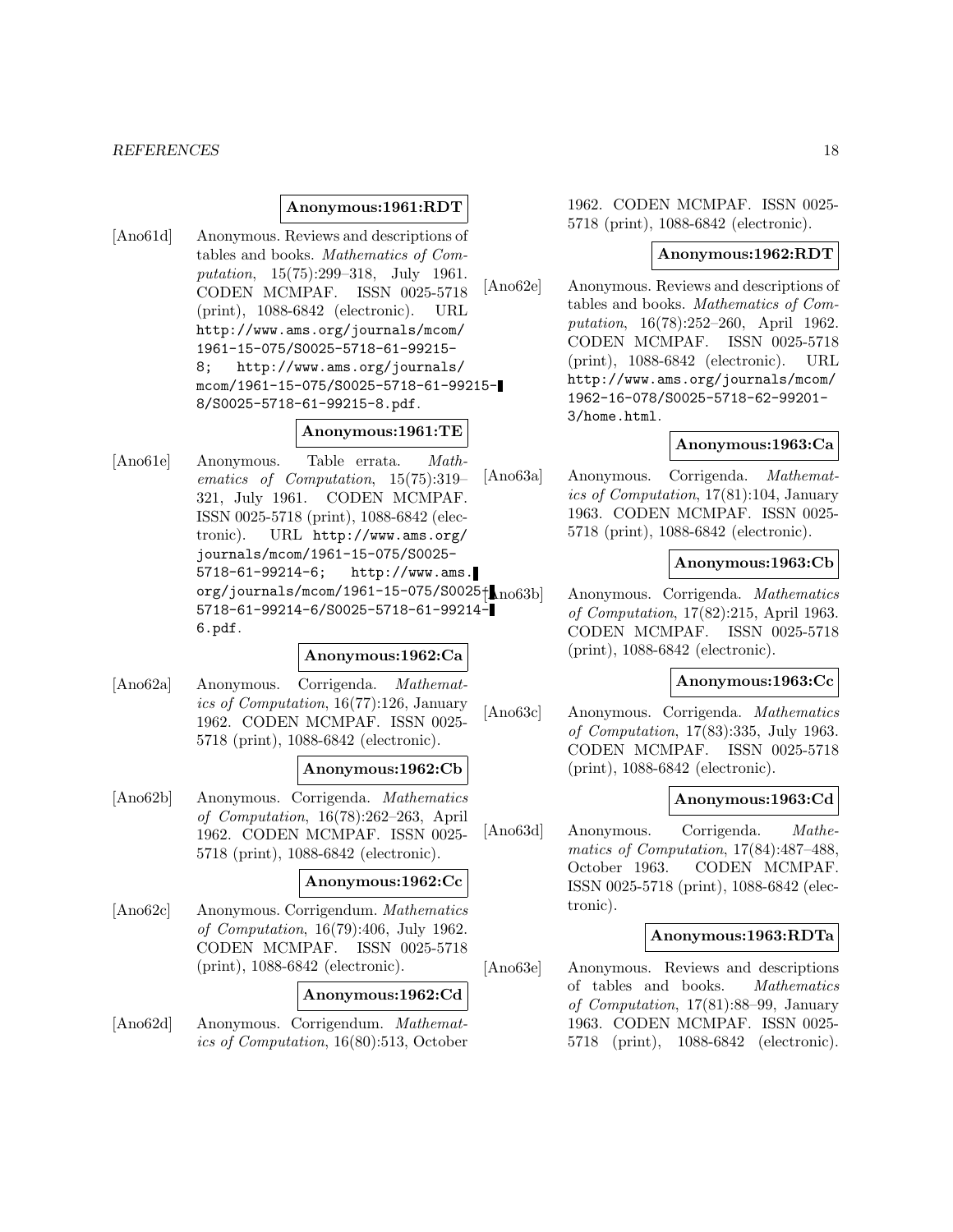**Anonymous:1961:RDT**

[Ano61d] Anonymous. Reviews and descriptions of tables and books. *Mathematics of Computation*, 15(75):299–318, July 1961. CODEN MCMPAF. ISSN 0025-5718 (print), 1088-6842 (electronic). URL http://www.ams.org/journals/mcom/1961-15-075/S0025-5718-61-99215-8; http://www.ams.org/journals/mcom/1961-15-075/S0025-5718-61-99215-8/S0025-5718-61-99215-8.pdf.

**Anonymous:1961:TE**

[Ano61e] Anonymous. Table errata. *Mathematics of Computation*, 15(75):319–321, July 1961. CODEN MCMPAF. ISSN 0025-5718 (print), 1088-6842 (electronic). URL http://www.ams.org/journals/mcom/1961-15-075/S0025-5718-61-99214-6; http://www.ams.org/journals/mcom/1961-15-075/S0025-5718-61-99214-6/S0025-5718-61-99214-6.pdf.

**Anonymous:1962:Ca**

[Ano62a] Anonymous. Corrigenda. *Mathematics of Computation*, 16(77):126, January 1962. CODEN MCMPAF. ISSN 0025-5718 (print), 1088-6842 (electronic).

**Anonymous:1962:Cb**

[Ano62b] Anonymous. Corrigenda. *Mathematics of Computation*, 16(78):262–263, April 1962. CODEN MCMPAF. ISSN 0025-5718 (print), 1088-6842 (electronic).

**Anonymous:1962:Cc**

[Ano62c] Anonymous. Corrigendum. *Mathematics of Computation*, 16(79):406, July 1962. CODEN MCMPAF. ISSN 0025-5718 (print), 1088-6842 (electronic).

**Anonymous:1962:Cd**

[Ano62d] Anonymous. Corrigendum. *Mathematics of Computation*, 16(80):513, October 1962. CODEN MCMPAF. ISSN 0025-5718 (print), 1088-6842 (electronic).

**Anonymous:1962:RDT**

[Ano62e] Anonymous. Reviews and descriptions of tables and books. *Mathematics of Computation*, 16(78):252–260, April 1962. CODEN MCMPAF. ISSN 0025-5718 (print), 1088-6842 (electronic). URL http://www.ams.org/journals/mcom/1962-16-078/S0025-5718-62-99201-3/home.html.

**Anonymous:1963:Ca**

[Ano63a] Anonymous. Corrigenda. *Mathematics of Computation*, 17(81):104, January 1963. CODEN MCMPAF. ISSN 0025-5718 (print), 1088-6842 (electronic).

**Anonymous:1963:Cb**

[Ano63b] Anonymous. Corrigenda. *Mathematics of Computation*, 17(82):215, April 1963. CODEN MCMPAF. ISSN 0025-5718 (print), 1088-6842 (electronic).

**Anonymous:1963:Cc**

[Ano63c] Anonymous. Corrigenda. *Mathematics of Computation*, 17(83):335, July 1963. CODEN MCMPAF. ISSN 0025-5718 (print), 1088-6842 (electronic).

**Anonymous:1963:Cd**

[Ano63d] Anonymous. Corrigenda. *Mathematics of Computation*, 17(84):487–488, October 1963. CODEN MCMPAF. ISSN 0025-5718 (print), 1088-6842 (electronic).

**Anonymous:1963:RDTa**

[Ano63e] Anonymous. Reviews and descriptions of tables and books. *Mathematics of Computation*, 17(81):88–99, January 1963. CODEN MCMPAF. ISSN 0025-5718 (print), 1088-6842 (electronic).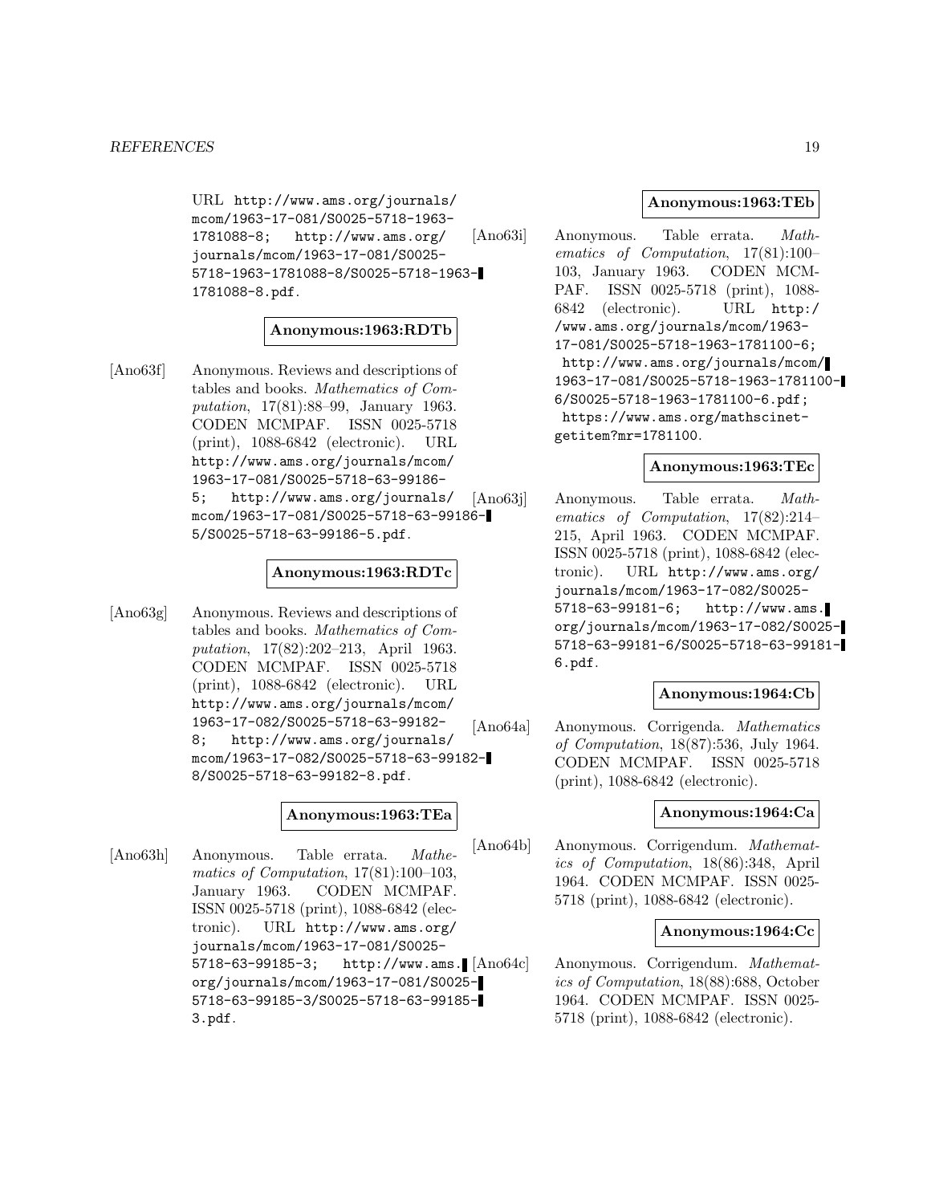URL http://www.ams.org/journals/mcom/1963-17-081/S0025-5718-1963-1781088-8; http://www.ams.org/journals/mcom/1963-17-081/S0025-5718-1963-1781088-8/S0025-5718-1963-1781088-8.pdf.

**Anonymous:1963:RDTb**

[Ano63f] Anonymous. Reviews and descriptions of tables and books. *Mathematics of Computation*, 17(81):88–99, January 1963. CODEN MCMPAF. ISSN 0025-5718 (print), 1088-6842 (electronic). URL http://www.ams.org/journals/mcom/1963-17-081/S0025-5718-63-99186-5; http://www.ams.org/journals/mcom/1963-17-081/S0025-5718-63-99186-5/S0025-5718-63-99186-5.pdf.

**Anonymous:1963:RDTc**

[Ano63g] Anonymous. Reviews and descriptions of tables and books. *Mathematics of Computation*, 17(82):202–213, April 1963. CODEN MCMPAF. ISSN 0025-5718 (print), 1088-6842 (electronic). URL http://www.ams.org/journals/mcom/1963-17-082/S0025-5718-63-99182-8; http://www.ams.org/journals/mcom/1963-17-082/S0025-5718-63-99182-8/S0025-5718-63-99182-8.pdf.

**Anonymous:1963:TEa**

[Ano63h] Anonymous. Table errata. *Mathematics of Computation*, 17(81):100–103, January 1963. CODEN MCMPAF. ISSN 0025-5718 (print), 1088-6842 (electronic). URL http://www.ams.org/journals/mcom/1963-17-081/S0025-5718-63-99185-3; http://www.ams.org/journals/mcom/1963-17-081/S0025-5718-63-99185-3/S0025-5718-63-99185-3.pdf.

**Anonymous:1963:TEb**

[Ano63i] Anonymous. Table errata. *Mathematics of Computation*, 17(81):100–103, January 1963. CODEN MCMPAF. ISSN 0025-5718 (print), 1088-6842 (electronic). URL http://www.ams.org/journals/mcom/1963-17-081/S0025-5718-1963-1781100-6; http://www.ams.org/journals/mcom/1963-17-081/S0025-5718-1963-1781100-6/S0025-5718-1963-1781100-6.pdf; https://www.ams.org/mathscinet-getitem?mr=1781100.

**Anonymous:1963:TEc**

[Ano63j] Anonymous. Table errata. *Mathematics of Computation*, 17(82):214–215, April 1963. CODEN MCMPAF. ISSN 0025-5718 (print), 1088-6842 (electronic). URL http://www.ams.org/journals/mcom/1963-17-082/S0025-5718-63-99181-6; http://www.ams.org/journals/mcom/1963-17-082/S0025-5718-63-99181-6/S0025-5718-63-99181-6.pdf.

**Anonymous:1964:Cb**

[Ano64a] Anonymous. Corrigenda. *Mathematics of Computation*, 18(87):536, July 1964. CODEN MCMPAF. ISSN 0025-5718 (print), 1088-6842 (electronic).

**Anonymous:1964:Ca**

[Ano64b] Anonymous. Corrigendum. *Mathematics of Computation*, 18(86):348, April 1964. CODEN MCMPAF. ISSN 0025-5718 (print), 1088-6842 (electronic).

**Anonymous:1964:Cc**

[Ano64c] Anonymous. Corrigendum. *Mathematics of Computation*, 18(88):688, October 1964. CODEN MCMPAF. ISSN 0025-5718 (print), 1088-6842 (electronic).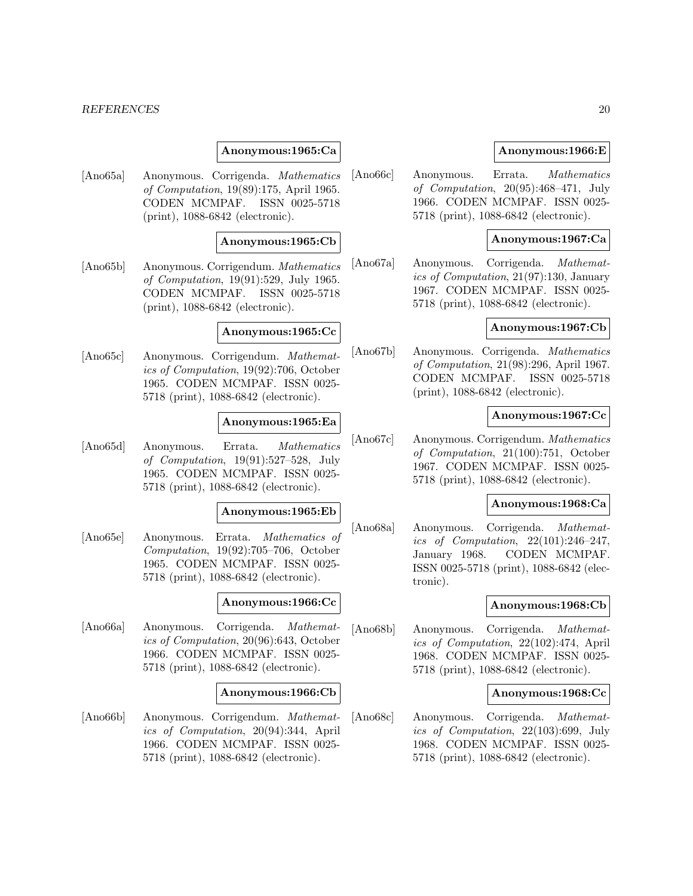**Anonymous:1965:Ca**

[Ano65a] Anonymous. Corrigenda. *Mathematics of Computation*, 19(89):175, April 1965. CODEN MCMPAF. ISSN 0025-5718 (print), 1088-6842 (electronic).

**Anonymous:1965:Cb**

[Ano65b] Anonymous. Corrigendum. *Mathematics of Computation*, 19(91):529, July 1965. CODEN MCMPAF. ISSN 0025-5718 (print), 1088-6842 (electronic).

**Anonymous:1965:Cc**

[Ano65c] Anonymous. Corrigendum. *Mathematics of Computation*, 19(92):706, October 1965. CODEN MCMPAF. ISSN 0025-5718 (print), 1088-6842 (electronic).

**Anonymous:1965:Ea**

[Ano65d] Anonymous. Errata. *Mathematics of Computation*, 19(91):527–528, July 1965. CODEN MCMPAF. ISSN 0025-5718 (print), 1088-6842 (electronic).

**Anonymous:1965:Eb**

[Ano65e] Anonymous. Errata. *Mathematics of Computation*, 19(92):705–706, October 1965. CODEN MCMPAF. ISSN 0025-5718 (print), 1088-6842 (electronic).

**Anonymous:1966:Cc**

[Ano66a] Anonymous. Corrigenda. *Mathematics of Computation*, 20(96):643, October 1966. CODEN MCMPAF. ISSN 0025-5718 (print), 1088-6842 (electronic).

**Anonymous:1966:Cb**

[Ano66b] Anonymous. Corrigendum. *Mathematics of Computation*, 20(94):344, April 1966. CODEN MCMPAF. ISSN 0025-5718 (print), 1088-6842 (electronic).

**Anonymous:1966:E**

[Ano66c] Anonymous. Errata. *Mathematics of Computation*, 20(95):468–471, July 1966. CODEN MCMPAF. ISSN 0025-5718 (print), 1088-6842 (electronic).

**Anonymous:1967:Ca**

[Ano67a] Anonymous. Corrigenda. *Mathematics of Computation*, 21(97):130, January 1967. CODEN MCMPAF. ISSN 0025-5718 (print), 1088-6842 (electronic).

**Anonymous:1967:Cb**

[Ano67b] Anonymous. Corrigenda. *Mathematics of Computation*, 21(98):296, April 1967. CODEN MCMPAF. ISSN 0025-5718 (print), 1088-6842 (electronic).

**Anonymous:1967:Cc**

[Ano67c] Anonymous. Corrigendum. *Mathematics of Computation*, 21(100):751, October 1967. CODEN MCMPAF. ISSN 0025-5718 (print), 1088-6842 (electronic).

**Anonymous:1968:Ca**

[Ano68a] Anonymous. Corrigenda. *Mathematics of Computation*, 22(101):246–247, January 1968. CODEN MCMPAF. ISSN 0025-5718 (print), 1088-6842 (electronic).

**Anonymous:1968:Cb**

[Ano68b] Anonymous. Corrigenda. *Mathematics of Computation*, 22(102):474, April 1968. CODEN MCMPAF. ISSN 0025-5718 (print), 1088-6842 (electronic).

**Anonymous:1968:Cc**

[Ano68c] Anonymous. Corrigenda. *Mathematics of Computation*, 22(103):699, July 1968. CODEN MCMPAF. ISSN 0025-5718 (print), 1088-6842 (electronic).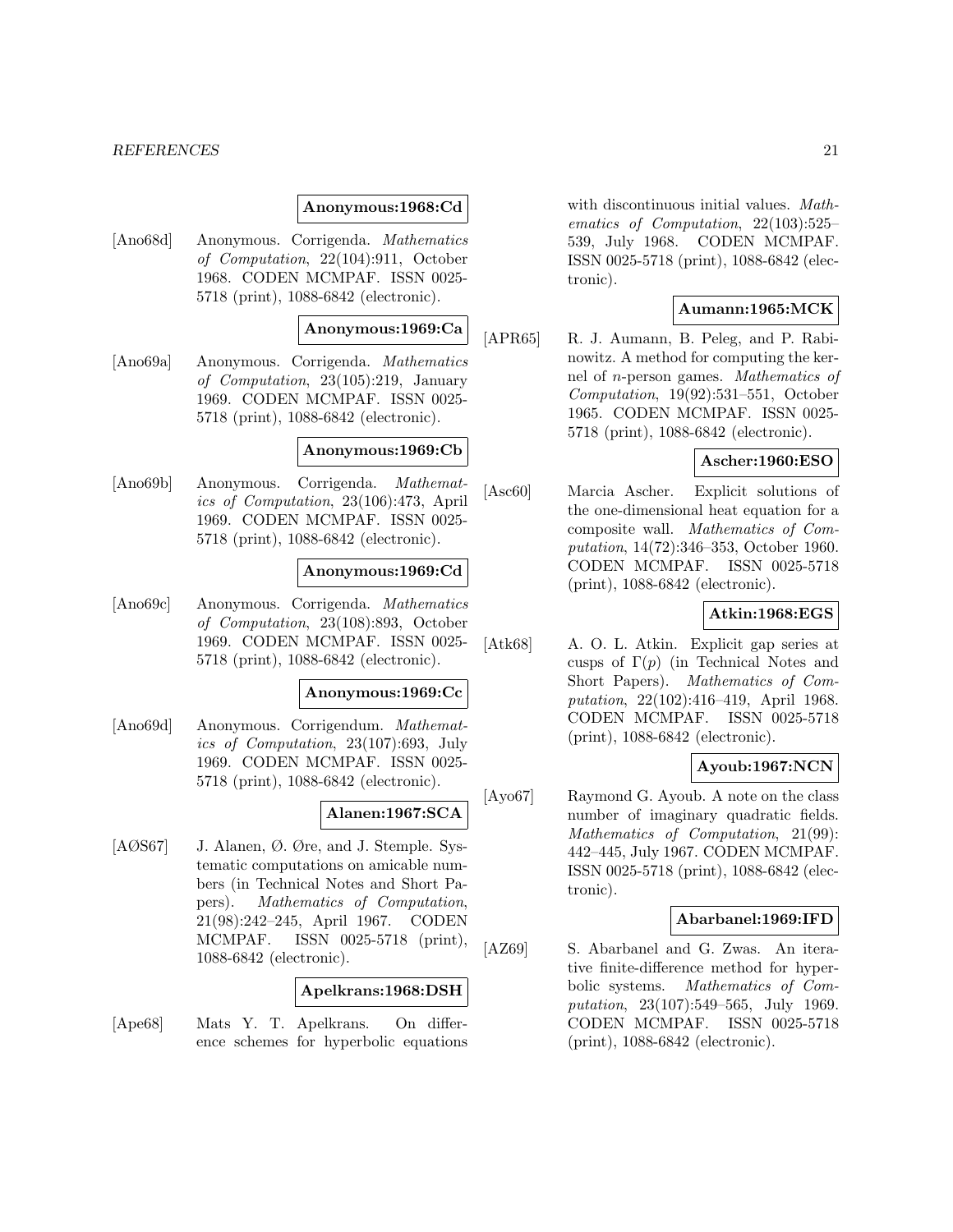**Anonymous:1968:Cd**

[Ano68d] Anonymous. Corrigenda. *Mathematics of Computation*, 22(104):911, October 1968. CODEN MCMPAF. ISSN 0025-5718 (print), 1088-6842 (electronic).

**Anonymous:1969:Ca**

[Ano69a] Anonymous. Corrigenda. *Mathematics of Computation*, 23(105):219, January 1969. CODEN MCMPAF. ISSN 0025-5718 (print), 1088-6842 (electronic).

**Anonymous:1969:Cb**

[Ano69b] Anonymous. Corrigenda. *Mathematics of Computation*, 23(106):473, April 1969. CODEN MCMPAF. ISSN 0025-5718 (print), 1088-6842 (electronic).

**Anonymous:1969:Cd**

[Ano69c] Anonymous. Corrigenda. *Mathematics of Computation*, 23(108):893, October 1969. CODEN MCMPAF. ISSN 0025-5718 (print), 1088-6842 (electronic).

**Anonymous:1969:Cc**

[Ano69d] Anonymous. Corrigendum. *Mathematics of Computation*, 23(107):693, July 1969. CODEN MCMPAF. ISSN 0025-5718 (print), 1088-6842 (electronic).

**Alanen:1967:SCA**

[AØS67] J. Alanen, Ø. Øre, and J. Stemple. Systematic computations on amicable numbers (in Technical Notes and Short Papers). *Mathematics of Computation*, 21(98):242–245, April 1967. CODEN MCMPAF. ISSN 0025-5718 (print), 1088-6842 (electronic).

**Apelkrans:1968:DSH**

[Ape68] Mats Y. T. Apelkrans. On difference schemes for hyperbolic equations with discontinuous initial values. *Mathematics of Computation*, 22(103):525–539, July 1968. CODEN MCMPAF. ISSN 0025-5718 (print), 1088-6842 (electronic).

**Aumann:1965:MCK**

[APR65] R. J. Aumann, B. Peleg, and P. Rabinowitz. A method for computing the kernel of $n$-person games. *Mathematics of Computation*, 19(92):531–551, October 1965. CODEN MCMPAF. ISSN 0025-5718 (print), 1088-6842 (electronic).

**Ascher:1960:ESO**

[Asc60] Marcia Ascher. Explicit solutions of the one-dimensional heat equation for a composite wall. *Mathematics of Computation*, 14(72):346–353, October 1960. CODEN MCMPAF. ISSN 0025-5718 (print), 1088-6842 (electronic).

**Atkin:1968:EGS**

[Atk68] A. O. L. Atkin. Explicit gap series at cusps of $\Gamma(p)$ (in Technical Notes and Short Papers). *Mathematics of Computation*, 22(102):416–419, April 1968. CODEN MCMPAF. ISSN 0025-5718 (print), 1088-6842 (electronic).

**Ayoub:1967:NCN**

[Ayo67] Raymond G. Ayoub. A note on the class number of imaginary quadratic fields. *Mathematics of Computation*, 21(99):442–445, July 1967. CODEN MCMPAF. ISSN 0025-5718 (print), 1088-6842 (electronic).

**Abarbanel:1969:IFD**

[AZ69] S. Abarbanel and G. Zwas. An iterative finite-difference method for hyperbolic systems. *Mathematics of Computation*, 23(107):549–565, July 1969. CODEN MCMPAF. ISSN 0025-5718 (print), 1088-6842 (electronic).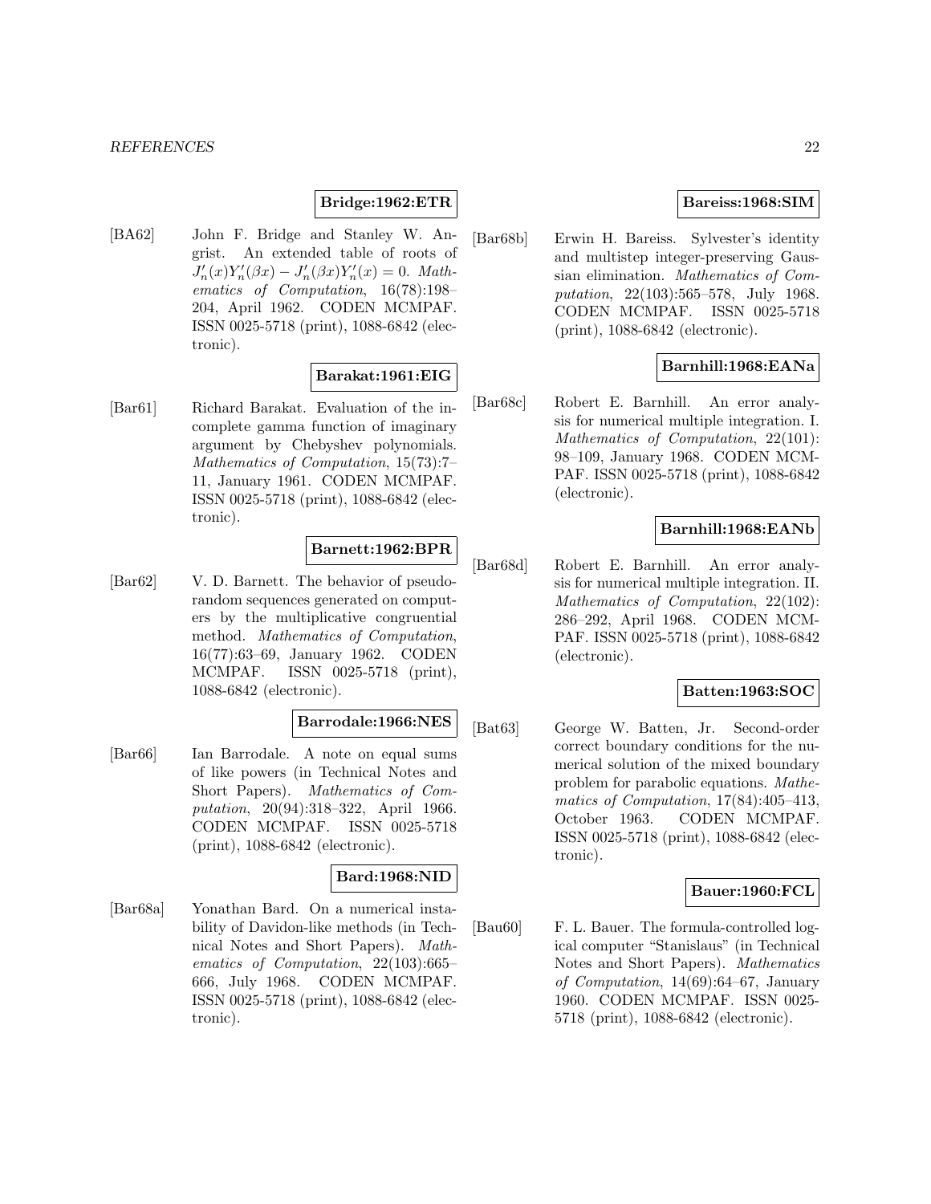**Bridge:1962:ETR**

[BA62] John F. Bridge and Stanley W. Angrist. An extended table of roots of $J_n'(x)Y_n'(\beta x) - J_n'(\beta x)Y_n'(x) = 0$. *Mathematics of Computation*, 16(78):198–204, April 1962. CODEN MCMPAF. ISSN 0025-5718 (print), 1088-6842 (electronic).

**Barakat:1961:EIG**

[Bar61] Richard Barakat. Evaluation of the incomplete gamma function of imaginary argument by Chebyshev polynomials. *Mathematics of Computation*, 15(73):7–11, January 1961. CODEN MCMPAF. ISSN 0025-5718 (print), 1088-6842 (electronic).

**Barnett:1962:BPR**

[Bar62] V. D. Barnett. The behavior of pseudo-random sequences generated on computers by the multiplicative congruential method. *Mathematics of Computation*, 16(77):63–69, January 1962. CODEN MCMPAF. ISSN 0025-5718 (print), 1088-6842 (electronic).

**Barrodale:1966:NES**

[Bar66] Ian Barrodale. A note on equal sums of like powers (in Technical Notes and Short Papers). *Mathematics of Computation*, 20(94):318–322, April 1966. CODEN MCMPAF. ISSN 0025-5718 (print), 1088-6842 (electronic).

**Bard:1968:NID**

[Bar68a] Yonathan Bard. On a numerical instability of Davidon-like methods (in Technical Notes and Short Papers). *Mathematics of Computation*, 22(103):665–666, July 1968. CODEN MCMPAF. ISSN 0025-5718 (print), 1088-6842 (electronic).

**Bareiss:1968:SIM**

[Bar68b] Erwin H. Bareiss. Sylvester's identity and multistep integer-preserving Gaussian elimination. *Mathematics of Computation*, 22(103):565–578, July 1968. CODEN MCMPAF. ISSN 0025-5718 (print), 1088-6842 (electronic).

**Barnhill:1968:EANa**

[Bar68c] Robert E. Barnhill. An error analysis for numerical multiple integration. I. *Mathematics of Computation*, 22(101): 98–109, January 1968. CODEN MCMPAF. ISSN 0025-5718 (print), 1088-6842 (electronic).

**Barnhill:1968:EANb**

[Bar68d] Robert E. Barnhill. An error analysis for numerical multiple integration. II. *Mathematics of Computation*, 22(102): 286–292, April 1968. CODEN MCMPAF. ISSN 0025-5718 (print), 1088-6842 (electronic).

**Batten:1963:SOC**

[Bat63] George W. Batten, Jr. Second-order correct boundary conditions for the numerical solution of the mixed boundary problem for parabolic equations. *Mathematics of Computation*, 17(84):405–413, October 1963. CODEN MCMPAF. ISSN 0025-5718 (print), 1088-6842 (electronic).

**Bauer:1960:FCL**

[Bau60] F. L. Bauer. The formula-controlled logical computer "Stanislaus" (in Technical Notes and Short Papers). *Mathematics of Computation*, 14(69):64–67, January 1960. CODEN MCMPAF. ISSN 0025-5718 (print), 1088-6842 (electronic).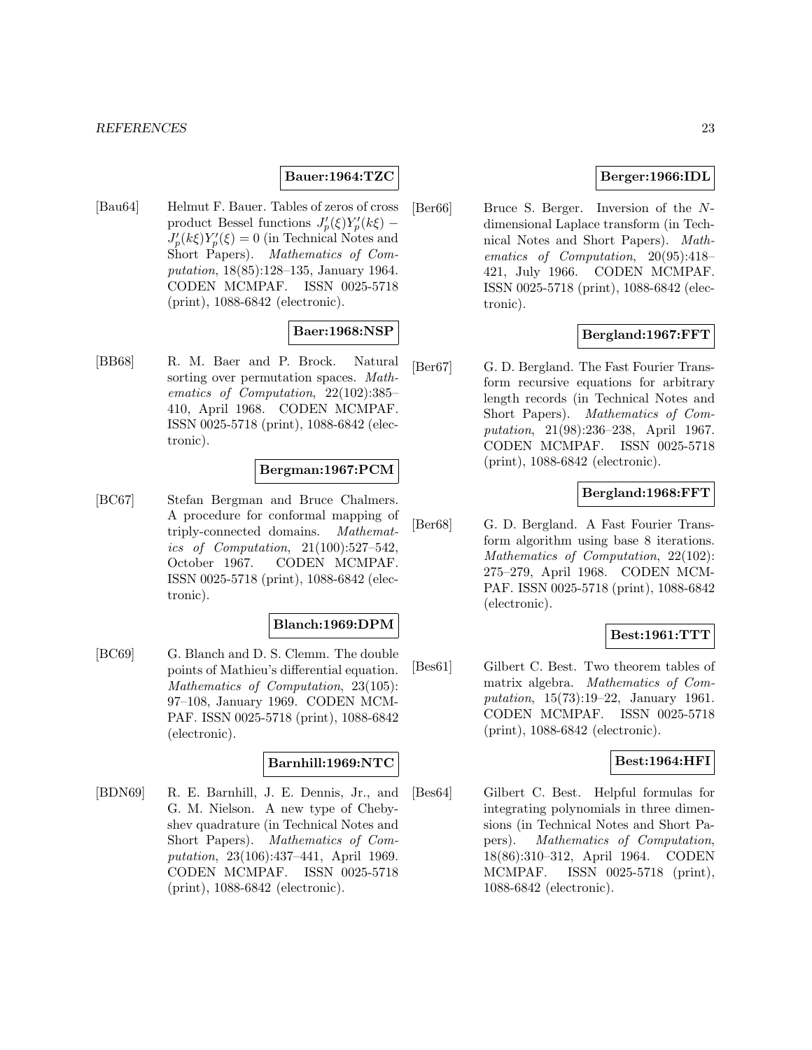**Bauer:1964:TZC**

[Bau64] Helmut F. Bauer. Tables of zeros of cross product Bessel functions $J_p'(\xi)Y_p'(k\xi) - J_p'(k\xi)Y_p'(\xi) = 0$ (in Technical Notes and Short Papers). *Mathematics of Computation*, 18(85):128–135, January 1964. CODEN MCMPAF. ISSN 0025-5718 (print), 1088-6842 (electronic).

**Baer:1968:NSP**

[BB68] R. M. Baer and P. Brock. Natural sorting over permutation spaces. *Mathematics of Computation*, 22(102):385–410, April 1968. CODEN MCMPAF. ISSN 0025-5718 (print), 1088-6842 (electronic).

**Bergman:1967:PCM**

[BC67] Stefan Bergman and Bruce Chalmers. A procedure for conformal mapping of triply-connected domains. *Mathematics of Computation*, 21(100):527–542, October 1967. CODEN MCMPAF. ISSN 0025-5718 (print), 1088-6842 (electronic).

**Blanch:1969:DPM**

[BC69] G. Blanch and D. S. Clemm. The double points of Mathieu's differential equation. *Mathematics of Computation*, 23(105): 97–108, January 1969. CODEN MCMPAF. ISSN 0025-5718 (print), 1088-6842 (electronic).

**Barnhill:1969:NTC**

[BDN69] R. E. Barnhill, J. E. Dennis, Jr., and G. M. Nielson. A new type of Chebyshev quadrature (in Technical Notes and Short Papers). *Mathematics of Computation*, 23(106):437–441, April 1969. CODEN MCMPAF. ISSN 0025-5718 (print), 1088-6842 (electronic).

**Berger:1966:IDL**

[Ber66] Bruce S. Berger. Inversion of the $N$-dimensional Laplace transform (in Technical Notes and Short Papers). *Mathematics of Computation*, 20(95):418–421, July 1966. CODEN MCMPAF. ISSN 0025-5718 (print), 1088-6842 (electronic).

**Bergland:1967:FFT**

[Ber67] G. D. Bergland. The Fast Fourier Transform recursive equations for arbitrary length records (in Technical Notes and Short Papers). *Mathematics of Computation*, 21(98):236–238, April 1967. CODEN MCMPAF. ISSN 0025-5718 (print), 1088-6842 (electronic).

**Bergland:1968:FFT**

[Ber68] G. D. Bergland. A Fast Fourier Transform algorithm using base 8 iterations. *Mathematics of Computation*, 22(102): 275–279, April 1968. CODEN MCMPAF. ISSN 0025-5718 (print), 1088-6842 (electronic).

**Best:1961:TTT**

[Bes61] Gilbert C. Best. Two theorem tables of matrix algebra. *Mathematics of Computation*, 15(73):19–22, January 1961. CODEN MCMPAF. ISSN 0025-5718 (print), 1088-6842 (electronic).

**Best:1964:HFI**

[Bes64] Gilbert C. Best. Helpful formulas for integrating polynomials in three dimensions (in Technical Notes and Short Papers). *Mathematics of Computation*, 18(86):310–312, April 1964. CODEN MCMPAF. ISSN 0025-5718 (print), 1088-6842 (electronic).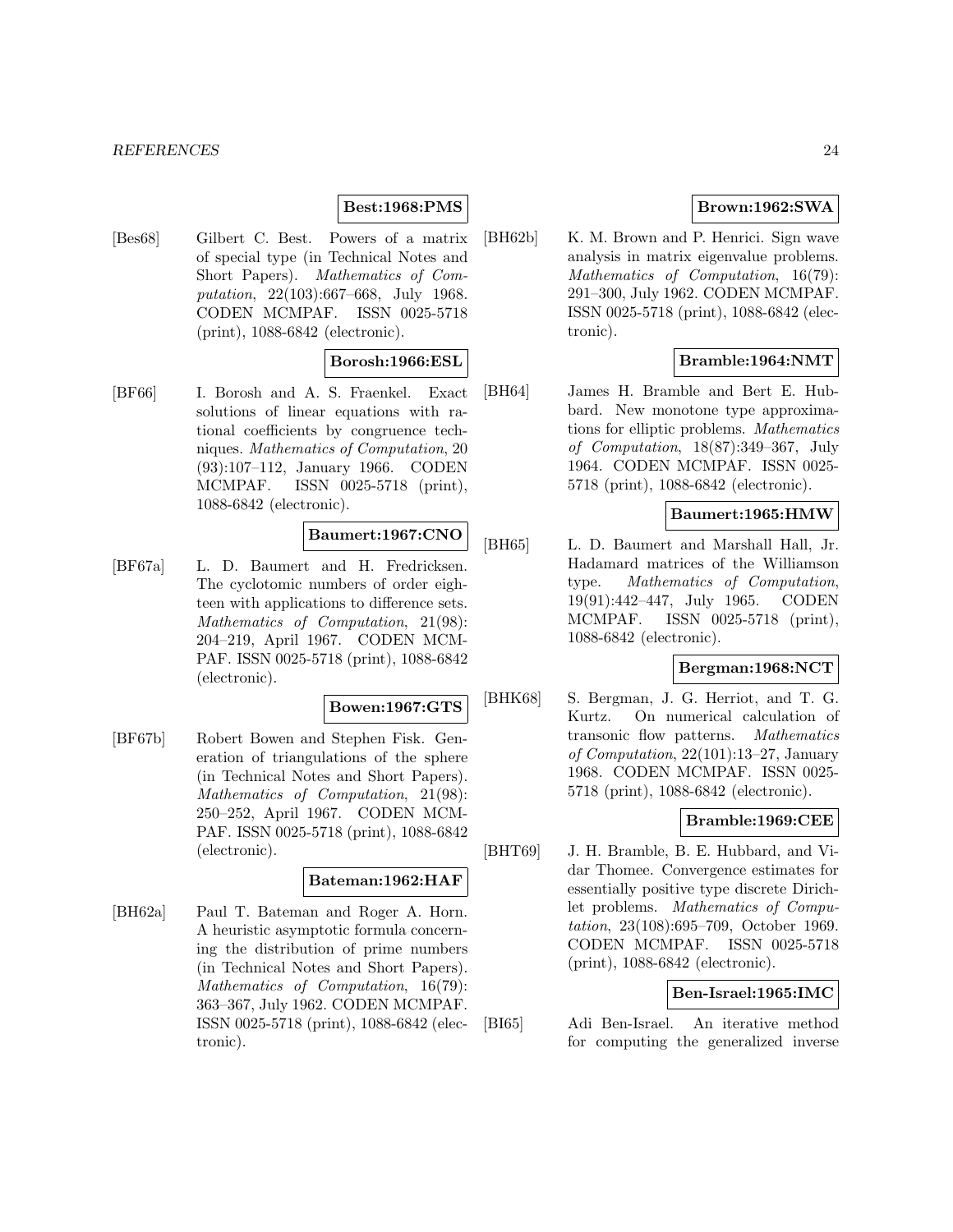**Best:1968:PMS**

[Bes68] Gilbert C. Best. Powers of a matrix of special type (in Technical Notes and Short Papers). *Mathematics of Computation*, 22(103):667–668, July 1968. CODEN MCMPAF. ISSN 0025-5718 (print), 1088-6842 (electronic).

**Borosh:1966:ESL**

[BF66] I. Borosh and A. S. Fraenkel. Exact solutions of linear equations with rational coefficients by congruence techniques. *Mathematics of Computation*, 20 (93):107–112, January 1966. CODEN MCMPAF. ISSN 0025-5718 (print), 1088-6842 (electronic).

**Baumert:1967:CNO**

[BF67a] L. D. Baumert and H. Fredricksen. The cyclotomic numbers of order eighteen with applications to difference sets. *Mathematics of Computation*, 21(98): 204–219, April 1967. CODEN MCMPAF. ISSN 0025-5718 (print), 1088-6842 (electronic).

**Bowen:1967:GTS**

[BF67b] Robert Bowen and Stephen Fisk. Generation of triangulations of the sphere (in Technical Notes and Short Papers). *Mathematics of Computation*, 21(98): 250–252, April 1967. CODEN MCMPAF. ISSN 0025-5718 (print), 1088-6842 (electronic).

**Bateman:1962:HAF**

[BH62a] Paul T. Bateman and Roger A. Horn. A heuristic asymptotic formula concerning the distribution of prime numbers (in Technical Notes and Short Papers). *Mathematics of Computation*, 16(79): 363–367, July 1962. CODEN MCMPAF. ISSN 0025-5718 (print), 1088-6842 (electronic).

**Brown:1962:SWA**

[BH62b] K. M. Brown and P. Henrici. Sign wave analysis in matrix eigenvalue problems. *Mathematics of Computation*, 16(79): 291–300, July 1962. CODEN MCMPAF. ISSN 0025-5718 (print), 1088-6842 (electronic).

**Bramble:1964:NMT**

[BH64] James H. Bramble and Bert E. Hubbard. New monotone type approximations for elliptic problems. *Mathematics of Computation*, 18(87):349–367, July 1964. CODEN MCMPAF. ISSN 0025-5718 (print), 1088-6842 (electronic).

**Baumert:1965:HMW**

[BH65] L. D. Baumert and Marshall Hall, Jr. Hadamard matrices of the Williamson type. *Mathematics of Computation*, 19(91):442–447, July 1965. CODEN MCMPAF. ISSN 0025-5718 (print), 1088-6842 (electronic).

**Bergman:1968:NCT**

[BHK68] S. Bergman, J. G. Herriot, and T. G. Kurtz. On numerical calculation of transonic flow patterns. *Mathematics of Computation*, 22(101):13–27, January 1968. CODEN MCMPAF. ISSN 0025-5718 (print), 1088-6842 (electronic).

**Bramble:1969:CEE**

[BHT69] J. H. Bramble, B. E. Hubbard, and Vidar Thomee. Convergence estimates for essentially positive type discrete Dirichlet problems. *Mathematics of Computation*, 23(108):695–709, October 1969. CODEN MCMPAF. ISSN 0025-5718 (print), 1088-6842 (electronic).

**Ben-Israel:1965:IMC**

[BI65] Adi Ben-Israel. An iterative method for computing the generalized inverse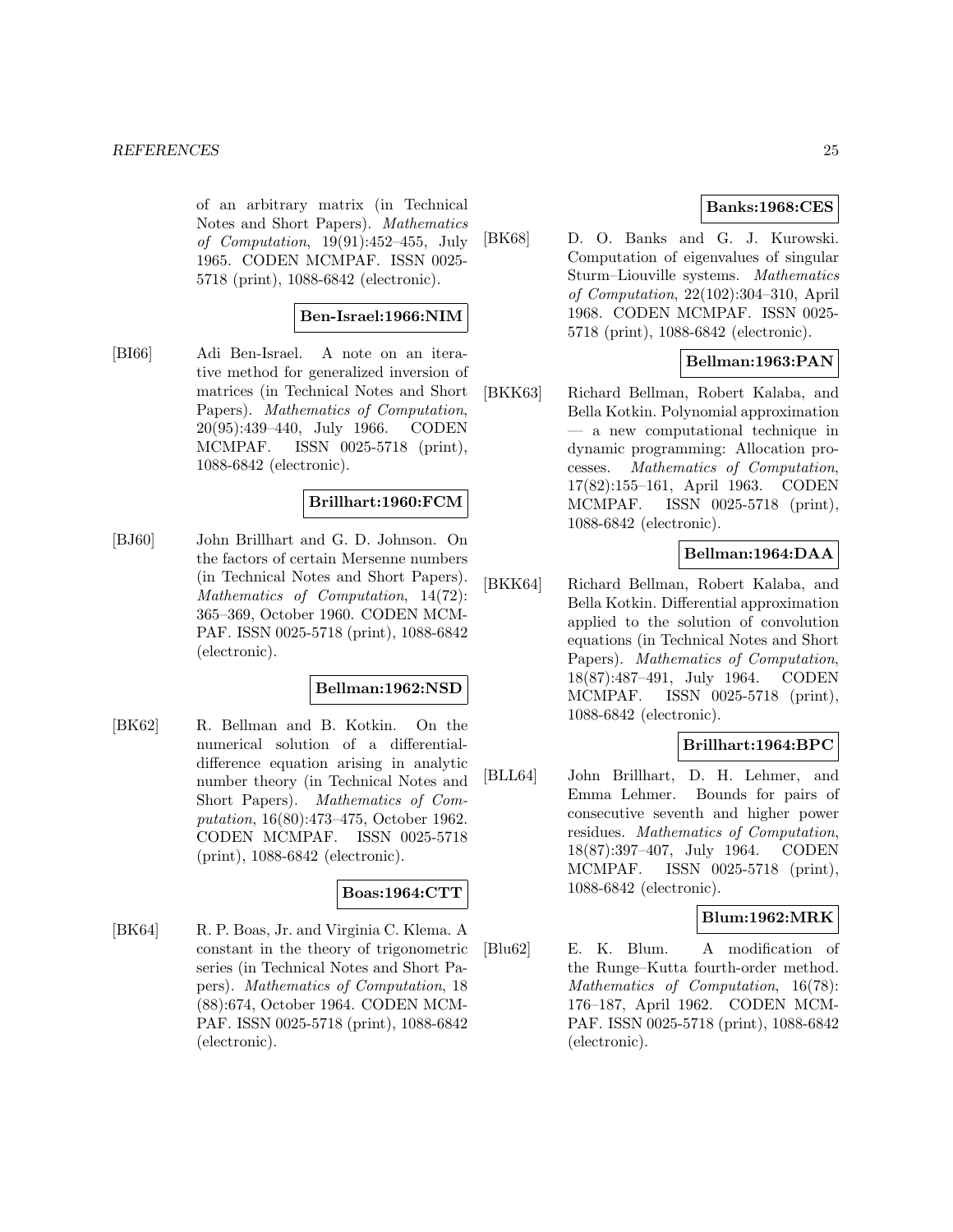of an arbitrary matrix (in Technical Notes and Short Papers). *Mathematics of Computation*, 19(91):452–455, July 1965. CODEN MCMPAF. ISSN 0025-5718 (print), 1088-6842 (electronic).

**Ben-Israel:1966:NIM**

[BI66] Adi Ben-Israel. A note on an iterative method for generalized inversion of matrices (in Technical Notes and Short Papers). *Mathematics of Computation*, 20(95):439–440, July 1966. CODEN MCMPAF. ISSN 0025-5718 (print), 1088-6842 (electronic).

**Brillhart:1960:FCM**

[BJ60] John Brillhart and G. D. Johnson. On the factors of certain Mersenne numbers (in Technical Notes and Short Papers). *Mathematics of Computation*, 14(72): 365–369, October 1960. CODEN MCMPAF. ISSN 0025-5718 (print), 1088-6842 (electronic).

**Bellman:1962:NSD**

[BK62] R. Bellman and B. Kotkin. On the numerical solution of a differential-difference equation arising in analytic number theory (in Technical Notes and Short Papers). *Mathematics of Computation*, 16(80):473–475, October 1962. CODEN MCMPAF. ISSN 0025-5718 (print), 1088-6842 (electronic).

**Boas:1964:CTT**

[BK64] R. P. Boas, Jr. and Virginia C. Klema. A constant in the theory of trigonometric series (in Technical Notes and Short Papers). *Mathematics of Computation*, 18 (88):674, October 1964. CODEN MCMPAF. ISSN 0025-5718 (print), 1088-6842 (electronic).

**Banks:1968:CES**

[BK68] D. O. Banks and G. J. Kurowski. Computation of eigenvalues of singular Sturm–Liouville systems. *Mathematics of Computation*, 22(102):304–310, April 1968. CODEN MCMPAF. ISSN 0025-5718 (print), 1088-6842 (electronic).

**Bellman:1963:PAN**

[BKK63] Richard Bellman, Robert Kalaba, and Bella Kotkin. Polynomial approximation — a new computational technique in dynamic programming: Allocation processes. *Mathematics of Computation*, 17(82):155–161, April 1963. CODEN MCMPAF. ISSN 0025-5718 (print), 1088-6842 (electronic).

**Bellman:1964:DAA**

[BKK64] Richard Bellman, Robert Kalaba, and Bella Kotkin. Differential approximation applied to the solution of convolution equations (in Technical Notes and Short Papers). *Mathematics of Computation*, 18(87):487–491, July 1964. CODEN MCMPAF. ISSN 0025-5718 (print), 1088-6842 (electronic).

**Brillhart:1964:BPC**

[BLL64] John Brillhart, D. H. Lehmer, and Emma Lehmer. Bounds for pairs of consecutive seventh and higher power residues. *Mathematics of Computation*, 18(87):397–407, July 1964. CODEN MCMPAF. ISSN 0025-5718 (print), 1088-6842 (electronic).

**Blum:1962:MRK**

[Blu62] E. K. Blum. A modification of the Runge–Kutta fourth-order method. *Mathematics of Computation*, 16(78): 176–187, April 1962. CODEN MCMPAF. ISSN 0025-5718 (print), 1088-6842 (electronic).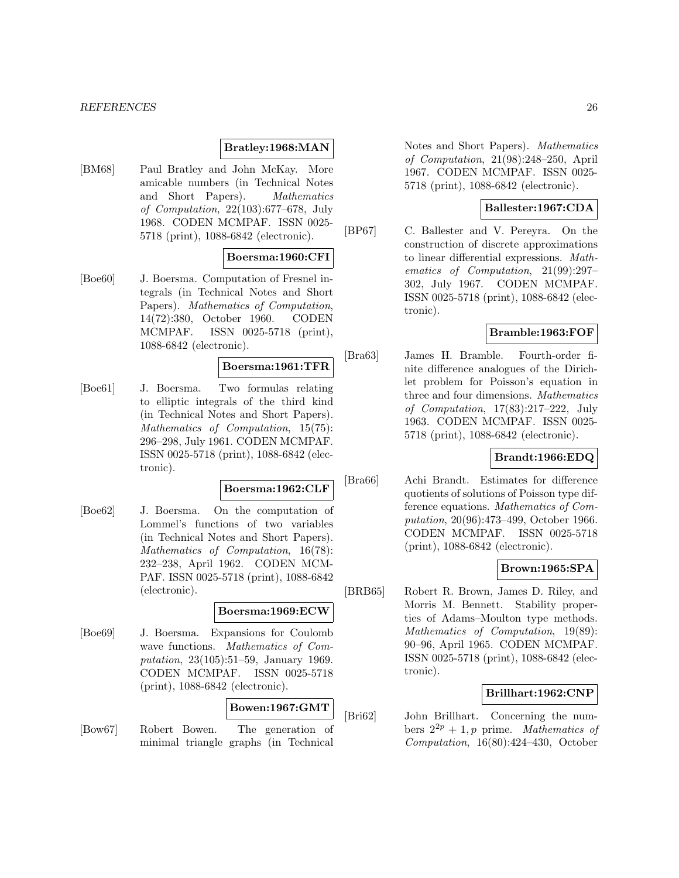**Bratley:1968:MAN**

[BM68] Paul Bratley and John McKay. More amicable numbers (in Technical Notes and Short Papers). *Mathematics of Computation*, 22(103):677–678, July 1968. CODEN MCMPAF. ISSN 0025-5718 (print), 1088-6842 (electronic).

**Boersma:1960:CFI**

[Boe60] J. Boersma. Computation of Fresnel integrals (in Technical Notes and Short Papers). *Mathematics of Computation*, 14(72):380, October 1960. CODEN MCMPAF. ISSN 0025-5718 (print), 1088-6842 (electronic).

**Boersma:1961:TFR**

[Boe61] J. Boersma. Two formulas relating to elliptic integrals of the third kind (in Technical Notes and Short Papers). *Mathematics of Computation*, 15(75): 296–298, July 1961. CODEN MCMPAF. ISSN 0025-5718 (print), 1088-6842 (electronic).

**Boersma:1962:CLF**

[Boe62] J. Boersma. On the computation of Lommel's functions of two variables (in Technical Notes and Short Papers). *Mathematics of Computation*, 16(78): 232–238, April 1962. CODEN MCMPAF. ISSN 0025-5718 (print), 1088-6842 (electronic).

**Boersma:1969:ECW**

[Boe69] J. Boersma. Expansions for Coulomb wave functions. *Mathematics of Computation*, 23(105):51–59, January 1969. CODEN MCMPAF. ISSN 0025-5718 (print), 1088-6842 (electronic).

**Bowen:1967:GMT**

[Bow67] Robert Bowen. The generation of minimal triangle graphs (in Technical Notes and Short Papers). *Mathematics of Computation*, 21(98):248–250, April 1967. CODEN MCMPAF. ISSN 0025-5718 (print), 1088-6842 (electronic).

**Ballester:1967:CDA**

[BP67] C. Ballester and V. Pereyra. On the construction of discrete approximations to linear differential expressions. *Mathematics of Computation*, 21(99):297–302, July 1967. CODEN MCMPAF. ISSN 0025-5718 (print), 1088-6842 (electronic).

**Bramble:1963:FOF**

[Bra63] James H. Bramble. Fourth-order finite difference analogues of the Dirichlet problem for Poisson's equation in three and four dimensions. *Mathematics of Computation*, 17(83):217–222, July 1963. CODEN MCMPAF. ISSN 0025-5718 (print), 1088-6842 (electronic).

**Brandt:1966:EDQ**

[Bra66] Achi Brandt. Estimates for difference quotients of solutions of Poisson type difference equations. *Mathematics of Computation*, 20(96):473–499, October 1966. CODEN MCMPAF. ISSN 0025-5718 (print), 1088-6842 (electronic).

**Brown:1965:SPA**

[BRB65] Robert R. Brown, James D. Riley, and Morris M. Bennett. Stability properties of Adams–Moulton type methods. *Mathematics of Computation*, 19(89): 90–96, April 1965. CODEN MCMPAF. ISSN 0025-5718 (print), 1088-6842 (electronic).

**Brillhart:1962:CNP**

[Bri62] John Brillhart. Concerning the numbers $2^{2p} + 1, p$ prime. *Mathematics of Computation*, 16(80):424–430, October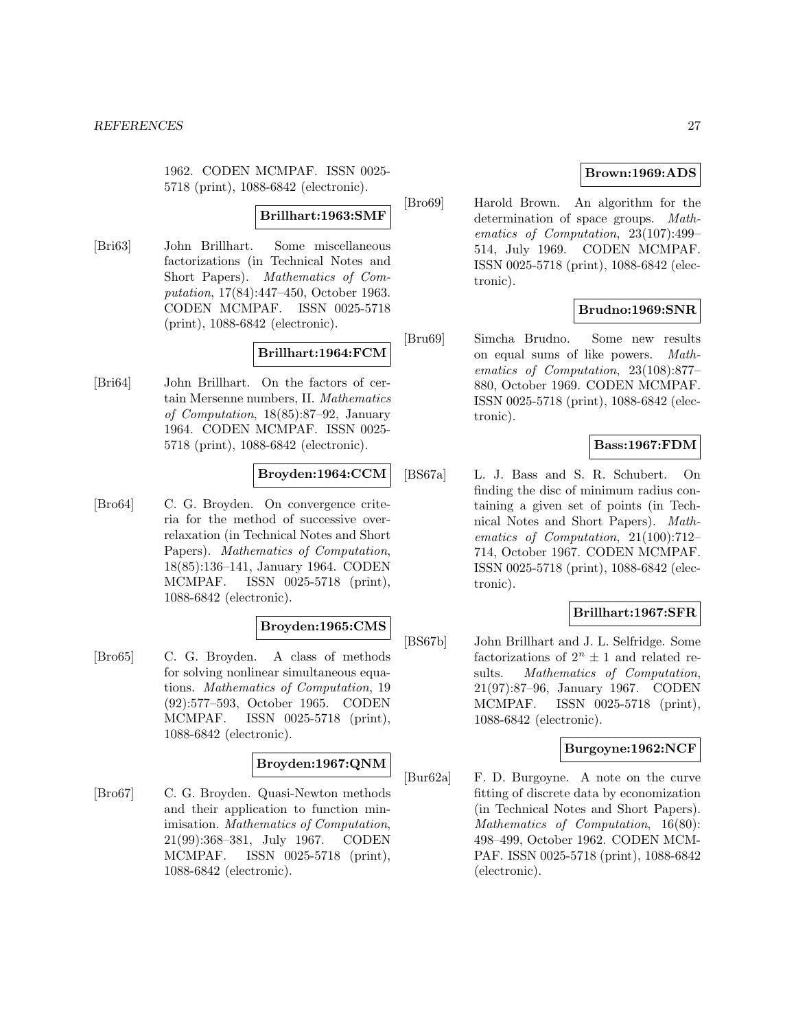1962. CODEN MCMPAF. ISSN 0025-5718 (print), 1088-6842 (electronic).

**Brillhart:1963:SMF**

[Bri63] John Brillhart. Some miscellaneous factorizations (in Technical Notes and Short Papers). *Mathematics of Computation*, 17(84):447–450, October 1963. CODEN MCMPAF. ISSN 0025-5718 (print), 1088-6842 (electronic).

**Brillhart:1964:FCM**

[Bri64] John Brillhart. On the factors of certain Mersenne numbers, II. *Mathematics of Computation*, 18(85):87–92, January 1964. CODEN MCMPAF. ISSN 0025-5718 (print), 1088-6842 (electronic).

**Broyden:1964:CCM**

[Bro64] C. G. Broyden. On convergence criteria for the method of successive overrelaxation (in Technical Notes and Short Papers). *Mathematics of Computation*, 18(85):136–141, January 1964. CODEN MCMPAF. ISSN 0025-5718 (print), 1088-6842 (electronic).

**Broyden:1965:CMS**

[Bro65] C. G. Broyden. A class of methods for solving nonlinear simultaneous equations. *Mathematics of Computation*, 19 (92):577–593, October 1965. CODEN MCMPAF. ISSN 0025-5718 (print), 1088-6842 (electronic).

**Broyden:1967:QNM**

[Bro67] C. G. Broyden. Quasi-Newton methods and their application to function minimisation. *Mathematics of Computation*, 21(99):368–381, July 1967. CODEN MCMPAF. ISSN 0025-5718 (print), 1088-6842 (electronic).

**Brown:1969:ADS**

[Bro69] Harold Brown. An algorithm for the determination of space groups. *Mathematics of Computation*, 23(107):499–514, July 1969. CODEN MCMPAF. ISSN 0025-5718 (print), 1088-6842 (electronic).

**Brudno:1969:SNR**

[Bru69] Simcha Brudno. Some new results on equal sums of like powers. *Mathematics of Computation*, 23(108):877–880, October 1969. CODEN MCMPAF. ISSN 0025-5718 (print), 1088-6842 (electronic).

**Bass:1967:FDM**

[BS67a] L. J. Bass and S. R. Schubert. On finding the disc of minimum radius containing a given set of points (in Technical Notes and Short Papers). *Mathematics of Computation*, 21(100):712–714, October 1967. CODEN MCMPAF. ISSN 0025-5718 (print), 1088-6842 (electronic).

**Brillhart:1967:SFR**

[BS67b] John Brillhart and J. L. Selfridge. Some factorizations of $2^n \pm 1$ and related results. *Mathematics of Computation*, 21(97):87–96, January 1967. CODEN MCMPAF. ISSN 0025-5718 (print), 1088-6842 (electronic).

**Burgoyne:1962:NCF**

[Bur62a] F. D. Burgoyne. A note on the curve fitting of discrete data by economization (in Technical Notes and Short Papers). *Mathematics of Computation*, 16(80): 498–499, October 1962. CODEN MCMPAF. ISSN 0025-5718 (print), 1088-6842 (electronic).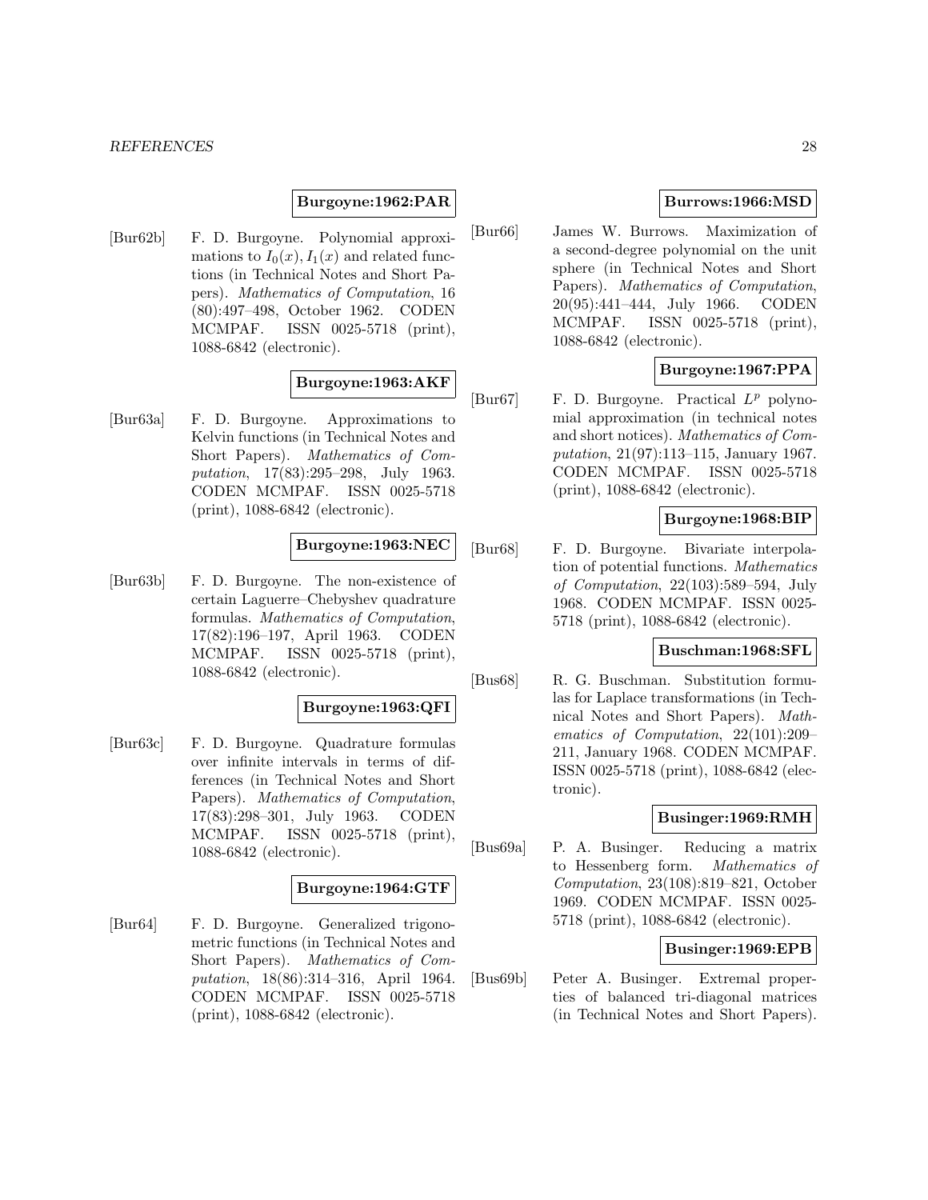**Burgoyne:1962:PAR**

[Bur62b] F. D. Burgoyne. Polynomial approximations to $I_0(x), I_1(x)$ and related functions (in Technical Notes and Short Papers). *Mathematics of Computation*, 16 (80):497–498, October 1962. CODEN MCMPAF. ISSN 0025-5718 (print), 1088-6842 (electronic).

**Burgoyne:1963:AKF**

[Bur63a] F. D. Burgoyne. Approximations to Kelvin functions (in Technical Notes and Short Papers). *Mathematics of Computation*, 17(83):295–298, July 1963. CODEN MCMPAF. ISSN 0025-5718 (print), 1088-6842 (electronic).

**Burgoyne:1963:NEC**

[Bur63b] F. D. Burgoyne. The non-existence of certain Laguerre–Chebyshev quadrature formulas. *Mathematics of Computation*, 17(82):196–197, April 1963. CODEN MCMPAF. ISSN 0025-5718 (print), 1088-6842 (electronic).

**Burgoyne:1963:QFI**

[Bur63c] F. D. Burgoyne. Quadrature formulas over infinite intervals in terms of differences (in Technical Notes and Short Papers). *Mathematics of Computation*, 17(83):298–301, July 1963. CODEN MCMPAF. ISSN 0025-5718 (print), 1088-6842 (electronic).

**Burgoyne:1964:GTF**

[Bur64] F. D. Burgoyne. Generalized trigonometric functions (in Technical Notes and Short Papers). *Mathematics of Computation*, 18(86):314–316, April 1964. CODEN MCMPAF. ISSN 0025-5718 (print), 1088-6842 (electronic).

**Burrows:1966:MSD**

[Bur66] James W. Burrows. Maximization of a second-degree polynomial on the unit sphere (in Technical Notes and Short Papers). *Mathematics of Computation*, 20(95):441–444, July 1966. CODEN MCMPAF. ISSN 0025-5718 (print), 1088-6842 (electronic).

**Burgoyne:1967:PPA**

[Bur67] F. D. Burgoyne. Practical $L^p$ polynomial approximation (in technical notes and short notices). *Mathematics of Computation*, 21(97):113–115, January 1967. CODEN MCMPAF. ISSN 0025-5718 (print), 1088-6842 (electronic).

**Burgoyne:1968:BIP**

[Bur68] F. D. Burgoyne. Bivariate interpolation of potential functions. *Mathematics of Computation*, 22(103):589–594, July 1968. CODEN MCMPAF. ISSN 0025-5718 (print), 1088-6842 (electronic).

**Buschman:1968:SFL**

[Bus68] R. G. Buschman. Substitution formulas for Laplace transformations (in Technical Notes and Short Papers). *Mathematics of Computation*, 22(101):209–211, January 1968. CODEN MCMPAF. ISSN 0025-5718 (print), 1088-6842 (electronic).

**Businger:1969:RMH**

[Bus69a] P. A. Businger. Reducing a matrix to Hessenberg form. *Mathematics of Computation*, 23(108):819–821, October 1969. CODEN MCMPAF. ISSN 0025-5718 (print), 1088-6842 (electronic).

**Businger:1969:EPB**

[Bus69b] Peter A. Businger. Extremal properties of balanced tri-diagonal matrices (in Technical Notes and Short Papers).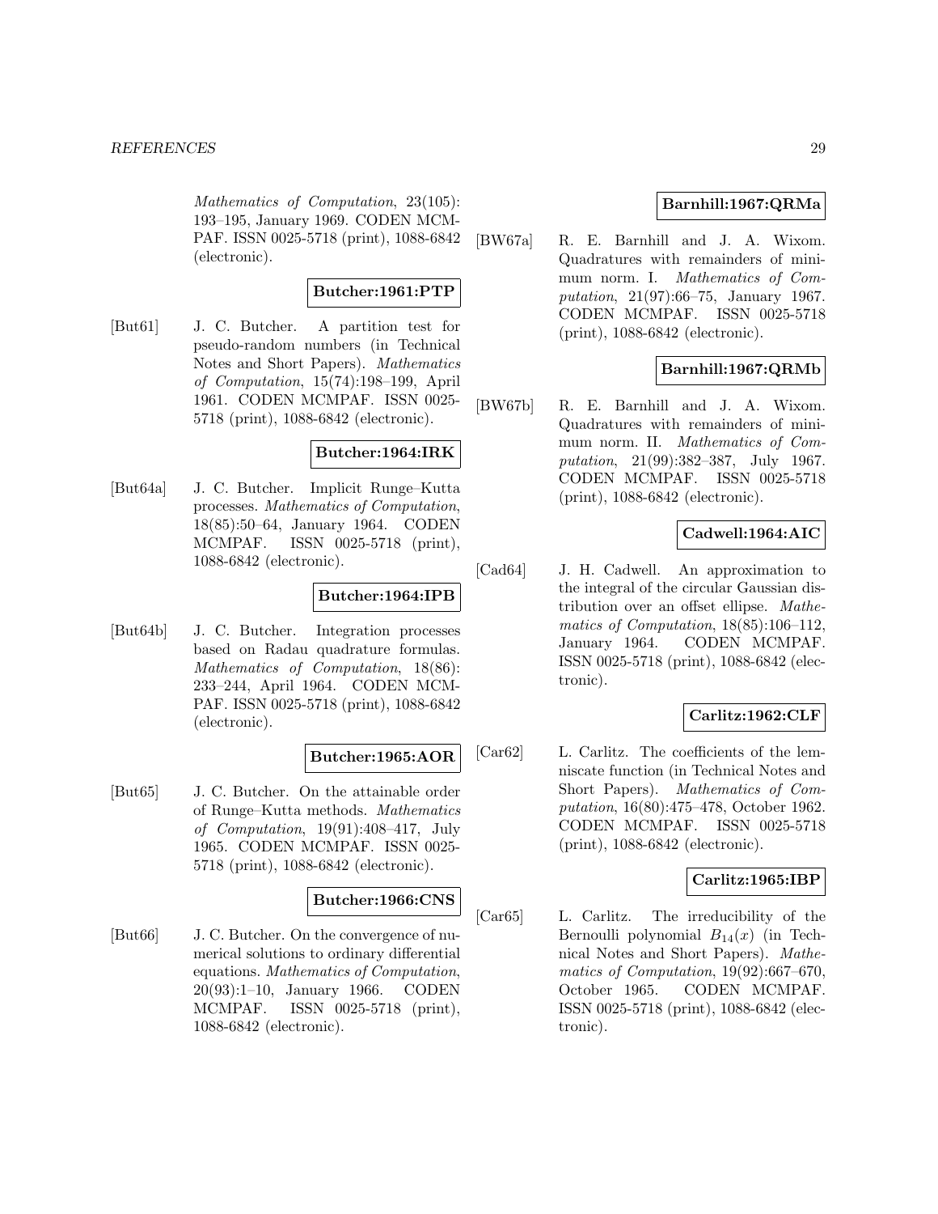*Mathematics of Computation*, 23(105): 193–195, January 1969. CODEN MCMPAF. ISSN 0025-5718 (print), 1088-6842 (electronic).

**Butcher:1961:PTP**

[But61] J. C. Butcher. A partition test for pseudo-random numbers (in Technical Notes and Short Papers). *Mathematics of Computation*, 15(74):198–199, April 1961. CODEN MCMPAF. ISSN 0025-5718 (print), 1088-6842 (electronic).

**Butcher:1964:IRK**

[But64a] J. C. Butcher. Implicit Runge–Kutta processes. *Mathematics of Computation*, 18(85):50–64, January 1964. CODEN MCMPAF. ISSN 0025-5718 (print), 1088-6842 (electronic).

**Butcher:1964:IPB**

[But64b] J. C. Butcher. Integration processes based on Radau quadrature formulas. *Mathematics of Computation*, 18(86): 233–244, April 1964. CODEN MCMPAF. ISSN 0025-5718 (print), 1088-6842 (electronic).

**Butcher:1965:AOR**

[But65] J. C. Butcher. On the attainable order of Runge–Kutta methods. *Mathematics of Computation*, 19(91):408–417, July 1965. CODEN MCMPAF. ISSN 0025-5718 (print), 1088-6842 (electronic).

**Butcher:1966:CNS**

[But66] J. C. Butcher. On the convergence of numerical solutions to ordinary differential equations. *Mathematics of Computation*, 20(93):1–10, January 1966. CODEN MCMPAF. ISSN 0025-5718 (print), 1088-6842 (electronic).

**Barnhill:1967:QRMa**

[BW67a] R. E. Barnhill and J. A. Wixom. Quadratures with remainders of minimum norm. I. *Mathematics of Computation*, 21(97):66–75, January 1967. CODEN MCMPAF. ISSN 0025-5718 (print), 1088-6842 (electronic).

**Barnhill:1967:QRMb**

[BW67b] R. E. Barnhill and J. A. Wixom. Quadratures with remainders of minimum norm. II. *Mathematics of Computation*, 21(99):382–387, July 1967. CODEN MCMPAF. ISSN 0025-5718 (print), 1088-6842 (electronic).

**Cadwell:1964:AIC**

[Cad64] J. H. Cadwell. An approximation to the integral of the circular Gaussian distribution over an offset ellipse. *Mathematics of Computation*, 18(85):106–112, January 1964. CODEN MCMPAF. ISSN 0025-5718 (print), 1088-6842 (electronic).

**Carlitz:1962:CLF**

[Car62] L. Carlitz. The coefficients of the lemniscate function (in Technical Notes and Short Papers). *Mathematics of Computation*, 16(80):475–478, October 1962. CODEN MCMPAF. ISSN 0025-5718 (print), 1088-6842 (electronic).

**Carlitz:1965:IBP**

[Car65] L. Carlitz. The irreducibility of the Bernoulli polynomial $B_{14}(x)$ (in Technical Notes and Short Papers). *Mathematics of Computation*, 19(92):667–670, October 1965. CODEN MCMPAF. ISSN 0025-5718 (print), 1088-6842 (electronic).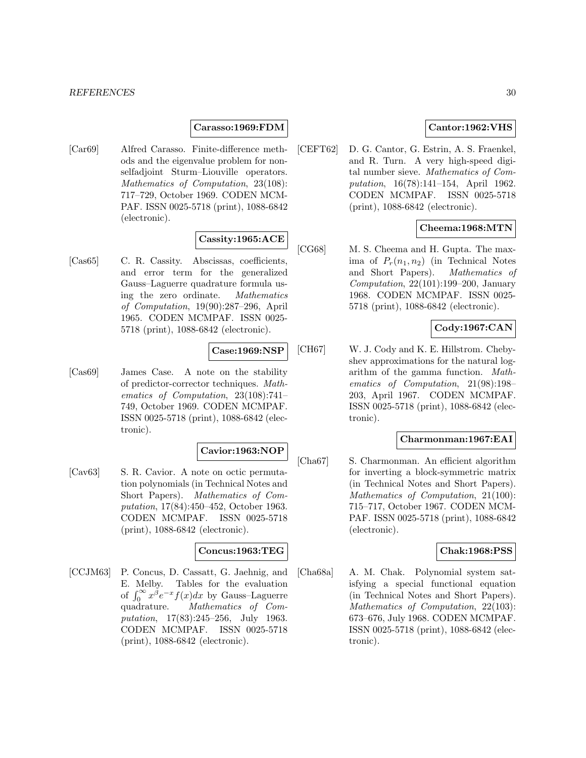**Carasso:1969:FDM**

[Car69] Alfred Carasso. Finite-difference methods and the eigenvalue problem for nonselfadjoint Sturm–Liouville operators. *Mathematics of Computation*, 23(108): 717–729, October 1969. CODEN MCMPAF. ISSN 0025-5718 (print), 1088-6842 (electronic).

**Cassity:1965:ACE**

[Cas65] C. R. Cassity. Abscissas, coefficients, and error term for the generalized Gauss–Laguerre quadrature formula using the zero ordinate. *Mathematics of Computation*, 19(90):287–296, April 1965. CODEN MCMPAF. ISSN 0025-5718 (print), 1088-6842 (electronic).

**Case:1969:NSP**

[Cas69] James Case. A note on the stability of predictor-corrector techniques. *Mathematics of Computation*, 23(108):741–749, October 1969. CODEN MCMPAF. ISSN 0025-5718 (print), 1088-6842 (electronic).

**Cavior:1963:NOP**

[Cav63] S. R. Cavior. A note on octic permutation polynomials (in Technical Notes and Short Papers). *Mathematics of Computation*, 17(84):450–452, October 1963. CODEN MCMPAF. ISSN 0025-5718 (print), 1088-6842 (electronic).

**Concus:1963:TEG**

[CCJM63] P. Concus, D. Cassatt, G. Jaehnig, and E. Melby. Tables for the evaluation of $\int_0^\infty x^\beta e^{-x} f(x)dx$ by Gauss–Laguerre quadrature. *Mathematics of Computation*, 17(83):245–256, July 1963. CODEN MCMPAF. ISSN 0025-5718 (print), 1088-6842 (electronic).

**Cantor:1962:VHS**

[CEFT62] D. G. Cantor, G. Estrin, A. S. Fraenkel, and R. Turn. A very high-speed digital number sieve. *Mathematics of Computation*, 16(78):141–154, April 1962. CODEN MCMPAF. ISSN 0025-5718 (print), 1088-6842 (electronic).

**Cheema:1968:MTN**

[CG68] M. S. Cheema and H. Gupta. The maxima of $P_r(n_1, n_2)$ (in Technical Notes and Short Papers). *Mathematics of Computation*, 22(101):199–200, January 1968. CODEN MCMPAF. ISSN 0025-5718 (print), 1088-6842 (electronic).

**Cody:1967:CAN**

[CH67] W. J. Cody and K. E. Hillstrom. Chebyshev approximations for the natural logarithm of the gamma function. *Mathematics of Computation*, 21(98):198–203, April 1967. CODEN MCMPAF. ISSN 0025-5718 (print), 1088-6842 (electronic).

**Charmonman:1967:EAI**

[Cha67] S. Charmonman. An efficient algorithm for inverting a block-symmetric matrix (in Technical Notes and Short Papers). *Mathematics of Computation*, 21(100): 715–717, October 1967. CODEN MCMPAF. ISSN 0025-5718 (print), 1088-6842 (electronic).

**Chak:1968:PSS**

[Cha68a] A. M. Chak. Polynomial system satisfying a special functional equation (in Technical Notes and Short Papers). *Mathematics of Computation*, 22(103): 673–676, July 1968. CODEN MCMPAF. ISSN 0025-5718 (print), 1088-6842 (electronic).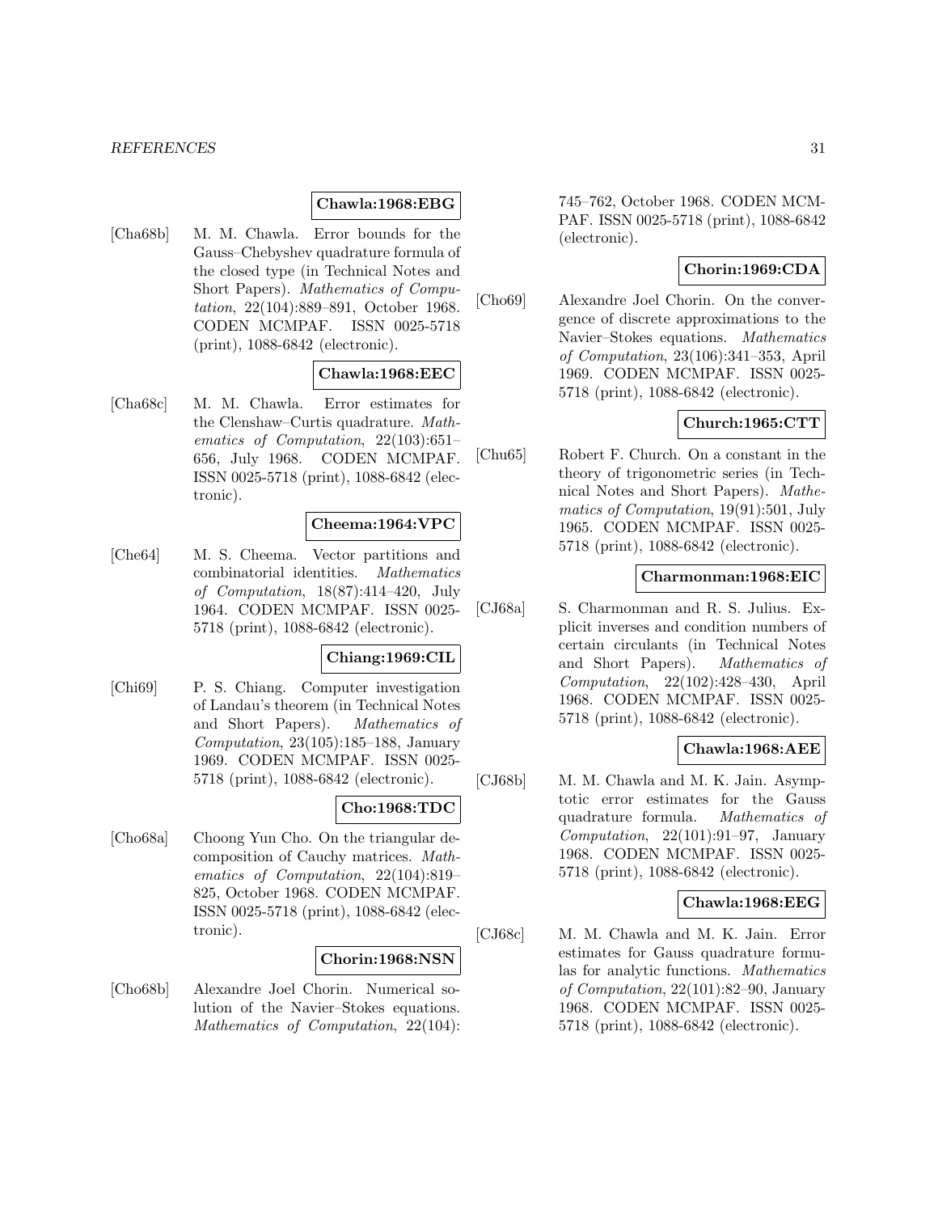**Chawla:1968:EBG**

[Cha68b] M. M. Chawla. Error bounds for the Gauss–Chebyshev quadrature formula of the closed type (in Technical Notes and Short Papers). *Mathematics of Computation*, 22(104):889–891, October 1968. CODEN MCMPAF. ISSN 0025-5718 (print), 1088-6842 (electronic).

**Chawla:1968:EEC**

[Cha68c] M. M. Chawla. Error estimates for the Clenshaw–Curtis quadrature. *Mathematics of Computation*, 22(103):651–656, July 1968. CODEN MCMPAF. ISSN 0025-5718 (print), 1088-6842 (electronic).

**Cheema:1964:VPC**

[Che64] M. S. Cheema. Vector partitions and combinatorial identities. *Mathematics of Computation*, 18(87):414–420, July 1964. CODEN MCMPAF. ISSN 0025-5718 (print), 1088-6842 (electronic).

**Chiang:1969:CIL**

[Chi69] P. S. Chiang. Computer investigation of Landau's theorem (in Technical Notes and Short Papers). *Mathematics of Computation*, 23(105):185–188, January 1969. CODEN MCMPAF. ISSN 0025-5718 (print), 1088-6842 (electronic).

**Cho:1968:TDC**

[Cho68a] Choong Yun Cho. On the triangular decomposition of Cauchy matrices. *Mathematics of Computation*, 22(104):819–825, October 1968. CODEN MCMPAF. ISSN 0025-5718 (print), 1088-6842 (electronic).

**Chorin:1968:NSN**

[Cho68b] Alexandre Joel Chorin. Numerical solution of the Navier–Stokes equations. *Mathematics of Computation*, 22(104): 745–762, October 1968. CODEN MCMPAF. ISSN 0025-5718 (print), 1088-6842 (electronic).

**Chorin:1969:CDA**

[Cho69] Alexandre Joel Chorin. On the convergence of discrete approximations to the Navier–Stokes equations. *Mathematics of Computation*, 23(106):341–353, April 1969. CODEN MCMPAF. ISSN 0025-5718 (print), 1088-6842 (electronic).

**Church:1965:CTT**

[Chu65] Robert F. Church. On a constant in the theory of trigonometric series (in Technical Notes and Short Papers). *Mathematics of Computation*, 19(91):501, July 1965. CODEN MCMPAF. ISSN 0025-5718 (print), 1088-6842 (electronic).

**Charmonman:1968:EIC**

[CJ68a] S. Charmonman and R. S. Julius. Explicit inverses and condition numbers of certain circulants (in Technical Notes and Short Papers). *Mathematics of Computation*, 22(102):428–430, April 1968. CODEN MCMPAF. ISSN 0025-5718 (print), 1088-6842 (electronic).

**Chawla:1968:AEE**

[CJ68b] M. M. Chawla and M. K. Jain. Asymptotic error estimates for the Gauss quadrature formula. *Mathematics of Computation*, 22(101):91–97, January 1968. CODEN MCMPAF. ISSN 0025-5718 (print), 1088-6842 (electronic).

**Chawla:1968:EEG**

[CJ68c] M. M. Chawla and M. K. Jain. Error estimates for Gauss quadrature formulas for analytic functions. *Mathematics of Computation*, 22(101):82–90, January 1968. CODEN MCMPAF. ISSN 0025-5718 (print), 1088-6842 (electronic).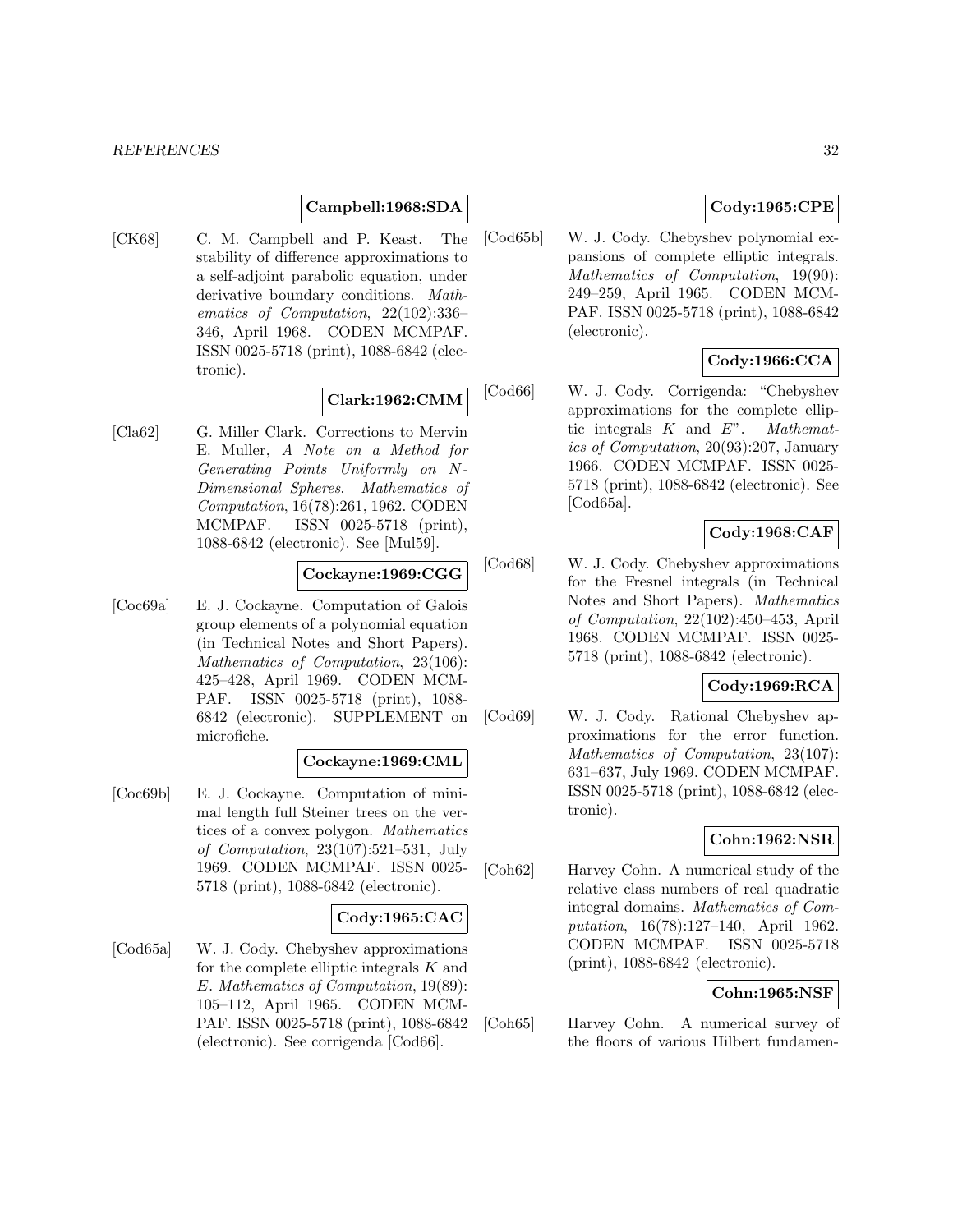**Campbell:1968:SDA**

[CK68] C. M. Campbell and P. Keast. The stability of difference approximations to a self-adjoint parabolic equation, under derivative boundary conditions. *Mathematics of Computation*, 22(102):336–346, April 1968. CODEN MCMPAF. ISSN 0025-5718 (print), 1088-6842 (electronic).

**Clark:1962:CMM**

[Cla62] G. Miller Clark. Corrections to Mervin E. Muller, *A Note on a Method for Generating Points Uniformly on N-Dimensional Spheres*. *Mathematics of Computation*, 16(78):261, 1962. CODEN MCMPAF. ISSN 0025-5718 (print), 1088-6842 (electronic). See [Mul59].

**Cockayne:1969:CGG**

[Coc69a] E. J. Cockayne. Computation of Galois group elements of a polynomial equation (in Technical Notes and Short Papers). *Mathematics of Computation*, 23(106): 425–428, April 1969. CODEN MCMPAF. ISSN 0025-5718 (print), 1088-6842 (electronic). SUPPLEMENT on microfiche.

**Cockayne:1969:CML**

[Coc69b] E. J. Cockayne. Computation of minimal length full Steiner trees on the vertices of a convex polygon. *Mathematics of Computation*, 23(107):521–531, July 1969. CODEN MCMPAF. ISSN 0025-5718 (print), 1088-6842 (electronic).

**Cody:1965:CAC**

[Cod65a] W. J. Cody. Chebyshev approximations for the complete elliptic integrals $K$ and $E$. *Mathematics of Computation*, 19(89): 105–112, April 1965. CODEN MCMPAF. ISSN 0025-5718 (print), 1088-6842 (electronic). See corrigenda [Cod66].

**Cody:1965:CPE**

[Cod65b] W. J. Cody. Chebyshev polynomial expansions of complete elliptic integrals. *Mathematics of Computation*, 19(90): 249–259, April 1965. CODEN MCMPAF. ISSN 0025-5718 (print), 1088-6842 (electronic).

**Cody:1966:CCA**

[Cod66] W. J. Cody. Corrigenda: "Chebyshev approximations for the complete elliptic integrals $K$ and $E$". *Mathematics of Computation*, 20(93):207, January 1966. CODEN MCMPAF. ISSN 0025-5718 (print), 1088-6842 (electronic). See [Cod65a].

**Cody:1968:CAF**

[Cod68] W. J. Cody. Chebyshev approximations for the Fresnel integrals (in Technical Notes and Short Papers). *Mathematics of Computation*, 22(102):450–453, April 1968. CODEN MCMPAF. ISSN 0025-5718 (print), 1088-6842 (electronic).

**Cody:1969:RCA**

[Cod69] W. J. Cody. Rational Chebyshev approximations for the error function. *Mathematics of Computation*, 23(107): 631–637, July 1969. CODEN MCMPAF. ISSN 0025-5718 (print), 1088-6842 (electronic).

**Cohn:1962:NSR**

[Coh62] Harvey Cohn. A numerical study of the relative class numbers of real quadratic integral domains. *Mathematics of Computation*, 16(78):127–140, April 1962. CODEN MCMPAF. ISSN 0025-5718 (print), 1088-6842 (electronic).

**Cohn:1965:NSF**

[Coh65] Harvey Cohn. A numerical survey of the floors of various Hilbert fundamen-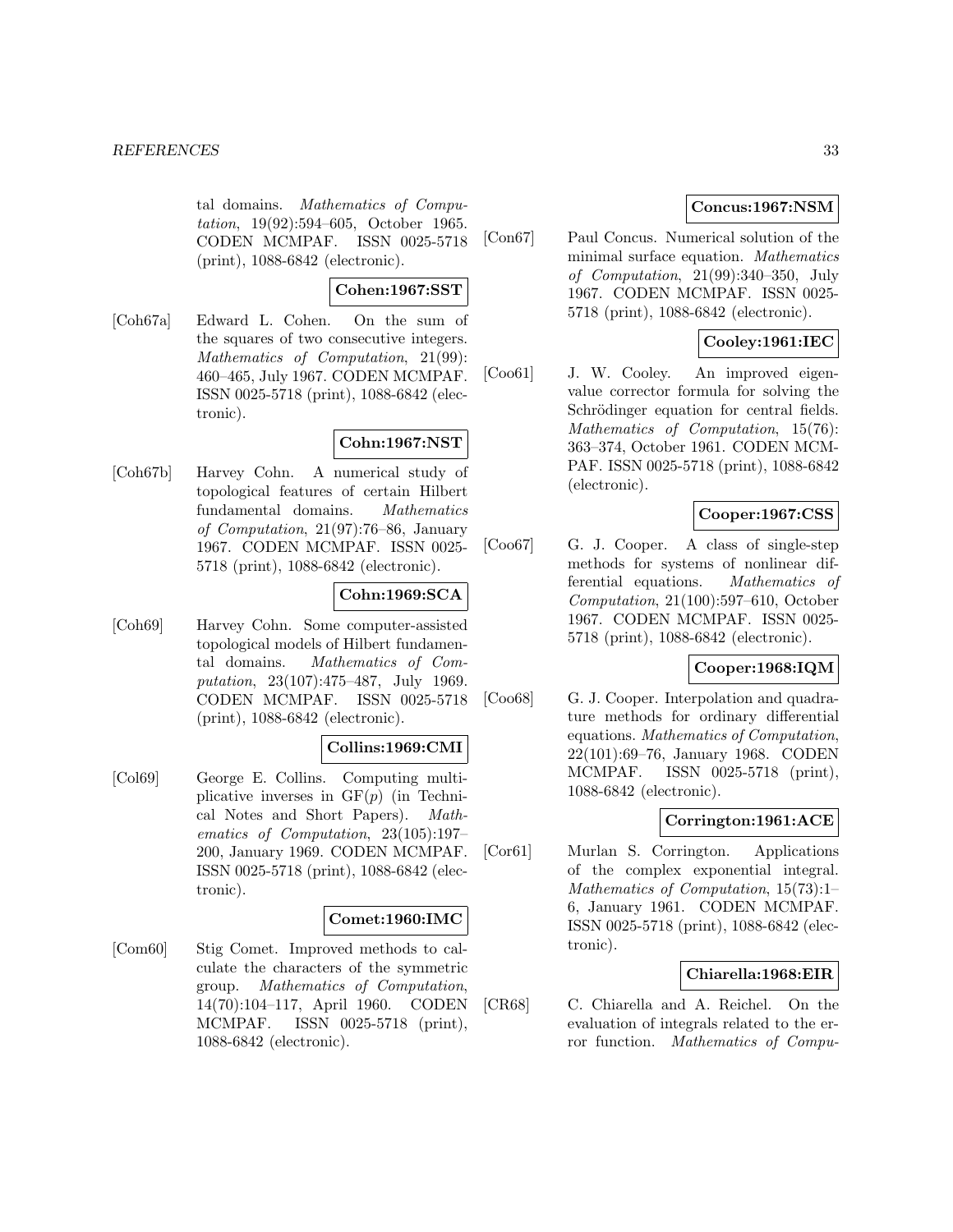tal domains. *Mathematics of Computation*, 19(92):594–605, October 1965. CODEN MCMPAF. ISSN 0025-5718 (print), 1088-6842 (electronic).

**Cohen:1967:SST**

[Coh67a] Edward L. Cohen. On the sum of the squares of two consecutive integers. *Mathematics of Computation*, 21(99): 460–465, July 1967. CODEN MCMPAF. ISSN 0025-5718 (print), 1088-6842 (electronic).

**Cohn:1967:NST**

[Coh67b] Harvey Cohn. A numerical study of topological features of certain Hilbert fundamental domains. *Mathematics of Computation*, 21(97):76–86, January 1967. CODEN MCMPAF. ISSN 0025-5718 (print), 1088-6842 (electronic).

**Cohn:1969:SCA**

[Coh69] Harvey Cohn. Some computer-assisted topological models of Hilbert fundamental domains. *Mathematics of Computation*, 23(107):475–487, July 1969. CODEN MCMPAF. ISSN 0025-5718 (print), 1088-6842 (electronic).

**Collins:1969:CMI**

[Col69] George E. Collins. Computing multiplicative inverses in $\mathrm{GF}(p)$ (in Technical Notes and Short Papers). *Mathematics of Computation*, 23(105):197–200, January 1969. CODEN MCMPAF. ISSN 0025-5718 (print), 1088-6842 (electronic).

**Comet:1960:IMC**

[Com60] Stig Comet. Improved methods to calculate the characters of the symmetric group. *Mathematics of Computation*, 14(70):104–117, April 1960. CODEN MCMPAF. ISSN 0025-5718 (print), 1088-6842 (electronic).

**Concus:1967:NSM**

[Con67] Paul Concus. Numerical solution of the minimal surface equation. *Mathematics of Computation*, 21(99):340–350, July 1967. CODEN MCMPAF. ISSN 0025-5718 (print), 1088-6842 (electronic).

**Cooley:1961:IEC**

[Coo61] J. W. Cooley. An improved eigenvalue corrector formula for solving the Schrödinger equation for central fields. *Mathematics of Computation*, 15(76): 363–374, October 1961. CODEN MCMPAF. ISSN 0025-5718 (print), 1088-6842 (electronic).

**Cooper:1967:CSS**

[Coo67] G. J. Cooper. A class of single-step methods for systems of nonlinear differential equations. *Mathematics of Computation*, 21(100):597–610, October 1967. CODEN MCMPAF. ISSN 0025-5718 (print), 1088-6842 (electronic).

**Cooper:1968:IQM**

[Coo68] G. J. Cooper. Interpolation and quadrature methods for ordinary differential equations. *Mathematics of Computation*, 22(101):69–76, January 1968. CODEN MCMPAF. ISSN 0025-5718 (print), 1088-6842 (electronic).

**Corrington:1961:ACE**

[Cor61] Murlan S. Corrington. Applications of the complex exponential integral. *Mathematics of Computation*, 15(73):1–6, January 1961. CODEN MCMPAF. ISSN 0025-5718 (print), 1088-6842 (electronic).

**Chiarella:1968:EIR**

[CR68] C. Chiarella and A. Reichel. On the evaluation of integrals related to the error function. *Mathematics of Compu-*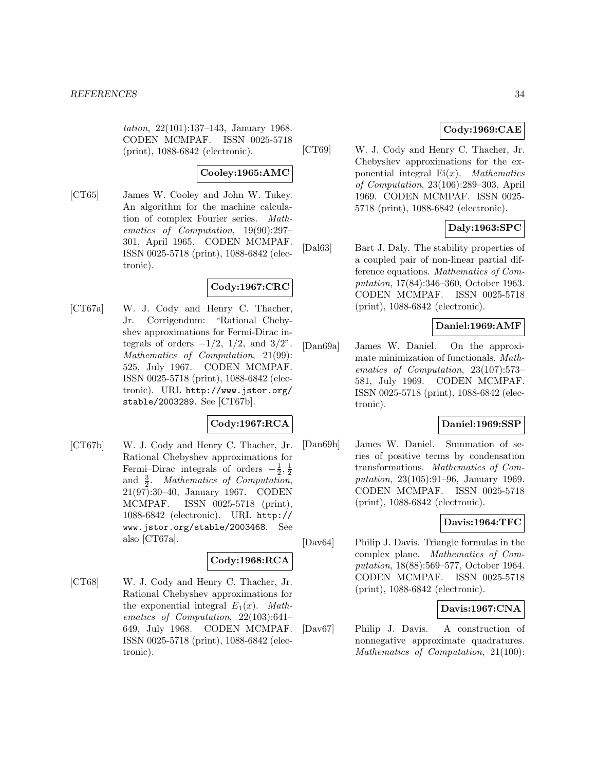*tation*, 22(101):137–143, January 1968. CODEN MCMPAF. ISSN 0025-5718 (print), 1088-6842 (electronic).

**Cooley:1965:AMC**

[CT65] James W. Cooley and John W. Tukey. An algorithm for the machine calculation of complex Fourier series. *Mathematics of Computation*, 19(90):297–301, April 1965. CODEN MCMPAF. ISSN 0025-5718 (print), 1088-6842 (electronic).

**Cody:1967:CRC**

[CT67a] W. J. Cody and Henry C. Thacher, Jr. Corrigendum: "Rational Chebyshev approximations for Fermi-Dirac integrals of orders $-1/2$, $1/2$, and $3/2$". *Mathematics of Computation*, 21(99): 525, July 1967. CODEN MCMPAF. ISSN 0025-5718 (print), 1088-6842 (electronic). URL http://www.jstor.org/stable/2003289. See [CT67b].

**Cody:1967:RCA**

[CT67b] W. J. Cody and Henry C. Thacher, Jr. Rational Chebyshev approximations for Fermi–Dirac integrals of orders $-\frac{1}{2}, \frac{1}{2}$ and $\frac{3}{2}$. *Mathematics of Computation*, 21(97):30–40, January 1967. CODEN MCMPAF. ISSN 0025-5718 (print), 1088-6842 (electronic). URL http://www.jstor.org/stable/2003468. See also [CT67a].

**Cody:1968:RCA**

[CT68] W. J. Cody and Henry C. Thacher, Jr. Rational Chebyshev approximations for the exponential integral $E_1(x)$. *Mathematics of Computation*, 22(103):641–649, July 1968. CODEN MCMPAF. ISSN 0025-5718 (print), 1088-6842 (electronic).

**Cody:1969:CAE**

[CT69] W. J. Cody and Henry C. Thacher, Jr. Chebyshev approximations for the exponential integral $\mathrm{Ei}(x)$. *Mathematics of Computation*, 23(106):289–303, April 1969. CODEN MCMPAF. ISSN 0025-5718 (print), 1088-6842 (electronic).

**Daly:1963:SPC**

[Dal63] Bart J. Daly. The stability properties of a coupled pair of non-linear partial difference equations. *Mathematics of Computation*, 17(84):346–360, October 1963. CODEN MCMPAF. ISSN 0025-5718 (print), 1088-6842 (electronic).

**Daniel:1969:AMF**

[Dan69a] James W. Daniel. On the approximate minimization of functionals. *Mathematics of Computation*, 23(107):573–581, July 1969. CODEN MCMPAF. ISSN 0025-5718 (print), 1088-6842 (electronic).

**Daniel:1969:SSP**

[Dan69b] James W. Daniel. Summation of series of positive terms by condensation transformations. *Mathematics of Computation*, 23(105):91–96, January 1969. CODEN MCMPAF. ISSN 0025-5718 (print), 1088-6842 (electronic).

**Davis:1964:TFC**

[Dav64] Philip J. Davis. Triangle formulas in the complex plane. *Mathematics of Computation*, 18(88):569–577, October 1964. CODEN MCMPAF. ISSN 0025-5718 (print), 1088-6842 (electronic).

**Davis:1967:CNA**

[Dav67] Philip J. Davis. A construction of nonnegative approximate quadratures. *Mathematics of Computation*, 21(100):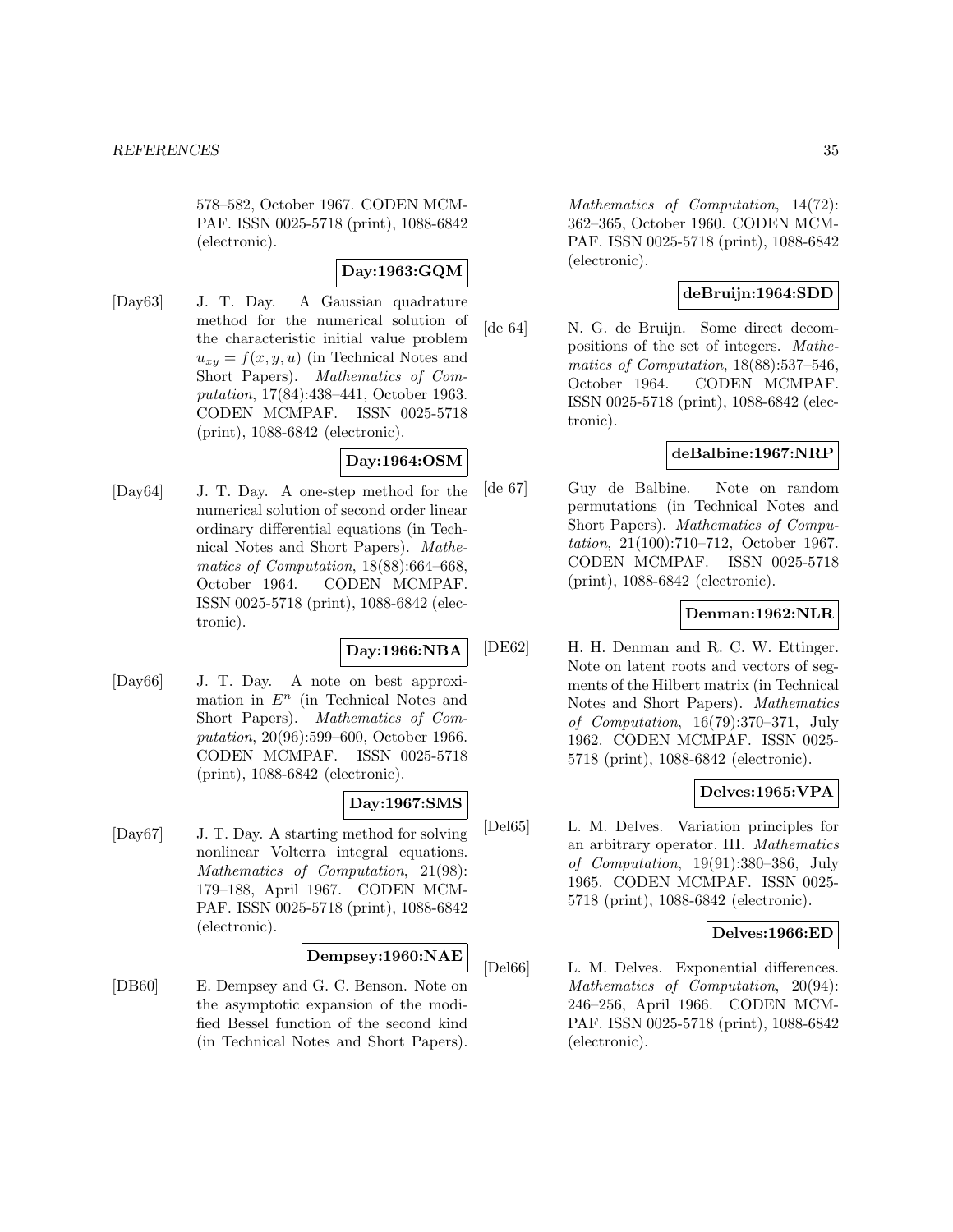578–582, October 1967. CODEN MCMPAF. ISSN 0025-5718 (print), 1088-6842 (electronic).

**Day:1963:GQM**

[Day63] J. T. Day. A Gaussian quadrature method for the numerical solution of the characteristic initial value problem $u_{xy} = f(x, y, u)$ (in Technical Notes and Short Papers). *Mathematics of Computation*, 17(84):438–441, October 1963. CODEN MCMPAF. ISSN 0025-5718 (print), 1088-6842 (electronic).

**Day:1964:OSM**

[Day64] J. T. Day. A one-step method for the numerical solution of second order linear ordinary differential equations (in Technical Notes and Short Papers). *Mathematics of Computation*, 18(88):664–668, October 1964. CODEN MCMPAF. ISSN 0025-5718 (print), 1088-6842 (electronic).

**Day:1966:NBA**

[Day66] J. T. Day. A note on best approximation in $E^n$ (in Technical Notes and Short Papers). *Mathematics of Computation*, 20(96):599–600, October 1966. CODEN MCMPAF. ISSN 0025-5718 (print), 1088-6842 (electronic).

**Day:1967:SMS**

[Day67] J. T. Day. A starting method for solving nonlinear Volterra integral equations. *Mathematics of Computation*, 21(98): 179–188, April 1967. CODEN MCMPAF. ISSN 0025-5718 (print), 1088-6842 (electronic).

**Dempsey:1960:NAE**

[DB60] E. Dempsey and G. C. Benson. Note on the asymptotic expansion of the modified Bessel function of the second kind (in Technical Notes and Short Papers). *Mathematics of Computation*, 14(72): 362–365, October 1960. CODEN MCMPAF. ISSN 0025-5718 (print), 1088-6842 (electronic).

**deBruijn:1964:SDD**

[de 64] N. G. de Bruijn. Some direct decompositions of the set of integers. *Mathematics of Computation*, 18(88):537–546, October 1964. CODEN MCMPAF. ISSN 0025-5718 (print), 1088-6842 (electronic).

**deBalbine:1967:NRP**

[de 67] Guy de Balbine. Note on random permutations (in Technical Notes and Short Papers). *Mathematics of Computation*, 21(100):710–712, October 1967. CODEN MCMPAF. ISSN 0025-5718 (print), 1088-6842 (electronic).

**Denman:1962:NLR**

[DE62] H. H. Denman and R. C. W. Ettinger. Note on latent roots and vectors of segments of the Hilbert matrix (in Technical Notes and Short Papers). *Mathematics of Computation*, 16(79):370–371, July 1962. CODEN MCMPAF. ISSN 0025-5718 (print), 1088-6842 (electronic).

**Delves:1965:VPA**

[Del65] L. M. Delves. Variation principles for an arbitrary operator. III. *Mathematics of Computation*, 19(91):380–386, July 1965. CODEN MCMPAF. ISSN 0025-5718 (print), 1088-6842 (electronic).

**Delves:1966:ED**

[Del66] L. M. Delves. Exponential differences. *Mathematics of Computation*, 20(94): 246–256, April 1966. CODEN MCMPAF. ISSN 0025-5718 (print), 1088-6842 (electronic).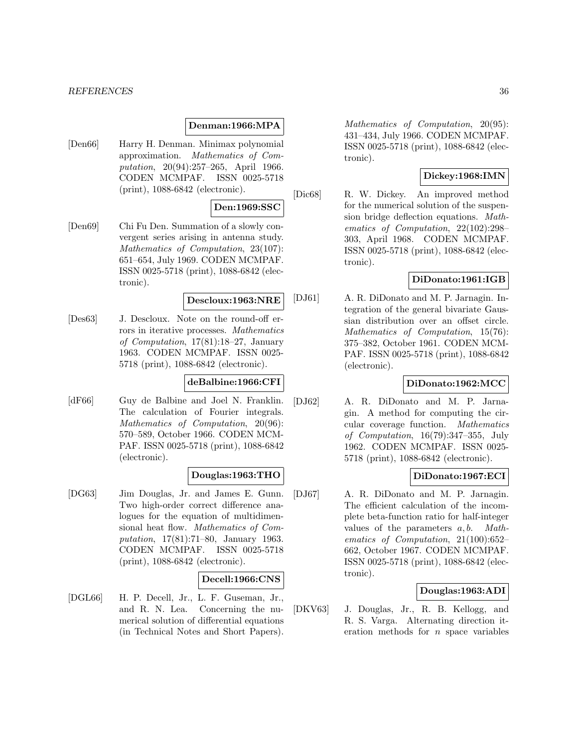**Denman:1966:MPA**

[Den66] Harry H. Denman. Minimax polynomial approximation. *Mathematics of Computation*, 20(94):257–265, April 1966. CODEN MCMPAF. ISSN 0025-5718 (print), 1088-6842 (electronic).

**Den:1969:SSC**

[Den69] Chi Fu Den. Summation of a slowly convergent series arising in antenna study. *Mathematics of Computation*, 23(107): 651–654, July 1969. CODEN MCMPAF. ISSN 0025-5718 (print), 1088-6842 (electronic).

**Descloux:1963:NRE**

[Des63] J. Descloux. Note on the round-off errors in iterative processes. *Mathematics of Computation*, 17(81):18–27, January 1963. CODEN MCMPAF. ISSN 0025-5718 (print), 1088-6842 (electronic).

**deBalbine:1966:CFI**

[dF66] Guy de Balbine and Joel N. Franklin. The calculation of Fourier integrals. *Mathematics of Computation*, 20(96): 570–589, October 1966. CODEN MCMPAF. ISSN 0025-5718 (print), 1088-6842 (electronic).

**Douglas:1963:THO**

[DG63] Jim Douglas, Jr. and James E. Gunn. Two high-order correct difference analogues for the equation of multidimensional heat flow. *Mathematics of Computation*, 17(81):71–80, January 1963. CODEN MCMPAF. ISSN 0025-5718 (print), 1088-6842 (electronic).

**Decell:1966:CNS**

[DGL66] H. P. Decell, Jr., L. F. Guseman, Jr., and R. N. Lea. Concerning the numerical solution of differential equations (in Technical Notes and Short Papers). *Mathematics of Computation*, 20(95): 431–434, July 1966. CODEN MCMPAF. ISSN 0025-5718 (print), 1088-6842 (electronic).

**Dickey:1968:IMN**

[Dic68] R. W. Dickey. An improved method for the numerical solution of the suspension bridge deflection equations. *Mathematics of Computation*, 22(102):298–303, April 1968. CODEN MCMPAF. ISSN 0025-5718 (print), 1088-6842 (electronic).

**DiDonato:1961:IGB**

[DJ61] A. R. DiDonato and M. P. Jarnagin. Integration of the general bivariate Gaussian distribution over an offset circle. *Mathematics of Computation*, 15(76): 375–382, October 1961. CODEN MCMPAF. ISSN 0025-5718 (print), 1088-6842 (electronic).

**DiDonato:1962:MCC**

[DJ62] A. R. DiDonato and M. P. Jarnagin. A method for computing the circular coverage function. *Mathematics of Computation*, 16(79):347–355, July 1962. CODEN MCMPAF. ISSN 0025-5718 (print), 1088-6842 (electronic).

**DiDonato:1967:ECI**

[DJ67] A. R. DiDonato and M. P. Jarnagin. The efficient calculation of the incomplete beta-function ratio for half-integer values of the parameters $a, b$. *Mathematics of Computation*, 21(100):652–662, October 1967. CODEN MCMPAF. ISSN 0025-5718 (print), 1088-6842 (electronic).

**Douglas:1963:ADI**

[DKV63] J. Douglas, Jr., R. B. Kellogg, and R. S. Varga. Alternating direction iteration methods for $n$ space variables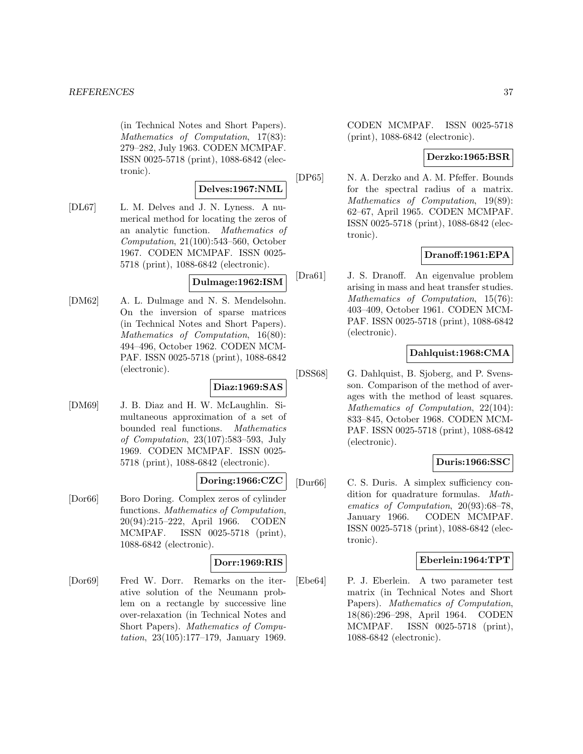(in Technical Notes and Short Papers). *Mathematics of Computation*, 17(83): 279–282, July 1963. CODEN MCMPAF. ISSN 0025-5718 (print), 1088-6842 (electronic).

**Delves:1967:NML**

[DL67] L. M. Delves and J. N. Lyness. A numerical method for locating the zeros of an analytic function. *Mathematics of Computation*, 21(100):543–560, October 1967. CODEN MCMPAF. ISSN 0025-5718 (print), 1088-6842 (electronic).

**Dulmage:1962:ISM**

[DM62] A. L. Dulmage and N. S. Mendelsohn. On the inversion of sparse matrices (in Technical Notes and Short Papers). *Mathematics of Computation*, 16(80): 494–496, October 1962. CODEN MCMPAF. ISSN 0025-5718 (print), 1088-6842 (electronic).

**Diaz:1969:SAS**

[DM69] J. B. Diaz and H. W. McLaughlin. Simultaneous approximation of a set of bounded real functions. *Mathematics of Computation*, 23(107):583–593, July 1969. CODEN MCMPAF. ISSN 0025-5718 (print), 1088-6842 (electronic).

**Doring:1966:CZC**

[Dor66] Boro Doring. Complex zeros of cylinder functions. *Mathematics of Computation*, 20(94):215–222, April 1966. CODEN MCMPAF. ISSN 0025-5718 (print), 1088-6842 (electronic).

**Dorr:1969:RIS**

[Dor69] Fred W. Dorr. Remarks on the iterative solution of the Neumann problem on a rectangle by successive line over-relaxation (in Technical Notes and Short Papers). *Mathematics of Computation*, 23(105):177–179, January 1969. CODEN MCMPAF. ISSN 0025-5718 (print), 1088-6842 (electronic).

**Derzko:1965:BSR**

[DP65] N. A. Derzko and A. M. Pfeffer. Bounds for the spectral radius of a matrix. *Mathematics of Computation*, 19(89): 62–67, April 1965. CODEN MCMPAF. ISSN 0025-5718 (print), 1088-6842 (electronic).

**Dranoff:1961:EPA**

[Dra61] J. S. Dranoff. An eigenvalue problem arising in mass and heat transfer studies. *Mathematics of Computation*, 15(76): 403–409, October 1961. CODEN MCMPAF. ISSN 0025-5718 (print), 1088-6842 (electronic).

**Dahlquist:1968:CMA**

[DSS68] G. Dahlquist, B. Sjoberg, and P. Svensson. Comparison of the method of averages with the method of least squares. *Mathematics of Computation*, 22(104): 833–845, October 1968. CODEN MCMPAF. ISSN 0025-5718 (print), 1088-6842 (electronic).

**Duris:1966:SSC**

[Dur66] C. S. Duris. A simplex sufficiency condition for quadrature formulas. *Mathematics of Computation*, 20(93):68–78, January 1966. CODEN MCMPAF. ISSN 0025-5718 (print), 1088-6842 (electronic).

**Eberlein:1964:TPT**

[Ebe64] P. J. Eberlein. A two parameter test matrix (in Technical Notes and Short Papers). *Mathematics of Computation*, 18(86):296–298, April 1964. CODEN MCMPAF. ISSN 0025-5718 (print), 1088-6842 (electronic).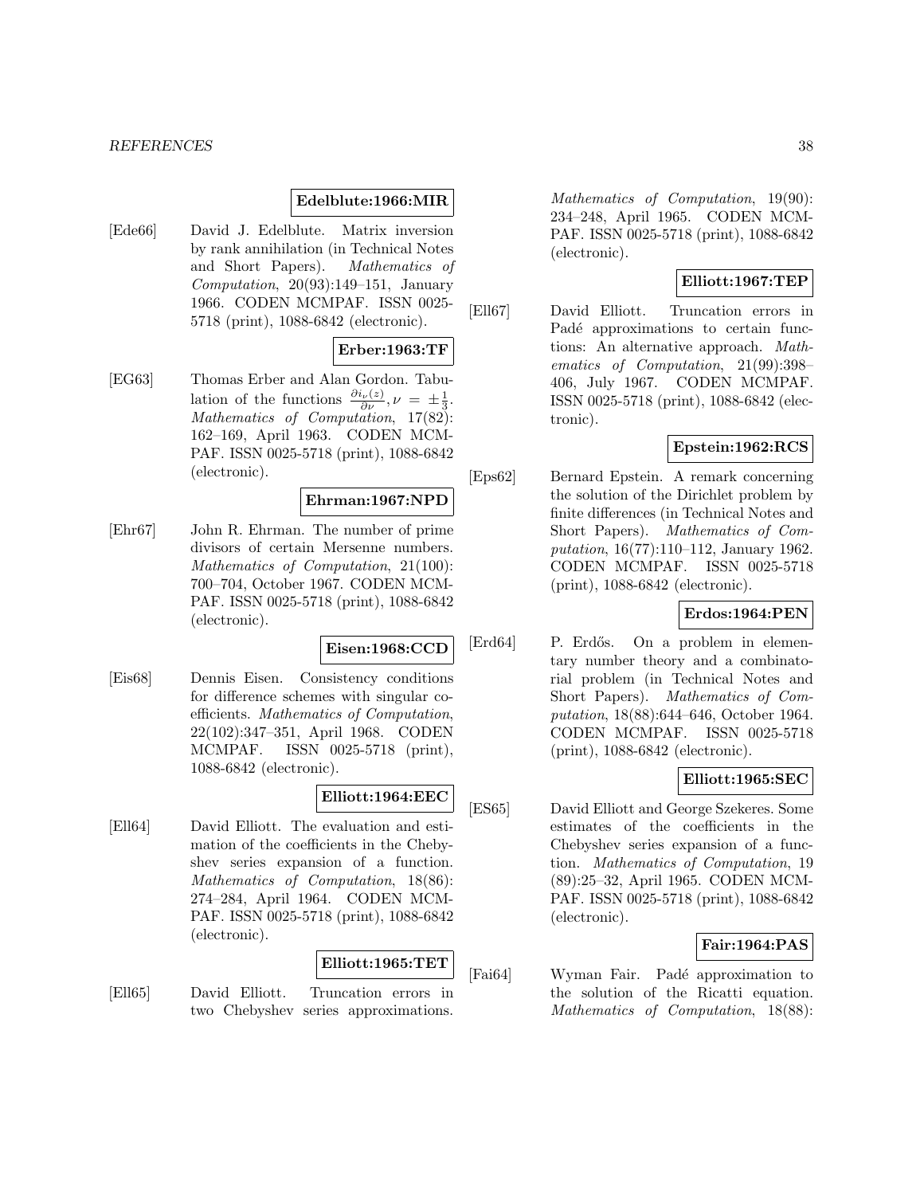**Edelblute:1966:MIR**

[Ede66] David J. Edelblute. Matrix inversion by rank annihilation (in Technical Notes and Short Papers). *Mathematics of Computation*, 20(93):149–151, January 1966. CODEN MCMPAF. ISSN 0025-5718 (print), 1088-6842 (electronic).

**Erber:1963:TF**

[EG63] Thomas Erber and Alan Gordon. Tabulation of the functions $\frac{\partial i_\nu(z)}{\partial \nu}, \nu = \pm\frac{1}{3}$. *Mathematics of Computation*, 17(82): 162–169, April 1963. CODEN MCMPAF. ISSN 0025-5718 (print), 1088-6842 (electronic).

**Ehrman:1967:NPD**

[Ehr67] John R. Ehrman. The number of prime divisors of certain Mersenne numbers. *Mathematics of Computation*, 21(100): 700–704, October 1967. CODEN MCMPAF. ISSN 0025-5718 (print), 1088-6842 (electronic).

**Eisen:1968:CCD**

[Eis68] Dennis Eisen. Consistency conditions for difference schemes with singular coefficients. *Mathematics of Computation*, 22(102):347–351, April 1968. CODEN MCMPAF. ISSN 0025-5718 (print), 1088-6842 (electronic).

**Elliott:1964:EEC**

[Ell64] David Elliott. The evaluation and estimation of the coefficients in the Chebyshev series expansion of a function. *Mathematics of Computation*, 18(86): 274–284, April 1964. CODEN MCMPAF. ISSN 0025-5718 (print), 1088-6842 (electronic).

**Elliott:1965:TET**

[Ell65] David Elliott. Truncation errors in two Chebyshev series approximations. *Mathematics of Computation*, 19(90): 234–248, April 1965. CODEN MCMPAF. ISSN 0025-5718 (print), 1088-6842 (electronic).

**Elliott:1967:TEP**

[Ell67] David Elliott. Truncation errors in Padé approximations to certain functions: An alternative approach. *Mathematics of Computation*, 21(99):398–406, July 1967. CODEN MCMPAF. ISSN 0025-5718 (print), 1088-6842 (electronic).

**Epstein:1962:RCS**

[Eps62] Bernard Epstein. A remark concerning the solution of the Dirichlet problem by finite differences (in Technical Notes and Short Papers). *Mathematics of Computation*, 16(77):110–112, January 1962. CODEN MCMPAF. ISSN 0025-5718 (print), 1088-6842 (electronic).

**Erdos:1964:PEN**

[Erd64] P. Erdős. On a problem in elementary number theory and a combinatorial problem (in Technical Notes and Short Papers). *Mathematics of Computation*, 18(88):644–646, October 1964. CODEN MCMPAF. ISSN 0025-5718 (print), 1088-6842 (electronic).

**Elliott:1965:SEC**

[ES65] David Elliott and George Szekeres. Some estimates of the coefficients in the Chebyshev series expansion of a function. *Mathematics of Computation*, 19 (89):25–32, April 1965. CODEN MCMPAF. ISSN 0025-5718 (print), 1088-6842 (electronic).

**Fair:1964:PAS**

[Fai64] Wyman Fair. Padé approximation to the solution of the Ricatti equation. *Mathematics of Computation*, 18(88):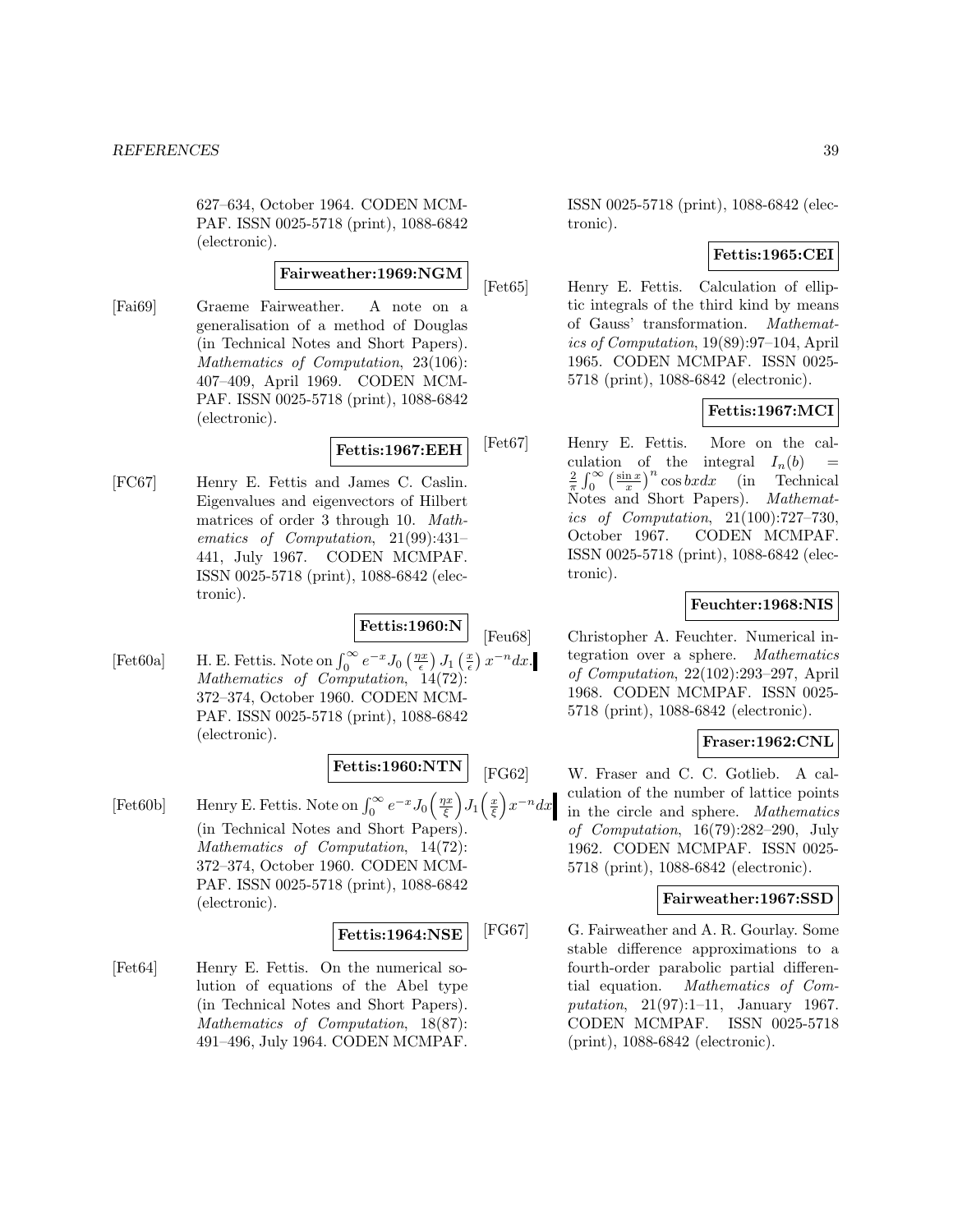627–634, October 1964. CODEN MCMPAF. ISSN 0025-5718 (print), 1088-6842 (electronic).

**Fairweather:1969:NGM**

[Fai69] Graeme Fairweather. A note on a generalisation of a method of Douglas (in Technical Notes and Short Papers). *Mathematics of Computation*, 23(106): 407–409, April 1969. CODEN MCMPAF. ISSN 0025-5718 (print), 1088-6842 (electronic).

**Fettis:1967:EEH**

[FC67] Henry E. Fettis and James C. Caslin. Eigenvalues and eigenvectors of Hilbert matrices of order 3 through 10. *Mathematics of Computation*, 21(99):431–441, July 1967. CODEN MCMPAF. ISSN 0025-5718 (print), 1088-6842 (electronic).

**Fettis:1960:N**

[Fet60a] H. E. Fettis. Note on $\int_0^\infty e^{-x} J_0\left(\frac{\eta x}{\epsilon}\right) J_1\left(\frac{x}{\epsilon}\right) x^{-n} dx$. *Mathematics of Computation*, 14(72): 372–374, October 1960. CODEN MCMPAF. ISSN 0025-5718 (print), 1088-6842 (electronic).

**Fettis:1960:NTN**

[Fet60b] Henry E. Fettis. Note on $\int_0^\infty e^{-x} J_0\left(\frac{\eta x}{\xi}\right) J_1\left(\frac{x}{\xi}\right) x^{-n} dx$ (in Technical Notes and Short Papers). *Mathematics of Computation*, 14(72): 372–374, October 1960. CODEN MCMPAF. ISSN 0025-5718 (print), 1088-6842 (electronic).

**Fettis:1964:NSE**

[Fet64] Henry E. Fettis. On the numerical solution of equations of the Abel type (in Technical Notes and Short Papers). *Mathematics of Computation*, 18(87): 491–496, July 1964. CODEN MCMPAF. ISSN 0025-5718 (print), 1088-6842 (electronic).

**Fettis:1965:CEI**

[Fet65] Henry E. Fettis. Calculation of elliptic integrals of the third kind by means of Gauss' transformation. *Mathematics of Computation*, 19(89):97–104, April 1965. CODEN MCMPAF. ISSN 0025-5718 (print), 1088-6842 (electronic).

**Fettis:1967:MCI**

[Fet67] Henry E. Fettis. More on the calculation of the integral $I_n(b) = \frac{2}{\pi}\int_0^\infty \left(\frac{\sin x}{x}\right)^n \cos bx dx$ (in Technical Notes and Short Papers). *Mathematics of Computation*, 21(100):727–730, October 1967. CODEN MCMPAF. ISSN 0025-5718 (print), 1088-6842 (electronic).

**Feuchter:1968:NIS**

[Feu68] Christopher A. Feuchter. Numerical integration over a sphere. *Mathematics of Computation*, 22(102):293–297, April 1968. CODEN MCMPAF. ISSN 0025-5718 (print), 1088-6842 (electronic).

**Fraser:1962:CNL**

[FG62] W. Fraser and C. C. Gotlieb. A calculation of the number of lattice points in the circle and sphere. *Mathematics of Computation*, 16(79):282–290, July 1962. CODEN MCMPAF. ISSN 0025-5718 (print), 1088-6842 (electronic).

**Fairweather:1967:SSD**

[FG67] G. Fairweather and A. R. Gourlay. Some stable difference approximations to a fourth-order parabolic partial differential equation. *Mathematics of Computation*, 21(97):1–11, January 1967. CODEN MCMPAF. ISSN 0025-5718 (print), 1088-6842 (electronic).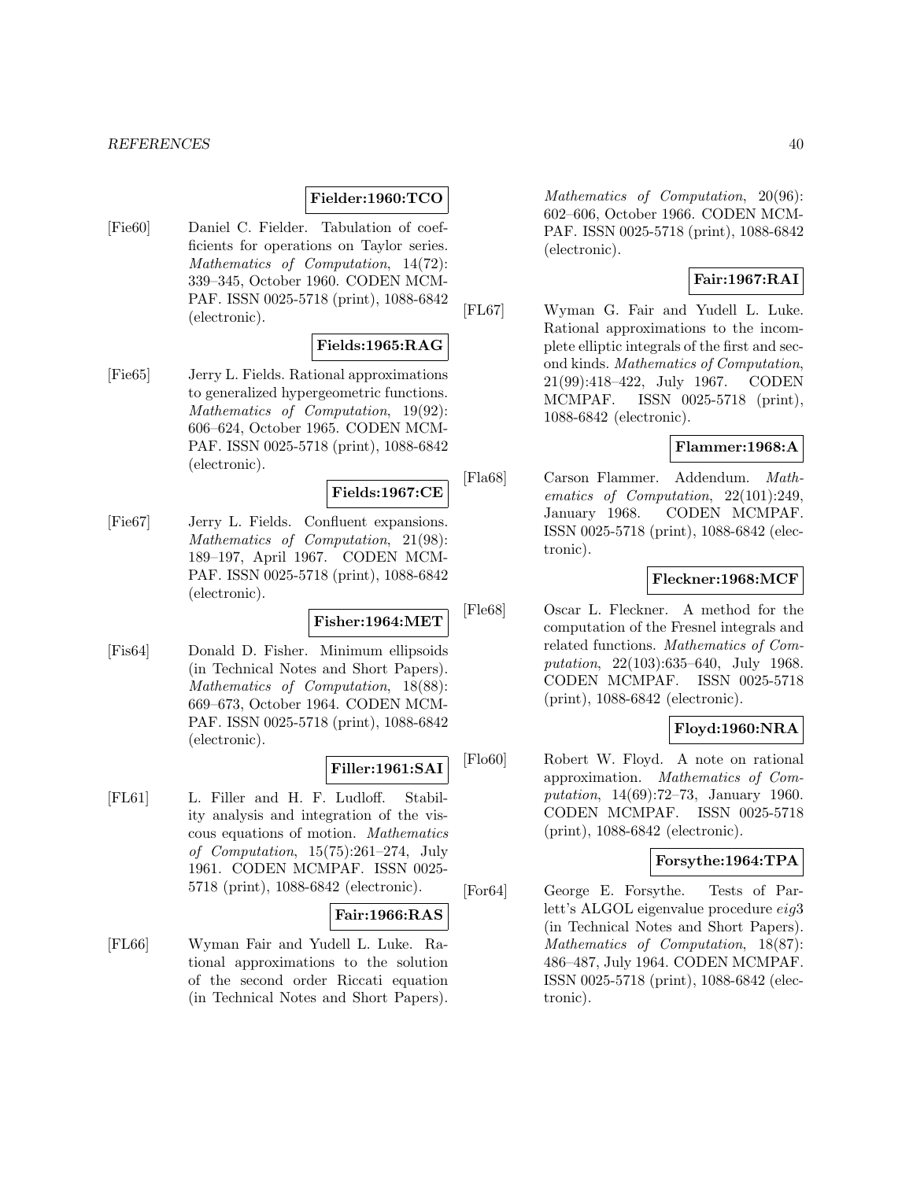**Fielder:1960:TCO**

[Fie60] Daniel C. Fielder. Tabulation of coefficients for operations on Taylor series. *Mathematics of Computation*, 14(72): 339–345, October 1960. CODEN MCMPAF. ISSN 0025-5718 (print), 1088-6842 (electronic).

**Fields:1965:RAG**

[Fie65] Jerry L. Fields. Rational approximations to generalized hypergeometric functions. *Mathematics of Computation*, 19(92): 606–624, October 1965. CODEN MCMPAF. ISSN 0025-5718 (print), 1088-6842 (electronic).

**Fields:1967:CE**

[Fie67] Jerry L. Fields. Confluent expansions. *Mathematics of Computation*, 21(98): 189–197, April 1967. CODEN MCMPAF. ISSN 0025-5718 (print), 1088-6842 (electronic).

**Fisher:1964:MET**

[Fis64] Donald D. Fisher. Minimum ellipsoids (in Technical Notes and Short Papers). *Mathematics of Computation*, 18(88): 669–673, October 1964. CODEN MCMPAF. ISSN 0025-5718 (print), 1088-6842 (electronic).

**Filler:1961:SAI**

[FL61] L. Filler and H. F. Ludloff. Stability analysis and integration of the viscous equations of motion. *Mathematics of Computation*, 15(75):261–274, July 1961. CODEN MCMPAF. ISSN 0025-5718 (print), 1088-6842 (electronic).

**Fair:1966:RAS**

[FL66] Wyman Fair and Yudell L. Luke. Rational approximations to the solution of the second order Riccati equation (in Technical Notes and Short Papers). *Mathematics of Computation*, 20(96): 602–606, October 1966. CODEN MCMPAF. ISSN 0025-5718 (print), 1088-6842 (electronic).

**Fair:1967:RAI**

[FL67] Wyman G. Fair and Yudell L. Luke. Rational approximations to the incomplete elliptic integrals of the first and second kinds. *Mathematics of Computation*, 21(99):418–422, July 1967. CODEN MCMPAF. ISSN 0025-5718 (print), 1088-6842 (electronic).

**Flammer:1968:A**

[Fla68] Carson Flammer. Addendum. *Mathematics of Computation*, 22(101):249, January 1968. CODEN MCMPAF. ISSN 0025-5718 (print), 1088-6842 (electronic).

**Fleckner:1968:MCF**

[Fle68] Oscar L. Fleckner. A method for the computation of the Fresnel integrals and related functions. *Mathematics of Computation*, 22(103):635–640, July 1968. CODEN MCMPAF. ISSN 0025-5718 (print), 1088-6842 (electronic).

**Floyd:1960:NRA**

[Flo60] Robert W. Floyd. A note on rational approximation. *Mathematics of Computation*, 14(69):72–73, January 1960. CODEN MCMPAF. ISSN 0025-5718 (print), 1088-6842 (electronic).

**Forsythe:1964:TPA**

[For64] George E. Forsythe. Tests of Parlett's ALGOL eigenvalue procedure *eig*3 (in Technical Notes and Short Papers). *Mathematics of Computation*, 18(87): 486–487, July 1964. CODEN MCMPAF. ISSN 0025-5718 (print), 1088-6842 (electronic).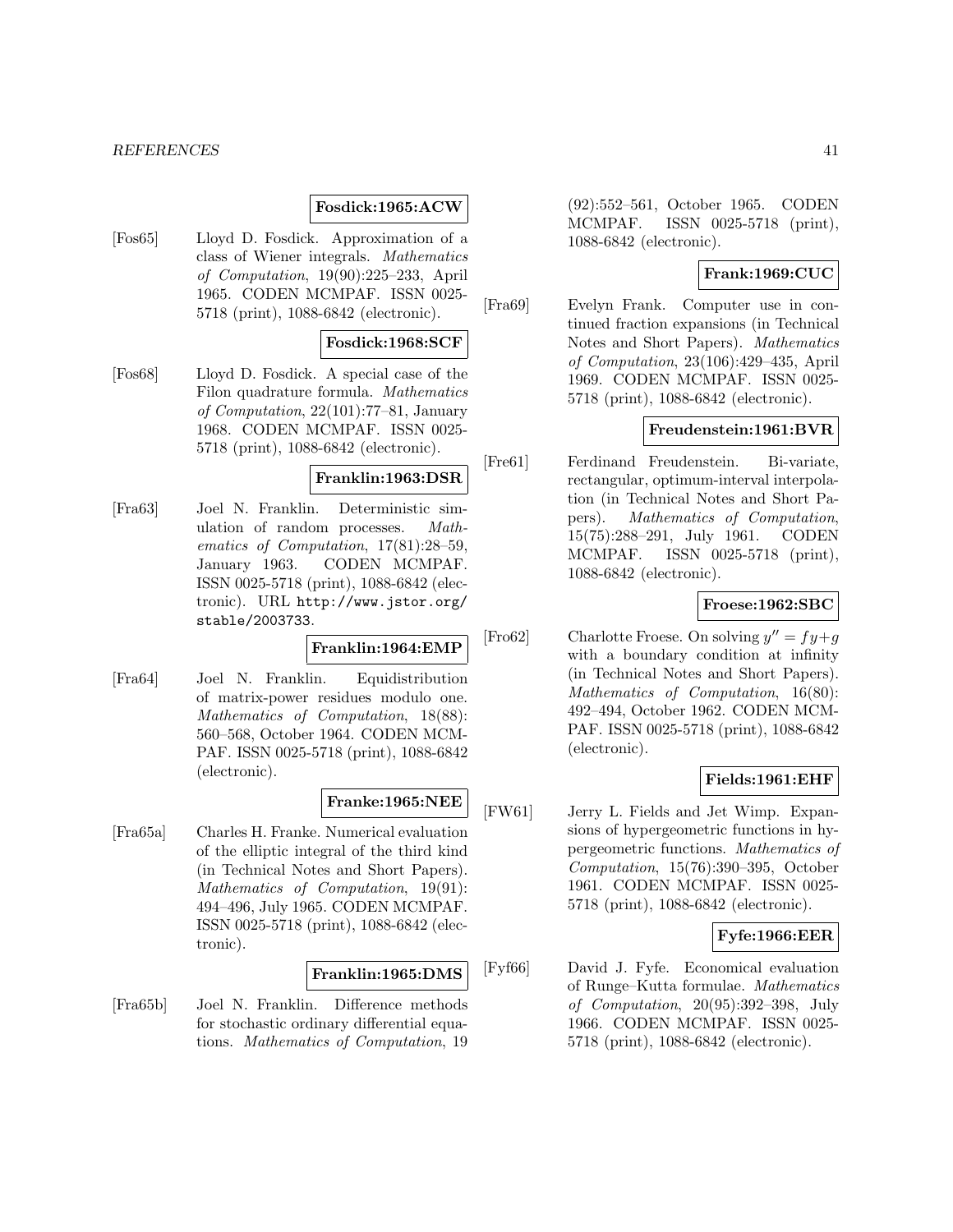**Fosdick:1965:ACW**

[Fos65] Lloyd D. Fosdick. Approximation of a class of Wiener integrals. *Mathematics of Computation*, 19(90):225–233, April 1965. CODEN MCMPAF. ISSN 0025-5718 (print), 1088-6842 (electronic).

**Fosdick:1968:SCF**

[Fos68] Lloyd D. Fosdick. A special case of the Filon quadrature formula. *Mathematics of Computation*, 22(101):77–81, January 1968. CODEN MCMPAF. ISSN 0025-5718 (print), 1088-6842 (electronic).

**Franklin:1963:DSR**

[Fra63] Joel N. Franklin. Deterministic simulation of random processes. *Mathematics of Computation*, 17(81):28–59, January 1963. CODEN MCMPAF. ISSN 0025-5718 (print), 1088-6842 (electronic). URL http://www.jstor.org/stable/2003733.

**Franklin:1964:EMP**

[Fra64] Joel N. Franklin. Equidistribution of matrix-power residues modulo one. *Mathematics of Computation*, 18(88): 560–568, October 1964. CODEN MCMPAF. ISSN 0025-5718 (print), 1088-6842 (electronic).

**Franke:1965:NEE**

[Fra65a] Charles H. Franke. Numerical evaluation of the elliptic integral of the third kind (in Technical Notes and Short Papers). *Mathematics of Computation*, 19(91): 494–496, July 1965. CODEN MCMPAF. ISSN 0025-5718 (print), 1088-6842 (electronic).

**Franklin:1965:DMS**

[Fra65b] Joel N. Franklin. Difference methods for stochastic ordinary differential equations. *Mathematics of Computation*, 19 (92):552–561, October 1965. CODEN MCMPAF. ISSN 0025-5718 (print), 1088-6842 (electronic).

**Frank:1969:CUC**

[Fra69] Evelyn Frank. Computer use in continued fraction expansions (in Technical Notes and Short Papers). *Mathematics of Computation*, 23(106):429–435, April 1969. CODEN MCMPAF. ISSN 0025-5718 (print), 1088-6842 (electronic).

**Freudenstein:1961:BVR**

[Fre61] Ferdinand Freudenstein. Bi-variate, rectangular, optimum-interval interpolation (in Technical Notes and Short Papers). *Mathematics of Computation*, 15(75):288–291, July 1961. CODEN MCMPAF. ISSN 0025-5718 (print), 1088-6842 (electronic).

**Froese:1962:SBC**

[Fro62] Charlotte Froese. On solving $y'' = fy+g$ with a boundary condition at infinity (in Technical Notes and Short Papers). *Mathematics of Computation*, 16(80): 492–494, October 1962. CODEN MCMPAF. ISSN 0025-5718 (print), 1088-6842 (electronic).

**Fields:1961:EHF**

[FW61] Jerry L. Fields and Jet Wimp. Expansions of hypergeometric functions in hypergeometric functions. *Mathematics of Computation*, 15(76):390–395, October 1961. CODEN MCMPAF. ISSN 0025-5718 (print), 1088-6842 (electronic).

**Fyfe:1966:EER**

[Fyf66] David J. Fyfe. Economical evaluation of Runge–Kutta formulae. *Mathematics of Computation*, 20(95):392–398, July 1966. CODEN MCMPAF. ISSN 0025-5718 (print), 1088-6842 (electronic).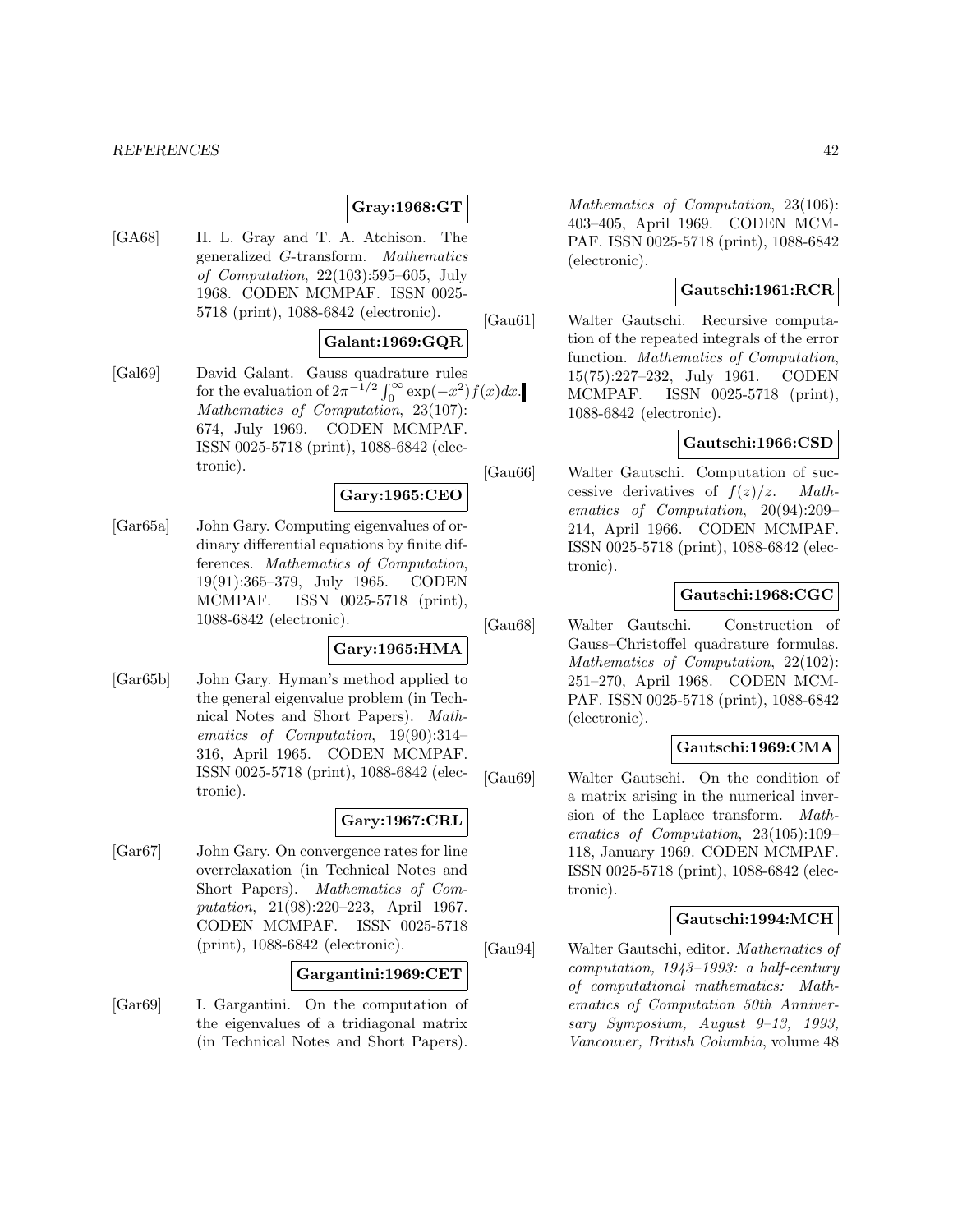**Gray:1968:GT**

[GA68] H. L. Gray and T. A. Atchison. The generalized $G$-transform. *Mathematics of Computation*, 22(103):595–605, July 1968. CODEN MCMPAF. ISSN 0025-5718 (print), 1088-6842 (electronic).

**Galant:1969:GQR**

[Gal69] David Galant. Gauss quadrature rules for the evaluation of $2\pi^{-1/2}\int_0^\infty \exp(-x^2)f(x)dx$. *Mathematics of Computation*, 23(107): 674, July 1969. CODEN MCMPAF. ISSN 0025-5718 (print), 1088-6842 (electronic).

**Gary:1965:CEO**

[Gar65a] John Gary. Computing eigenvalues of ordinary differential equations by finite differences. *Mathematics of Computation*, 19(91):365–379, July 1965. CODEN MCMPAF. ISSN 0025-5718 (print), 1088-6842 (electronic).

**Gary:1965:HMA**

[Gar65b] John Gary. Hyman's method applied to the general eigenvalue problem (in Technical Notes and Short Papers). *Mathematics of Computation*, 19(90):314–316, April 1965. CODEN MCMPAF. ISSN 0025-5718 (print), 1088-6842 (electronic).

**Gary:1967:CRL**

[Gar67] John Gary. On convergence rates for line overrelaxation (in Technical Notes and Short Papers). *Mathematics of Computation*, 21(98):220–223, April 1967. CODEN MCMPAF. ISSN 0025-5718 (print), 1088-6842 (electronic).

**Gargantini:1969:CET**

[Gar69] I. Gargantini. On the computation of the eigenvalues of a tridiagonal matrix (in Technical Notes and Short Papers). *Mathematics of Computation*, 23(106): 403–405, April 1969. CODEN MCMPAF. ISSN 0025-5718 (print), 1088-6842 (electronic).

**Gautschi:1961:RCR**

[Gau61] Walter Gautschi. Recursive computation of the repeated integrals of the error function. *Mathematics of Computation*, 15(75):227–232, July 1961. CODEN MCMPAF. ISSN 0025-5718 (print), 1088-6842 (electronic).

**Gautschi:1966:CSD**

[Gau66] Walter Gautschi. Computation of successive derivatives of $f(z)/z$. *Mathematics of Computation*, 20(94):209–214, April 1966. CODEN MCMPAF. ISSN 0025-5718 (print), 1088-6842 (electronic).

**Gautschi:1968:CGC**

[Gau68] Walter Gautschi. Construction of Gauss–Christoffel quadrature formulas. *Mathematics of Computation*, 22(102): 251–270, April 1968. CODEN MCMPAF. ISSN 0025-5718 (print), 1088-6842 (electronic).

**Gautschi:1969:CMA**

[Gau69] Walter Gautschi. On the condition of a matrix arising in the numerical inversion of the Laplace transform. *Mathematics of Computation*, 23(105):109–118, January 1969. CODEN MCMPAF. ISSN 0025-5718 (print), 1088-6842 (electronic).

**Gautschi:1994:MCH**

[Gau94] Walter Gautschi, editor. *Mathematics of computation, 1943–1993: a half-century of computational mathematics: Mathematics of Computation 50th Anniversary Symposium, August 9–13, 1993, Vancouver, British Columbia*, volume 48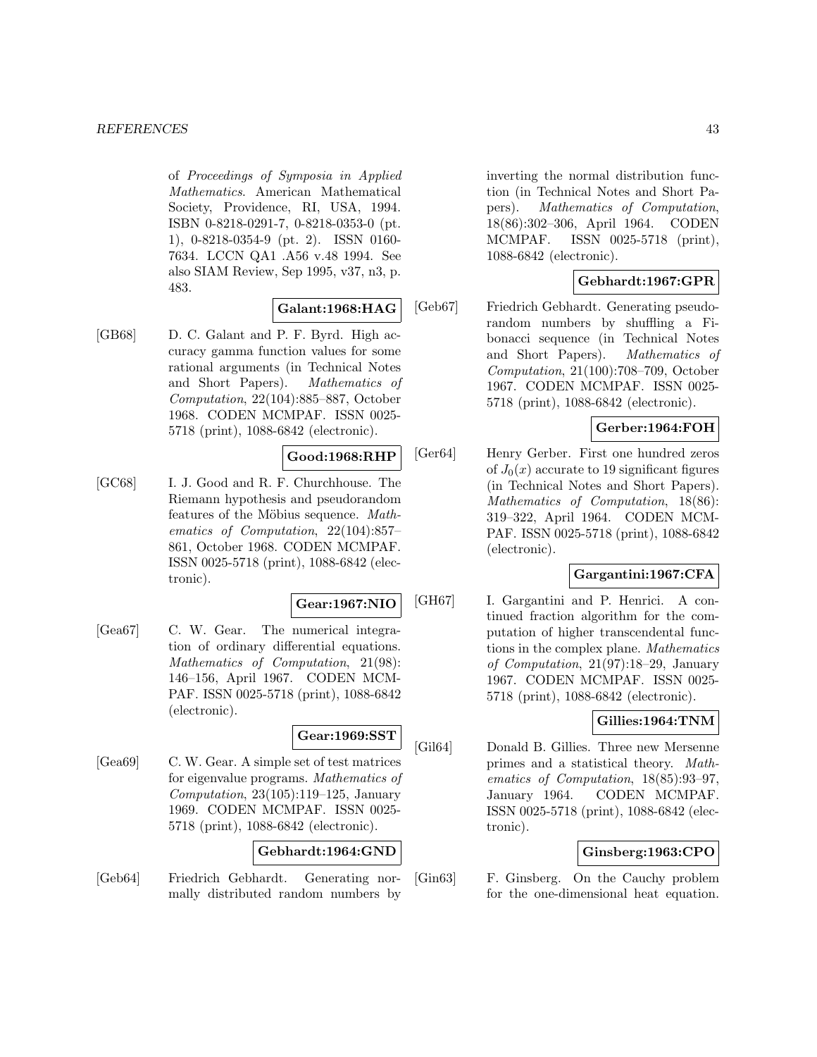of *Proceedings of Symposia in Applied Mathematics*. American Mathematical Society, Providence, RI, USA, 1994. ISBN 0-8218-0291-7, 0-8218-0353-0 (pt. 1), 0-8218-0354-9 (pt. 2). ISSN 0160-7634. LCCN QA1 .A56 v.48 1994. See also SIAM Review, Sep 1995, v37, n3, p. 483.

**Galant:1968:HAG**

[GB68] D. C. Galant and P. F. Byrd. High accuracy gamma function values for some rational arguments (in Technical Notes and Short Papers). *Mathematics of Computation*, 22(104):885–887, October 1968. CODEN MCMPAF. ISSN 0025-5718 (print), 1088-6842 (electronic).

**Good:1968:RHP**

[GC68] I. J. Good and R. F. Churchhouse. The Riemann hypothesis and pseudorandom features of the Möbius sequence. *Mathematics of Computation*, 22(104):857–861, October 1968. CODEN MCMPAF. ISSN 0025-5718 (print), 1088-6842 (electronic).

**Gear:1967:NIO**

[Gea67] C. W. Gear. The numerical integration of ordinary differential equations. *Mathematics of Computation*, 21(98): 146–156, April 1967. CODEN MCMPAF. ISSN 0025-5718 (print), 1088-6842 (electronic).

**Gear:1969:SST**

[Gea69] C. W. Gear. A simple set of test matrices for eigenvalue programs. *Mathematics of Computation*, 23(105):119–125, January 1969. CODEN MCMPAF. ISSN 0025-5718 (print), 1088-6842 (electronic).

**Gebhardt:1964:GND**

[Geb64] Friedrich Gebhardt. Generating normally distributed random numbers by inverting the normal distribution function (in Technical Notes and Short Papers). *Mathematics of Computation*, 18(86):302–306, April 1964. CODEN MCMPAF. ISSN 0025-5718 (print), 1088-6842 (electronic).

**Gebhardt:1967:GPR**

[Geb67] Friedrich Gebhardt. Generating pseudorandom numbers by shuffling a Fibonacci sequence (in Technical Notes and Short Papers). *Mathematics of Computation*, 21(100):708–709, October 1967. CODEN MCMPAF. ISSN 0025-5718 (print), 1088-6842 (electronic).

**Gerber:1964:FOH**

[Ger64] Henry Gerber. First one hundred zeros of $J_0(x)$ accurate to 19 significant figures (in Technical Notes and Short Papers). *Mathematics of Computation*, 18(86): 319–322, April 1964. CODEN MCMPAF. ISSN 0025-5718 (print), 1088-6842 (electronic).

**Gargantini:1967:CFA**

[GH67] I. Gargantini and P. Henrici. A continued fraction algorithm for the computation of higher transcendental functions in the complex plane. *Mathematics of Computation*, 21(97):18–29, January 1967. CODEN MCMPAF. ISSN 0025-5718 (print), 1088-6842 (electronic).

**Gillies:1964:TNM**

[Gil64] Donald B. Gillies. Three new Mersenne primes and a statistical theory. *Mathematics of Computation*, 18(85):93–97, January 1964. CODEN MCMPAF. ISSN 0025-5718 (print), 1088-6842 (electronic).

**Ginsberg:1963:CPO**

[Gin63] F. Ginsberg. On the Cauchy problem for the one-dimensional heat equation.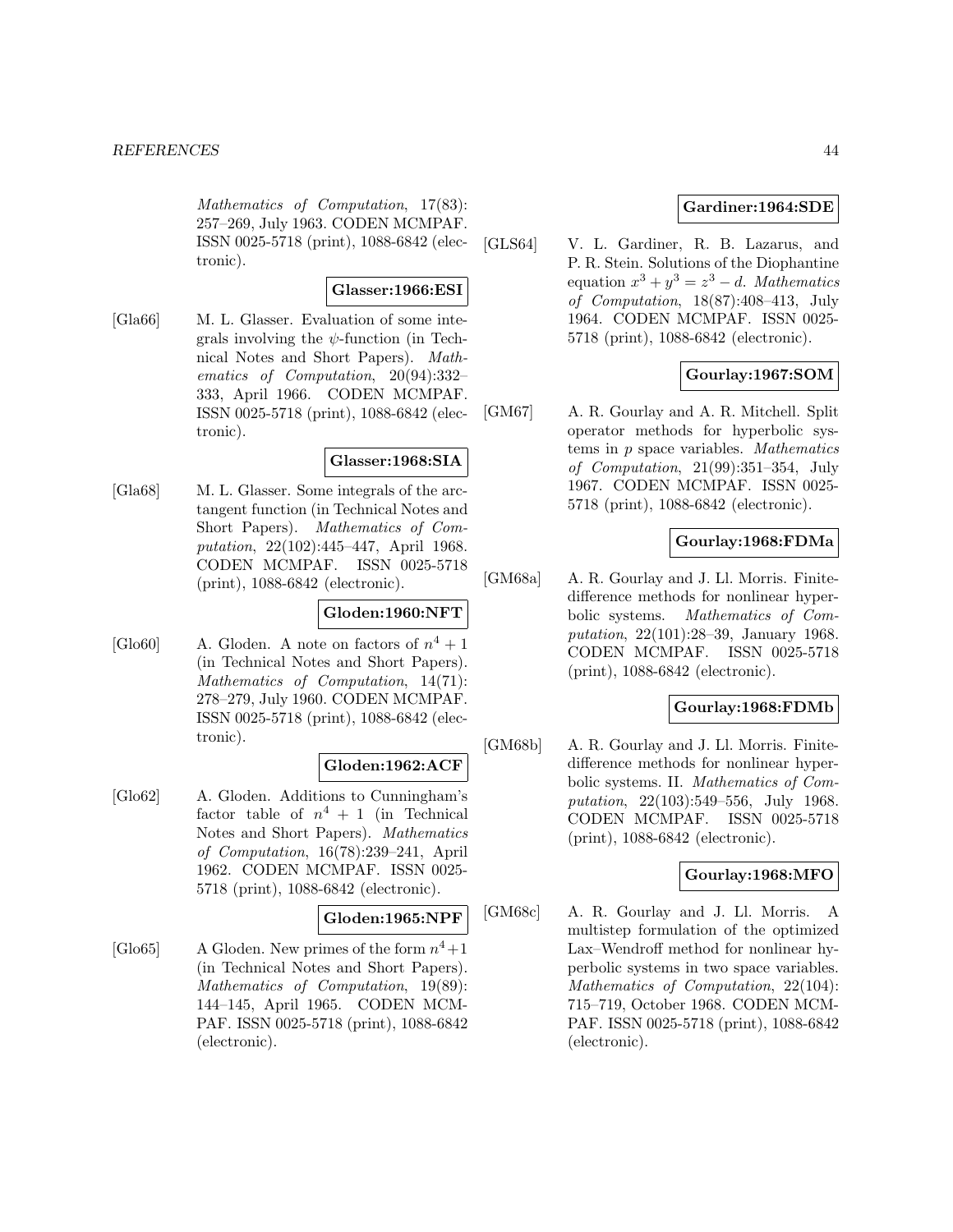*Mathematics of Computation*, 17(83): 257–269, July 1963. CODEN MCMPAF. ISSN 0025-5718 (print), 1088-6842 (electronic).

**Glasser:1966:ESI**

[Gla66] M. L. Glasser. Evaluation of some integrals involving the $\psi$-function (in Technical Notes and Short Papers). *Mathematics of Computation*, 20(94):332–333, April 1966. CODEN MCMPAF. ISSN 0025-5718 (print), 1088-6842 (electronic).

**Glasser:1968:SIA**

[Gla68] M. L. Glasser. Some integrals of the arctangent function (in Technical Notes and Short Papers). *Mathematics of Computation*, 22(102):445–447, April 1968. CODEN MCMPAF. ISSN 0025-5718 (print), 1088-6842 (electronic).

**Gloden:1960:NFT**

[Glo60] A. Gloden. A note on factors of $n^4 + 1$ (in Technical Notes and Short Papers). *Mathematics of Computation*, 14(71): 278–279, July 1960. CODEN MCMPAF. ISSN 0025-5718 (print), 1088-6842 (electronic).

**Gloden:1962:ACF**

[Glo62] A. Gloden. Additions to Cunningham's factor table of $n^4 + 1$ (in Technical Notes and Short Papers). *Mathematics of Computation*, 16(78):239–241, April 1962. CODEN MCMPAF. ISSN 0025-5718 (print), 1088-6842 (electronic).

**Gloden:1965:NPF**

[Glo65] A Gloden. New primes of the form $n^4+1$ (in Technical Notes and Short Papers). *Mathematics of Computation*, 19(89): 144–145, April 1965. CODEN MCMPAF. ISSN 0025-5718 (print), 1088-6842 (electronic).

**Gardiner:1964:SDE**

[GLS64] V. L. Gardiner, R. B. Lazarus, and P. R. Stein. Solutions of the Diophantine equation $x^3 + y^3 = z^3 - d$. *Mathematics of Computation*, 18(87):408–413, July 1964. CODEN MCMPAF. ISSN 0025-5718 (print), 1088-6842 (electronic).

**Gourlay:1967:SOM**

[GM67] A. R. Gourlay and A. R. Mitchell. Split operator methods for hyperbolic systems in $p$ space variables. *Mathematics of Computation*, 21(99):351–354, July 1967. CODEN MCMPAF. ISSN 0025-5718 (print), 1088-6842 (electronic).

**Gourlay:1968:FDMa**

[GM68a] A. R. Gourlay and J. Ll. Morris. Finite-difference methods for nonlinear hyperbolic systems. *Mathematics of Computation*, 22(101):28–39, January 1968. CODEN MCMPAF. ISSN 0025-5718 (print), 1088-6842 (electronic).

**Gourlay:1968:FDMb**

[GM68b] A. R. Gourlay and J. Ll. Morris. Finite-difference methods for nonlinear hyperbolic systems. II. *Mathematics of Computation*, 22(103):549–556, July 1968. CODEN MCMPAF. ISSN 0025-5718 (print), 1088-6842 (electronic).

**Gourlay:1968:MFO**

[GM68c] A. R. Gourlay and J. Ll. Morris. A multistep formulation of the optimized Lax–Wendroff method for nonlinear hyperbolic systems in two space variables. *Mathematics of Computation*, 22(104): 715–719, October 1968. CODEN MCMPAF. ISSN 0025-5718 (print), 1088-6842 (electronic).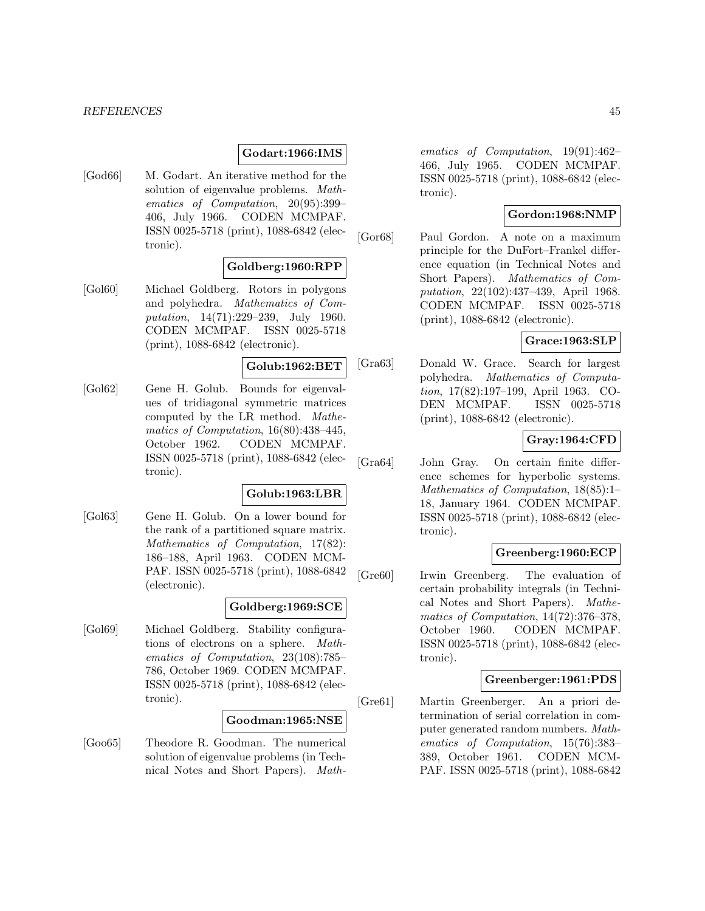**Godart:1966:IMS**

[God66] M. Godart. An iterative method for the solution of eigenvalue problems. *Mathematics of Computation*, 20(95):399–406, July 1966. CODEN MCMPAF. ISSN 0025-5718 (print), 1088-6842 (electronic).

**Goldberg:1960:RPP**

[Gol60] Michael Goldberg. Rotors in polygons and polyhedra. *Mathematics of Computation*, 14(71):229–239, July 1960. CODEN MCMPAF. ISSN 0025-5718 (print), 1088-6842 (electronic).

**Golub:1962:BET**

[Gol62] Gene H. Golub. Bounds for eigenvalues of tridiagonal symmetric matrices computed by the LR method. *Mathematics of Computation*, 16(80):438–445, October 1962. CODEN MCMPAF. ISSN 0025-5718 (print), 1088-6842 (electronic).

**Golub:1963:LBR**

[Gol63] Gene H. Golub. On a lower bound for the rank of a partitioned square matrix. *Mathematics of Computation*, 17(82): 186–188, April 1963. CODEN MCMPAF. ISSN 0025-5718 (print), 1088-6842 (electronic).

**Goldberg:1969:SCE**

[Gol69] Michael Goldberg. Stability configurations of electrons on a sphere. *Mathematics of Computation*, 23(108):785–786, October 1969. CODEN MCMPAF. ISSN 0025-5718 (print), 1088-6842 (electronic).

**Goodman:1965:NSE**

[Goo65] Theodore R. Goodman. The numerical solution of eigenvalue problems (in Technical Notes and Short Papers). *Mathematics of Computation*, 19(91):462–466, July 1965. CODEN MCMPAF. ISSN 0025-5718 (print), 1088-6842 (electronic).

**Gordon:1968:NMP**

[Gor68] Paul Gordon. A note on a maximum principle for the DuFort–Frankel difference equation (in Technical Notes and Short Papers). *Mathematics of Computation*, 22(102):437–439, April 1968. CODEN MCMPAF. ISSN 0025-5718 (print), 1088-6842 (electronic).

**Grace:1963:SLP**

[Gra63] Donald W. Grace. Search for largest polyhedra. *Mathematics of Computation*, 17(82):197–199, April 1963. CODEN MCMPAF. ISSN 0025-5718 (print), 1088-6842 (electronic).

**Gray:1964:CFD**

[Gra64] John Gray. On certain finite difference schemes for hyperbolic systems. *Mathematics of Computation*, 18(85):1–18, January 1964. CODEN MCMPAF. ISSN 0025-5718 (print), 1088-6842 (electronic).

**Greenberg:1960:ECP**

[Gre60] Irwin Greenberg. The evaluation of certain probability integrals (in Technical Notes and Short Papers). *Mathematics of Computation*, 14(72):376–378, October 1960. CODEN MCMPAF. ISSN 0025-5718 (print), 1088-6842 (electronic).

**Greenberger:1961:PDS**

[Gre61] Martin Greenberger. An a priori determination of serial correlation in computer generated random numbers. *Mathematics of Computation*, 15(76):383–389, October 1961. CODEN MCMPAF. ISSN 0025-5718 (print), 1088-6842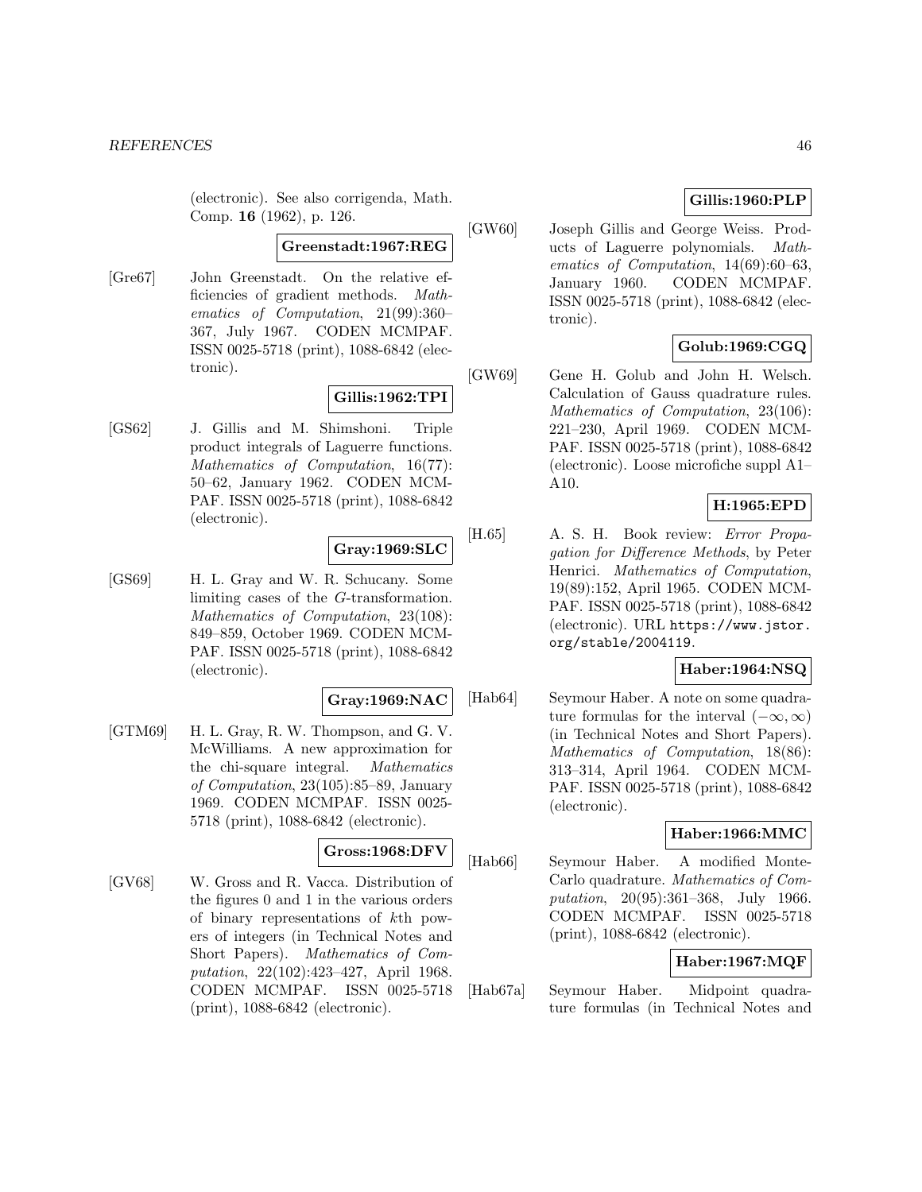(electronic). See also corrigenda, Math. Comp. **16** (1962), p. 126.

**Greenstadt:1967:REG**

[Gre67] John Greenstadt. On the relative efficiencies of gradient methods. *Mathematics of Computation*, 21(99):360–367, July 1967. CODEN MCMPAF. ISSN 0025-5718 (print), 1088-6842 (electronic).

**Gillis:1962:TPI**

[GS62] J. Gillis and M. Shimshoni. Triple product integrals of Laguerre functions. *Mathematics of Computation*, 16(77): 50–62, January 1962. CODEN MCMPAF. ISSN 0025-5718 (print), 1088-6842 (electronic).

**Gray:1969:SLC**

[GS69] H. L. Gray and W. R. Schucany. Some limiting cases of the $G$-transformation. *Mathematics of Computation*, 23(108): 849–859, October 1969. CODEN MCMPAF. ISSN 0025-5718 (print), 1088-6842 (electronic).

**Gray:1969:NAC**

[GTM69] H. L. Gray, R. W. Thompson, and G. V. McWilliams. A new approximation for the chi-square integral. *Mathematics of Computation*, 23(105):85–89, January 1969. CODEN MCMPAF. ISSN 0025-5718 (print), 1088-6842 (electronic).

**Gross:1968:DFV**

[GV68] W. Gross and R. Vacca. Distribution of the figures 0 and 1 in the various orders of binary representations of $k$th powers of integers (in Technical Notes and Short Papers). *Mathematics of Computation*, 22(102):423–427, April 1968. CODEN MCMPAF. ISSN 0025-5718 (print), 1088-6842 (electronic).

**Gillis:1960:PLP**

[GW60] Joseph Gillis and George Weiss. Products of Laguerre polynomials. *Mathematics of Computation*, 14(69):60–63, January 1960. CODEN MCMPAF. ISSN 0025-5718 (print), 1088-6842 (electronic).

**Golub:1969:CGQ**

[GW69] Gene H. Golub and John H. Welsch. Calculation of Gauss quadrature rules. *Mathematics of Computation*, 23(106): 221–230, April 1969. CODEN MCMPAF. ISSN 0025-5718 (print), 1088-6842 (electronic). Loose microfiche suppl A1–A10.

**H:1965:EPD**

[H.65] A. S. H. Book review: *Error Propagation for Difference Methods*, by Peter Henrici. *Mathematics of Computation*, 19(89):152, April 1965. CODEN MCMPAF. ISSN 0025-5718 (print), 1088-6842 (electronic). URL https://www.jstor.org/stable/2004119.

**Haber:1964:NSQ**

[Hab64] Seymour Haber. A note on some quadrature formulas for the interval $(-\infty, \infty)$ (in Technical Notes and Short Papers). *Mathematics of Computation*, 18(86): 313–314, April 1964. CODEN MCMPAF. ISSN 0025-5718 (print), 1088-6842 (electronic).

**Haber:1966:MMC**

[Hab66] Seymour Haber. A modified Monte-Carlo quadrature. *Mathematics of Computation*, 20(95):361–368, July 1966. CODEN MCMPAF. ISSN 0025-5718 (print), 1088-6842 (electronic).

**Haber:1967:MQF**

[Hab67a] Seymour Haber. Midpoint quadrature formulas (in Technical Notes and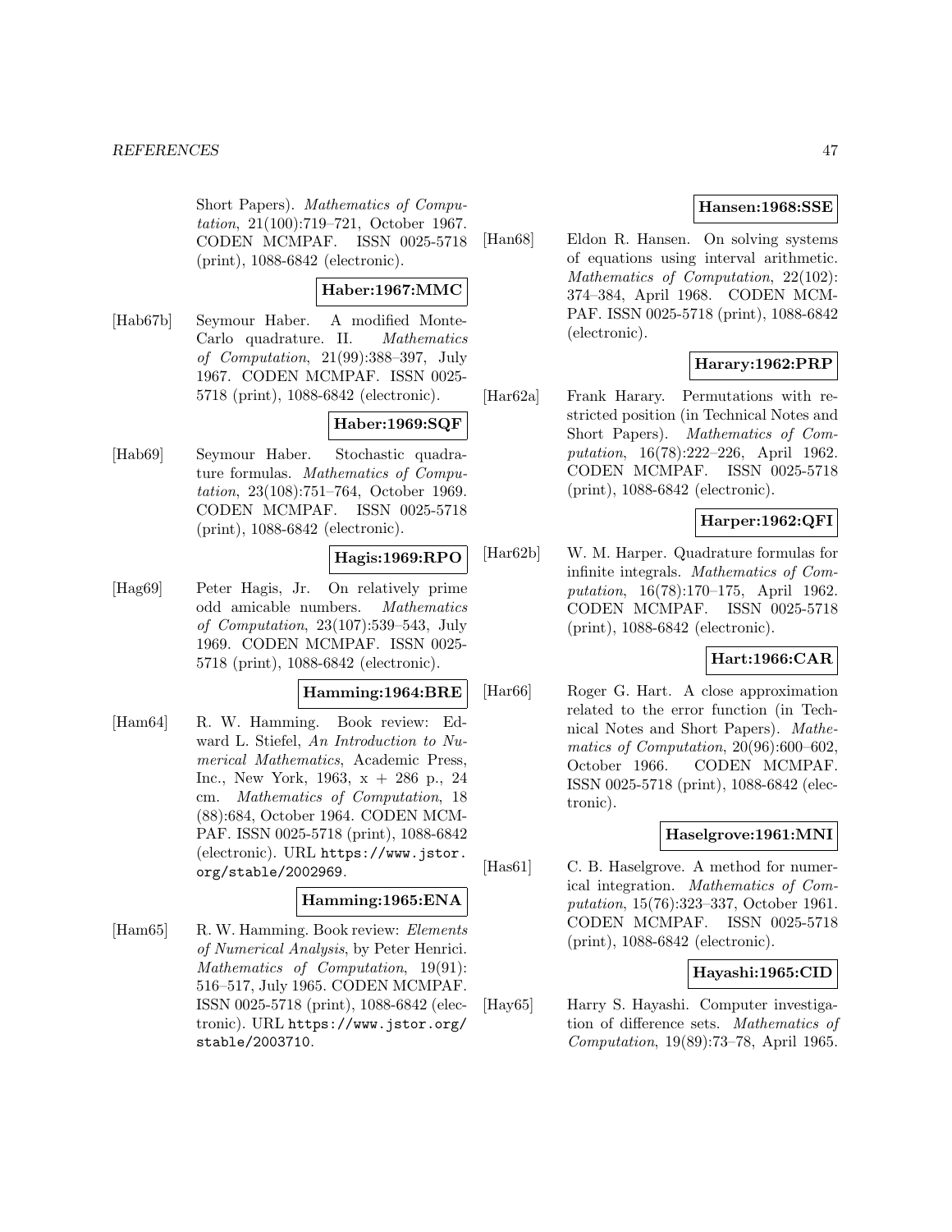Short Papers). *Mathematics of Computation*, 21(100):719–721, October 1967. CODEN MCMPAF. ISSN 0025-5718 (print), 1088-6842 (electronic).

**Haber:1967:MMC**

[Hab67b] Seymour Haber. A modified Monte-Carlo quadrature. II. *Mathematics of Computation*, 21(99):388–397, July 1967. CODEN MCMPAF. ISSN 0025-5718 (print), 1088-6842 (electronic).

**Haber:1969:SQF**

[Hab69] Seymour Haber. Stochastic quadrature formulas. *Mathematics of Computation*, 23(108):751–764, October 1969. CODEN MCMPAF. ISSN 0025-5718 (print), 1088-6842 (electronic).

**Hagis:1969:RPO**

[Hag69] Peter Hagis, Jr. On relatively prime odd amicable numbers. *Mathematics of Computation*, 23(107):539–543, July 1969. CODEN MCMPAF. ISSN 0025-5718 (print), 1088-6842 (electronic).

**Hamming:1964:BRE**

[Ham64] R. W. Hamming. Book review: Edward L. Stiefel, *An Introduction to Numerical Mathematics*, Academic Press, Inc., New York, 1963, x + 286 p., 24 cm. *Mathematics of Computation*, 18 (88):684, October 1964. CODEN MCMPAF. ISSN 0025-5718 (print), 1088-6842 (electronic). URL https://www.jstor.org/stable/2002969.

**Hamming:1965:ENA**

[Ham65] R. W. Hamming. Book review: *Elements of Numerical Analysis*, by Peter Henrici. *Mathematics of Computation*, 19(91): 516–517, July 1965. CODEN MCMPAF. ISSN 0025-5718 (print), 1088-6842 (electronic). URL https://www.jstor.org/stable/2003710.

**Hansen:1968:SSE**

[Han68] Eldon R. Hansen. On solving systems of equations using interval arithmetic. *Mathematics of Computation*, 22(102): 374–384, April 1968. CODEN MCMPAF. ISSN 0025-5718 (print), 1088-6842 (electronic).

**Harary:1962:PRP**

[Har62a] Frank Harary. Permutations with restricted position (in Technical Notes and Short Papers). *Mathematics of Computation*, 16(78):222–226, April 1962. CODEN MCMPAF. ISSN 0025-5718 (print), 1088-6842 (electronic).

**Harper:1962:QFI**

[Har62b] W. M. Harper. Quadrature formulas for infinite integrals. *Mathematics of Computation*, 16(78):170–175, April 1962. CODEN MCMPAF. ISSN 0025-5718 (print), 1088-6842 (electronic).

**Hart:1966:CAR**

[Har66] Roger G. Hart. A close approximation related to the error function (in Technical Notes and Short Papers). *Mathematics of Computation*, 20(96):600–602, October 1966. CODEN MCMPAF. ISSN 0025-5718 (print), 1088-6842 (electronic).

**Haselgrove:1961:MNI**

[Has61] C. B. Haselgrove. A method for numerical integration. *Mathematics of Computation*, 15(76):323–337, October 1961. CODEN MCMPAF. ISSN 0025-5718 (print), 1088-6842 (electronic).

**Hayashi:1965:CID**

[Hay65] Harry S. Hayashi. Computer investigation of difference sets. *Mathematics of Computation*, 19(89):73–78, April 1965.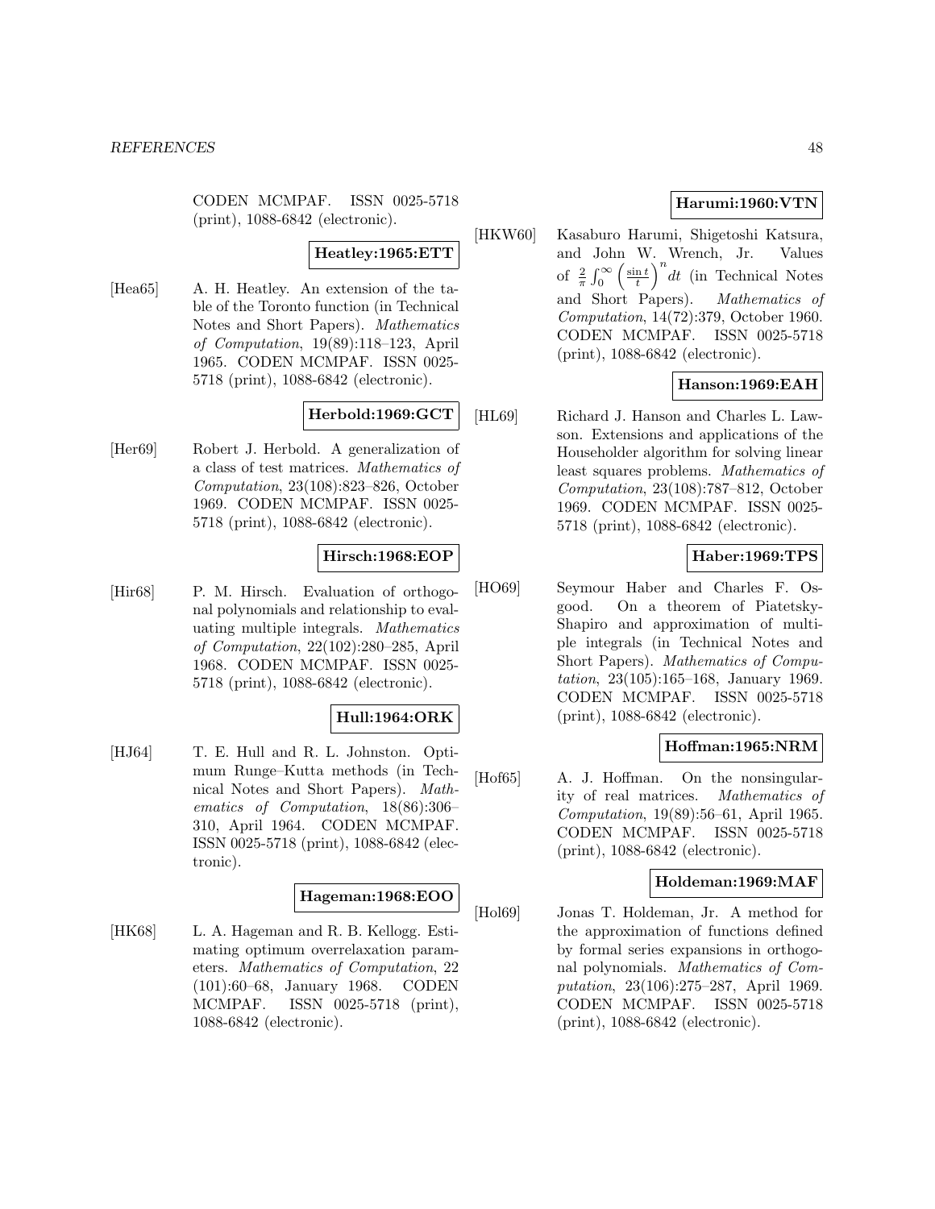CODEN MCMPAF. ISSN 0025-5718 (print), 1088-6842 (electronic).

**Heatley:1965:ETT**

[Hea65] A. H. Heatley. An extension of the table of the Toronto function (in Technical Notes and Short Papers). *Mathematics of Computation*, 19(89):118–123, April 1965. CODEN MCMPAF. ISSN 0025-5718 (print), 1088-6842 (electronic).

**Herbold:1969:GCT**

[Her69] Robert J. Herbold. A generalization of a class of test matrices. *Mathematics of Computation*, 23(108):823–826, October 1969. CODEN MCMPAF. ISSN 0025-5718 (print), 1088-6842 (electronic).

**Hirsch:1968:EOP**

[Hir68] P. M. Hirsch. Evaluation of orthogonal polynomials and relationship to evaluating multiple integrals. *Mathematics of Computation*, 22(102):280–285, April 1968. CODEN MCMPAF. ISSN 0025-5718 (print), 1088-6842 (electronic).

**Hull:1964:ORK**

[HJ64] T. E. Hull and R. L. Johnston. Optimum Runge–Kutta methods (in Technical Notes and Short Papers). *Mathematics of Computation*, 18(86):306–310, April 1964. CODEN MCMPAF. ISSN 0025-5718 (print), 1088-6842 (electronic).

**Hageman:1968:EOO**

[HK68] L. A. Hageman and R. B. Kellogg. Estimating optimum overrelaxation parameters. *Mathematics of Computation*, 22 (101):60–68, January 1968. CODEN MCMPAF. ISSN 0025-5718 (print), 1088-6842 (electronic).

**Harumi:1960:VTN**

[HKW60] Kasaburo Harumi, Shigetoshi Katsura, and John W. Wrench, Jr. Values of $\frac{2}{\pi}\int_0^\infty \left(\frac{\sin t}{t}\right)^n dt$ (in Technical Notes and Short Papers). *Mathematics of Computation*, 14(72):379, October 1960. CODEN MCMPAF. ISSN 0025-5718 (print), 1088-6842 (electronic).

**Hanson:1969:EAH**

[HL69] Richard J. Hanson and Charles L. Lawson. Extensions and applications of the Householder algorithm for solving linear least squares problems. *Mathematics of Computation*, 23(108):787–812, October 1969. CODEN MCMPAF. ISSN 0025-5718 (print), 1088-6842 (electronic).

**Haber:1969:TPS**

[HO69] Seymour Haber and Charles F. Osgood. On a theorem of Piatetsky-Shapiro and approximation of multiple integrals (in Technical Notes and Short Papers). *Mathematics of Computation*, 23(105):165–168, January 1969. CODEN MCMPAF. ISSN 0025-5718 (print), 1088-6842 (electronic).

**Hoffman:1965:NRM**

[Hof65] A. J. Hoffman. On the nonsingularity of real matrices. *Mathematics of Computation*, 19(89):56–61, April 1965. CODEN MCMPAF. ISSN 0025-5718 (print), 1088-6842 (electronic).

**Holdeman:1969:MAF**

[Hol69] Jonas T. Holdeman, Jr. A method for the approximation of functions defined by formal series expansions in orthogonal polynomials. *Mathematics of Computation*, 23(106):275–287, April 1969. CODEN MCMPAF. ISSN 0025-5718 (print), 1088-6842 (electronic).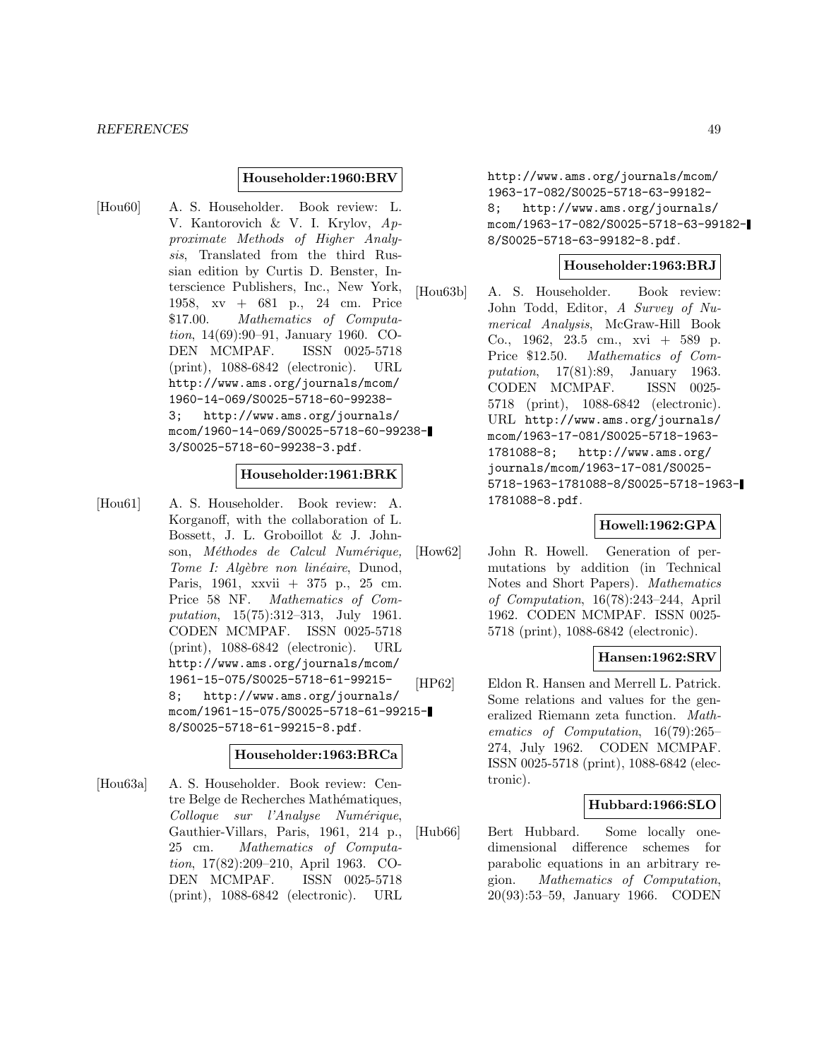**Householder:1960:BRV**

[Hou60] A. S. Householder. Book review: L. V. Kantorovich & V. I. Krylov, *Approximate Methods of Higher Analysis*, Translated from the third Russian edition by Curtis D. Benster, Interscience Publishers, Inc., New York, 1958, xv + 681 p., 24 cm. Price $17.00. *Mathematics of Computation*, 14(69):90–91, January 1960. CODEN MCMPAF. ISSN 0025-5718 (print), 1088-6842 (electronic). URL http://www.ams.org/journals/mcom/1960-14-069/S0025-5718-60-99238-3; http://www.ams.org/journals/mcom/1960-14-069/S0025-5718-60-99238-3/S0025-5718-60-99238-3.pdf.

**Householder:1961:BRK**

[Hou61] A. S. Householder. Book review: A. Korganoff, with the collaboration of L. Bossett, J. L. Groboillot & J. Johnson, *Méthodes de Calcul Numérique, Tome I: Algèbre non linéaire*, Dunod, Paris, 1961, xxvii + 375 p., 25 cm. Price 58 NF. *Mathematics of Computation*, 15(75):312–313, July 1961. CODEN MCMPAF. ISSN 0025-5718 (print), 1088-6842 (electronic). URL http://www.ams.org/journals/mcom/1961-15-075/S0025-5718-61-99215-8; http://www.ams.org/journals/mcom/1961-15-075/S0025-5718-61-99215-8/S0025-5718-61-99215-8.pdf.

**Householder:1963:BRCa**

[Hou63a] A. S. Householder. Book review: Centre Belge de Recherches Mathématiques, *Colloque sur l'Analyse Numérique*, Gauthier-Villars, Paris, 1961, 214 p., 25 cm. *Mathematics of Computation*, 17(82):209–210, April 1963. CODEN MCMPAF. ISSN 0025-5718 (print), 1088-6842 (electronic). URL http://www.ams.org/journals/mcom/1963-17-082/S0025-5718-63-99182-8; http://www.ams.org/journals/mcom/1963-17-082/S0025-5718-63-99182-8/S0025-5718-63-99182-8.pdf.

**Householder:1963:BRJ**

[Hou63b] A. S. Householder. Book review: John Todd, Editor, *A Survey of Numerical Analysis*, McGraw-Hill Book Co., 1962, 23.5 cm., xvi + 589 p. Price $12.50. *Mathematics of Computation*, 17(81):89, January 1963. CODEN MCMPAF. ISSN 0025-5718 (print), 1088-6842 (electronic). URL http://www.ams.org/journals/mcom/1963-17-081/S0025-5718-1963-1781088-8; http://www.ams.org/journals/mcom/1963-17-081/S0025-5718-1963-1781088-8/S0025-5718-1963-1781088-8.pdf.

**Howell:1962:GPA**

[How62] John R. Howell. Generation of permutations by addition (in Technical Notes and Short Papers). *Mathematics of Computation*, 16(78):243–244, April 1962. CODEN MCMPAF. ISSN 0025-5718 (print), 1088-6842 (electronic).

**Hansen:1962:SRV**

[HP62] Eldon R. Hansen and Merrell L. Patrick. Some relations and values for the generalized Riemann zeta function. *Mathematics of Computation*, 16(79):265–274, July 1962. CODEN MCMPAF. ISSN 0025-5718 (print), 1088-6842 (electronic).

**Hubbard:1966:SLO**

[Hub66] Bert Hubbard. Some locally one-dimensional difference schemes for parabolic equations in an arbitrary region. *Mathematics of Computation*, 20(93):53–59, January 1966. CODEN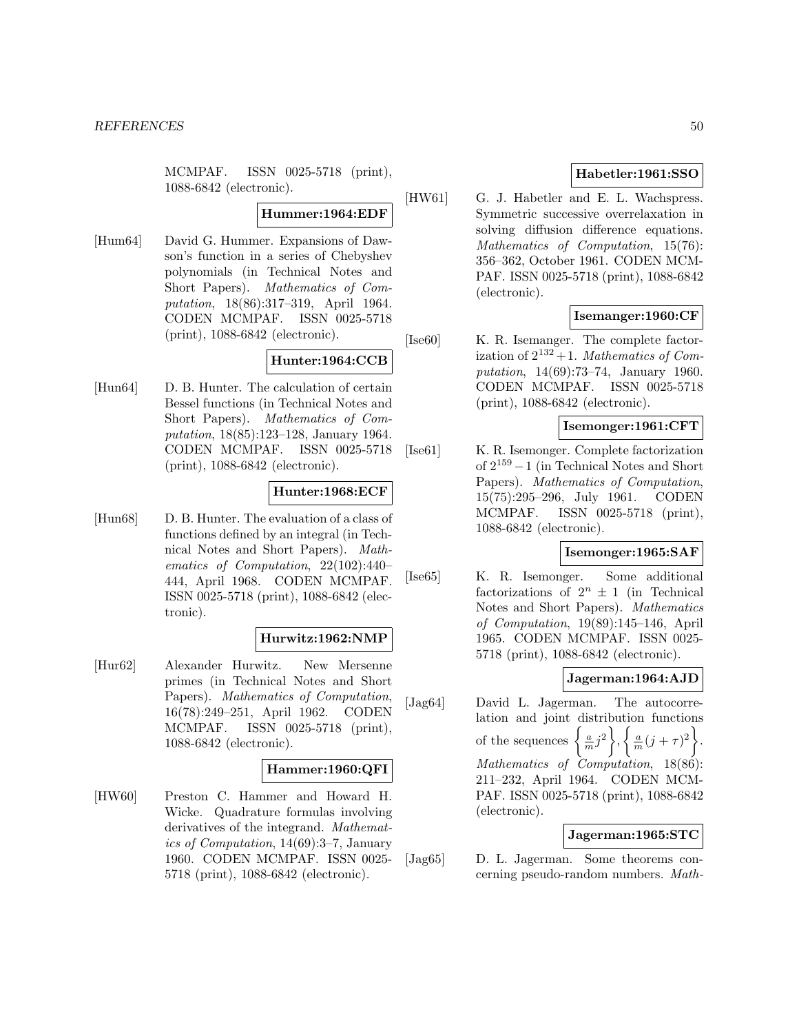MCMPAF. ISSN 0025-5718 (print), 1088-6842 (electronic).

**Hummer:1964:EDF**

[Hum64] David G. Hummer. Expansions of Dawson's function in a series of Chebyshev polynomials (in Technical Notes and Short Papers). *Mathematics of Computation*, 18(86):317–319, April 1964. CODEN MCMPAF. ISSN 0025-5718 (print), 1088-6842 (electronic).

**Hunter:1964:CCB**

[Hun64] D. B. Hunter. The calculation of certain Bessel functions (in Technical Notes and Short Papers). *Mathematics of Computation*, 18(85):123–128, January 1964. CODEN MCMPAF. ISSN 0025-5718 (print), 1088-6842 (electronic).

**Hunter:1968:ECF**

[Hun68] D. B. Hunter. The evaluation of a class of functions defined by an integral (in Technical Notes and Short Papers). *Mathematics of Computation*, 22(102):440–444, April 1968. CODEN MCMPAF. ISSN 0025-5718 (print), 1088-6842 (electronic).

**Hurwitz:1962:NMP**

[Hur62] Alexander Hurwitz. New Mersenne primes (in Technical Notes and Short Papers). *Mathematics of Computation*, 16(78):249–251, April 1962. CODEN MCMPAF. ISSN 0025-5718 (print), 1088-6842 (electronic).

**Hammer:1960:QFI**

[HW60] Preston C. Hammer and Howard H. Wicke. Quadrature formulas involving derivatives of the integrand. *Mathematics of Computation*, 14(69):3–7, January 1960. CODEN MCMPAF. ISSN 0025-5718 (print), 1088-6842 (electronic).

**Habetler:1961:SSO**

[HW61] G. J. Habetler and E. L. Wachspress. Symmetric successive overrelaxation in solving diffusion difference equations. *Mathematics of Computation*, 15(76): 356–362, October 1961. CODEN MCMPAF. ISSN 0025-5718 (print), 1088-6842 (electronic).

**Isemanger:1960:CF**

[Ise60] K. R. Isemanger. The complete factorization of $2^{132}+1$. *Mathematics of Computation*, 14(69):73–74, January 1960. CODEN MCMPAF. ISSN 0025-5718 (print), 1088-6842 (electronic).

**Isemonger:1961:CFT**

[Ise61] K. R. Isemonger. Complete factorization of $2^{159}-1$ (in Technical Notes and Short Papers). *Mathematics of Computation*, 15(75):295–296, July 1961. CODEN MCMPAF. ISSN 0025-5718 (print), 1088-6842 (electronic).

**Isemonger:1965:SAF**

[Ise65] K. R. Isemonger. Some additional factorizations of $2^n \pm 1$ (in Technical Notes and Short Papers). *Mathematics of Computation*, 19(89):145–146, April 1965. CODEN MCMPAF. ISSN 0025-5718 (print), 1088-6842 (electronic).

**Jagerman:1964:AJD**

[Jag64] David L. Jagerman. The autocorrelation and joint distribution functions of the sequences $\left\{\frac{a}{m}j^2\right\}, \left\{\frac{a}{m}(j+\tau)^2\right\}$. *Mathematics of Computation*, 18(86): 211–232, April 1964. CODEN MCMPAF. ISSN 0025-5718 (print), 1088-6842 (electronic).

**Jagerman:1965:STC**

[Jag65] D. L. Jagerman. Some theorems concerning pseudo-random numbers. *Math-*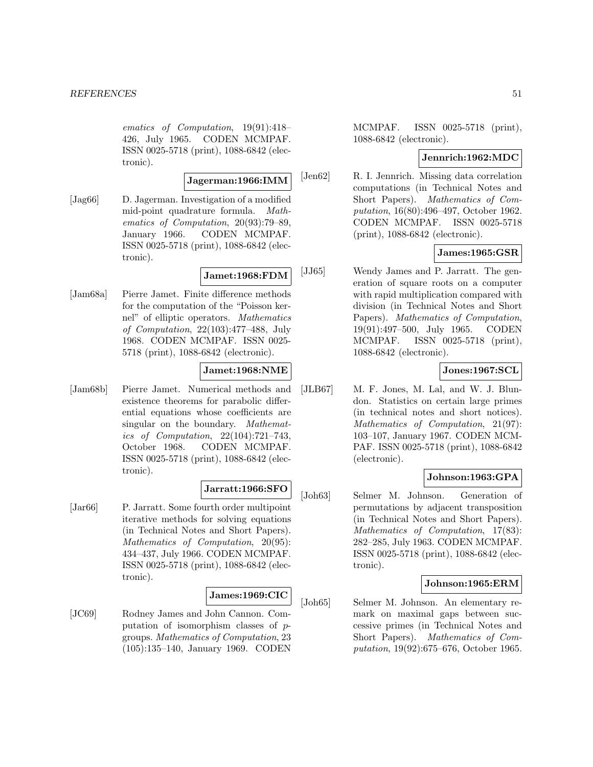ematics of Computation*, 19(91):418–426, July 1965. CODEN MCMPAF. ISSN 0025-5718 (print), 1088-6842 (electronic).

**Jagerman:1966:IMM**

[Jag66] D. Jagerman. Investigation of a modified mid-point quadrature formula. *Mathematics of Computation*, 20(93):79–89, January 1966. CODEN MCMPAF. ISSN 0025-5718 (print), 1088-6842 (electronic).

**Jamet:1968:FDM**

[Jam68a] Pierre Jamet. Finite difference methods for the computation of the "Poisson kernel" of elliptic operators. *Mathematics of Computation*, 22(103):477–488, July 1968. CODEN MCMPAF. ISSN 0025-5718 (print), 1088-6842 (electronic).

**Jamet:1968:NME**

[Jam68b] Pierre Jamet. Numerical methods and existence theorems for parabolic differential equations whose coefficients are singular on the boundary. *Mathematics of Computation*, 22(104):721–743, October 1968. CODEN MCMPAF. ISSN 0025-5718 (print), 1088-6842 (electronic).

**Jarratt:1966:SFO**

[Jar66] P. Jarratt. Some fourth order multipoint iterative methods for solving equations (in Technical Notes and Short Papers). *Mathematics of Computation*, 20(95): 434–437, July 1966. CODEN MCMPAF. ISSN 0025-5718 (print), 1088-6842 (electronic).

**James:1969:CIC**

[JC69] Rodney James and John Cannon. Computation of isomorphism classes of $p$-groups. *Mathematics of Computation*, 23 (105):135–140, January 1969. CODEN MCMPAF. ISSN 0025-5718 (print), 1088-6842 (electronic).

**Jennrich:1962:MDC**

[Jen62] R. I. Jennrich. Missing data correlation computations (in Technical Notes and Short Papers). *Mathematics of Computation*, 16(80):496–497, October 1962. CODEN MCMPAF. ISSN 0025-5718 (print), 1088-6842 (electronic).

**James:1965:GSR**

[JJ65] Wendy James and P. Jarratt. The generation of square roots on a computer with rapid multiplication compared with division (in Technical Notes and Short Papers). *Mathematics of Computation*, 19(91):497–500, July 1965. CODEN MCMPAF. ISSN 0025-5718 (print), 1088-6842 (electronic).

**Jones:1967:SCL**

[JLB67] M. F. Jones, M. Lal, and W. J. Blundon. Statistics on certain large primes (in technical notes and short notices). *Mathematics of Computation*, 21(97): 103–107, January 1967. CODEN MCMPAF. ISSN 0025-5718 (print), 1088-6842 (electronic).

**Johnson:1963:GPA**

[Joh63] Selmer M. Johnson. Generation of permutations by adjacent transposition (in Technical Notes and Short Papers). *Mathematics of Computation*, 17(83): 282–285, July 1963. CODEN MCMPAF. ISSN 0025-5718 (print), 1088-6842 (electronic).

**Johnson:1965:ERM**

[Joh65] Selmer M. Johnson. An elementary remark on maximal gaps between successive primes (in Technical Notes and Short Papers). *Mathematics of Computation*, 19(92):675–676, October 1965.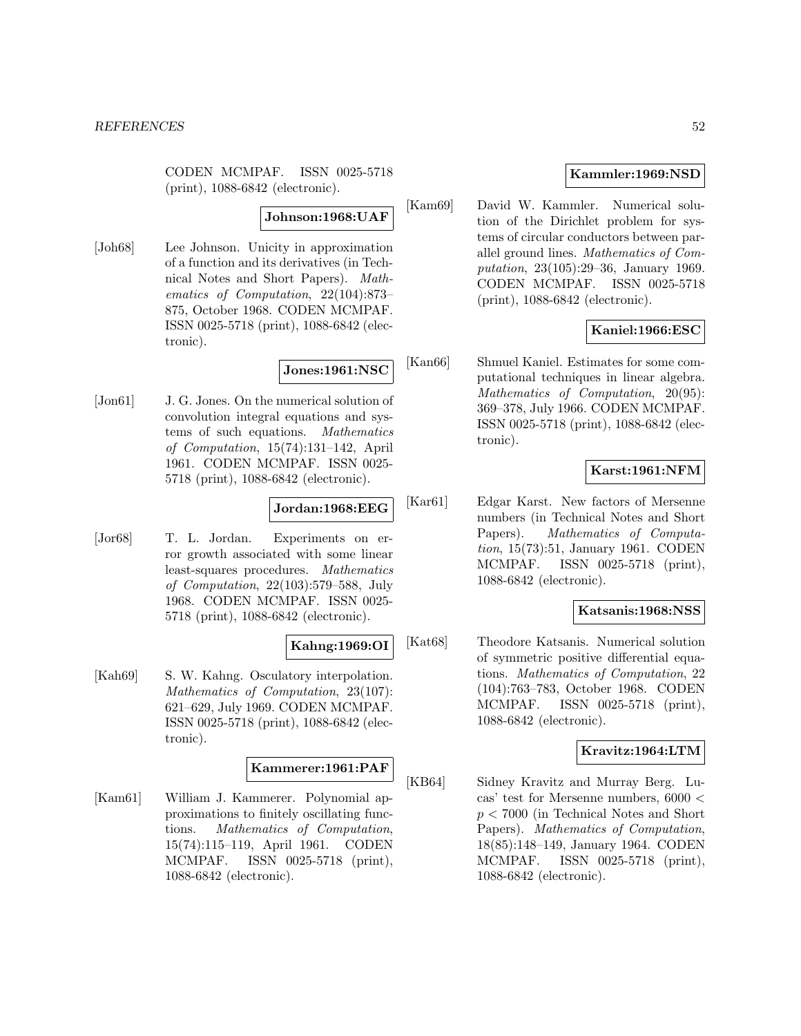CODEN MCMPAF. ISSN 0025-5718 (print), 1088-6842 (electronic).

**Johnson:1968:UAF**

[Joh68] Lee Johnson. Unicity in approximation of a function and its derivatives (in Technical Notes and Short Papers). *Mathematics of Computation*, 22(104):873–875, October 1968. CODEN MCMPAF. ISSN 0025-5718 (print), 1088-6842 (electronic).

**Jones:1961:NSC**

[Jon61] J. G. Jones. On the numerical solution of convolution integral equations and systems of such equations. *Mathematics of Computation*, 15(74):131–142, April 1961. CODEN MCMPAF. ISSN 0025-5718 (print), 1088-6842 (electronic).

**Jordan:1968:EEG**

[Jor68] T. L. Jordan. Experiments on error growth associated with some linear least-squares procedures. *Mathematics of Computation*, 22(103):579–588, July 1968. CODEN MCMPAF. ISSN 0025-5718 (print), 1088-6842 (electronic).

**Kahng:1969:OI**

[Kah69] S. W. Kahng. Osculatory interpolation. *Mathematics of Computation*, 23(107): 621–629, July 1969. CODEN MCMPAF. ISSN 0025-5718 (print), 1088-6842 (electronic).

**Kammerer:1961:PAF**

[Kam61] William J. Kammerer. Polynomial approximations to finitely oscillating functions. *Mathematics of Computation*, 15(74):115–119, April 1961. CODEN MCMPAF. ISSN 0025-5718 (print), 1088-6842 (electronic).

**Kammler:1969:NSD**

[Kam69] David W. Kammler. Numerical solution of the Dirichlet problem for systems of circular conductors between parallel ground lines. *Mathematics of Computation*, 23(105):29–36, January 1969. CODEN MCMPAF. ISSN 0025-5718 (print), 1088-6842 (electronic).

**Kaniel:1966:ESC**

[Kan66] Shmuel Kaniel. Estimates for some computational techniques in linear algebra. *Mathematics of Computation*, 20(95): 369–378, July 1966. CODEN MCMPAF. ISSN 0025-5718 (print), 1088-6842 (electronic).

**Karst:1961:NFM**

[Kar61] Edgar Karst. New factors of Mersenne numbers (in Technical Notes and Short Papers). *Mathematics of Computation*, 15(73):51, January 1961. CODEN MCMPAF. ISSN 0025-5718 (print), 1088-6842 (electronic).

**Katsanis:1968:NSS**

[Kat68] Theodore Katsanis. Numerical solution of symmetric positive differential equations. *Mathematics of Computation*, 22 (104):763–783, October 1968. CODEN MCMPAF. ISSN 0025-5718 (print), 1088-6842 (electronic).

**Kravitz:1964:LTM**

[KB64] Sidney Kravitz and Murray Berg. Lucas' test for Mersenne numbers, $6000 < p < 7000$ (in Technical Notes and Short Papers). *Mathematics of Computation*, 18(85):148–149, January 1964. CODEN MCMPAF. ISSN 0025-5718 (print), 1088-6842 (electronic).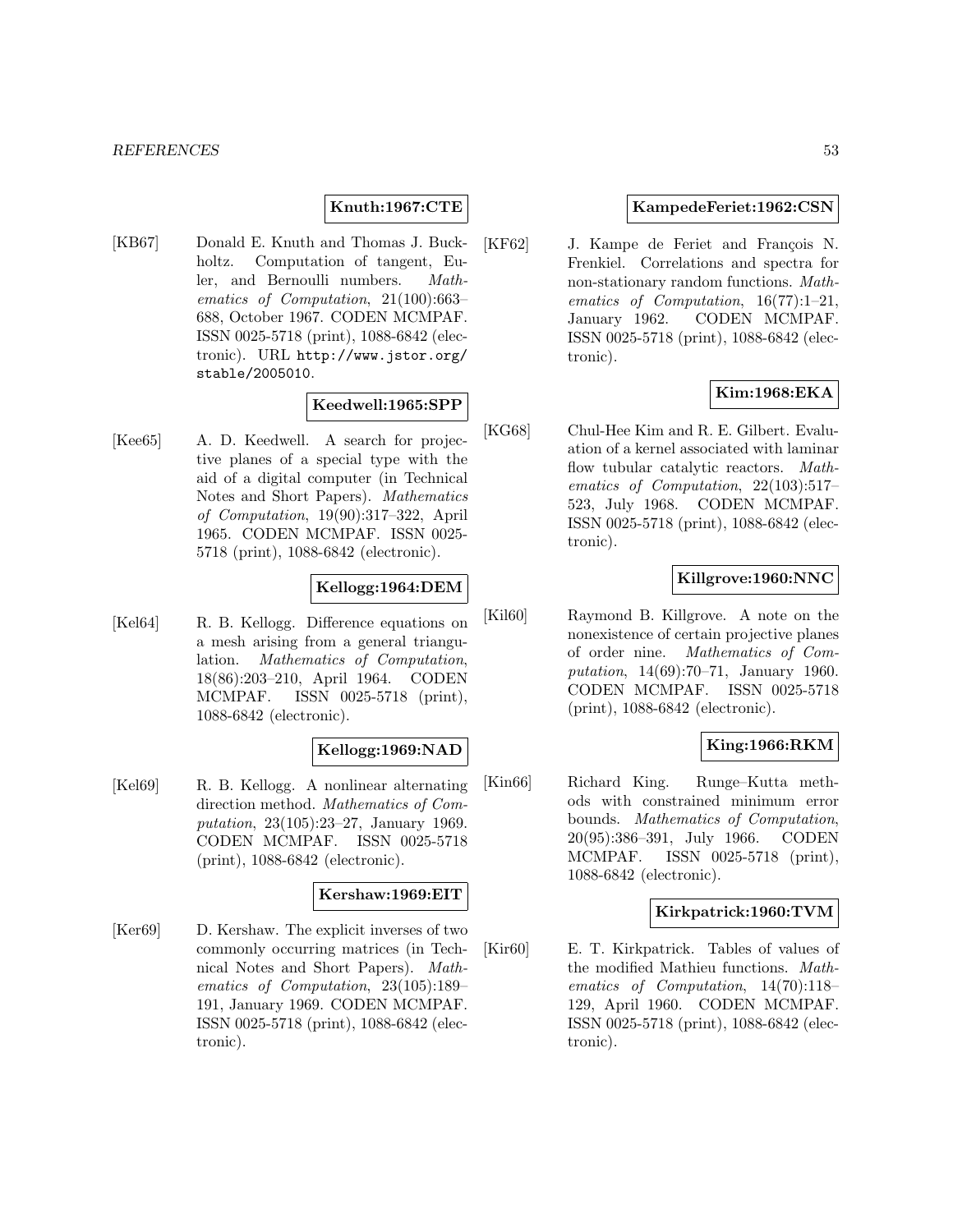**Knuth:1967:CTE**

[KB67] Donald E. Knuth and Thomas J. Buckholtz. Computation of tangent, Euler, and Bernoulli numbers. *Mathematics of Computation*, 21(100):663–688, October 1967. CODEN MCMPAF. ISSN 0025-5718 (print), 1088-6842 (electronic). URL http://www.jstor.org/stable/2005010.

**Keedwell:1965:SPP**

[Kee65] A. D. Keedwell. A search for projective planes of a special type with the aid of a digital computer (in Technical Notes and Short Papers). *Mathematics of Computation*, 19(90):317–322, April 1965. CODEN MCMPAF. ISSN 0025-5718 (print), 1088-6842 (electronic).

**Kellogg:1964:DEM**

[Kel64] R. B. Kellogg. Difference equations on a mesh arising from a general triangulation. *Mathematics of Computation*, 18(86):203–210, April 1964. CODEN MCMPAF. ISSN 0025-5718 (print), 1088-6842 (electronic).

**Kellogg:1969:NAD**

[Kel69] R. B. Kellogg. A nonlinear alternating direction method. *Mathematics of Computation*, 23(105):23–27, January 1969. CODEN MCMPAF. ISSN 0025-5718 (print), 1088-6842 (electronic).

**Kershaw:1969:EIT**

[Ker69] D. Kershaw. The explicit inverses of two commonly occurring matrices (in Technical Notes and Short Papers). *Mathematics of Computation*, 23(105):189–191, January 1969. CODEN MCMPAF. ISSN 0025-5718 (print), 1088-6842 (electronic).

**KampedeFeriet:1962:CSN**

[KF62] J. Kampe de Feriet and François N. Frenkiel. Correlations and spectra for non-stationary random functions. *Mathematics of Computation*, 16(77):1–21, January 1962. CODEN MCMPAF. ISSN 0025-5718 (print), 1088-6842 (electronic).

**Kim:1968:EKA**

[KG68] Chul-Hee Kim and R. E. Gilbert. Evaluation of a kernel associated with laminar flow tubular catalytic reactors. *Mathematics of Computation*, 22(103):517–523, July 1968. CODEN MCMPAF. ISSN 0025-5718 (print), 1088-6842 (electronic).

**Killgrove:1960:NNC**

[Kil60] Raymond B. Killgrove. A note on the nonexistence of certain projective planes of order nine. *Mathematics of Computation*, 14(69):70–71, January 1960. CODEN MCMPAF. ISSN 0025-5718 (print), 1088-6842 (electronic).

**King:1966:RKM**

[Kin66] Richard King. Runge–Kutta methods with constrained minimum error bounds. *Mathematics of Computation*, 20(95):386–391, July 1966. CODEN MCMPAF. ISSN 0025-5718 (print), 1088-6842 (electronic).

**Kirkpatrick:1960:TVM**

[Kir60] E. T. Kirkpatrick. Tables of values of the modified Mathieu functions. *Mathematics of Computation*, 14(70):118–129, April 1960. CODEN MCMPAF. ISSN 0025-5718 (print), 1088-6842 (electronic).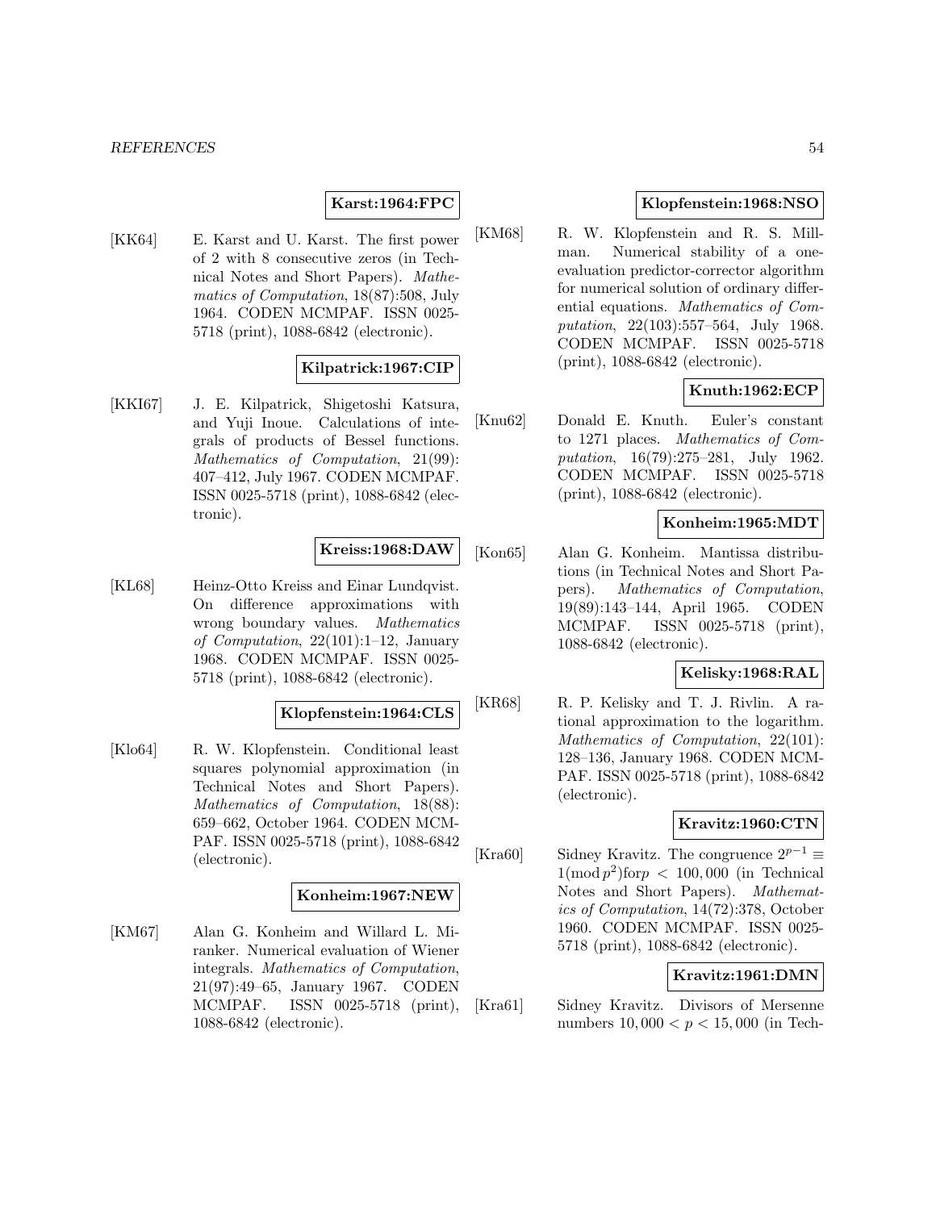**Karst:1964:FPC**

[KK64] E. Karst and U. Karst. The first power of 2 with 8 consecutive zeros (in Technical Notes and Short Papers). *Mathematics of Computation*, 18(87):508, July 1964. CODEN MCMPAF. ISSN 0025-5718 (print), 1088-6842 (electronic).

**Kilpatrick:1967:CIP**

[KKI67] J. E. Kilpatrick, Shigetoshi Katsura, and Yuji Inoue. Calculations of integrals of products of Bessel functions. *Mathematics of Computation*, 21(99): 407–412, July 1967. CODEN MCMPAF. ISSN 0025-5718 (print), 1088-6842 (electronic).

**Kreiss:1968:DAW**

[KL68] Heinz-Otto Kreiss and Einar Lundqvist. On difference approximations with wrong boundary values. *Mathematics of Computation*, 22(101):1–12, January 1968. CODEN MCMPAF. ISSN 0025-5718 (print), 1088-6842 (electronic).

**Klopfenstein:1964:CLS**

[Klo64] R. W. Klopfenstein. Conditional least squares polynomial approximation (in Technical Notes and Short Papers). *Mathematics of Computation*, 18(88): 659–662, October 1964. CODEN MCMPAF. ISSN 0025-5718 (print), 1088-6842 (electronic).

**Konheim:1967:NEW**

[KM67] Alan G. Konheim and Willard L. Miranker. Numerical evaluation of Wiener integrals. *Mathematics of Computation*, 21(97):49–65, January 1967. CODEN MCMPAF. ISSN 0025-5718 (print), 1088-6842 (electronic).

**Klopfenstein:1968:NSO**

[KM68] R. W. Klopfenstein and R. S. Millman. Numerical stability of a one-evaluation predictor-corrector algorithm for numerical solution of ordinary differential equations. *Mathematics of Computation*, 22(103):557–564, July 1968. CODEN MCMPAF. ISSN 0025-5718 (print), 1088-6842 (electronic).

**Knuth:1962:ECP**

[Knu62] Donald E. Knuth. Euler's constant to 1271 places. *Mathematics of Computation*, 16(79):275–281, July 1962. CODEN MCMPAF. ISSN 0025-5718 (print), 1088-6842 (electronic).

**Konheim:1965:MDT**

[Kon65] Alan G. Konheim. Mantissa distributions (in Technical Notes and Short Papers). *Mathematics of Computation*, 19(89):143–144, April 1965. CODEN MCMPAF. ISSN 0025-5718 (print), 1088-6842 (electronic).

**Kelisky:1968:RAL**

[KR68] R. P. Kelisky and T. J. Rivlin. A rational approximation to the logarithm. *Mathematics of Computation*, 22(101): 128–136, January 1968. CODEN MCMPAF. ISSN 0025-5718 (print), 1088-6842 (electronic).

**Kravitz:1960:CTN**

[Kra60] Sidney Kravitz. The congruence $2^{p-1} \equiv 1 (\bmod p^2) \text{for} p < 100,000$ (in Technical Notes and Short Papers). *Mathematics of Computation*, 14(72):378, October 1960. CODEN MCMPAF. ISSN 0025-5718 (print), 1088-6842 (electronic).

**Kravitz:1961:DMN**

[Kra61] Sidney Kravitz. Divisors of Mersenne numbers $10,000 < p < 15,000$ (in Tech-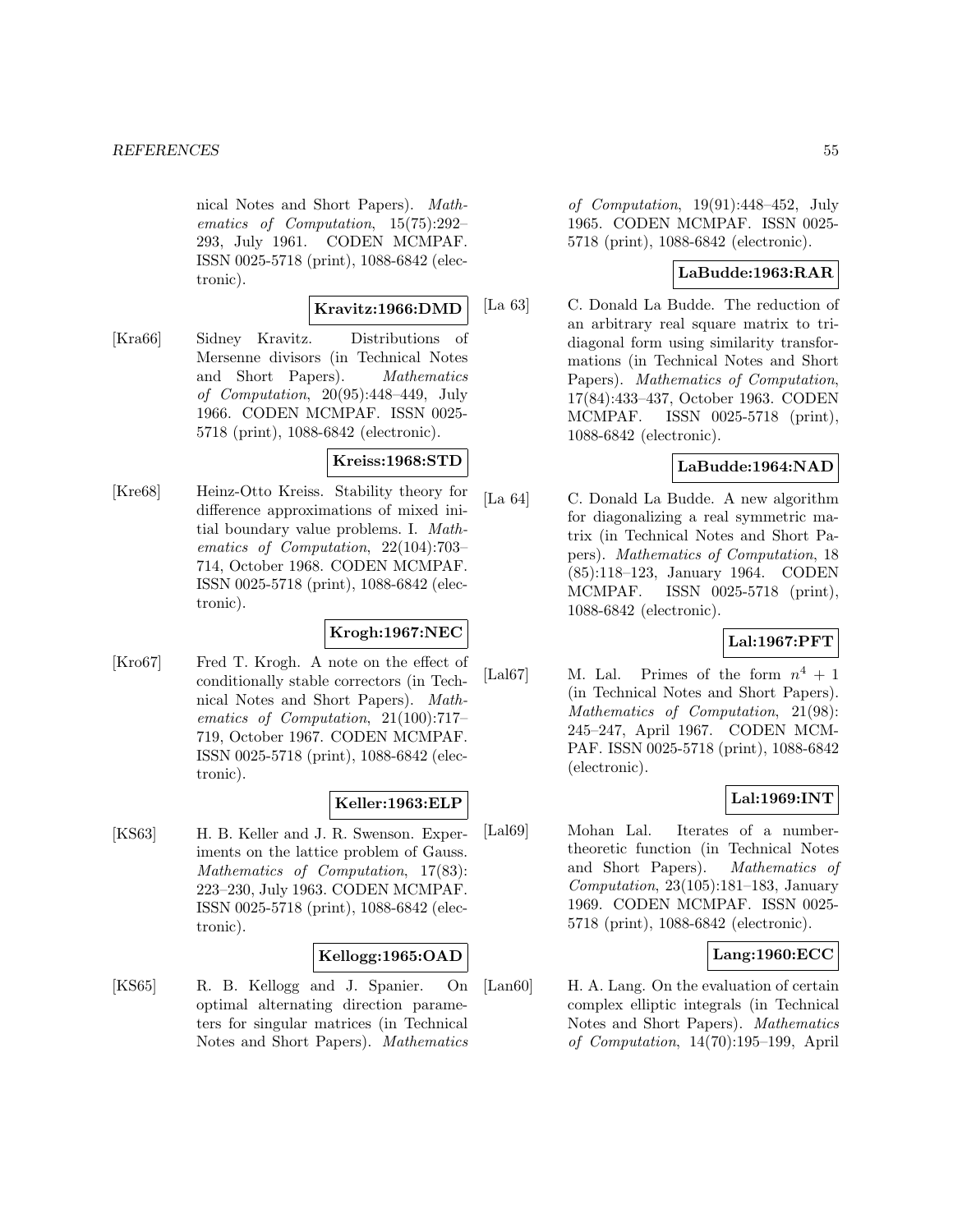nical Notes and Short Papers). *Mathematics of Computation*, 15(75):292–293, July 1961. CODEN MCMPAF. ISSN 0025-5718 (print), 1088-6842 (electronic).

**Kravitz:1966:DMD**

[Kra66] Sidney Kravitz. Distributions of Mersenne divisors (in Technical Notes and Short Papers). *Mathematics of Computation*, 20(95):448–449, July 1966. CODEN MCMPAF. ISSN 0025-5718 (print), 1088-6842 (electronic).

**Kreiss:1968:STD**

[Kre68] Heinz-Otto Kreiss. Stability theory for difference approximations of mixed initial boundary value problems. I. *Mathematics of Computation*, 22(104):703–714, October 1968. CODEN MCMPAF. ISSN 0025-5718 (print), 1088-6842 (electronic).

**Krogh:1967:NEC**

[Kro67] Fred T. Krogh. A note on the effect of conditionally stable correctors (in Technical Notes and Short Papers). *Mathematics of Computation*, 21(100):717–719, October 1967. CODEN MCMPAF. ISSN 0025-5718 (print), 1088-6842 (electronic).

**Keller:1963:ELP**

[KS63] H. B. Keller and J. R. Swenson. Experiments on the lattice problem of Gauss. *Mathematics of Computation*, 17(83):223–230, July 1963. CODEN MCMPAF. ISSN 0025-5718 (print), 1088-6842 (electronic).

**Kellogg:1965:OAD**

[KS65] R. B. Kellogg and J. Spanier. On optimal alternating direction parameters for singular matrices (in Technical Notes and Short Papers). *Mathematics of Computation*, 19(91):448–452, July 1965. CODEN MCMPAF. ISSN 0025-5718 (print), 1088-6842 (electronic).

**LaBudde:1963:RAR**

[La 63] C. Donald La Budde. The reduction of an arbitrary real square matrix to tridiagonal form using similarity transformations (in Technical Notes and Short Papers). *Mathematics of Computation*, 17(84):433–437, October 1963. CODEN MCMPAF. ISSN 0025-5718 (print), 1088-6842 (electronic).

**LaBudde:1964:NAD**

[La 64] C. Donald La Budde. A new algorithm for diagonalizing a real symmetric matrix (in Technical Notes and Short Papers). *Mathematics of Computation*, 18 (85):118–123, January 1964. CODEN MCMPAF. ISSN 0025-5718 (print), 1088-6842 (electronic).

**Lal:1967:PFT**

[Lal67] M. Lal. Primes of the form $n^4 + 1$ (in Technical Notes and Short Papers). *Mathematics of Computation*, 21(98): 245–247, April 1967. CODEN MCMPAF. ISSN 0025-5718 (print), 1088-6842 (electronic).

**Lal:1969:INT**

[Lal69] Mohan Lal. Iterates of a number-theoretic function (in Technical Notes and Short Papers). *Mathematics of Computation*, 23(105):181–183, January 1969. CODEN MCMPAF. ISSN 0025-5718 (print), 1088-6842 (electronic).

**Lang:1960:ECC**

[Lan60] H. A. Lang. On the evaluation of certain complex elliptic integrals (in Technical Notes and Short Papers). *Mathematics of Computation*, 14(70):195–199, April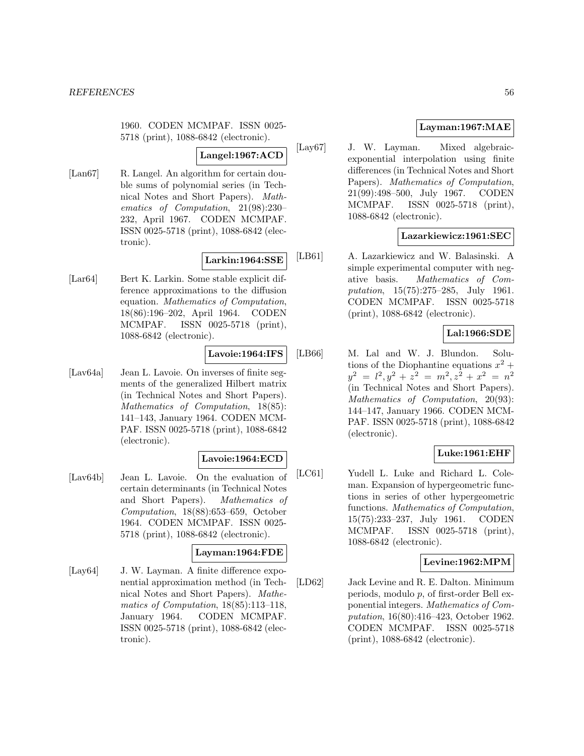1960. CODEN MCMPAF. ISSN 0025-5718 (print), 1088-6842 (electronic).

**Langel:1967:ACD**

[Lan67] R. Langel. An algorithm for certain double sums of polynomial series (in Technical Notes and Short Papers). *Mathematics of Computation*, 21(98):230–232, April 1967. CODEN MCMPAF. ISSN 0025-5718 (print), 1088-6842 (electronic).

**Larkin:1964:SSE**

[Lar64] Bert K. Larkin. Some stable explicit difference approximations to the diffusion equation. *Mathematics of Computation*, 18(86):196–202, April 1964. CODEN MCMPAF. ISSN 0025-5718 (print), 1088-6842 (electronic).

**Lavoie:1964:IFS**

[Lav64a] Jean L. Lavoie. On inverses of finite segments of the generalized Hilbert matrix (in Technical Notes and Short Papers). *Mathematics of Computation*, 18(85): 141–143, January 1964. CODEN MCMPAF. ISSN 0025-5718 (print), 1088-6842 (electronic).

**Lavoie:1964:ECD**

[Lav64b] Jean L. Lavoie. On the evaluation of certain determinants (in Technical Notes and Short Papers). *Mathematics of Computation*, 18(88):653–659, October 1964. CODEN MCMPAF. ISSN 0025-5718 (print), 1088-6842 (electronic).

**Layman:1964:FDE**

[Lay64] J. W. Layman. A finite difference exponential approximation method (in Technical Notes and Short Papers). *Mathematics of Computation*, 18(85):113–118, January 1964. CODEN MCMPAF. ISSN 0025-5718 (print), 1088-6842 (electronic).

**Layman:1967:MAE**

[Lay67] J. W. Layman. Mixed algebraic-exponential interpolation using finite differences (in Technical Notes and Short Papers). *Mathematics of Computation*, 21(99):498–500, July 1967. CODEN MCMPAF. ISSN 0025-5718 (print), 1088-6842 (electronic).

**Lazarkiewicz:1961:SEC**

[LB61] A. Lazarkiewicz and W. Balasinski. A simple experimental computer with negative basis. *Mathematics of Computation*, 15(75):275–285, July 1961. CODEN MCMPAF. ISSN 0025-5718 (print), 1088-6842 (electronic).

**Lal:1966:SDE**

[LB66] M. Lal and W. J. Blundon. Solutions of the Diophantine equations $x^2 + y^2 = l^2, y^2 + z^2 = m^2, z^2 + x^2 = n^2$ (in Technical Notes and Short Papers). *Mathematics of Computation*, 20(93): 144–147, January 1966. CODEN MCMPAF. ISSN 0025-5718 (print), 1088-6842 (electronic).

**Luke:1961:EHF**

[LC61] Yudell L. Luke and Richard L. Coleman. Expansion of hypergeometric functions in series of other hypergeometric functions. *Mathematics of Computation*, 15(75):233–237, July 1961. CODEN MCMPAF. ISSN 0025-5718 (print), 1088-6842 (electronic).

**Levine:1962:MPM**

[LD62] Jack Levine and R. E. Dalton. Minimum periods, modulo $p$, of first-order Bell exponential integers. *Mathematics of Computation*, 16(80):416–423, October 1962. CODEN MCMPAF. ISSN 0025-5718 (print), 1088-6842 (electronic).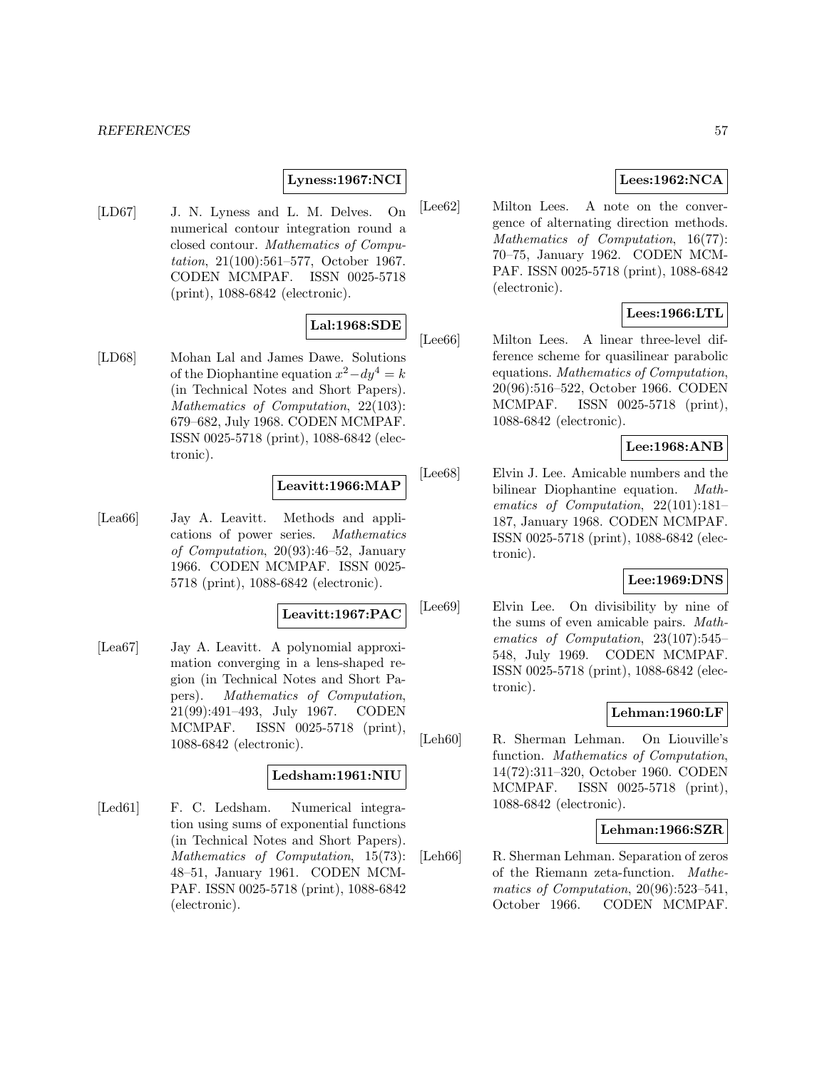**Lyness:1967:NCI**

[LD67] J. N. Lyness and L. M. Delves. On numerical contour integration round a closed contour. *Mathematics of Computation*, 21(100):561–577, October 1967. CODEN MCMPAF. ISSN 0025-5718 (print), 1088-6842 (electronic).

**Lal:1968:SDE**

[LD68] Mohan Lal and James Dawe. Solutions of the Diophantine equation $x^2-dy^4 = k$ (in Technical Notes and Short Papers). *Mathematics of Computation*, 22(103): 679–682, July 1968. CODEN MCMPAF. ISSN 0025-5718 (print), 1088-6842 (electronic).

**Leavitt:1966:MAP**

[Lea66] Jay A. Leavitt. Methods and applications of power series. *Mathematics of Computation*, 20(93):46–52, January 1966. CODEN MCMPAF. ISSN 0025-5718 (print), 1088-6842 (electronic).

**Leavitt:1967:PAC**

[Lea67] Jay A. Leavitt. A polynomial approximation converging in a lens-shaped region (in Technical Notes and Short Papers). *Mathematics of Computation*, 21(99):491–493, July 1967. CODEN MCMPAF. ISSN 0025-5718 (print), 1088-6842 (electronic).

**Ledsham:1961:NIU**

[Led61] F. C. Ledsham. Numerical integration using sums of exponential functions (in Technical Notes and Short Papers). *Mathematics of Computation*, 15(73): 48–51, January 1961. CODEN MCMPAF. ISSN 0025-5718 (print), 1088-6842 (electronic).

**Lees:1962:NCA**

[Lee62] Milton Lees. A note on the convergence of alternating direction methods. *Mathematics of Computation*, 16(77): 70–75, January 1962. CODEN MCMPAF. ISSN 0025-5718 (print), 1088-6842 (electronic).

**Lees:1966:LTL**

[Lee66] Milton Lees. A linear three-level difference scheme for quasilinear parabolic equations. *Mathematics of Computation*, 20(96):516–522, October 1966. CODEN MCMPAF. ISSN 0025-5718 (print), 1088-6842 (electronic).

**Lee:1968:ANB**

[Lee68] Elvin J. Lee. Amicable numbers and the bilinear Diophantine equation. *Mathematics of Computation*, 22(101):181–187, January 1968. CODEN MCMPAF. ISSN 0025-5718 (print), 1088-6842 (electronic).

**Lee:1969:DNS**

[Lee69] Elvin Lee. On divisibility by nine of the sums of even amicable pairs. *Mathematics of Computation*, 23(107):545–548, July 1969. CODEN MCMPAF. ISSN 0025-5718 (print), 1088-6842 (electronic).

**Lehman:1960:LF**

[Leh60] R. Sherman Lehman. On Liouville's function. *Mathematics of Computation*, 14(72):311–320, October 1960. CODEN MCMPAF. ISSN 0025-5718 (print), 1088-6842 (electronic).

**Lehman:1966:SZR**

[Leh66] R. Sherman Lehman. Separation of zeros of the Riemann zeta-function. *Mathematics of Computation*, 20(96):523–541, October 1966. CODEN MCMPAF.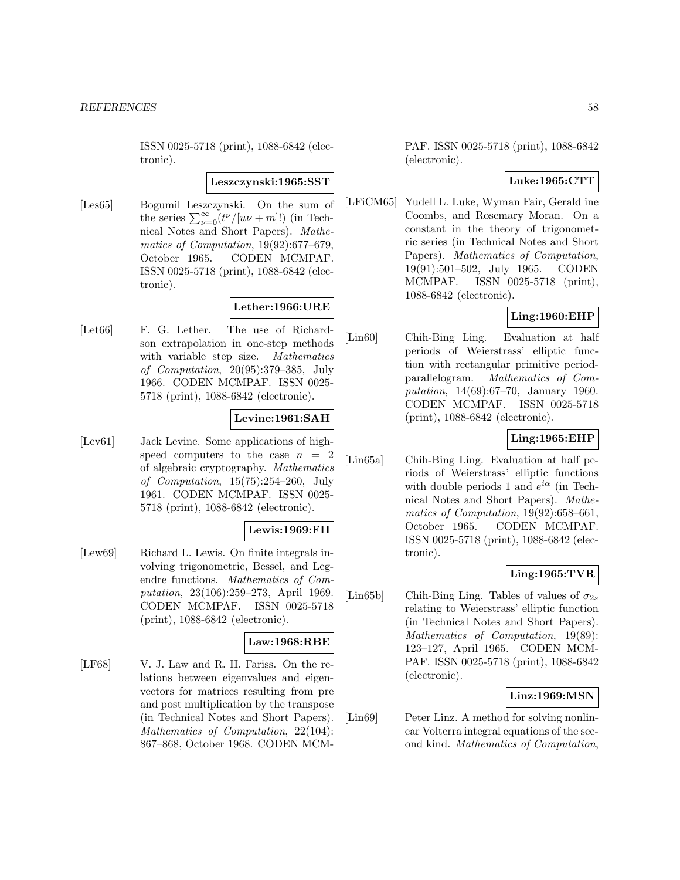ISSN 0025-5718 (print), 1088-6842 (electronic).

**Leszczynski:1965:SST**

[Les65] Bogumil Leszczynski. On the sum of the series $\sum_{\nu=0}^{\infty}(t^{\nu}/[u\nu+m]!)$ (in Technical Notes and Short Papers). *Mathematics of Computation*, 19(92):677–679, October 1965. CODEN MCMPAF. ISSN 0025-5718 (print), 1088-6842 (electronic).

**Lether:1966:URE**

[Let66] F. G. Lether. The use of Richardson extrapolation in one-step methods with variable step size. *Mathematics of Computation*, 20(95):379–385, July 1966. CODEN MCMPAF. ISSN 0025-5718 (print), 1088-6842 (electronic).

**Levine:1961:SAH**

[Lev61] Jack Levine. Some applications of high-speed computers to the case $n = 2$ of algebraic cryptography. *Mathematics of Computation*, 15(75):254–260, July 1961. CODEN MCMPAF. ISSN 0025-5718 (print), 1088-6842 (electronic).

**Lewis:1969:FII**

[Lew69] Richard L. Lewis. On finite integrals involving trigonometric, Bessel, and Legendre functions. *Mathematics of Computation*, 23(106):259–273, April 1969. CODEN MCMPAF. ISSN 0025-5718 (print), 1088-6842 (electronic).

**Law:1968:RBE**

[LF68] V. J. Law and R. H. Fariss. On the relations between eigenvalues and eigenvectors for matrices resulting from pre and post multiplication by the transpose (in Technical Notes and Short Papers). *Mathematics of Computation*, 22(104): 867–868, October 1968. CODEN MCMPAF. ISSN 0025-5718 (print), 1088-6842 (electronic).

**Luke:1965:CTT**

[LFiCM65] Yudell L. Luke, Wyman Fair, Gerald ine Coombs, and Rosemary Moran. On a constant in the theory of trigonometric series (in Technical Notes and Short Papers). *Mathematics of Computation*, 19(91):501–502, July 1965. CODEN MCMPAF. ISSN 0025-5718 (print), 1088-6842 (electronic).

**Ling:1960:EHP**

[Lin60] Chih-Bing Ling. Evaluation at half periods of Weierstrass' elliptic function with rectangular primitive period-parallelogram. *Mathematics of Computation*, 14(69):67–70, January 1960. CODEN MCMPAF. ISSN 0025-5718 (print), 1088-6842 (electronic).

**Ling:1965:EHP**

[Lin65a] Chih-Bing Ling. Evaluation at half periods of Weierstrass' elliptic functions with double periods 1 and $e^{i\alpha}$ (in Technical Notes and Short Papers). *Mathematics of Computation*, 19(92):658–661, October 1965. CODEN MCMPAF. ISSN 0025-5718 (print), 1088-6842 (electronic).

**Ling:1965:TVR**

[Lin65b] Chih-Bing Ling. Tables of values of $\sigma_{2s}$ relating to Weierstrass' elliptic function (in Technical Notes and Short Papers). *Mathematics of Computation*, 19(89): 123–127, April 1965. CODEN MCMPAF. ISSN 0025-5718 (print), 1088-6842 (electronic).

**Linz:1969:MSN**

[Lin69] Peter Linz. A method for solving nonlinear Volterra integral equations of the second kind. *Mathematics of Computation*,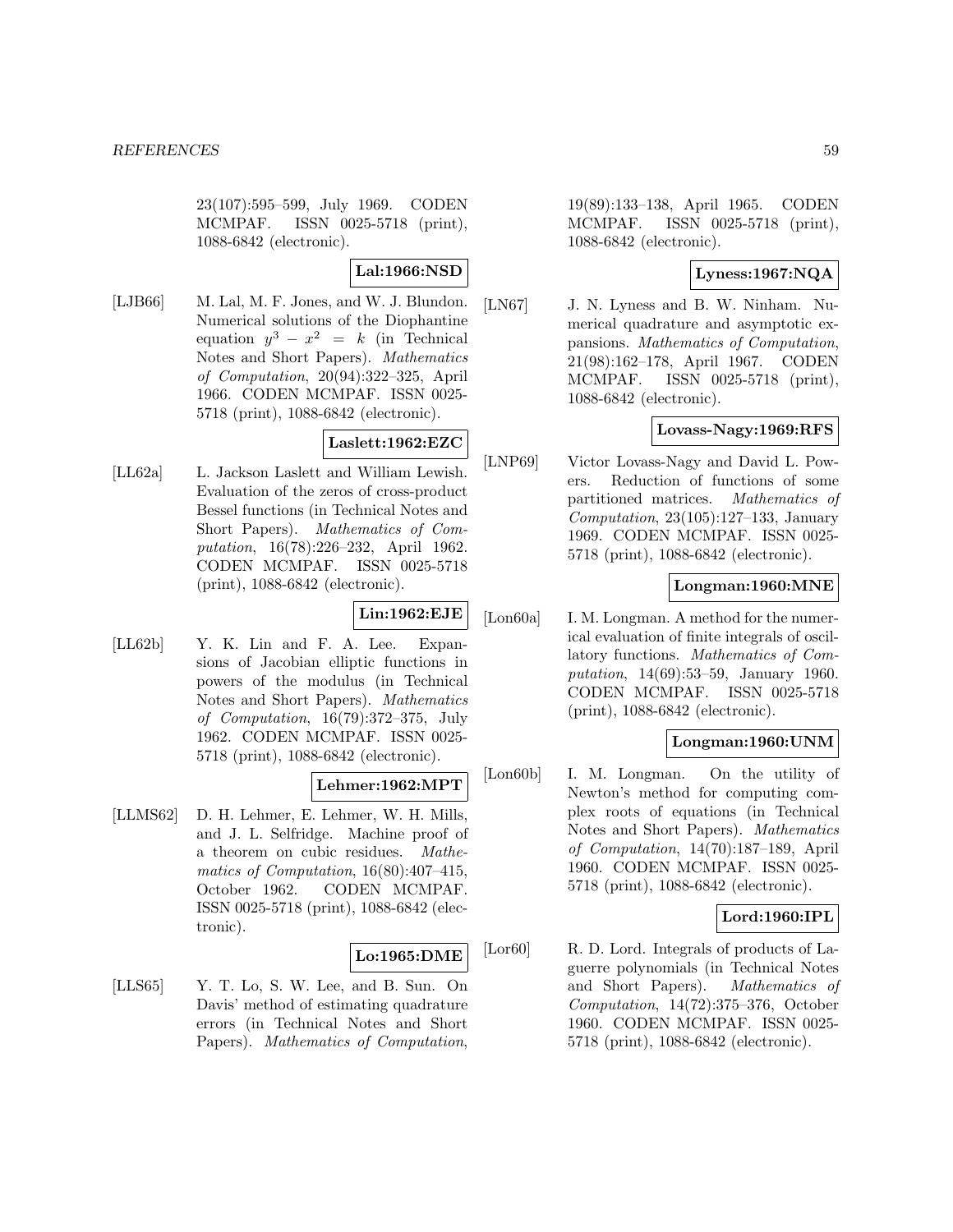23(107):595–599, July 1969. CODEN MCMPAF. ISSN 0025-5718 (print), 1088-6842 (electronic).

**Lal:1966:NSD**

[LJB66] M. Lal, M. F. Jones, and W. J. Blundon. Numerical solutions of the Diophantine equation $y^3 - x^2 = k$ (in Technical Notes and Short Papers). *Mathematics of Computation*, 20(94):322–325, April 1966. CODEN MCMPAF. ISSN 0025-5718 (print), 1088-6842 (electronic).

**Laslett:1962:EZC**

[LL62a] L. Jackson Laslett and William Lewish. Evaluation of the zeros of cross-product Bessel functions (in Technical Notes and Short Papers). *Mathematics of Computation*, 16(78):226–232, April 1962. CODEN MCMPAF. ISSN 0025-5718 (print), 1088-6842 (electronic).

**Lin:1962:EJE**

[LL62b] Y. K. Lin and F. A. Lee. Expansions of Jacobian elliptic functions in powers of the modulus (in Technical Notes and Short Papers). *Mathematics of Computation*, 16(79):372–375, July 1962. CODEN MCMPAF. ISSN 0025-5718 (print), 1088-6842 (electronic).

**Lehmer:1962:MPT**

[LLMS62] D. H. Lehmer, E. Lehmer, W. H. Mills, and J. L. Selfridge. Machine proof of a theorem on cubic residues. *Mathematics of Computation*, 16(80):407–415, October 1962. CODEN MCMPAF. ISSN 0025-5718 (print), 1088-6842 (electronic).

**Lo:1965:DME**

[LLS65] Y. T. Lo, S. W. Lee, and B. Sun. On Davis' method of estimating quadrature errors (in Technical Notes and Short Papers). *Mathematics of Computation*, 19(89):133–138, April 1965. CODEN MCMPAF. ISSN 0025-5718 (print), 1088-6842 (electronic).

**Lyness:1967:NQA**

[LN67] J. N. Lyness and B. W. Ninham. Numerical quadrature and asymptotic expansions. *Mathematics of Computation*, 21(98):162–178, April 1967. CODEN MCMPAF. ISSN 0025-5718 (print), 1088-6842 (electronic).

**Lovass-Nagy:1969:RFS**

[LNP69] Victor Lovass-Nagy and David L. Powers. Reduction of functions of some partitioned matrices. *Mathematics of Computation*, 23(105):127–133, January 1969. CODEN MCMPAF. ISSN 0025-5718 (print), 1088-6842 (electronic).

**Longman:1960:MNE**

[Lon60a] I. M. Longman. A method for the numerical evaluation of finite integrals of oscillatory functions. *Mathematics of Computation*, 14(69):53–59, January 1960. CODEN MCMPAF. ISSN 0025-5718 (print), 1088-6842 (electronic).

**Longman:1960:UNM**

[Lon60b] I. M. Longman. On the utility of Newton's method for computing complex roots of equations (in Technical Notes and Short Papers). *Mathematics of Computation*, 14(70):187–189, April 1960. CODEN MCMPAF. ISSN 0025-5718 (print), 1088-6842 (electronic).

**Lord:1960:IPL**

[Lor60] R. D. Lord. Integrals of products of Laguerre polynomials (in Technical Notes and Short Papers). *Mathematics of Computation*, 14(72):375–376, October 1960. CODEN MCMPAF. ISSN 0025-5718 (print), 1088-6842 (electronic).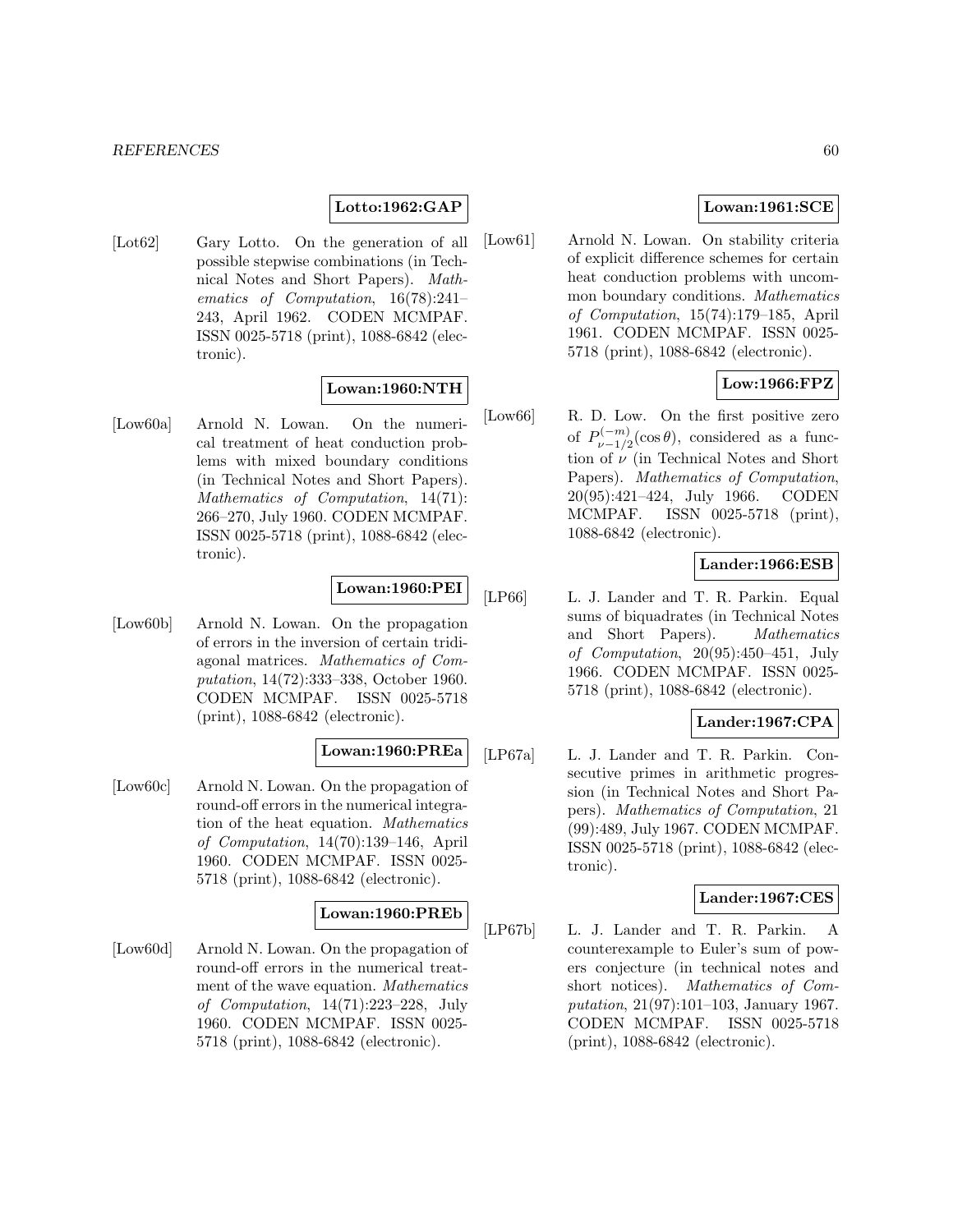**Lotto:1962:GAP**

[Lot62] Gary Lotto. On the generation of all possible stepwise combinations (in Technical Notes and Short Papers). *Mathematics of Computation*, 16(78):241–243, April 1962. CODEN MCMPAF. ISSN 0025-5718 (print), 1088-6842 (electronic).

**Lowan:1960:NTH**

[Low60a] Arnold N. Lowan. On the numerical treatment of heat conduction problems with mixed boundary conditions (in Technical Notes and Short Papers). *Mathematics of Computation*, 14(71): 266–270, July 1960. CODEN MCMPAF. ISSN 0025-5718 (print), 1088-6842 (electronic).

**Lowan:1960:PEI**

[Low60b] Arnold N. Lowan. On the propagation of errors in the inversion of certain tridiagonal matrices. *Mathematics of Computation*, 14(72):333–338, October 1960. CODEN MCMPAF. ISSN 0025-5718 (print), 1088-6842 (electronic).

**Lowan:1960:PREa**

[Low60c] Arnold N. Lowan. On the propagation of round-off errors in the numerical integration of the heat equation. *Mathematics of Computation*, 14(70):139–146, April 1960. CODEN MCMPAF. ISSN 0025-5718 (print), 1088-6842 (electronic).

**Lowan:1960:PREb**

[Low60d] Arnold N. Lowan. On the propagation of round-off errors in the numerical treatment of the wave equation. *Mathematics of Computation*, 14(71):223–228, July 1960. CODEN MCMPAF. ISSN 0025-5718 (print), 1088-6842 (electronic).

**Lowan:1961:SCE**

[Low61] Arnold N. Lowan. On stability criteria of explicit difference schemes for certain heat conduction problems with uncommon boundary conditions. *Mathematics of Computation*, 15(74):179–185, April 1961. CODEN MCMPAF. ISSN 0025-5718 (print), 1088-6842 (electronic).

**Low:1966:FPZ**

[Low66] R. D. Low. On the first positive zero of $P^{(-m)}_{\nu-1/2}(\cos\theta)$, considered as a function of $\nu$ (in Technical Notes and Short Papers). *Mathematics of Computation*, 20(95):421–424, July 1966. CODEN MCMPAF. ISSN 0025-5718 (print), 1088-6842 (electronic).

**Lander:1966:ESB**

[LP66] L. J. Lander and T. R. Parkin. Equal sums of biquadrates (in Technical Notes and Short Papers). *Mathematics of Computation*, 20(95):450–451, July 1966. CODEN MCMPAF. ISSN 0025-5718 (print), 1088-6842 (electronic).

**Lander:1967:CPA**

[LP67a] L. J. Lander and T. R. Parkin. Consecutive primes in arithmetic progression (in Technical Notes and Short Papers). *Mathematics of Computation*, 21 (99):489, July 1967. CODEN MCMPAF. ISSN 0025-5718 (print), 1088-6842 (electronic).

**Lander:1967:CES**

[LP67b] L. J. Lander and T. R. Parkin. A counterexample to Euler's sum of powers conjecture (in technical notes and short notices). *Mathematics of Computation*, 21(97):101–103, January 1967. CODEN MCMPAF. ISSN 0025-5718 (print), 1088-6842 (electronic).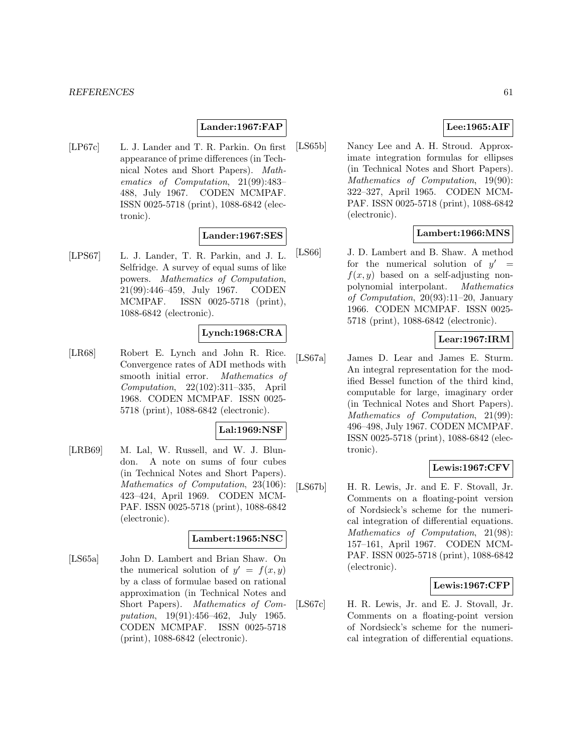**Lander:1967:FAP**

[LP67c] L. J. Lander and T. R. Parkin. On first appearance of prime differences (in Technical Notes and Short Papers). *Mathematics of Computation*, 21(99):483–488, July 1967. CODEN MCMPAF. ISSN 0025-5718 (print), 1088-6842 (electronic).

**Lander:1967:SES**

[LPS67] L. J. Lander, T. R. Parkin, and J. L. Selfridge. A survey of equal sums of like powers. *Mathematics of Computation*, 21(99):446–459, July 1967. CODEN MCMPAF. ISSN 0025-5718 (print), 1088-6842 (electronic).

**Lynch:1968:CRA**

[LR68] Robert E. Lynch and John R. Rice. Convergence rates of ADI methods with smooth initial error. *Mathematics of Computation*, 22(102):311–335, April 1968. CODEN MCMPAF. ISSN 0025-5718 (print), 1088-6842 (electronic).

**Lal:1969:NSF**

[LRB69] M. Lal, W. Russell, and W. J. Blundon. A note on sums of four cubes (in Technical Notes and Short Papers). *Mathematics of Computation*, 23(106):423–424, April 1969. CODEN MCMPAF. ISSN 0025-5718 (print), 1088-6842 (electronic).

**Lambert:1965:NSC**

[LS65a] John D. Lambert and Brian Shaw. On the numerical solution of $y' = f(x, y)$ by a class of formulae based on rational approximation (in Technical Notes and Short Papers). *Mathematics of Computation*, 19(91):456–462, July 1965. CODEN MCMPAF. ISSN 0025-5718 (print), 1088-6842 (electronic).

**Lee:1965:AIF**

[LS65b] Nancy Lee and A. H. Stroud. Approximate integration formulas for ellipses (in Technical Notes and Short Papers). *Mathematics of Computation*, 19(90):322–327, April 1965. CODEN MCMPAF. ISSN 0025-5718 (print), 1088-6842 (electronic).

**Lambert:1966:MNS**

[LS66] J. D. Lambert and B. Shaw. A method for the numerical solution of $y' = f(x, y)$ based on a self-adjusting non-polynomial interpolant. *Mathematics of Computation*, 20(93):11–20, January 1966. CODEN MCMPAF. ISSN 0025-5718 (print), 1088-6842 (electronic).

**Lear:1967:IRM**

[LS67a] James D. Lear and James E. Sturm. An integral representation for the modified Bessel function of the third kind, computable for large, imaginary order (in Technical Notes and Short Papers). *Mathematics of Computation*, 21(99):496–498, July 1967. CODEN MCMPAF. ISSN 0025-5718 (print), 1088-6842 (electronic).

**Lewis:1967:CFV**

[LS67b] H. R. Lewis, Jr. and E. F. Stovall, Jr. Comments on a floating-point version of Nordsieck's scheme for the numerical integration of differential equations. *Mathematics of Computation*, 21(98):157–161, April 1967. CODEN MCMPAF. ISSN 0025-5718 (print), 1088-6842 (electronic).

**Lewis:1967:CFP**

[LS67c] H. R. Lewis, Jr. and E. J. Stovall, Jr. Comments on a floating-point version of Nordsieck's scheme for the numerical integration of differential equations.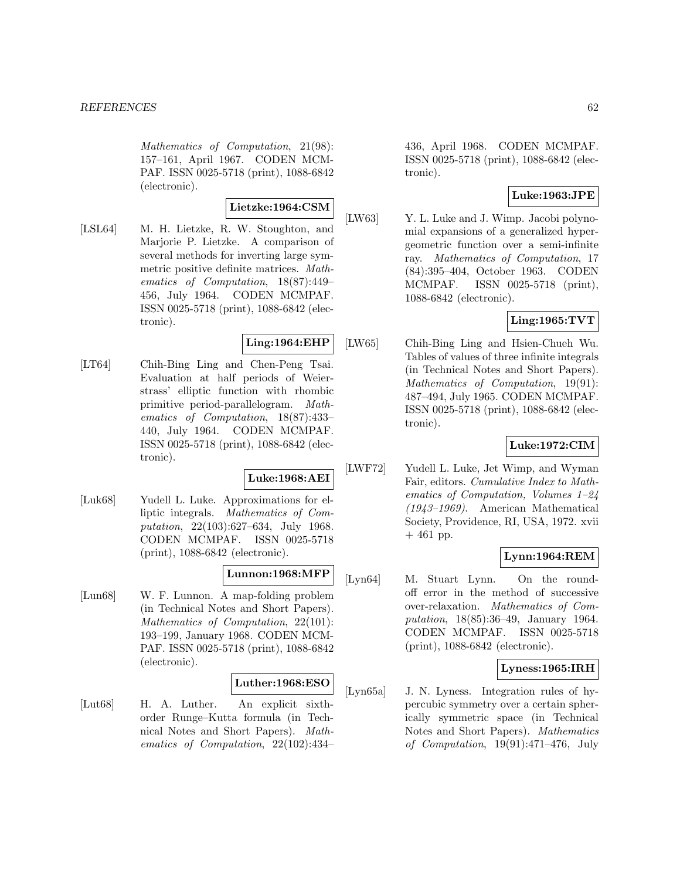*Mathematics of Computation*, 21(98): 157–161, April 1967. CODEN MCMPAF. ISSN 0025-5718 (print), 1088-6842 (electronic).

**Lietzke:1964:CSM**

[LSL64] M. H. Lietzke, R. W. Stoughton, and Marjorie P. Lietzke. A comparison of several methods for inverting large symmetric positive definite matrices. *Mathematics of Computation*, 18(87):449–456, July 1964. CODEN MCMPAF. ISSN 0025-5718 (print), 1088-6842 (electronic).

**Ling:1964:EHP**

[LT64] Chih-Bing Ling and Chen-Peng Tsai. Evaluation at half periods of Weierstrass' elliptic function with rhombic primitive period-parallelogram. *Mathematics of Computation*, 18(87):433–440, July 1964. CODEN MCMPAF. ISSN 0025-5718 (print), 1088-6842 (electronic).

**Luke:1968:AEI**

[Luk68] Yudell L. Luke. Approximations for elliptic integrals. *Mathematics of Computation*, 22(103):627–634, July 1968. CODEN MCMPAF. ISSN 0025-5718 (print), 1088-6842 (electronic).

**Lunnon:1968:MFP**

[Lun68] W. F. Lunnon. A map-folding problem (in Technical Notes and Short Papers). *Mathematics of Computation*, 22(101): 193–199, January 1968. CODEN MCMPAF. ISSN 0025-5718 (print), 1088-6842 (electronic).

**Luther:1968:ESO**

[Lut68] H. A. Luther. An explicit sixth-order Runge–Kutta formula (in Technical Notes and Short Papers). *Mathematics of Computation*, 22(102):434–436, April 1968. CODEN MCMPAF. ISSN 0025-5718 (print), 1088-6842 (electronic).

**Luke:1963:JPE**

[LW63] Y. L. Luke and J. Wimp. Jacobi polynomial expansions of a generalized hypergeometric function over a semi-infinite ray. *Mathematics of Computation*, 17 (84):395–404, October 1963. CODEN MCMPAF. ISSN 0025-5718 (print), 1088-6842 (electronic).

**Ling:1965:TVT**

[LW65] Chih-Bing Ling and Hsien-Chueh Wu. Tables of values of three infinite integrals (in Technical Notes and Short Papers). *Mathematics of Computation*, 19(91): 487–494, July 1965. CODEN MCMPAF. ISSN 0025-5718 (print), 1088-6842 (electronic).

**Luke:1972:CIM**

[LWF72] Yudell L. Luke, Jet Wimp, and Wyman Fair, editors. *Cumulative Index to Mathematics of Computation, Volumes 1–24 (1943–1969)*. American Mathematical Society, Providence, RI, USA, 1972. xvii + 461 pp.

**Lynn:1964:REM**

[Lyn64] M. Stuart Lynn. On the round-off error in the method of successive over-relaxation. *Mathematics of Computation*, 18(85):36–49, January 1964. CODEN MCMPAF. ISSN 0025-5718 (print), 1088-6842 (electronic).

**Lyness:1965:IRH**

[Lyn65a] J. N. Lyness. Integration rules of hypercubic symmetry over a certain spherically symmetric space (in Technical Notes and Short Papers). *Mathematics of Computation*, 19(91):471–476, July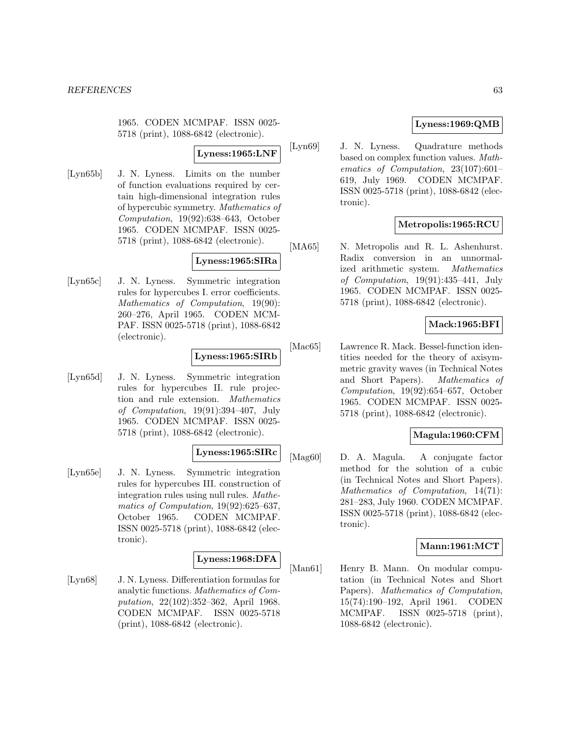1965. CODEN MCMPAF. ISSN 0025-5718 (print), 1088-6842 (electronic).

**Lyness:1965:LNF**

[Lyn65b] J. N. Lyness. Limits on the number of function evaluations required by certain high-dimensional integration rules of hypercubic symmetry. *Mathematics of Computation*, 19(92):638–643, October 1965. CODEN MCMPAF. ISSN 0025-5718 (print), 1088-6842 (electronic).

**Lyness:1965:SIRa**

[Lyn65c] J. N. Lyness. Symmetric integration rules for hypercubes I. error coefficients. *Mathematics of Computation*, 19(90): 260–276, April 1965. CODEN MCMPAF. ISSN 0025-5718 (print), 1088-6842 (electronic).

**Lyness:1965:SIRb**

[Lyn65d] J. N. Lyness. Symmetric integration rules for hypercubes II. rule projection and rule extension. *Mathematics of Computation*, 19(91):394–407, July 1965. CODEN MCMPAF. ISSN 0025-5718 (print), 1088-6842 (electronic).

**Lyness:1965:SIRc**

[Lyn65e] J. N. Lyness. Symmetric integration rules for hypercubes III. construction of integration rules using null rules. *Mathematics of Computation*, 19(92):625–637, October 1965. CODEN MCMPAF. ISSN 0025-5718 (print), 1088-6842 (electronic).

**Lyness:1968:DFA**

[Lyn68] J. N. Lyness. Differentiation formulas for analytic functions. *Mathematics of Computation*, 22(102):352–362, April 1968. CODEN MCMPAF. ISSN 0025-5718 (print), 1088-6842 (electronic).

**Lyness:1969:QMB**

[Lyn69] J. N. Lyness. Quadrature methods based on complex function values. *Mathematics of Computation*, 23(107):601–619, July 1969. CODEN MCMPAF. ISSN 0025-5718 (print), 1088-6842 (electronic).

**Metropolis:1965:RCU**

[MA65] N. Metropolis and R. L. Ashenhurst. Radix conversion in an unnormalized arithmetic system. *Mathematics of Computation*, 19(91):435–441, July 1965. CODEN MCMPAF. ISSN 0025-5718 (print), 1088-6842 (electronic).

**Mack:1965:BFI**

[Mac65] Lawrence R. Mack. Bessel-function identities needed for the theory of axisymmetric gravity waves (in Technical Notes and Short Papers). *Mathematics of Computation*, 19(92):654–657, October 1965. CODEN MCMPAF. ISSN 0025-5718 (print), 1088-6842 (electronic).

**Magula:1960:CFM**

[Mag60] D. A. Magula. A conjugate factor method for the solution of a cubic (in Technical Notes and Short Papers). *Mathematics of Computation*, 14(71): 281–283, July 1960. CODEN MCMPAF. ISSN 0025-5718 (print), 1088-6842 (electronic).

**Mann:1961:MCT**

[Man61] Henry B. Mann. On modular computation (in Technical Notes and Short Papers). *Mathematics of Computation*, 15(74):190–192, April 1961. CODEN MCMPAF. ISSN 0025-5718 (print), 1088-6842 (electronic).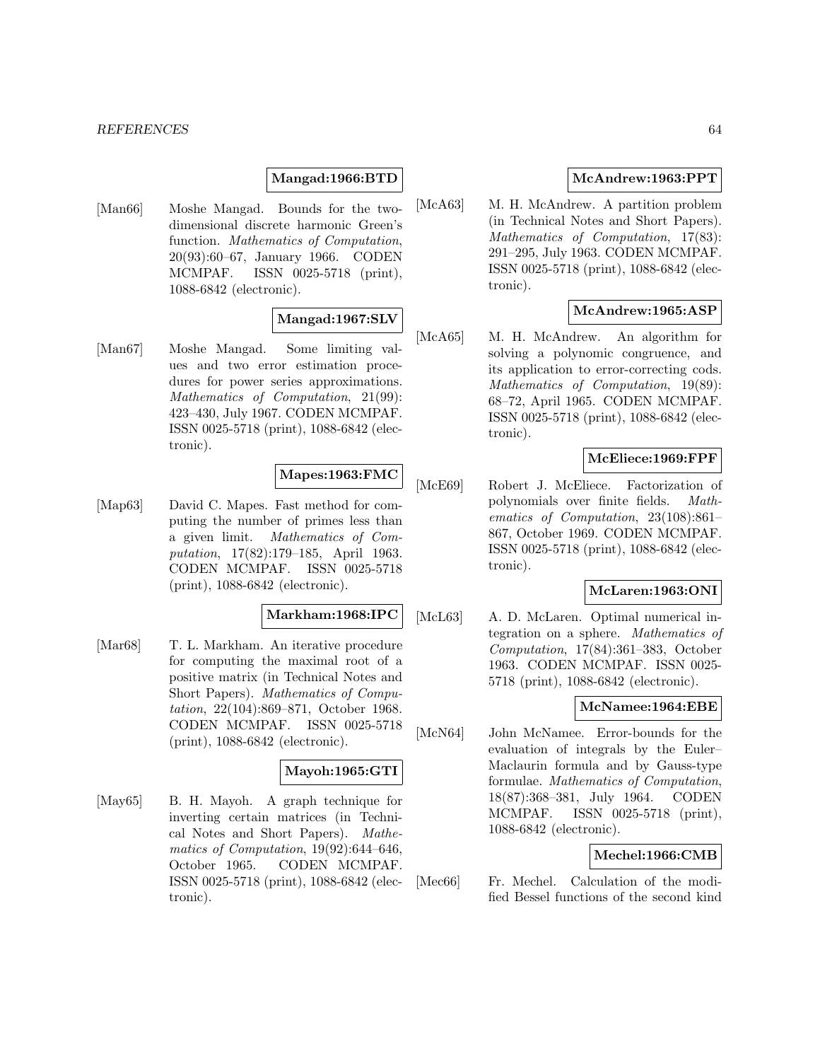**Mangad:1966:BTD**

[Man66] Moshe Mangad. Bounds for the two-dimensional discrete harmonic Green's function. *Mathematics of Computation*, 20(93):60–67, January 1966. CODEN MCMPAF. ISSN 0025-5718 (print), 1088-6842 (electronic).

**Mangad:1967:SLV**

[Man67] Moshe Mangad. Some limiting values and two error estimation procedures for power series approximations. *Mathematics of Computation*, 21(99): 423–430, July 1967. CODEN MCMPAF. ISSN 0025-5718 (print), 1088-6842 (electronic).

**Mapes:1963:FMC**

[Map63] David C. Mapes. Fast method for computing the number of primes less than a given limit. *Mathematics of Computation*, 17(82):179–185, April 1963. CODEN MCMPAF. ISSN 0025-5718 (print), 1088-6842 (electronic).

**Markham:1968:IPC**

[Mar68] T. L. Markham. An iterative procedure for computing the maximal root of a positive matrix (in Technical Notes and Short Papers). *Mathematics of Computation*, 22(104):869–871, October 1968. CODEN MCMPAF. ISSN 0025-5718 (print), 1088-6842 (electronic).

**Mayoh:1965:GTI**

[May65] B. H. Mayoh. A graph technique for inverting certain matrices (in Technical Notes and Short Papers). *Mathematics of Computation*, 19(92):644–646, October 1965. CODEN MCMPAF. ISSN 0025-5718 (print), 1088-6842 (electronic).

**McAndrew:1963:PPT**

[McA63] M. H. McAndrew. A partition problem (in Technical Notes and Short Papers). *Mathematics of Computation*, 17(83): 291–295, July 1963. CODEN MCMPAF. ISSN 0025-5718 (print), 1088-6842 (electronic).

**McAndrew:1965:ASP**

[McA65] M. H. McAndrew. An algorithm for solving a polynomic congruence, and its application to error-correcting cods. *Mathematics of Computation*, 19(89): 68–72, April 1965. CODEN MCMPAF. ISSN 0025-5718 (print), 1088-6842 (electronic).

**McEliece:1969:FPF**

[McE69] Robert J. McEliece. Factorization of polynomials over finite fields. *Mathematics of Computation*, 23(108):861–867, October 1969. CODEN MCMPAF. ISSN 0025-5718 (print), 1088-6842 (electronic).

**McLaren:1963:ONI**

[McL63] A. D. McLaren. Optimal numerical integration on a sphere. *Mathematics of Computation*, 17(84):361–383, October 1963. CODEN MCMPAF. ISSN 0025-5718 (print), 1088-6842 (electronic).

**McNamee:1964:EBE**

[McN64] John McNamee. Error-bounds for the evaluation of integrals by the Euler–Maclaurin formula and by Gauss-type formulae. *Mathematics of Computation*, 18(87):368–381, July 1964. CODEN MCMPAF. ISSN 0025-5718 (print), 1088-6842 (electronic).

**Mechel:1966:CMB**

[Mec66] Fr. Mechel. Calculation of the modified Bessel functions of the second kind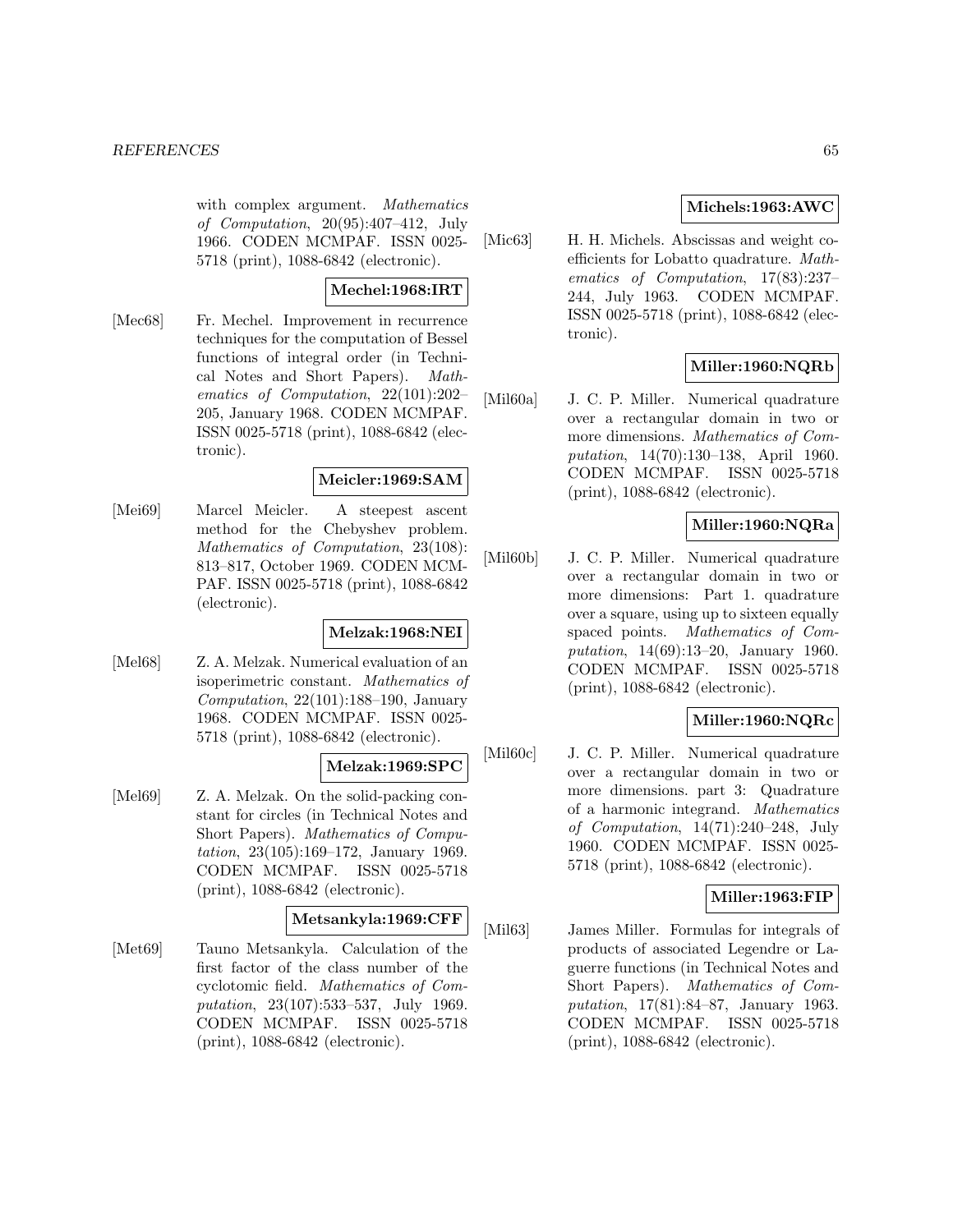with complex argument. *Mathematics of Computation*, 20(95):407–412, July 1966. CODEN MCMPAF. ISSN 0025-5718 (print), 1088-6842 (electronic).

**Mechel:1968:IRT**

[Mec68] Fr. Mechel. Improvement in recurrence techniques for the computation of Bessel functions of integral order (in Technical Notes and Short Papers). *Mathematics of Computation*, 22(101):202–205, January 1968. CODEN MCMPAF. ISSN 0025-5718 (print), 1088-6842 (electronic).

**Meicler:1969:SAM**

[Mei69] Marcel Meicler. A steepest ascent method for the Chebyshev problem. *Mathematics of Computation*, 23(108): 813–817, October 1969. CODEN MCMPAF. ISSN 0025-5718 (print), 1088-6842 (electronic).

**Melzak:1968:NEI**

[Mel68] Z. A. Melzak. Numerical evaluation of an isoperimetric constant. *Mathematics of Computation*, 22(101):188–190, January 1968. CODEN MCMPAF. ISSN 0025-5718 (print), 1088-6842 (electronic).

**Melzak:1969:SPC**

[Mel69] Z. A. Melzak. On the solid-packing constant for circles (in Technical Notes and Short Papers). *Mathematics of Computation*, 23(105):169–172, January 1969. CODEN MCMPAF. ISSN 0025-5718 (print), 1088-6842 (electronic).

**Metsankyla:1969:CFF**

[Met69] Tauno Metsankyla. Calculation of the first factor of the class number of the cyclotomic field. *Mathematics of Computation*, 23(107):533–537, July 1969. CODEN MCMPAF. ISSN 0025-5718 (print), 1088-6842 (electronic).

**Michels:1963:AWC**

[Mic63] H. H. Michels. Abscissas and weight coefficients for Lobatto quadrature. *Mathematics of Computation*, 17(83):237–244, July 1963. CODEN MCMPAF. ISSN 0025-5718 (print), 1088-6842 (electronic).

**Miller:1960:NQRb**

[Mil60a] J. C. P. Miller. Numerical quadrature over a rectangular domain in two or more dimensions. *Mathematics of Computation*, 14(70):130–138, April 1960. CODEN MCMPAF. ISSN 0025-5718 (print), 1088-6842 (electronic).

**Miller:1960:NQRa**

[Mil60b] J. C. P. Miller. Numerical quadrature over a rectangular domain in two or more dimensions: Part 1. quadrature over a square, using up to sixteen equally spaced points. *Mathematics of Computation*, 14(69):13–20, January 1960. CODEN MCMPAF. ISSN 0025-5718 (print), 1088-6842 (electronic).

**Miller:1960:NQRc**

[Mil60c] J. C. P. Miller. Numerical quadrature over a rectangular domain in two or more dimensions. part 3: Quadrature of a harmonic integrand. *Mathematics of Computation*, 14(71):240–248, July 1960. CODEN MCMPAF. ISSN 0025-5718 (print), 1088-6842 (electronic).

**Miller:1963:FIP**

[Mil63] James Miller. Formulas for integrals of products of associated Legendre or Laguerre functions (in Technical Notes and Short Papers). *Mathematics of Computation*, 17(81):84–87, January 1963. CODEN MCMPAF. ISSN 0025-5718 (print), 1088-6842 (electronic).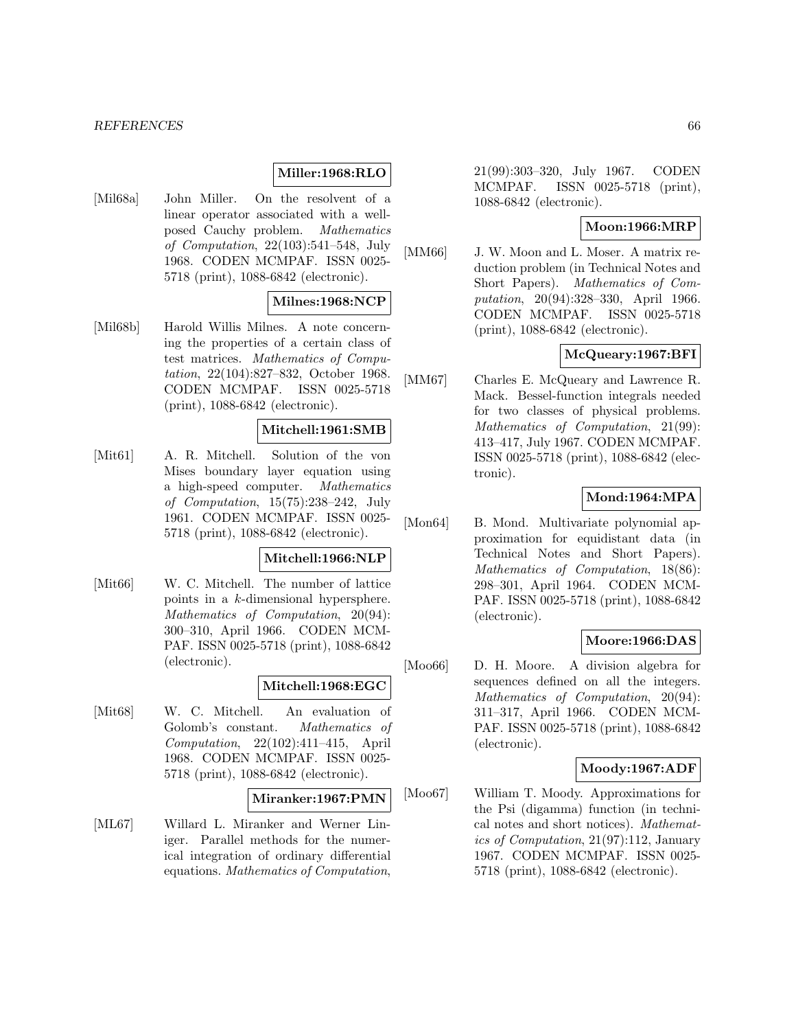**Miller:1968:RLO**

[Mil68a] John Miller. On the resolvent of a linear operator associated with a well-posed Cauchy problem. *Mathematics of Computation*, 22(103):541–548, July 1968. CODEN MCMPAF. ISSN 0025-5718 (print), 1088-6842 (electronic).

**Milnes:1968:NCP**

[Mil68b] Harold Willis Milnes. A note concerning the properties of a certain class of test matrices. *Mathematics of Computation*, 22(104):827–832, October 1968. CODEN MCMPAF. ISSN 0025-5718 (print), 1088-6842 (electronic).

**Mitchell:1961:SMB**

[Mit61] A. R. Mitchell. Solution of the von Mises boundary layer equation using a high-speed computer. *Mathematics of Computation*, 15(75):238–242, July 1961. CODEN MCMPAF. ISSN 0025-5718 (print), 1088-6842 (electronic).

**Mitchell:1966:NLP**

[Mit66] W. C. Mitchell. The number of lattice points in a $k$-dimensional hypersphere. *Mathematics of Computation*, 20(94): 300–310, April 1966. CODEN MCMPAF. ISSN 0025-5718 (print), 1088-6842 (electronic).

**Mitchell:1968:EGC**

[Mit68] W. C. Mitchell. An evaluation of Golomb's constant. *Mathematics of Computation*, 22(102):411–415, April 1968. CODEN MCMPAF. ISSN 0025-5718 (print), 1088-6842 (electronic).

**Miranker:1967:PMN**

[ML67] Willard L. Miranker and Werner Liniger. Parallel methods for the numerical integration of ordinary differential equations. *Mathematics of Computation*, 21(99):303–320, July 1967. CODEN MCMPAF. ISSN 0025-5718 (print), 1088-6842 (electronic).

**Moon:1966:MRP**

[MM66] J. W. Moon and L. Moser. A matrix reduction problem (in Technical Notes and Short Papers). *Mathematics of Computation*, 20(94):328–330, April 1966. CODEN MCMPAF. ISSN 0025-5718 (print), 1088-6842 (electronic).

**McQueary:1967:BFI**

[MM67] Charles E. McQueary and Lawrence R. Mack. Bessel-function integrals needed for two classes of physical problems. *Mathematics of Computation*, 21(99): 413–417, July 1967. CODEN MCMPAF. ISSN 0025-5718 (print), 1088-6842 (electronic).

**Mond:1964:MPA**

[Mon64] B. Mond. Multivariate polynomial approximation for equidistant data (in Technical Notes and Short Papers). *Mathematics of Computation*, 18(86): 298–301, April 1964. CODEN MCMPAF. ISSN 0025-5718 (print), 1088-6842 (electronic).

**Moore:1966:DAS**

[Moo66] D. H. Moore. A division algebra for sequences defined on all the integers. *Mathematics of Computation*, 20(94): 311–317, April 1966. CODEN MCMPAF. ISSN 0025-5718 (print), 1088-6842 (electronic).

**Moody:1967:ADF**

[Moo67] William T. Moody. Approximations for the Psi (digamma) function (in technical notes and short notices). *Mathematics of Computation*, 21(97):112, January 1967. CODEN MCMPAF. ISSN 0025-5718 (print), 1088-6842 (electronic).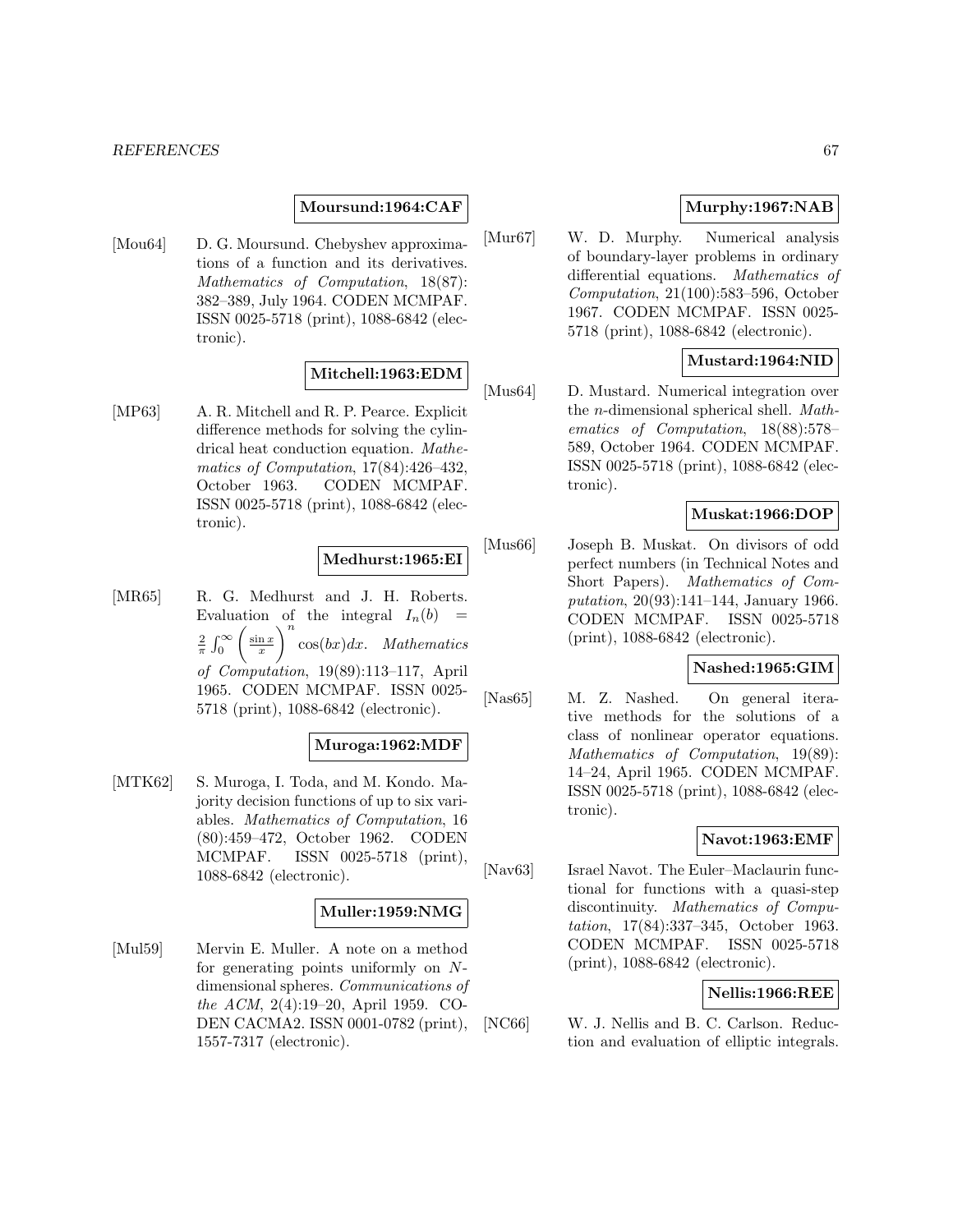**Moursund:1964:CAF**

[Mou64] D. G. Moursund. Chebyshev approximations of a function and its derivatives. *Mathematics of Computation*, 18(87): 382–389, July 1964. CODEN MCMPAF. ISSN 0025-5718 (print), 1088-6842 (electronic).

**Mitchell:1963:EDM**

[MP63] A. R. Mitchell and R. P. Pearce. Explicit difference methods for solving the cylindrical heat conduction equation. *Mathematics of Computation*, 17(84):426–432, October 1963. CODEN MCMPAF. ISSN 0025-5718 (print), 1088-6842 (electronic).

**Medhurst:1965:EI**

[MR65] R. G. Medhurst and J. H. Roberts. Evaluation of the integral $I_n(b) = \frac{2}{\pi}\int_0^\infty \left(\frac{\sin x}{x}\right)^n \cos(bx)dx$. *Mathematics of Computation*, 19(89):113–117, April 1965. CODEN MCMPAF. ISSN 0025-5718 (print), 1088-6842 (electronic).

**Muroga:1962:MDF**

[MTK62] S. Muroga, I. Toda, and M. Kondo. Majority decision functions of up to six variables. *Mathematics of Computation*, 16 (80):459–472, October 1962. CODEN MCMPAF. ISSN 0025-5718 (print), 1088-6842 (electronic).

**Muller:1959:NMG**

[Mul59] Mervin E. Muller. A note on a method for generating points uniformly on $N$-dimensional spheres. *Communications of the ACM*, 2(4):19–20, April 1959. CODEN CACMA2. ISSN 0001-0782 (print), 1557-7317 (electronic).

**Murphy:1967:NAB**

[Mur67] W. D. Murphy. Numerical analysis of boundary-layer problems in ordinary differential equations. *Mathematics of Computation*, 21(100):583–596, October 1967. CODEN MCMPAF. ISSN 0025-5718 (print), 1088-6842 (electronic).

**Mustard:1964:NID**

[Mus64] D. Mustard. Numerical integration over the $n$-dimensional spherical shell. *Mathematics of Computation*, 18(88):578–589, October 1964. CODEN MCMPAF. ISSN 0025-5718 (print), 1088-6842 (electronic).

**Muskat:1966:DOP**

[Mus66] Joseph B. Muskat. On divisors of odd perfect numbers (in Technical Notes and Short Papers). *Mathematics of Computation*, 20(93):141–144, January 1966. CODEN MCMPAF. ISSN 0025-5718 (print), 1088-6842 (electronic).

**Nashed:1965:GIM**

[Nas65] M. Z. Nashed. On general iterative methods for the solutions of a class of nonlinear operator equations. *Mathematics of Computation*, 19(89): 14–24, April 1965. CODEN MCMPAF. ISSN 0025-5718 (print), 1088-6842 (electronic).

**Navot:1963:EMF**

[Nav63] Israel Navot. The Euler–Maclaurin functional for functions with a quasi-step discontinuity. *Mathematics of Computation*, 17(84):337–345, October 1963. CODEN MCMPAF. ISSN 0025-5718 (print), 1088-6842 (electronic).

**Nellis:1966:REE**

[NC66] W. J. Nellis and B. C. Carlson. Reduction and evaluation of elliptic integrals.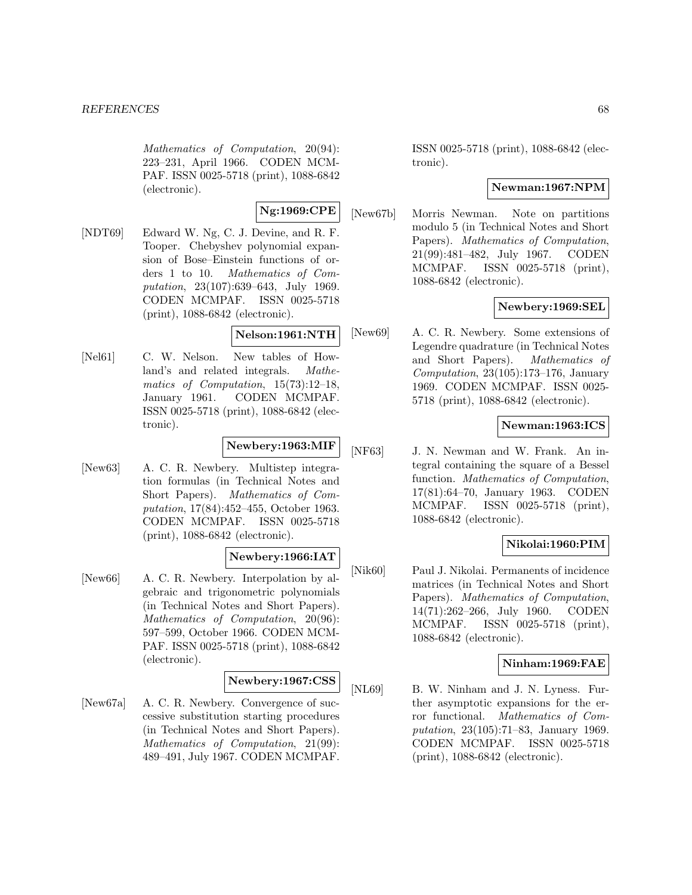*Mathematics of Computation*, 20(94): 223–231, April 1966. CODEN MCMPAF. ISSN 0025-5718 (print), 1088-6842 (electronic).

**Ng:1969:CPE**

[NDT69] Edward W. Ng, C. J. Devine, and R. F. Tooper. Chebyshev polynomial expansion of Bose–Einstein functions of orders 1 to 10. *Mathematics of Computation*, 23(107):639–643, July 1969. CODEN MCMPAF. ISSN 0025-5718 (print), 1088-6842 (electronic).

**Nelson:1961:NTH**

[Nel61] C. W. Nelson. New tables of Howland's and related integrals. *Mathematics of Computation*, 15(73):12–18, January 1961. CODEN MCMPAF. ISSN 0025-5718 (print), 1088-6842 (electronic).

**Newbery:1963:MIF**

[New63] A. C. R. Newbery. Multistep integration formulas (in Technical Notes and Short Papers). *Mathematics of Computation*, 17(84):452–455, October 1963. CODEN MCMPAF. ISSN 0025-5718 (print), 1088-6842 (electronic).

**Newbery:1966:IAT**

[New66] A. C. R. Newbery. Interpolation by algebraic and trigonometric polynomials (in Technical Notes and Short Papers). *Mathematics of Computation*, 20(96): 597–599, October 1966. CODEN MCMPAF. ISSN 0025-5718 (print), 1088-6842 (electronic).

**Newbery:1967:CSS**

[New67a] A. C. R. Newbery. Convergence of successive substitution starting procedures (in Technical Notes and Short Papers). *Mathematics of Computation*, 21(99): 489–491, July 1967. CODEN MCMPAF. ISSN 0025-5718 (print), 1088-6842 (electronic).

**Newman:1967:NPM**

[New67b] Morris Newman. Note on partitions modulo 5 (in Technical Notes and Short Papers). *Mathematics of Computation*, 21(99):481–482, July 1967. CODEN MCMPAF. ISSN 0025-5718 (print), 1088-6842 (electronic).

**Newbery:1969:SEL**

[New69] A. C. R. Newbery. Some extensions of Legendre quadrature (in Technical Notes and Short Papers). *Mathematics of Computation*, 23(105):173–176, January 1969. CODEN MCMPAF. ISSN 0025-5718 (print), 1088-6842 (electronic).

**Newman:1963:ICS**

[NF63] J. N. Newman and W. Frank. An integral containing the square of a Bessel function. *Mathematics of Computation*, 17(81):64–70, January 1963. CODEN MCMPAF. ISSN 0025-5718 (print), 1088-6842 (electronic).

**Nikolai:1960:PIM**

[Nik60] Paul J. Nikolai. Permanents of incidence matrices (in Technical Notes and Short Papers). *Mathematics of Computation*, 14(71):262–266, July 1960. CODEN MCMPAF. ISSN 0025-5718 (print), 1088-6842 (electronic).

**Ninham:1969:FAE**

[NL69] B. W. Ninham and J. N. Lyness. Further asymptotic expansions for the error functional. *Mathematics of Computation*, 23(105):71–83, January 1969. CODEN MCMPAF. ISSN 0025-5718 (print), 1088-6842 (electronic).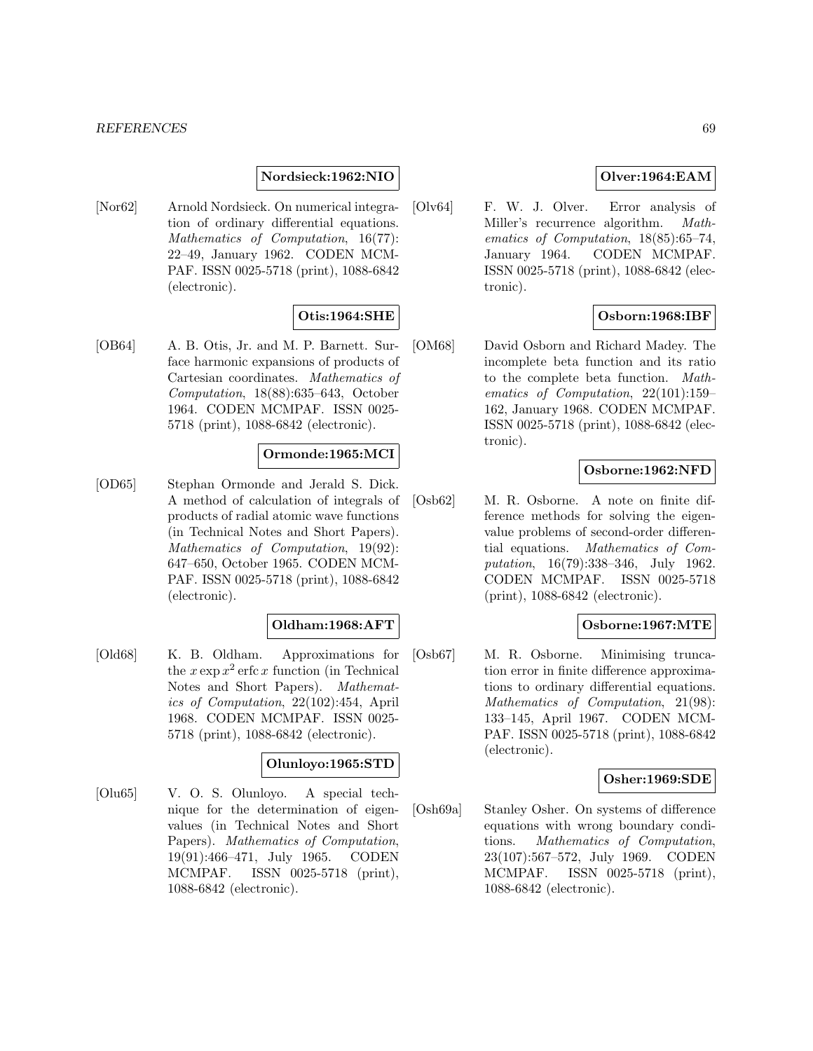**Nordsieck:1962:NIO**

[Nor62] Arnold Nordsieck. On numerical integration of ordinary differential equations. *Mathematics of Computation*, 16(77): 22–49, January 1962. CODEN MCMPAF. ISSN 0025-5718 (print), 1088-6842 (electronic).

**Otis:1964:SHE**

[OB64] A. B. Otis, Jr. and M. P. Barnett. Surface harmonic expansions of products of Cartesian coordinates. *Mathematics of Computation*, 18(88):635–643, October 1964. CODEN MCMPAF. ISSN 0025-5718 (print), 1088-6842 (electronic).

**Ormonde:1965:MCI**

[OD65] Stephan Ormonde and Jerald S. Dick. A method of calculation of integrals of products of radial atomic wave functions (in Technical Notes and Short Papers). *Mathematics of Computation*, 19(92): 647–650, October 1965. CODEN MCMPAF. ISSN 0025-5718 (print), 1088-6842 (electronic).

**Oldham:1968:AFT**

[Old68] K. B. Oldham. Approximations for the $x \exp x^2 \operatorname{erfc} x$ function (in Technical Notes and Short Papers). *Mathematics of Computation*, 22(102):454, April 1968. CODEN MCMPAF. ISSN 0025-5718 (print), 1088-6842 (electronic).

**Olunloyo:1965:STD**

[Olu65] V. O. S. Olunloyo. A special technique for the determination of eigenvalues (in Technical Notes and Short Papers). *Mathematics of Computation*, 19(91):466–471, July 1965. CODEN MCMPAF. ISSN 0025-5718 (print), 1088-6842 (electronic).

**Olver:1964:EAM**

[Olv64] F. W. J. Olver. Error analysis of Miller's recurrence algorithm. *Mathematics of Computation*, 18(85):65–74, January 1964. CODEN MCMPAF. ISSN 0025-5718 (print), 1088-6842 (electronic).

**Osborn:1968:IBF**

[OM68] David Osborn and Richard Madey. The incomplete beta function and its ratio to the complete beta function. *Mathematics of Computation*, 22(101):159–162, January 1968. CODEN MCMPAF. ISSN 0025-5718 (print), 1088-6842 (electronic).

**Osborne:1962:NFD**

[Osb62] M. R. Osborne. A note on finite difference methods for solving the eigenvalue problems of second-order differential equations. *Mathematics of Computation*, 16(79):338–346, July 1962. CODEN MCMPAF. ISSN 0025-5718 (print), 1088-6842 (electronic).

**Osborne:1967:MTE**

[Osb67] M. R. Osborne. Minimising truncation error in finite difference approximations to ordinary differential equations. *Mathematics of Computation*, 21(98): 133–145, April 1967. CODEN MCMPAF. ISSN 0025-5718 (print), 1088-6842 (electronic).

**Osher:1969:SDE**

[Osh69a] Stanley Osher. On systems of difference equations with wrong boundary conditions. *Mathematics of Computation*, 23(107):567–572, July 1969. CODEN MCMPAF. ISSN 0025-5718 (print), 1088-6842 (electronic).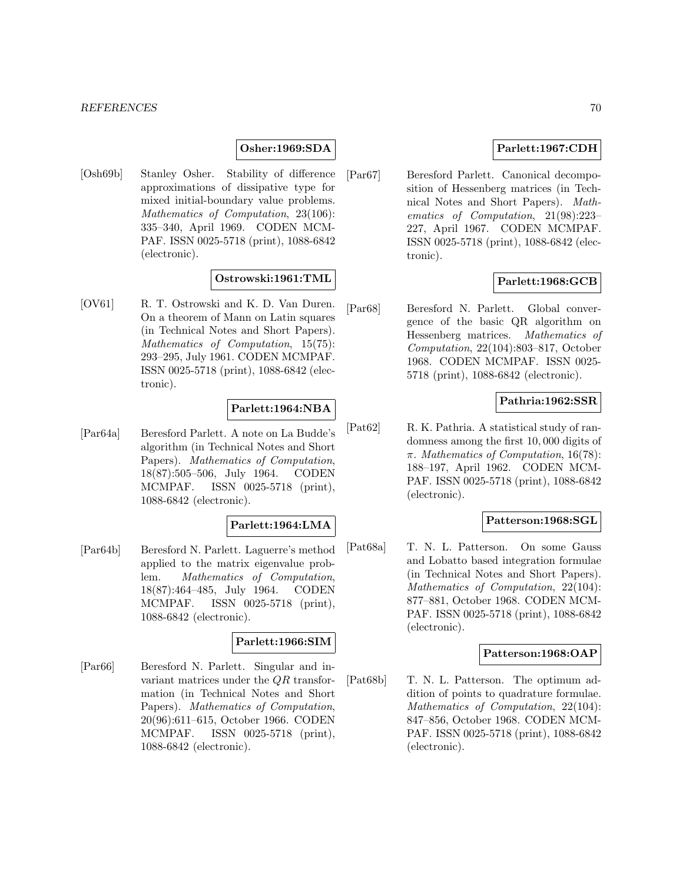**Osher:1969:SDA**

[Osh69b] Stanley Osher. Stability of difference approximations of dissipative type for mixed initial-boundary value problems. *Mathematics of Computation*, 23(106): 335–340, April 1969. CODEN MCMPAF. ISSN 0025-5718 (print), 1088-6842 (electronic).

**Ostrowski:1961:TML**

[OV61] R. T. Ostrowski and K. D. Van Duren. On a theorem of Mann on Latin squares (in Technical Notes and Short Papers). *Mathematics of Computation*, 15(75): 293–295, July 1961. CODEN MCMPAF. ISSN 0025-5718 (print), 1088-6842 (electronic).

**Parlett:1964:NBA**

[Par64a] Beresford Parlett. A note on La Budde's algorithm (in Technical Notes and Short Papers). *Mathematics of Computation*, 18(87):505–506, July 1964. CODEN MCMPAF. ISSN 0025-5718 (print), 1088-6842 (electronic).

**Parlett:1964:LMA**

[Par64b] Beresford N. Parlett. Laguerre's method applied to the matrix eigenvalue problem. *Mathematics of Computation*, 18(87):464–485, July 1964. CODEN MCMPAF. ISSN 0025-5718 (print), 1088-6842 (electronic).

**Parlett:1966:SIM**

[Par66] Beresford N. Parlett. Singular and invariant matrices under the $QR$ transformation (in Technical Notes and Short Papers). *Mathematics of Computation*, 20(96):611–615, October 1966. CODEN MCMPAF. ISSN 0025-5718 (print), 1088-6842 (electronic).

**Parlett:1967:CDH**

[Par67] Beresford Parlett. Canonical decomposition of Hessenberg matrices (in Technical Notes and Short Papers). *Mathematics of Computation*, 21(98):223–227, April 1967. CODEN MCMPAF. ISSN 0025-5718 (print), 1088-6842 (electronic).

**Parlett:1968:GCB**

[Par68] Beresford N. Parlett. Global convergence of the basic QR algorithm on Hessenberg matrices. *Mathematics of Computation*, 22(104):803–817, October 1968. CODEN MCMPAF. ISSN 0025-5718 (print), 1088-6842 (electronic).

**Pathria:1962:SSR**

[Pat62] R. K. Pathria. A statistical study of randomness among the first 10,000 digits of $\pi$. *Mathematics of Computation*, 16(78): 188–197, April 1962. CODEN MCMPAF. ISSN 0025-5718 (print), 1088-6842 (electronic).

**Patterson:1968:SGL**

[Pat68a] T. N. L. Patterson. On some Gauss and Lobatto based integration formulae (in Technical Notes and Short Papers). *Mathematics of Computation*, 22(104): 877–881, October 1968. CODEN MCMPAF. ISSN 0025-5718 (print), 1088-6842 (electronic).

**Patterson:1968:OAP**

[Pat68b] T. N. L. Patterson. The optimum addition of points to quadrature formulae. *Mathematics of Computation*, 22(104): 847–856, October 1968. CODEN MCMPAF. ISSN 0025-5718 (print), 1088-6842 (electronic).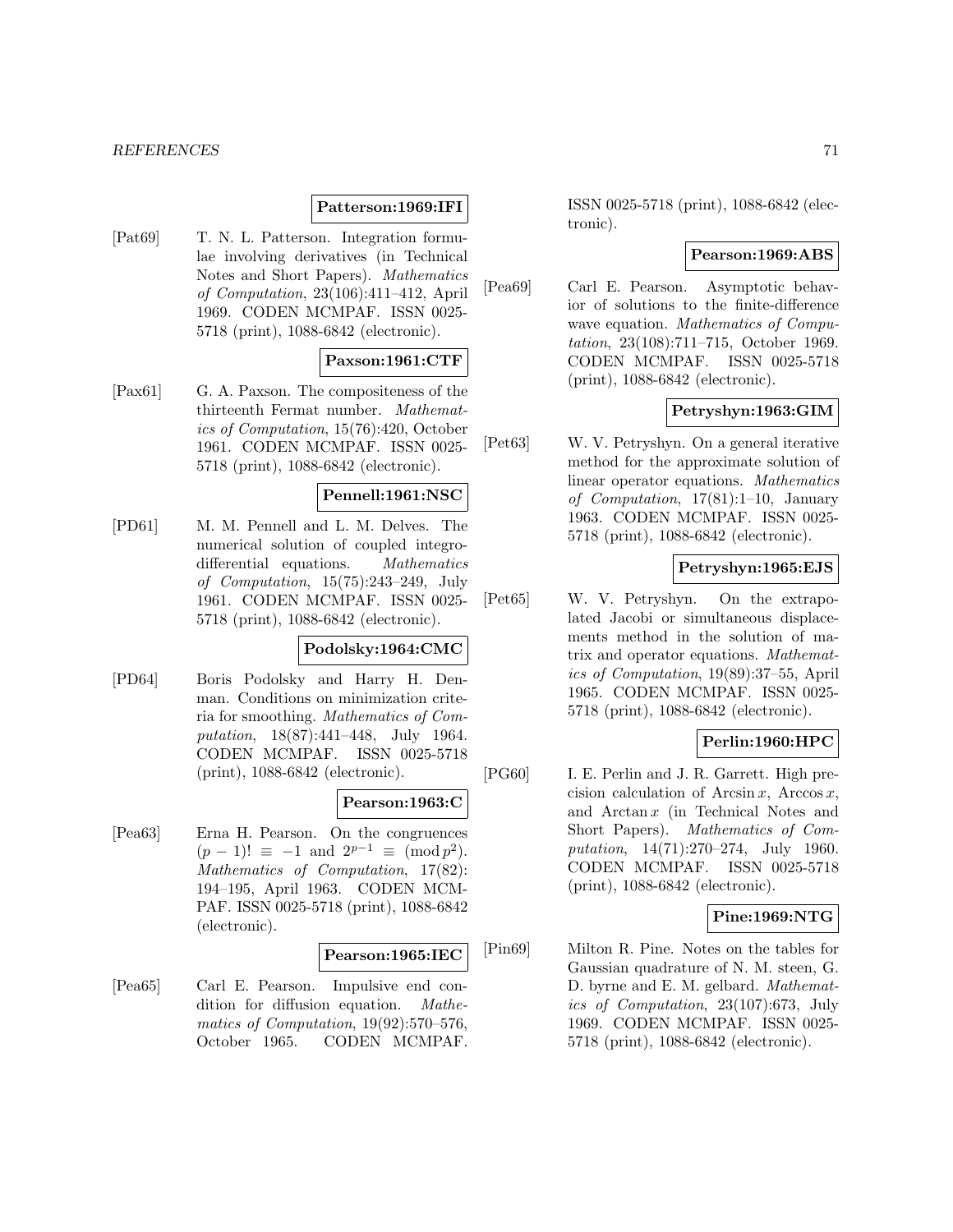**Patterson:1969:IFI**

[Pat69] T. N. L. Patterson. Integration formulae involving derivatives (in Technical Notes and Short Papers). *Mathematics of Computation*, 23(106):411–412, April 1969. CODEN MCMPAF. ISSN 0025-5718 (print), 1088-6842 (electronic).

**Paxson:1961:CTF**

[Pax61] G. A. Paxson. The compositeness of the thirteenth Fermat number. *Mathematics of Computation*, 15(76):420, October 1961. CODEN MCMPAF. ISSN 0025-5718 (print), 1088-6842 (electronic).

**Pennell:1961:NSC**

[PD61] M. M. Pennell and L. M. Delves. The numerical solution of coupled integro-differential equations. *Mathematics of Computation*, 15(75):243–249, July 1961. CODEN MCMPAF. ISSN 0025-5718 (print), 1088-6842 (electronic).

**Podolsky:1964:CMC**

[PD64] Boris Podolsky and Harry H. Denman. Conditions on minimization criteria for smoothing. *Mathematics of Computation*, 18(87):441–448, July 1964. CODEN MCMPAF. ISSN 0025-5718 (print), 1088-6842 (electronic).

**Pearson:1963:C**

[Pea63] Erna H. Pearson. On the congruences $(p-1)! \equiv -1$ and $2^{p-1} \equiv \pmod{p^2}$. *Mathematics of Computation*, 17(82): 194–195, April 1963. CODEN MCMPAF. ISSN 0025-5718 (print), 1088-6842 (electronic).

**Pearson:1965:IEC**

[Pea65] Carl E. Pearson. Impulsive end condition for diffusion equation. *Mathematics of Computation*, 19(92):570–576, October 1965. CODEN MCMPAF. ISSN 0025-5718 (print), 1088-6842 (electronic).

**Pearson:1969:ABS**

[Pea69] Carl E. Pearson. Asymptotic behavior of solutions to the finite-difference wave equation. *Mathematics of Computation*, 23(108):711–715, October 1969. CODEN MCMPAF. ISSN 0025-5718 (print), 1088-6842 (electronic).

**Petryshyn:1963:GIM**

[Pet63] W. V. Petryshyn. On a general iterative method for the approximate solution of linear operator equations. *Mathematics of Computation*, 17(81):1–10, January 1963. CODEN MCMPAF. ISSN 0025-5718 (print), 1088-6842 (electronic).

**Petryshyn:1965:EJS**

[Pet65] W. V. Petryshyn. On the extrapolated Jacobi or simultaneous displacements method in the solution of matrix and operator equations. *Mathematics of Computation*, 19(89):37–55, April 1965. CODEN MCMPAF. ISSN 0025-5718 (print), 1088-6842 (electronic).

**Perlin:1960:HPC**

[PG60] I. E. Perlin and J. R. Garrett. High precision calculation of $\text{Arcsin}\,x$, $\text{Arccos}\,x$, and $\text{Arctan}\,x$ (in Technical Notes and Short Papers). *Mathematics of Computation*, 14(71):270–274, July 1960. CODEN MCMPAF. ISSN 0025-5718 (print), 1088-6842 (electronic).

**Pine:1969:NTG**

[Pin69] Milton R. Pine. Notes on the tables for Gaussian quadrature of N. M. steen, G. D. byrne and E. M. gelbard. *Mathematics of Computation*, 23(107):673, July 1969. CODEN MCMPAF. ISSN 0025-5718 (print), 1088-6842 (electronic).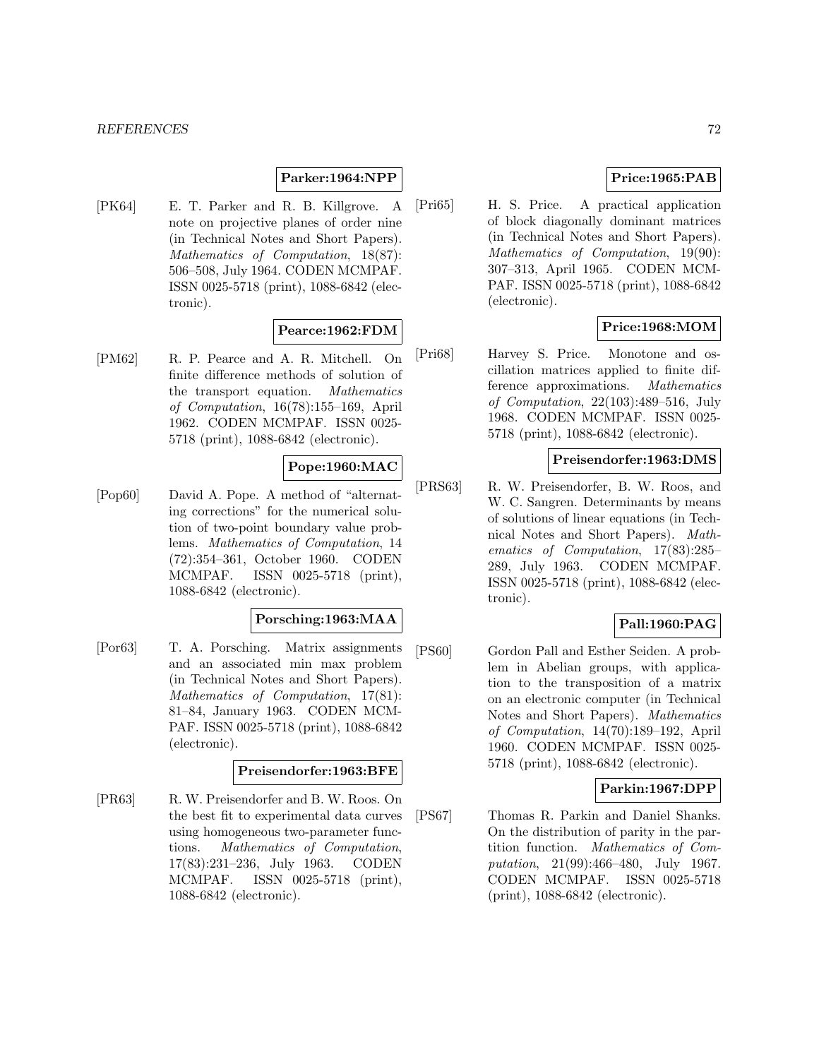**Parker:1964:NPP**

[PK64] E. T. Parker and R. B. Killgrove. A note on projective planes of order nine (in Technical Notes and Short Papers). *Mathematics of Computation*, 18(87): 506–508, July 1964. CODEN MCMPAF. ISSN 0025-5718 (print), 1088-6842 (electronic).

**Pearce:1962:FDM**

[PM62] R. P. Pearce and A. R. Mitchell. On finite difference methods of solution of the transport equation. *Mathematics of Computation*, 16(78):155–169, April 1962. CODEN MCMPAF. ISSN 0025-5718 (print), 1088-6842 (electronic).

**Pope:1960:MAC**

[Pop60] David A. Pope. A method of "alternating corrections" for the numerical solution of two-point boundary value problems. *Mathematics of Computation*, 14 (72):354–361, October 1960. CODEN MCMPAF. ISSN 0025-5718 (print), 1088-6842 (electronic).

**Porsching:1963:MAA**

[Por63] T. A. Porsching. Matrix assignments and an associated min max problem (in Technical Notes and Short Papers). *Mathematics of Computation*, 17(81): 81–84, January 1963. CODEN MCMPAF. ISSN 0025-5718 (print), 1088-6842 (electronic).

**Preisendorfer:1963:BFE**

[PR63] R. W. Preisendorfer and B. W. Roos. On the best fit to experimental data curves using homogeneous two-parameter functions. *Mathematics of Computation*, 17(83):231–236, July 1963. CODEN MCMPAF. ISSN 0025-5718 (print), 1088-6842 (electronic).

**Price:1965:PAB**

[Pri65] H. S. Price. A practical application of block diagonally dominant matrices (in Technical Notes and Short Papers). *Mathematics of Computation*, 19(90): 307–313, April 1965. CODEN MCMPAF. ISSN 0025-5718 (print), 1088-6842 (electronic).

**Price:1968:MOM**

[Pri68] Harvey S. Price. Monotone and oscillation matrices applied to finite difference approximations. *Mathematics of Computation*, 22(103):489–516, July 1968. CODEN MCMPAF. ISSN 0025-5718 (print), 1088-6842 (electronic).

**Preisendorfer:1963:DMS**

[PRS63] R. W. Preisendorfer, B. W. Roos, and W. C. Sangren. Determinants by means of solutions of linear equations (in Technical Notes and Short Papers). *Mathematics of Computation*, 17(83):285–289, July 1963. CODEN MCMPAF. ISSN 0025-5718 (print), 1088-6842 (electronic).

**Pall:1960:PAG**

[PS60] Gordon Pall and Esther Seiden. A problem in Abelian groups, with application to the transposition of a matrix on an electronic computer (in Technical Notes and Short Papers). *Mathematics of Computation*, 14(70):189–192, April 1960. CODEN MCMPAF. ISSN 0025-5718 (print), 1088-6842 (electronic).

**Parkin:1967:DPP**

[PS67] Thomas R. Parkin and Daniel Shanks. On the distribution of parity in the partition function. *Mathematics of Computation*, 21(99):466–480, July 1967. CODEN MCMPAF. ISSN 0025-5718 (print), 1088-6842 (electronic).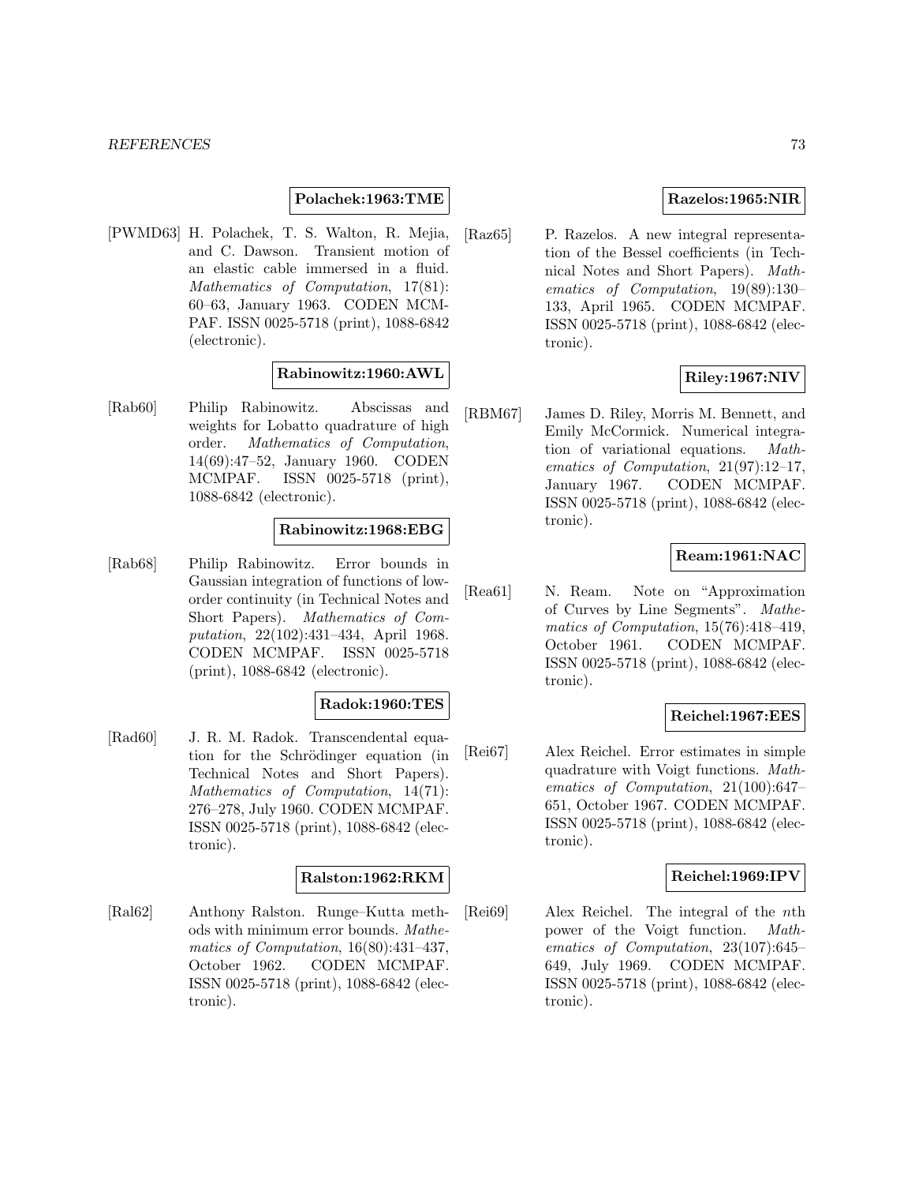**Polachek:1963:TME**

[PWMD63] H. Polachek, T. S. Walton, R. Mejia, and C. Dawson. Transient motion of an elastic cable immersed in a fluid. *Mathematics of Computation*, 17(81): 60–63, January 1963. CODEN MCMPAF. ISSN 0025-5718 (print), 1088-6842 (electronic).

**Rabinowitz:1960:AWL**

[Rab60] Philip Rabinowitz. Abscissas and weights for Lobatto quadrature of high order. *Mathematics of Computation*, 14(69):47–52, January 1960. CODEN MCMPAF. ISSN 0025-5718 (print), 1088-6842 (electronic).

**Rabinowitz:1968:EBG**

[Rab68] Philip Rabinowitz. Error bounds in Gaussian integration of functions of low-order continuity (in Technical Notes and Short Papers). *Mathematics of Computation*, 22(102):431–434, April 1968. CODEN MCMPAF. ISSN 0025-5718 (print), 1088-6842 (electronic).

**Radok:1960:TES**

[Rad60] J. R. M. Radok. Transcendental equation for the Schrödinger equation (in Technical Notes and Short Papers). *Mathematics of Computation*, 14(71): 276–278, July 1960. CODEN MCMPAF. ISSN 0025-5718 (print), 1088-6842 (electronic).

**Ralston:1962:RKM**

[Ral62] Anthony Ralston. Runge–Kutta methods with minimum error bounds. *Mathematics of Computation*, 16(80):431–437, October 1962. CODEN MCMPAF. ISSN 0025-5718 (print), 1088-6842 (electronic).

**Razelos:1965:NIR**

[Raz65] P. Razelos. A new integral representation of the Bessel coefficients (in Technical Notes and Short Papers). *Mathematics of Computation*, 19(89):130–133, April 1965. CODEN MCMPAF. ISSN 0025-5718 (print), 1088-6842 (electronic).

**Riley:1967:NIV**

[RBM67] James D. Riley, Morris M. Bennett, and Emily McCormick. Numerical integration of variational equations. *Mathematics of Computation*, 21(97):12–17, January 1967. CODEN MCMPAF. ISSN 0025-5718 (print), 1088-6842 (electronic).

**Ream:1961:NAC**

[Rea61] N. Ream. Note on "Approximation of Curves by Line Segments". *Mathematics of Computation*, 15(76):418–419, October 1961. CODEN MCMPAF. ISSN 0025-5718 (print), 1088-6842 (electronic).

**Reichel:1967:EES**

[Rei67] Alex Reichel. Error estimates in simple quadrature with Voigt functions. *Mathematics of Computation*, 21(100):647–651, October 1967. CODEN MCMPAF. ISSN 0025-5718 (print), 1088-6842 (electronic).

**Reichel:1969:IPV**

[Rei69] Alex Reichel. The integral of the $n$th power of the Voigt function. *Mathematics of Computation*, 23(107):645–649, July 1969. CODEN MCMPAF. ISSN 0025-5718 (print), 1088-6842 (electronic).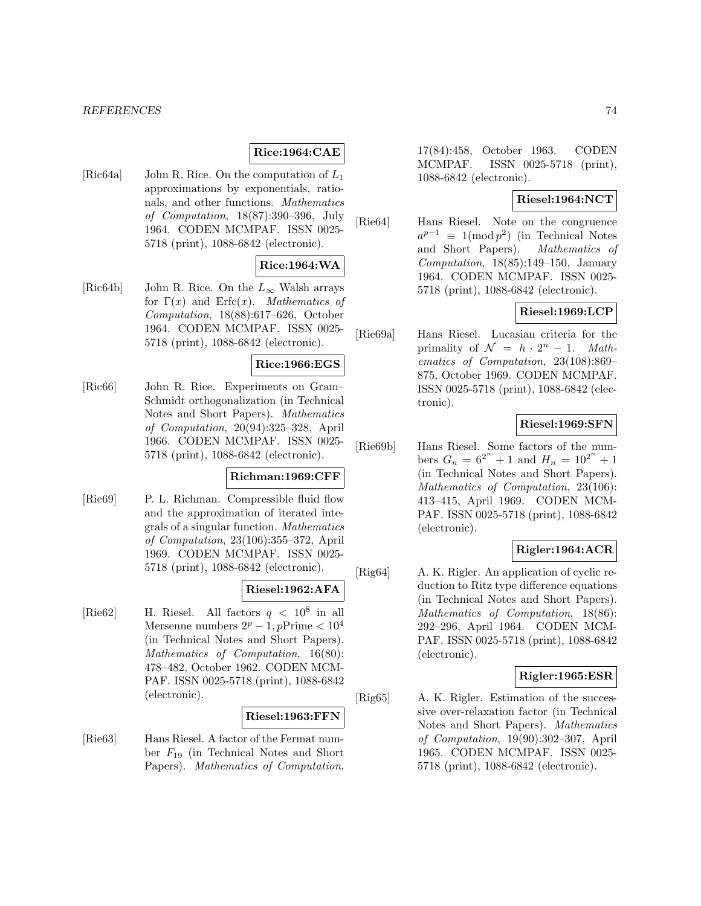**Rice:1964:CAE**

[Ric64a] John R. Rice. On the computation of $L_1$ approximations by exponentials, rationals, and other functions. *Mathematics of Computation*, 18(87):390–396, July 1964. CODEN MCMPAF. ISSN 0025-5718 (print), 1088-6842 (electronic).

**Rice:1964:WA**

[Ric64b] John R. Rice. On the $L_\infty$ Walsh arrays for $\Gamma(x)$ and $\mathrm{Erfc}(x)$. *Mathematics of Computation*, 18(88):617–626, October 1964. CODEN MCMPAF. ISSN 0025-5718 (print), 1088-6842 (electronic).

**Rice:1966:EGS**

[Ric66] John R. Rice. Experiments on Gram–Schmidt orthogonalization (in Technical Notes and Short Papers). *Mathematics of Computation*, 20(94):325–328, April 1966. CODEN MCMPAF. ISSN 0025-5718 (print), 1088-6842 (electronic).

**Richman:1969:CFF**

[Ric69] P. L. Richman. Compressible fluid flow and the approximation of iterated integrals of a singular function. *Mathematics of Computation*, 23(106):355–372, April 1969. CODEN MCMPAF. ISSN 0025-5718 (print), 1088-6842 (electronic).

**Riesel:1962:AFA**

[Rie62] H. Riesel. All factors $q < 10^8$ in all Mersenne numbers $2^p - 1, p\mathrm{Prime} < 10^4$ (in Technical Notes and Short Papers). *Mathematics of Computation*, 16(80): 478–482, October 1962. CODEN MCMPAF. ISSN 0025-5718 (print), 1088-6842 (electronic).

**Riesel:1963:FFN**

[Rie63] Hans Riesel. A factor of the Fermat number $F_{19}$ (in Technical Notes and Short Papers). *Mathematics of Computation*, 17(84):458, October 1963. CODEN MCMPAF. ISSN 0025-5718 (print), 1088-6842 (electronic).

**Riesel:1964:NCT**

[Rie64] Hans Riesel. Note on the congruence $a^{p-1} \equiv 1 (\mathrm{mod}\, p^2)$ (in Technical Notes and Short Papers). *Mathematics of Computation*, 18(85):149–150, January 1964. CODEN MCMPAF. ISSN 0025-5718 (print), 1088-6842 (electronic).

**Riesel:1969:LCP**

[Rie69a] Hans Riesel. Lucasian criteria for the primality of $\mathcal{N} = h \cdot 2^n - 1$. *Mathematics of Computation*, 23(108):869–875, October 1969. CODEN MCMPAF. ISSN 0025-5718 (print), 1088-6842 (electronic).

**Riesel:1969:SFN**

[Rie69b] Hans Riesel. Some factors of the numbers $G_n = 6^{2^n} + 1$ and $H_n = 10^{2^n} + 1$ (in Technical Notes and Short Papers). *Mathematics of Computation*, 23(106): 413–415, April 1969. CODEN MCMPAF. ISSN 0025-5718 (print), 1088-6842 (electronic).

**Rigler:1964:ACR**

[Rig64] A. K. Rigler. An application of cyclic reduction to Ritz type difference equations (in Technical Notes and Short Papers). *Mathematics of Computation*, 18(86): 292–296, April 1964. CODEN MCMPAF. ISSN 0025-5718 (print), 1088-6842 (electronic).

**Rigler:1965:ESR**

[Rig65] A. K. Rigler. Estimation of the successive over-relaxation factor (in Technical Notes and Short Papers). *Mathematics of Computation*, 19(90):302–307, April 1965. CODEN MCMPAF. ISSN 0025-5718 (print), 1088-6842 (electronic).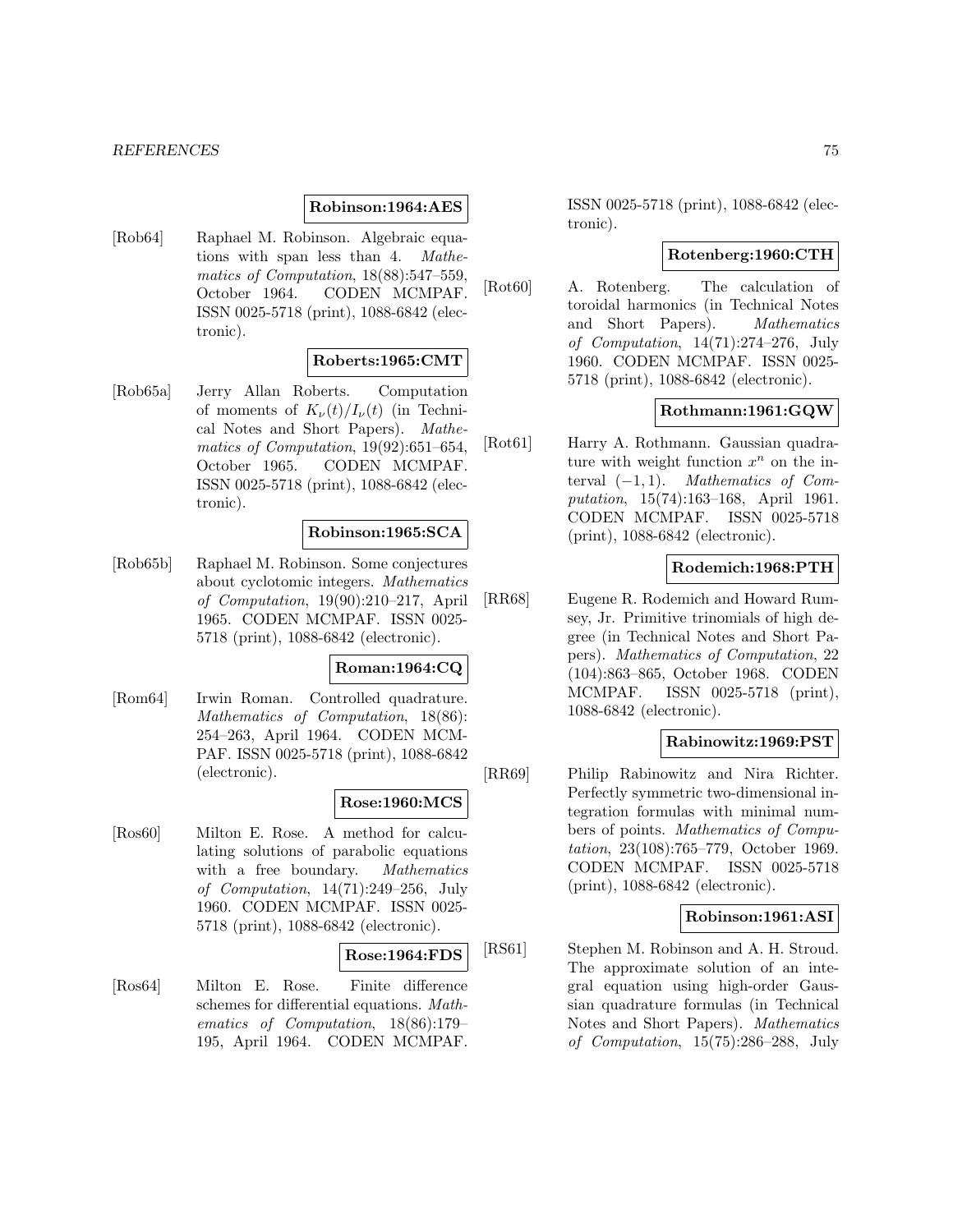**Robinson:1964:AES**

[Rob64] Raphael M. Robinson. Algebraic equations with span less than 4. *Mathematics of Computation*, 18(88):547–559, October 1964. CODEN MCMPAF. ISSN 0025-5718 (print), 1088-6842 (electronic).

**Roberts:1965:CMT**

[Rob65a] Jerry Allan Roberts. Computation of moments of $K_\nu(t)/I_\nu(t)$ (in Technical Notes and Short Papers). *Mathematics of Computation*, 19(92):651–654, October 1965. CODEN MCMPAF. ISSN 0025-5718 (print), 1088-6842 (electronic).

**Robinson:1965:SCA**

[Rob65b] Raphael M. Robinson. Some conjectures about cyclotomic integers. *Mathematics of Computation*, 19(90):210–217, April 1965. CODEN MCMPAF. ISSN 0025-5718 (print), 1088-6842 (electronic).

**Roman:1964:CQ**

[Rom64] Irwin Roman. Controlled quadrature. *Mathematics of Computation*, 18(86): 254–263, April 1964. CODEN MCMPAF. ISSN 0025-5718 (print), 1088-6842 (electronic).

**Rose:1960:MCS**

[Ros60] Milton E. Rose. A method for calculating solutions of parabolic equations with a free boundary. *Mathematics of Computation*, 14(71):249–256, July 1960. CODEN MCMPAF. ISSN 0025-5718 (print), 1088-6842 (electronic).

**Rose:1964:FDS**

[Ros64] Milton E. Rose. Finite difference schemes for differential equations. *Mathematics of Computation*, 18(86):179–195, April 1964. CODEN MCMPAF. ISSN 0025-5718 (print), 1088-6842 (electronic).

**Rotenberg:1960:CTH**

[Rot60] A. Rotenberg. The calculation of toroidal harmonics (in Technical Notes and Short Papers). *Mathematics of Computation*, 14(71):274–276, July 1960. CODEN MCMPAF. ISSN 0025-5718 (print), 1088-6842 (electronic).

**Rothmann:1961:GQW**

[Rot61] Harry A. Rothmann. Gaussian quadrature with weight function $x^n$ on the interval $(-1, 1)$. *Mathematics of Computation*, 15(74):163–168, April 1961. CODEN MCMPAF. ISSN 0025-5718 (print), 1088-6842 (electronic).

**Rodemich:1968:PTH**

[RR68] Eugene R. Rodemich and Howard Rumsey, Jr. Primitive trinomials of high degree (in Technical Notes and Short Papers). *Mathematics of Computation*, 22 (104):863–865, October 1968. CODEN MCMPAF. ISSN 0025-5718 (print), 1088-6842 (electronic).

**Rabinowitz:1969:PST**

[RR69] Philip Rabinowitz and Nira Richter. Perfectly symmetric two-dimensional integration formulas with minimal numbers of points. *Mathematics of Computation*, 23(108):765–779, October 1969. CODEN MCMPAF. ISSN 0025-5718 (print), 1088-6842 (electronic).

**Robinson:1961:ASI**

[RS61] Stephen M. Robinson and A. H. Stroud. The approximate solution of an integral equation using high-order Gaussian quadrature formulas (in Technical Notes and Short Papers). *Mathematics of Computation*, 15(75):286–288, July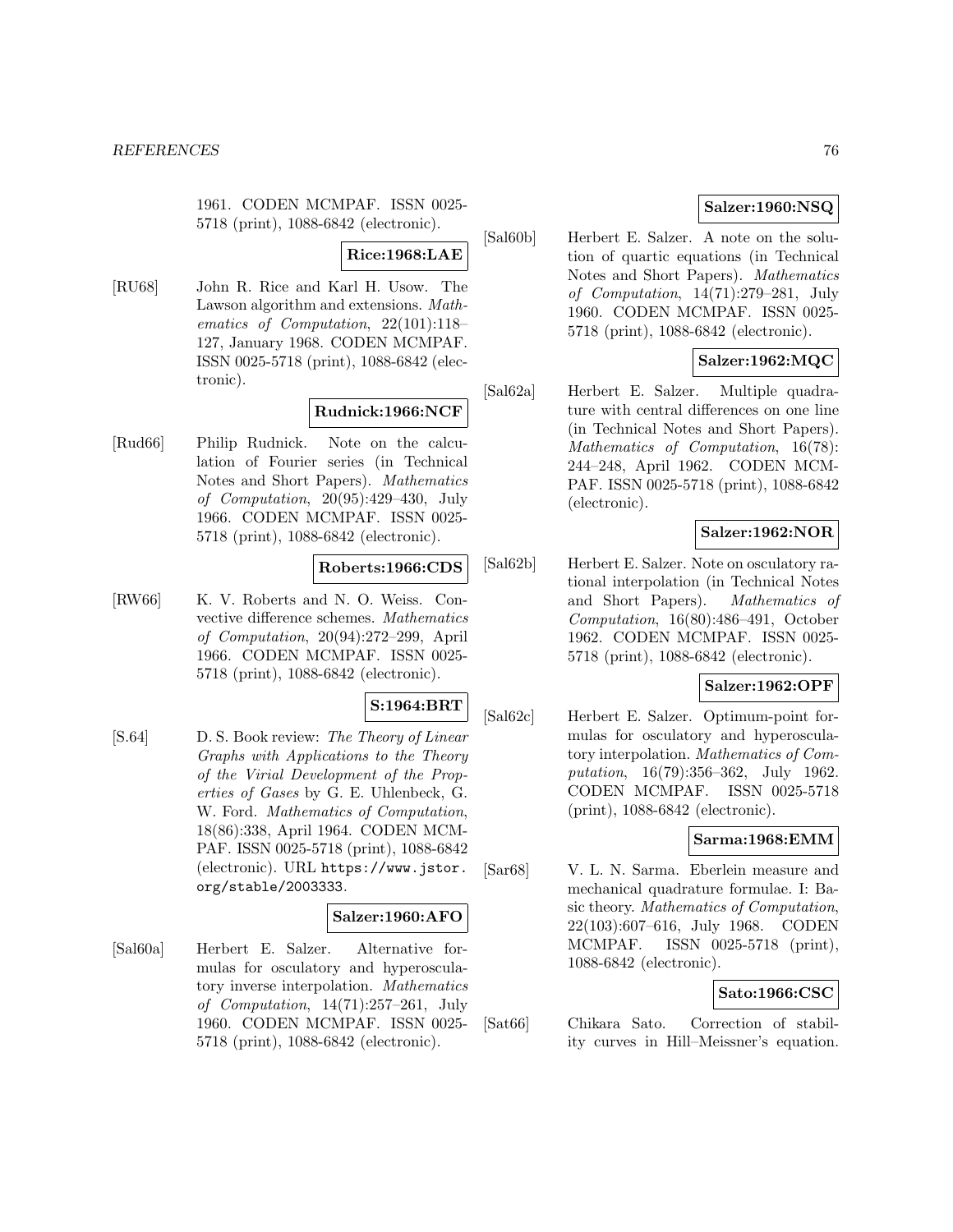1961. CODEN MCMPAF. ISSN 0025-5718 (print), 1088-6842 (electronic).

**Rice:1968:LAE**

[RU68] John R. Rice and Karl H. Usow. The Lawson algorithm and extensions. *Mathematics of Computation*, 22(101):118–127, January 1968. CODEN MCMPAF. ISSN 0025-5718 (print), 1088-6842 (electronic).

**Rudnick:1966:NCF**

[Rud66] Philip Rudnick. Note on the calculation of Fourier series (in Technical Notes and Short Papers). *Mathematics of Computation*, 20(95):429–430, July 1966. CODEN MCMPAF. ISSN 0025-5718 (print), 1088-6842 (electronic).

**Roberts:1966:CDS**

[RW66] K. V. Roberts and N. O. Weiss. Convective difference schemes. *Mathematics of Computation*, 20(94):272–299, April 1966. CODEN MCMPAF. ISSN 0025-5718 (print), 1088-6842 (electronic).

**S:1964:BRT**

[S.64] D. S. Book review: *The Theory of Linear Graphs with Applications to the Theory of the Virial Development of the Properties of Gases* by G. E. Uhlenbeck, G. W. Ford. *Mathematics of Computation*, 18(86):338, April 1964. CODEN MCMPAF. ISSN 0025-5718 (print), 1088-6842 (electronic). URL https://www.jstor.org/stable/2003333.

**Salzer:1960:AFO**

[Sal60a] Herbert E. Salzer. Alternative formulas for osculatory and hyperosculatory inverse interpolation. *Mathematics of Computation*, 14(71):257–261, July 1960. CODEN MCMPAF. ISSN 0025-5718 (print), 1088-6842 (electronic).

**Salzer:1960:NSQ**

[Sal60b] Herbert E. Salzer. A note on the solution of quartic equations (in Technical Notes and Short Papers). *Mathematics of Computation*, 14(71):279–281, July 1960. CODEN MCMPAF. ISSN 0025-5718 (print), 1088-6842 (electronic).

**Salzer:1962:MQC**

[Sal62a] Herbert E. Salzer. Multiple quadrature with central differences on one line (in Technical Notes and Short Papers). *Mathematics of Computation*, 16(78): 244–248, April 1962. CODEN MCMPAF. ISSN 0025-5718 (print), 1088-6842 (electronic).

**Salzer:1962:NOR**

[Sal62b] Herbert E. Salzer. Note on osculatory rational interpolation (in Technical Notes and Short Papers). *Mathematics of Computation*, 16(80):486–491, October 1962. CODEN MCMPAF. ISSN 0025-5718 (print), 1088-6842 (electronic).

**Salzer:1962:OPF**

[Sal62c] Herbert E. Salzer. Optimum-point formulas for osculatory and hyperosculatory interpolation. *Mathematics of Computation*, 16(79):356–362, July 1962. CODEN MCMPAF. ISSN 0025-5718 (print), 1088-6842 (electronic).

**Sarma:1968:EMM**

[Sar68] V. L. N. Sarma. Eberlein measure and mechanical quadrature formulae. I: Basic theory. *Mathematics of Computation*, 22(103):607–616, July 1968. CODEN MCMPAF. ISSN 0025-5718 (print), 1088-6842 (electronic).

**Sato:1966:CSC**

[Sat66] Chikara Sato. Correction of stability curves in Hill–Meissner's equation.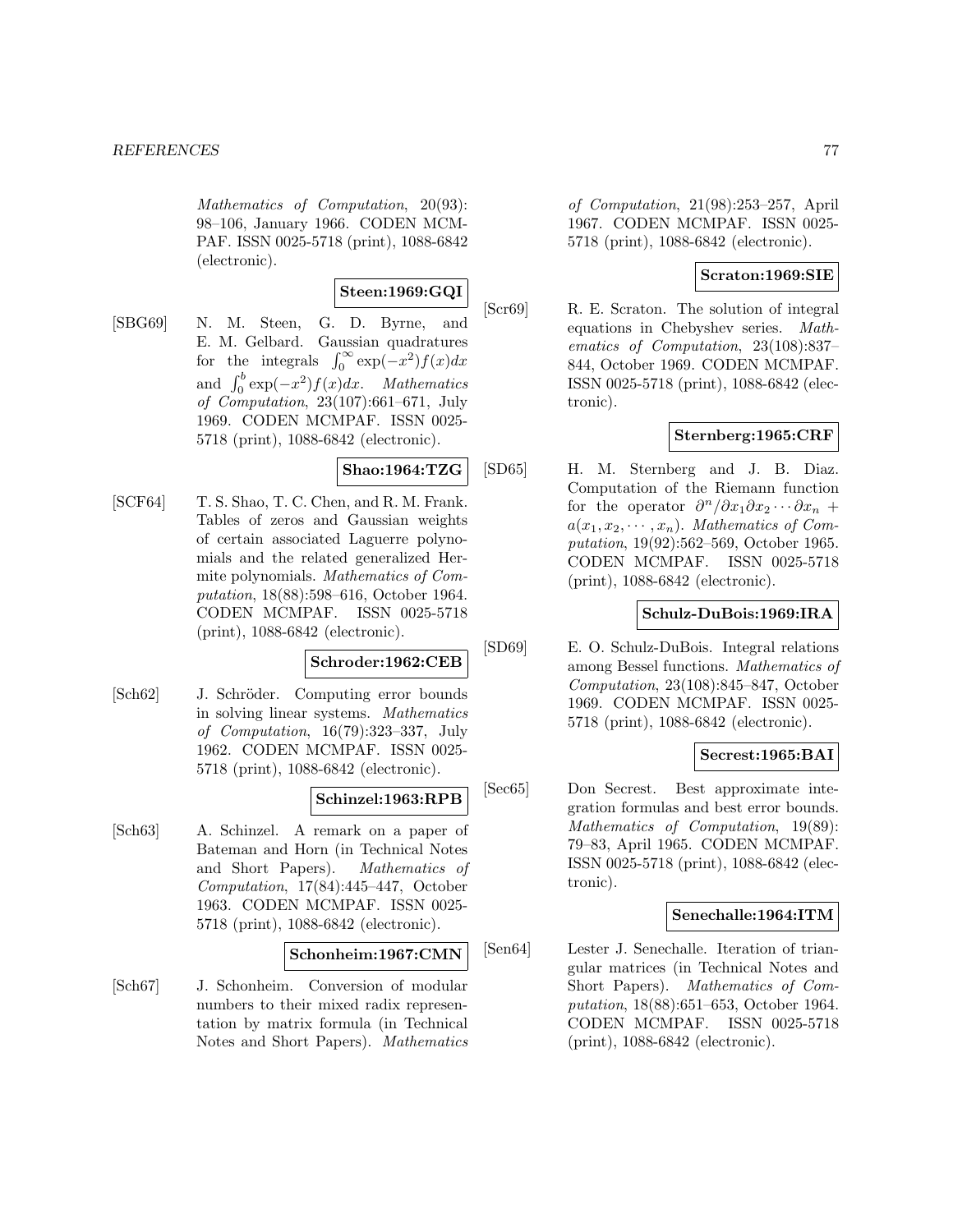*Mathematics of Computation*, 20(93): 98–106, January 1966. CODEN MCMPAF. ISSN 0025-5718 (print), 1088-6842 (electronic).

**Steen:1969:GQI**

[SBG69] N. M. Steen, G. D. Byrne, and E. M. Gelbard. Gaussian quadratures for the integrals $\int_0^\infty \exp(-x^2)f(x)dx$ and $\int_0^b \exp(-x^2)f(x)dx$. *Mathematics of Computation*, 23(107):661–671, July 1969. CODEN MCMPAF. ISSN 0025-5718 (print), 1088-6842 (electronic).

**Shao:1964:TZG**

[SCF64] T. S. Shao, T. C. Chen, and R. M. Frank. Tables of zeros and Gaussian weights of certain associated Laguerre polynomials and the related generalized Hermite polynomials. *Mathematics of Computation*, 18(88):598–616, October 1964. CODEN MCMPAF. ISSN 0025-5718 (print), 1088-6842 (electronic).

**Schroder:1962:CEB**

[Sch62] J. Schröder. Computing error bounds in solving linear systems. *Mathematics of Computation*, 16(79):323–337, July 1962. CODEN MCMPAF. ISSN 0025-5718 (print), 1088-6842 (electronic).

**Schinzel:1963:RPB**

[Sch63] A. Schinzel. A remark on a paper of Bateman and Horn (in Technical Notes and Short Papers). *Mathematics of Computation*, 17(84):445–447, October 1963. CODEN MCMPAF. ISSN 0025-5718 (print), 1088-6842 (electronic).

**Schonheim:1967:CMN**

[Sch67] J. Schonheim. Conversion of modular numbers to their mixed radix representation by matrix formula (in Technical Notes and Short Papers). *Mathematics of Computation*, 21(98):253–257, April 1967. CODEN MCMPAF. ISSN 0025-5718 (print), 1088-6842 (electronic).

**Scraton:1969:SIE**

[Scr69] R. E. Scraton. The solution of integral equations in Chebyshev series. *Mathematics of Computation*, 23(108):837–844, October 1969. CODEN MCMPAF. ISSN 0025-5718 (print), 1088-6842 (electronic).

**Sternberg:1965:CRF**

[SD65] H. M. Sternberg and J. B. Diaz. Computation of the Riemann function for the operator $\partial^n/\partial x_1 \partial x_2 \cdots \partial x_n + a(x_1, x_2, \cdots, x_n)$. *Mathematics of Computation*, 19(92):562–569, October 1965. CODEN MCMPAF. ISSN 0025-5718 (print), 1088-6842 (electronic).

**Schulz-DuBois:1969:IRA**

[SD69] E. O. Schulz-DuBois. Integral relations among Bessel functions. *Mathematics of Computation*, 23(108):845–847, October 1969. CODEN MCMPAF. ISSN 0025-5718 (print), 1088-6842 (electronic).

**Secrest:1965:BAI**

[Sec65] Don Secrest. Best approximate integration formulas and best error bounds. *Mathematics of Computation*, 19(89): 79–83, April 1965. CODEN MCMPAF. ISSN 0025-5718 (print), 1088-6842 (electronic).

**Senechalle:1964:ITM**

[Sen64] Lester J. Senechalle. Iteration of triangular matrices (in Technical Notes and Short Papers). *Mathematics of Computation*, 18(88):651–653, October 1964. CODEN MCMPAF. ISSN 0025-5718 (print), 1088-6842 (electronic).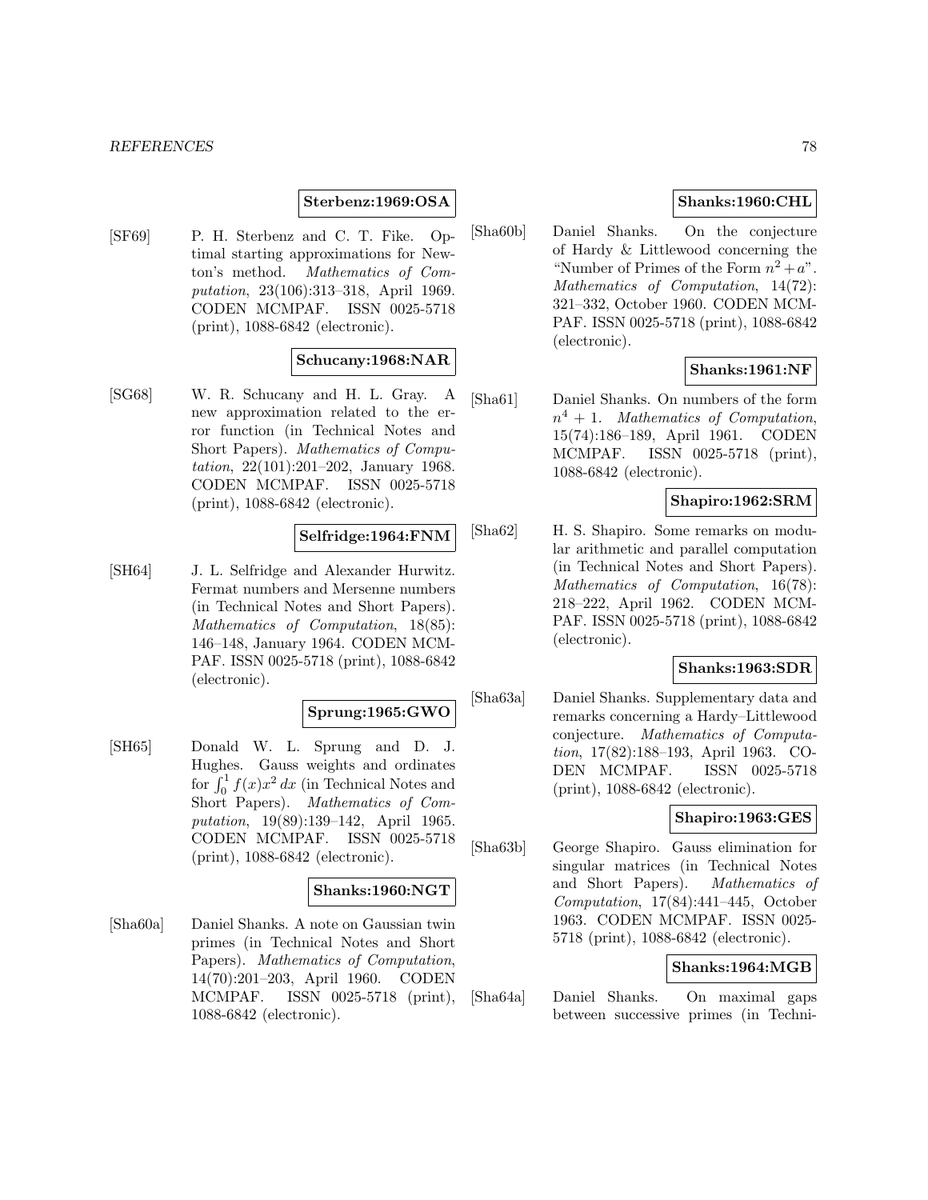**Sterbenz:1969:OSA**

[SF69] P. H. Sterbenz and C. T. Fike. Optimal starting approximations for Newton's method. *Mathematics of Computation*, 23(106):313–318, April 1969. CODEN MCMPAF. ISSN 0025-5718 (print), 1088-6842 (electronic).

**Schucany:1968:NAR**

[SG68] W. R. Schucany and H. L. Gray. A new approximation related to the error function (in Technical Notes and Short Papers). *Mathematics of Computation*, 22(101):201–202, January 1968. CODEN MCMPAF. ISSN 0025-5718 (print), 1088-6842 (electronic).

**Selfridge:1964:FNM**

[SH64] J. L. Selfridge and Alexander Hurwitz. Fermat numbers and Mersenne numbers (in Technical Notes and Short Papers). *Mathematics of Computation*, 18(85): 146–148, January 1964. CODEN MCMPAF. ISSN 0025-5718 (print), 1088-6842 (electronic).

**Sprung:1965:GWO**

[SH65] Donald W. L. Sprung and D. J. Hughes. Gauss weights and ordinates for $\int_0^1 f(x)x^2\,dx$ (in Technical Notes and Short Papers). *Mathematics of Computation*, 19(89):139–142, April 1965. CODEN MCMPAF. ISSN 0025-5718 (print), 1088-6842 (electronic).

**Shanks:1960:NGT**

[Sha60a] Daniel Shanks. A note on Gaussian twin primes (in Technical Notes and Short Papers). *Mathematics of Computation*, 14(70):201–203, April 1960. CODEN MCMPAF. ISSN 0025-5718 (print), 1088-6842 (electronic).

**Shanks:1960:CHL**

[Sha60b] Daniel Shanks. On the conjecture of Hardy & Littlewood concerning the "Number of Primes of the Form $n^2 + a$". *Mathematics of Computation*, 14(72): 321–332, October 1960. CODEN MCMPAF. ISSN 0025-5718 (print), 1088-6842 (electronic).

**Shanks:1961:NF**

[Sha61] Daniel Shanks. On numbers of the form $n^4 + 1$. *Mathematics of Computation*, 15(74):186–189, April 1961. CODEN MCMPAF. ISSN 0025-5718 (print), 1088-6842 (electronic).

**Shapiro:1962:SRM**

[Sha62] H. S. Shapiro. Some remarks on modular arithmetic and parallel computation (in Technical Notes and Short Papers). *Mathematics of Computation*, 16(78): 218–222, April 1962. CODEN MCMPAF. ISSN 0025-5718 (print), 1088-6842 (electronic).

**Shanks:1963:SDR**

[Sha63a] Daniel Shanks. Supplementary data and remarks concerning a Hardy–Littlewood conjecture. *Mathematics of Computation*, 17(82):188–193, April 1963. CODEN MCMPAF. ISSN 0025-5718 (print), 1088-6842 (electronic).

**Shapiro:1963:GES**

[Sha63b] George Shapiro. Gauss elimination for singular matrices (in Technical Notes and Short Papers). *Mathematics of Computation*, 17(84):441–445, October 1963. CODEN MCMPAF. ISSN 0025-5718 (print), 1088-6842 (electronic).

**Shanks:1964:MGB**

[Sha64a] Daniel Shanks. On maximal gaps between successive primes (in Techni-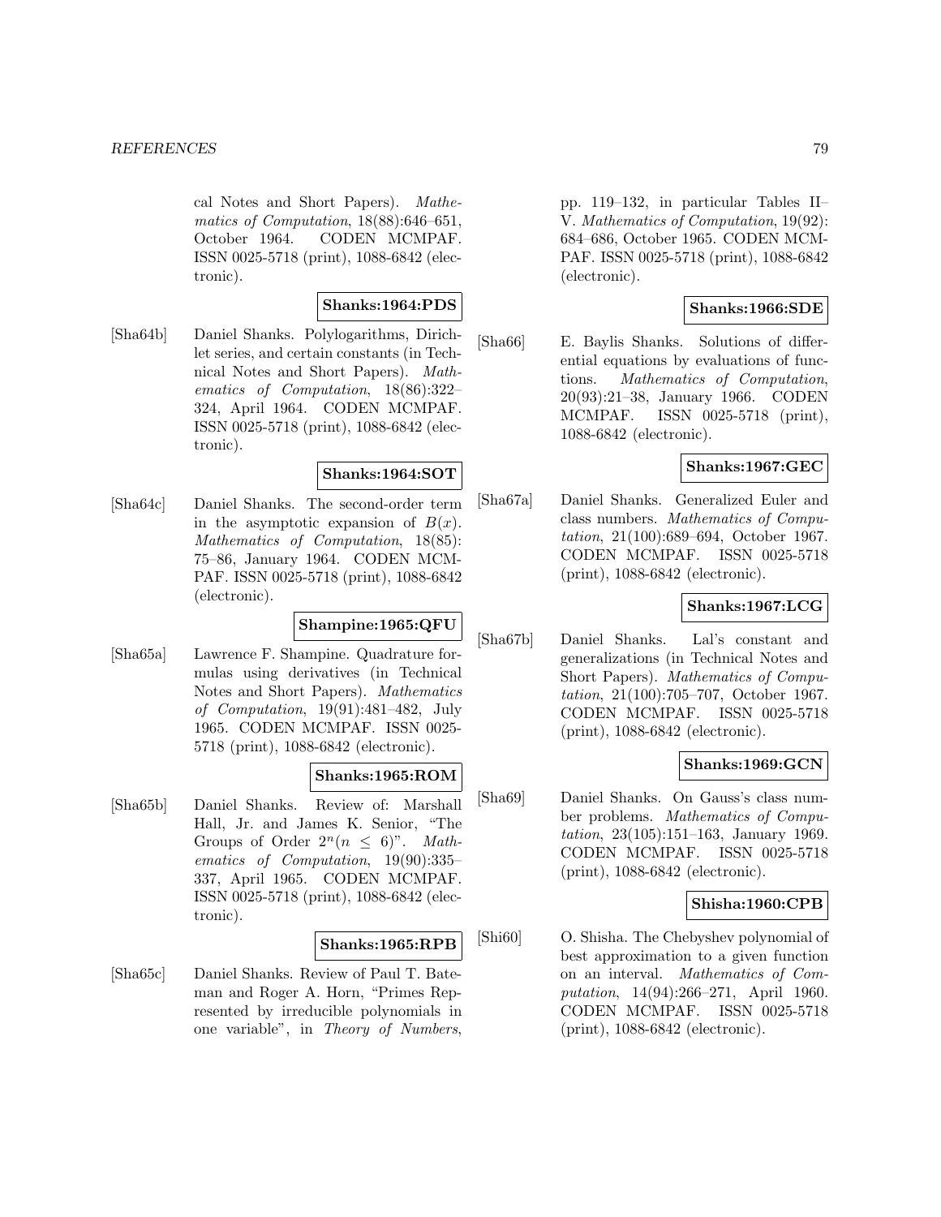cal Notes and Short Papers). *Mathematics of Computation*, 18(88):646–651, October 1964. CODEN MCMPAF. ISSN 0025-5718 (print), 1088-6842 (electronic).

**Shanks:1964:PDS**

[Sha64b] Daniel Shanks. Polylogarithms, Dirichlet series, and certain constants (in Technical Notes and Short Papers). *Mathematics of Computation*, 18(86):322–324, April 1964. CODEN MCMPAF. ISSN 0025-5718 (print), 1088-6842 (electronic).

**Shanks:1964:SOT**

[Sha64c] Daniel Shanks. The second-order term in the asymptotic expansion of $B(x)$. *Mathematics of Computation*, 18(85): 75–86, January 1964. CODEN MCMPAF. ISSN 0025-5718 (print), 1088-6842 (electronic).

**Shampine:1965:QFU**

[Sha65a] Lawrence F. Shampine. Quadrature formulas using derivatives (in Technical Notes and Short Papers). *Mathematics of Computation*, 19(91):481–482, July 1965. CODEN MCMPAF. ISSN 0025-5718 (print), 1088-6842 (electronic).

**Shanks:1965:ROM**

[Sha65b] Daniel Shanks. Review of: Marshall Hall, Jr. and James K. Senior, "The Groups of Order $2^n (n \leq 6)$". *Mathematics of Computation*, 19(90):335–337, April 1965. CODEN MCMPAF. ISSN 0025-5718 (print), 1088-6842 (electronic).

**Shanks:1965:RPB**

[Sha65c] Daniel Shanks. Review of Paul T. Bateman and Roger A. Horn, "Primes Represented by irreducible polynomials in one variable", in *Theory of Numbers*, pp. 119–132, in particular Tables II–V. *Mathematics of Computation*, 19(92): 684–686, October 1965. CODEN MCMPAF. ISSN 0025-5718 (print), 1088-6842 (electronic).

**Shanks:1966:SDE**

[Sha66] E. Baylis Shanks. Solutions of differential equations by evaluations of functions. *Mathematics of Computation*, 20(93):21–38, January 1966. CODEN MCMPAF. ISSN 0025-5718 (print), 1088-6842 (electronic).

**Shanks:1967:GEC**

[Sha67a] Daniel Shanks. Generalized Euler and class numbers. *Mathematics of Computation*, 21(100):689–694, October 1967. CODEN MCMPAF. ISSN 0025-5718 (print), 1088-6842 (electronic).

**Shanks:1967:LCG**

[Sha67b] Daniel Shanks. Lal's constant and generalizations (in Technical Notes and Short Papers). *Mathematics of Computation*, 21(100):705–707, October 1967. CODEN MCMPAF. ISSN 0025-5718 (print), 1088-6842 (electronic).

**Shanks:1969:GCN**

[Sha69] Daniel Shanks. On Gauss's class number problems. *Mathematics of Computation*, 23(105):151–163, January 1969. CODEN MCMPAF. ISSN 0025-5718 (print), 1088-6842 (electronic).

**Shisha:1960:CPB**

[Shi60] O. Shisha. The Chebyshev polynomial of best approximation to a given function on an interval. *Mathematics of Computation*, 14(94):266–271, April 1960. CODEN MCMPAF. ISSN 0025-5718 (print), 1088-6842 (electronic).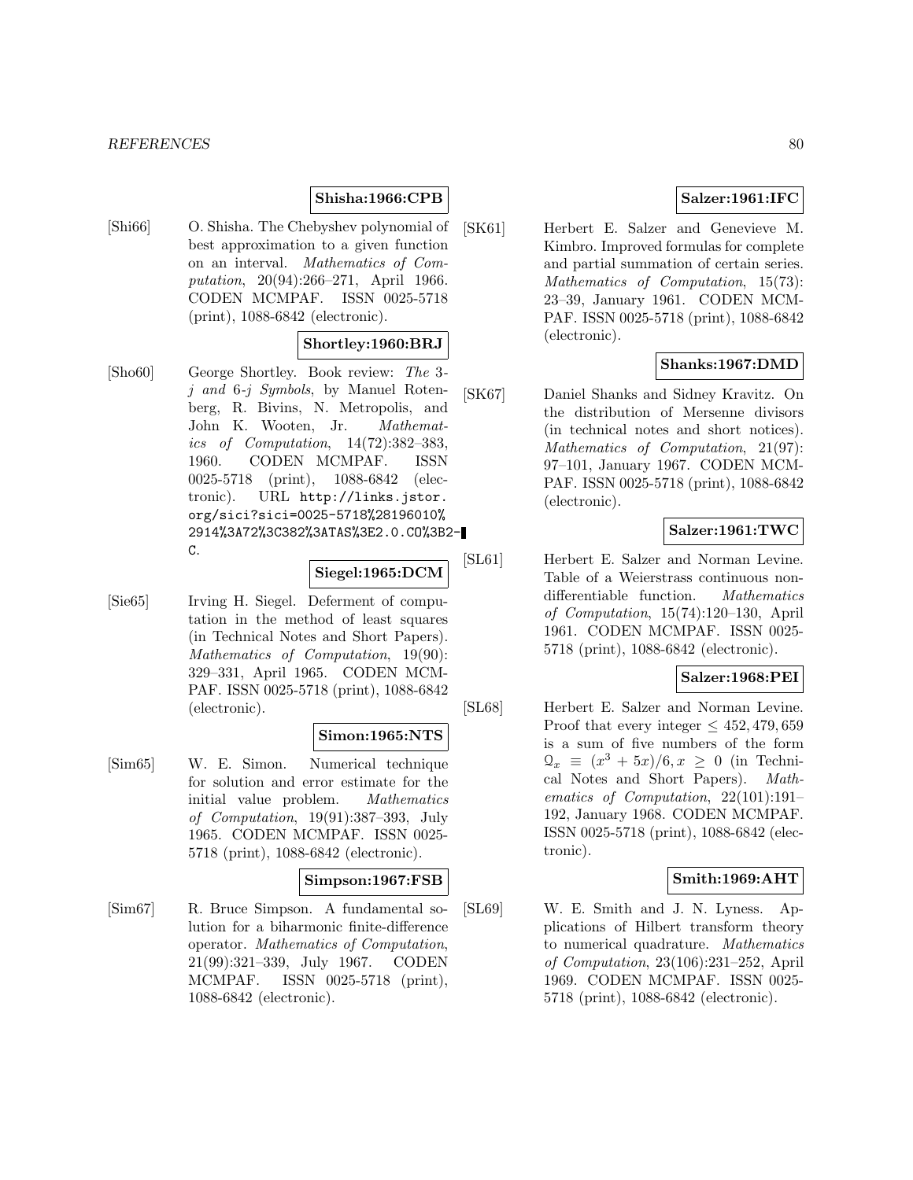**Shisha:1966:CPB**

[Shi66] O. Shisha. The Chebyshev polynomial of best approximation to a given function on an interval. *Mathematics of Computation*, 20(94):266–271, April 1966. CODEN MCMPAF. ISSN 0025-5718 (print), 1088-6842 (electronic).

**Shortley:1960:BRJ**

[Sho60] George Shortley. Book review: *The 3-j and 6-j Symbols*, by Manuel Rotenberg, R. Bivins, N. Metropolis, and John K. Wooten, Jr. *Mathematics of Computation*, 14(72):382–383, 1960. CODEN MCMPAF. ISSN 0025-5718 (print), 1088-6842 (electronic). URL `http://links.jstor.org/sici?sici=0025-5718%28196010%2914%3A72%3C382%3ATAS%3E2.0.CO%3B2-C`.

**Siegel:1965:DCM**

[Sie65] Irving H. Siegel. Deferment of computation in the method of least squares (in Technical Notes and Short Papers). *Mathematics of Computation*, 19(90): 329–331, April 1965. CODEN MCMPAF. ISSN 0025-5718 (print), 1088-6842 (electronic).

**Simon:1965:NTS**

[Sim65] W. E. Simon. Numerical technique for solution and error estimate for the initial value problem. *Mathematics of Computation*, 19(91):387–393, July 1965. CODEN MCMPAF. ISSN 0025-5718 (print), 1088-6842 (electronic).

**Simpson:1967:FSB**

[Sim67] R. Bruce Simpson. A fundamental solution for a biharmonic finite-difference operator. *Mathematics of Computation*, 21(99):321–339, July 1967. CODEN MCMPAF. ISSN 0025-5718 (print), 1088-6842 (electronic).

**Salzer:1961:IFC**

[SK61] Herbert E. Salzer and Genevieve M. Kimbro. Improved formulas for complete and partial summation of certain series. *Mathematics of Computation*, 15(73): 23–39, January 1961. CODEN MCMPAF. ISSN 0025-5718 (print), 1088-6842 (electronic).

**Shanks:1967:DMD**

[SK67] Daniel Shanks and Sidney Kravitz. On the distribution of Mersenne divisors (in technical notes and short notices). *Mathematics of Computation*, 21(97): 97–101, January 1967. CODEN MCMPAF. ISSN 0025-5718 (print), 1088-6842 (electronic).

**Salzer:1961:TWC**

[SL61] Herbert E. Salzer and Norman Levine. Table of a Weierstrass continuous non-differentiable function. *Mathematics of Computation*, 15(74):120–130, April 1961. CODEN MCMPAF. ISSN 0025-5718 (print), 1088-6842 (electronic).

**Salzer:1968:PEI**

[SL68] Herbert E. Salzer and Norman Levine. Proof that every integer $\leq 452,479,659$ is a sum of five numbers of the form $\mathcal{Q}_x \equiv (x^3 + 5x)/6, x \geq 0$ (in Technical Notes and Short Papers). *Mathematics of Computation*, 22(101):191–192, January 1968. CODEN MCMPAF. ISSN 0025-5718 (print), 1088-6842 (electronic).

**Smith:1969:AHT**

[SL69] W. E. Smith and J. N. Lyness. Applications of Hilbert transform theory to numerical quadrature. *Mathematics of Computation*, 23(106):231–252, April 1969. CODEN MCMPAF. ISSN 0025-5718 (print), 1088-6842 (electronic).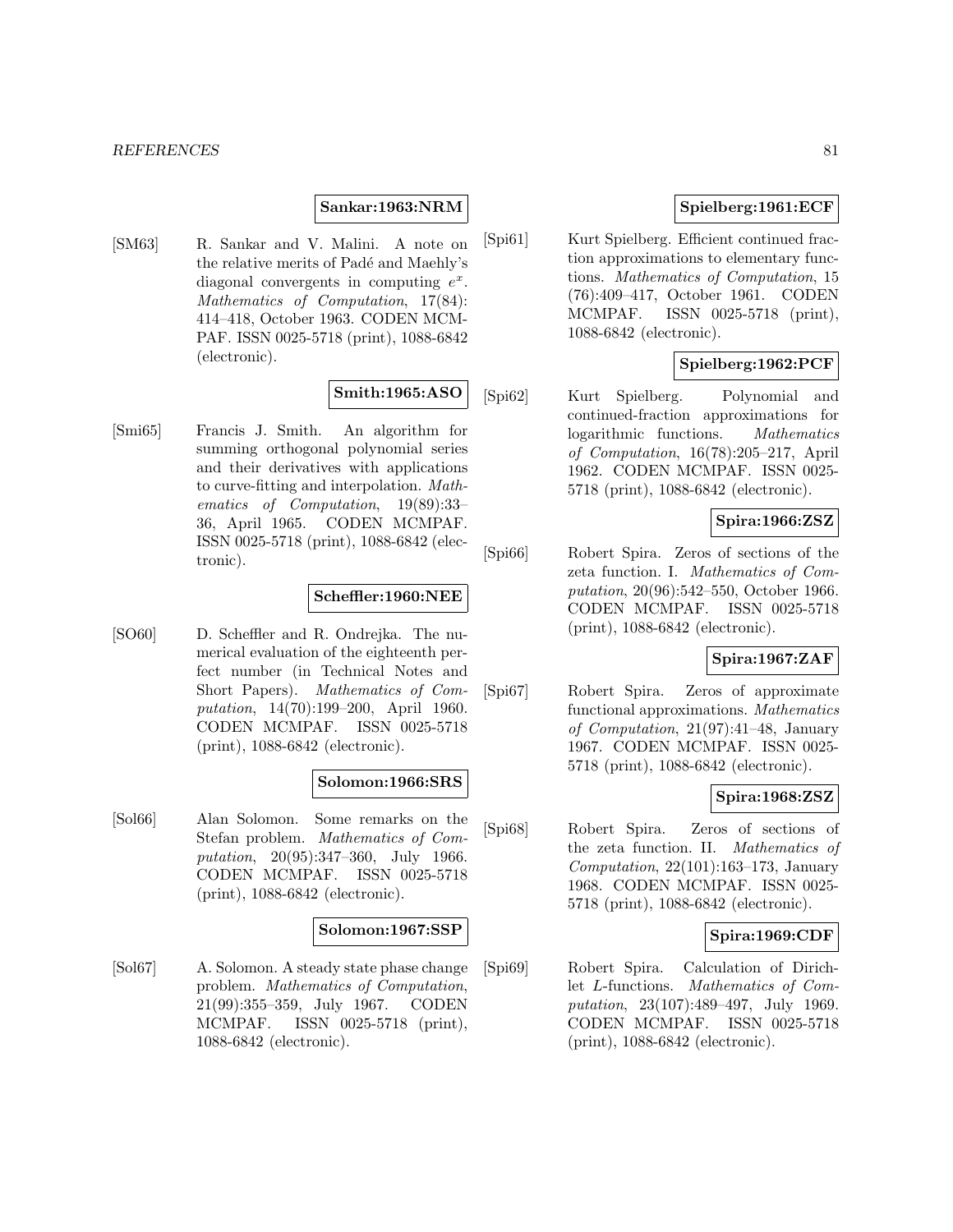**Sankar:1963:NRM**

[SM63] R. Sankar and V. Malini. A note on the relative merits of Padé and Maehly's diagonal convergents in computing $e^x$. *Mathematics of Computation*, 17(84): 414–418, October 1963. CODEN MCMPAF. ISSN 0025-5718 (print), 1088-6842 (electronic).

**Smith:1965:ASO**

[Smi65] Francis J. Smith. An algorithm for summing orthogonal polynomial series and their derivatives with applications to curve-fitting and interpolation. *Mathematics of Computation*, 19(89):33–36, April 1965. CODEN MCMPAF. ISSN 0025-5718 (print), 1088-6842 (electronic).

**Scheffler:1960:NEE**

[SO60] D. Scheffler and R. Ondrejka. The numerical evaluation of the eighteenth perfect number (in Technical Notes and Short Papers). *Mathematics of Computation*, 14(70):199–200, April 1960. CODEN MCMPAF. ISSN 0025-5718 (print), 1088-6842 (electronic).

**Solomon:1966:SRS**

[Sol66] Alan Solomon. Some remarks on the Stefan problem. *Mathematics of Computation*, 20(95):347–360, July 1966. CODEN MCMPAF. ISSN 0025-5718 (print), 1088-6842 (electronic).

**Solomon:1967:SSP**

[Sol67] A. Solomon. A steady state phase change problem. *Mathematics of Computation*, 21(99):355–359, July 1967. CODEN MCMPAF. ISSN 0025-5718 (print), 1088-6842 (electronic).

**Spielberg:1961:ECF**

[Spi61] Kurt Spielberg. Efficient continued fraction approximations to elementary functions. *Mathematics of Computation*, 15 (76):409–417, October 1961. CODEN MCMPAF. ISSN 0025-5718 (print), 1088-6842 (electronic).

**Spielberg:1962:PCF**

[Spi62] Kurt Spielberg. Polynomial and continued-fraction approximations for logarithmic functions. *Mathematics of Computation*, 16(78):205–217, April 1962. CODEN MCMPAF. ISSN 0025-5718 (print), 1088-6842 (electronic).

**Spira:1966:ZSZ**

[Spi66] Robert Spira. Zeros of sections of the zeta function. I. *Mathematics of Computation*, 20(96):542–550, October 1966. CODEN MCMPAF. ISSN 0025-5718 (print), 1088-6842 (electronic).

**Spira:1967:ZAF**

[Spi67] Robert Spira. Zeros of approximate functional approximations. *Mathematics of Computation*, 21(97):41–48, January 1967. CODEN MCMPAF. ISSN 0025-5718 (print), 1088-6842 (electronic).

**Spira:1968:ZSZ**

[Spi68] Robert Spira. Zeros of sections of the zeta function. II. *Mathematics of Computation*, 22(101):163–173, January 1968. CODEN MCMPAF. ISSN 0025-5718 (print), 1088-6842 (electronic).

**Spira:1969:CDF**

[Spi69] Robert Spira. Calculation of Dirichlet $L$-functions. *Mathematics of Computation*, 23(107):489–497, July 1969. CODEN MCMPAF. ISSN 0025-5718 (print), 1088-6842 (electronic).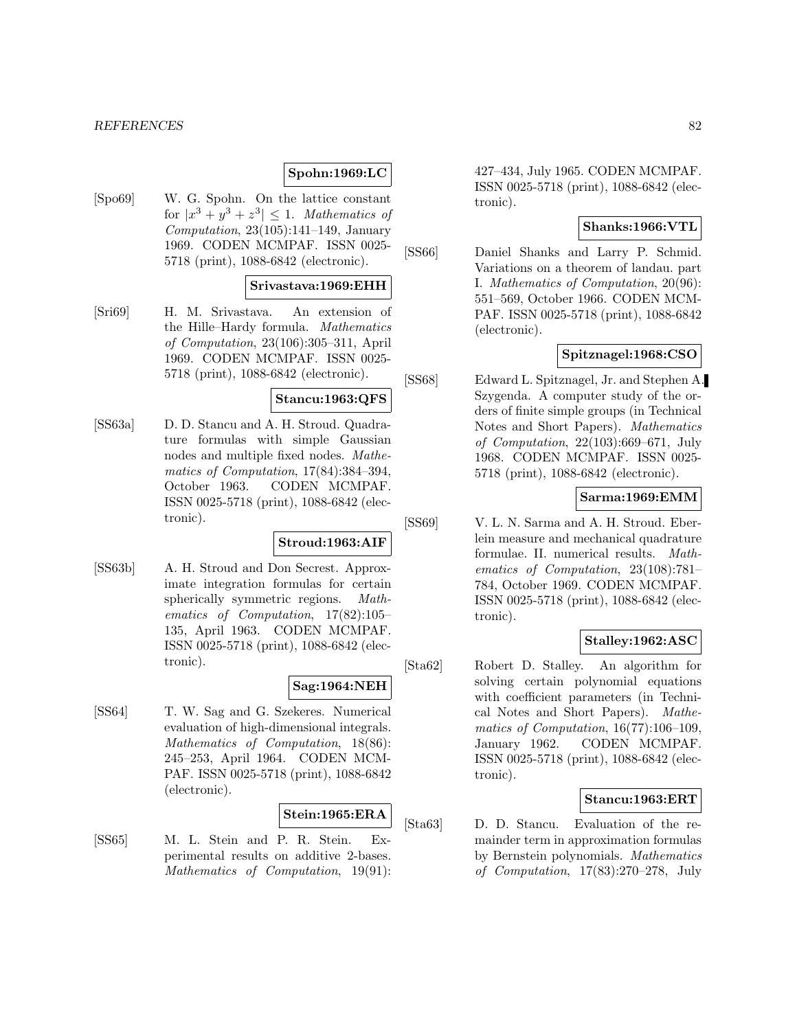**Spohn:1969:LC**

[Spo69] W. G. Spohn. On the lattice constant for $|x^3 + y^3 + z^3| \leq 1$. *Mathematics of Computation*, 23(105):141–149, January 1969. CODEN MCMPAF. ISSN 0025-5718 (print), 1088-6842 (electronic).

**Srivastava:1969:EHH**

[Sri69] H. M. Srivastava. An extension of the Hille–Hardy formula. *Mathematics of Computation*, 23(106):305–311, April 1969. CODEN MCMPAF. ISSN 0025-5718 (print), 1088-6842 (electronic).

**Stancu:1963:QFS**

[SS63a] D. D. Stancu and A. H. Stroud. Quadrature formulas with simple Gaussian nodes and multiple fixed nodes. *Mathematics of Computation*, 17(84):384–394, October 1963. CODEN MCMPAF. ISSN 0025-5718 (print), 1088-6842 (electronic).

**Stroud:1963:AIF**

[SS63b] A. H. Stroud and Don Secrest. Approximate integration formulas for certain spherically symmetric regions. *Mathematics of Computation*, 17(82):105–135, April 1963. CODEN MCMPAF. ISSN 0025-5718 (print), 1088-6842 (electronic).

**Sag:1964:NEH**

[SS64] T. W. Sag and G. Szekeres. Numerical evaluation of high-dimensional integrals. *Mathematics of Computation*, 18(86): 245–253, April 1964. CODEN MCMPAF. ISSN 0025-5718 (print), 1088-6842 (electronic).

**Stein:1965:ERA**

[SS65] M. L. Stein and P. R. Stein. Experimental results on additive 2-bases. *Mathematics of Computation*, 19(91): 427–434, July 1965. CODEN MCMPAF. ISSN 0025-5718 (print), 1088-6842 (electronic).

**Shanks:1966:VTL**

[SS66] Daniel Shanks and Larry P. Schmid. Variations on a theorem of landau. part I. *Mathematics of Computation*, 20(96): 551–569, October 1966. CODEN MCMPAF. ISSN 0025-5718 (print), 1088-6842 (electronic).

**Spitznagel:1968:CSO**

[SS68] Edward L. Spitznagel, Jr. and Stephen A. Szygenda. A computer study of the orders of finite simple groups (in Technical Notes and Short Papers). *Mathematics of Computation*, 22(103):669–671, July 1968. CODEN MCMPAF. ISSN 0025-5718 (print), 1088-6842 (electronic).

**Sarma:1969:EMM**

[SS69] V. L. N. Sarma and A. H. Stroud. Eberlein measure and mechanical quadrature formulae. II. numerical results. *Mathematics of Computation*, 23(108):781–784, October 1969. CODEN MCMPAF. ISSN 0025-5718 (print), 1088-6842 (electronic).

**Stalley:1962:ASC**

[Sta62] Robert D. Stalley. An algorithm for solving certain polynomial equations with coefficient parameters (in Technical Notes and Short Papers). *Mathematics of Computation*, 16(77):106–109, January 1962. CODEN MCMPAF. ISSN 0025-5718 (print), 1088-6842 (electronic).

**Stancu:1963:ERT**

[Sta63] D. D. Stancu. Evaluation of the remainder term in approximation formulas by Bernstein polynomials. *Mathematics of Computation*, 17(83):270–278, July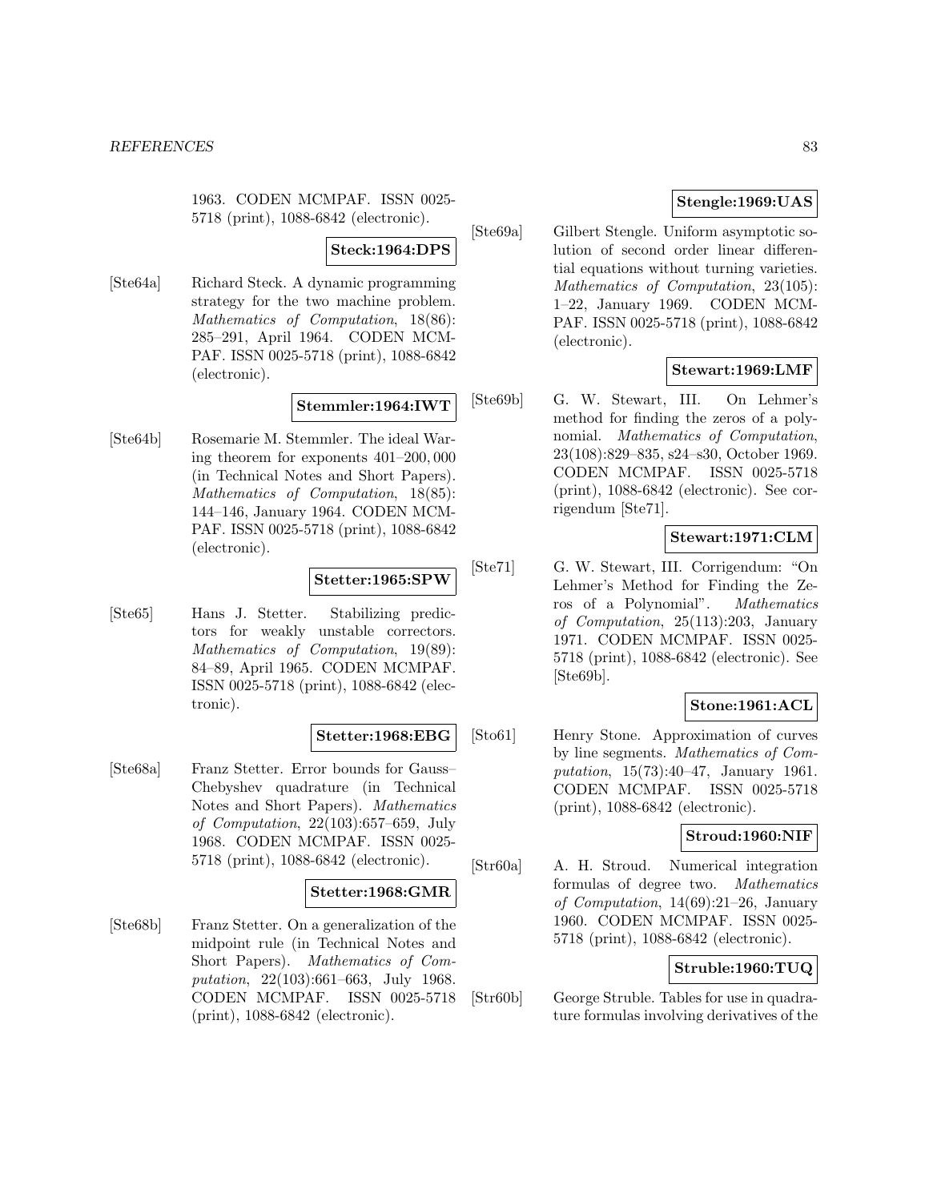1963. CODEN MCMPAF. ISSN 0025-5718 (print), 1088-6842 (electronic).

**Steck:1964:DPS**

[Ste64a] Richard Steck. A dynamic programming strategy for the two machine problem. *Mathematics of Computation*, 18(86): 285–291, April 1964. CODEN MCMPAF. ISSN 0025-5718 (print), 1088-6842 (electronic).

**Stemmler:1964:IWT**

[Ste64b] Rosemarie M. Stemmler. The ideal Waring theorem for exponents 401–200,000 (in Technical Notes and Short Papers). *Mathematics of Computation*, 18(85): 144–146, January 1964. CODEN MCMPAF. ISSN 0025-5718 (print), 1088-6842 (electronic).

**Stetter:1965:SPW**

[Ste65] Hans J. Stetter. Stabilizing predictors for weakly unstable correctors. *Mathematics of Computation*, 19(89): 84–89, April 1965. CODEN MCMPAF. ISSN 0025-5718 (print), 1088-6842 (electronic).

**Stetter:1968:EBG**

[Ste68a] Franz Stetter. Error bounds for Gauss–Chebyshev quadrature (in Technical Notes and Short Papers). *Mathematics of Computation*, 22(103):657–659, July 1968. CODEN MCMPAF. ISSN 0025-5718 (print), 1088-6842 (electronic).

**Stetter:1968:GMR**

[Ste68b] Franz Stetter. On a generalization of the midpoint rule (in Technical Notes and Short Papers). *Mathematics of Computation*, 22(103):661–663, July 1968. CODEN MCMPAF. ISSN 0025-5718 (print), 1088-6842 (electronic).

**Stengle:1969:UAS**

[Ste69a] Gilbert Stengle. Uniform asymptotic solution of second order linear differential equations without turning varieties. *Mathematics of Computation*, 23(105): 1–22, January 1969. CODEN MCMPAF. ISSN 0025-5718 (print), 1088-6842 (electronic).

**Stewart:1969:LMF**

[Ste69b] G. W. Stewart, III. On Lehmer's method for finding the zeros of a polynomial. *Mathematics of Computation*, 23(108):829–835, s24–s30, October 1969. CODEN MCMPAF. ISSN 0025-5718 (print), 1088-6842 (electronic). See corrigendum [Ste71].

**Stewart:1971:CLM**

[Ste71] G. W. Stewart, III. Corrigendum: "On Lehmer's Method for Finding the Zeros of a Polynomial". *Mathematics of Computation*, 25(113):203, January 1971. CODEN MCMPAF. ISSN 0025-5718 (print), 1088-6842 (electronic). See [Ste69b].

**Stone:1961:ACL**

[Sto61] Henry Stone. Approximation of curves by line segments. *Mathematics of Computation*, 15(73):40–47, January 1961. CODEN MCMPAF. ISSN 0025-5718 (print), 1088-6842 (electronic).

**Stroud:1960:NIF**

[Str60a] A. H. Stroud. Numerical integration formulas of degree two. *Mathematics of Computation*, 14(69):21–26, January 1960. CODEN MCMPAF. ISSN 0025-5718 (print), 1088-6842 (electronic).

**Struble:1960:TUQ**

[Str60b] George Struble. Tables for use in quadrature formulas involving derivatives of the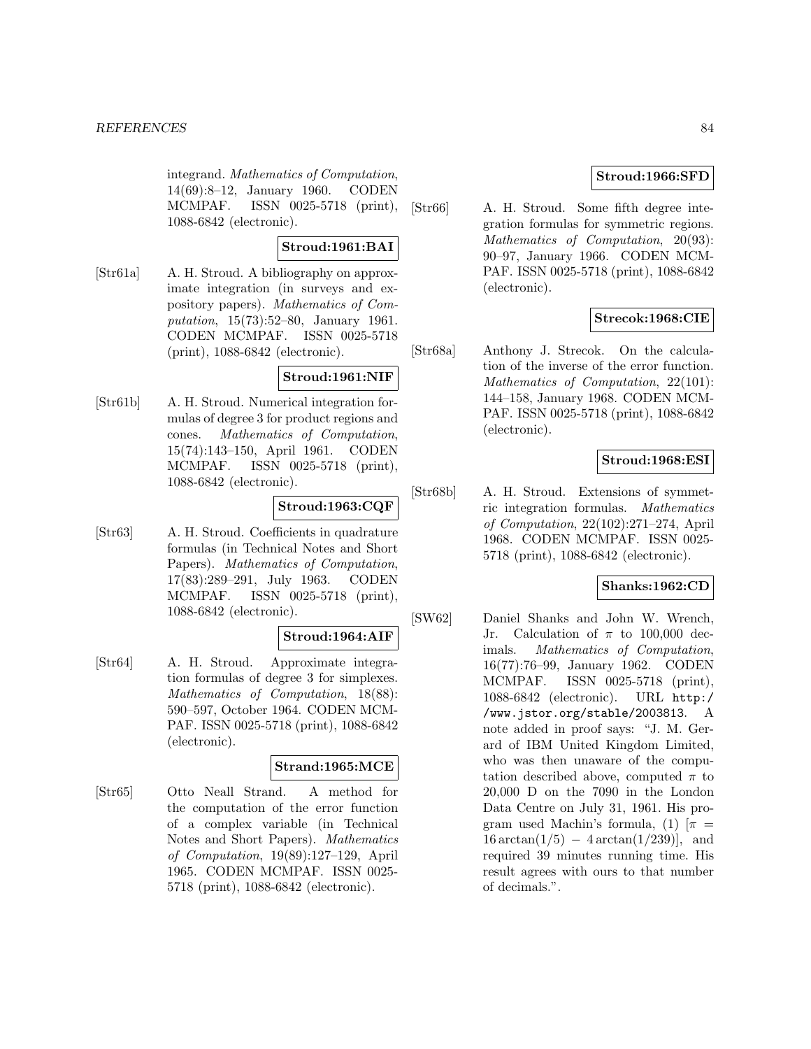integrand. *Mathematics of Computation*, 14(69):8–12, January 1960. CODEN MCMPAF. ISSN 0025-5718 (print), 1088-6842 (electronic).

**Stroud:1961:BAI**

[Str61a] A. H. Stroud. A bibliography on approximate integration (in surveys and expository papers). *Mathematics of Computation*, 15(73):52–80, January 1961. CODEN MCMPAF. ISSN 0025-5718 (print), 1088-6842 (electronic).

**Stroud:1961:NIF**

[Str61b] A. H. Stroud. Numerical integration formulas of degree 3 for product regions and cones. *Mathematics of Computation*, 15(74):143–150, April 1961. CODEN MCMPAF. ISSN 0025-5718 (print), 1088-6842 (electronic).

**Stroud:1963:CQF**

[Str63] A. H. Stroud. Coefficients in quadrature formulas (in Technical Notes and Short Papers). *Mathematics of Computation*, 17(83):289–291, July 1963. CODEN MCMPAF. ISSN 0025-5718 (print), 1088-6842 (electronic).

**Stroud:1964:AIF**

[Str64] A. H. Stroud. Approximate integration formulas of degree 3 for simplexes. *Mathematics of Computation*, 18(88): 590–597, October 1964. CODEN MCMPAF. ISSN 0025-5718 (print), 1088-6842 (electronic).

**Strand:1965:MCE**

[Str65] Otto Neall Strand. A method for the computation of the error function of a complex variable (in Technical Notes and Short Papers). *Mathematics of Computation*, 19(89):127–129, April 1965. CODEN MCMPAF. ISSN 0025-5718 (print), 1088-6842 (electronic).

**Stroud:1966:SFD**

[Str66] A. H. Stroud. Some fifth degree integration formulas for symmetric regions. *Mathematics of Computation*, 20(93): 90–97, January 1966. CODEN MCMPAF. ISSN 0025-5718 (print), 1088-6842 (electronic).

**Strecok:1968:CIE**

[Str68a] Anthony J. Strecok. On the calculation of the inverse of the error function. *Mathematics of Computation*, 22(101): 144–158, January 1968. CODEN MCMPAF. ISSN 0025-5718 (print), 1088-6842 (electronic).

**Stroud:1968:ESI**

[Str68b] A. H. Stroud. Extensions of symmetric integration formulas. *Mathematics of Computation*, 22(102):271–274, April 1968. CODEN MCMPAF. ISSN 0025-5718 (print), 1088-6842 (electronic).

**Shanks:1962:CD**

[SW62] Daniel Shanks and John W. Wrench, Jr. Calculation of $\pi$ to 100,000 decimals. *Mathematics of Computation*, 16(77):76–99, January 1962. CODEN MCMPAF. ISSN 0025-5718 (print), 1088-6842 (electronic). URL `http://www.jstor.org/stable/2003813`. A note added in proof says: "J. M. Gerard of IBM United Kingdom Limited, who was then unaware of the computation described above, computed $\pi$ to 20,000 D on the 7090 in the London Data Centre on July 31, 1961. His program used Machin's formula, (1) [$\pi = 16\arctan(1/5) - 4\arctan(1/239)$], and required 39 minutes running time. His result agrees with ours to that number of decimals.".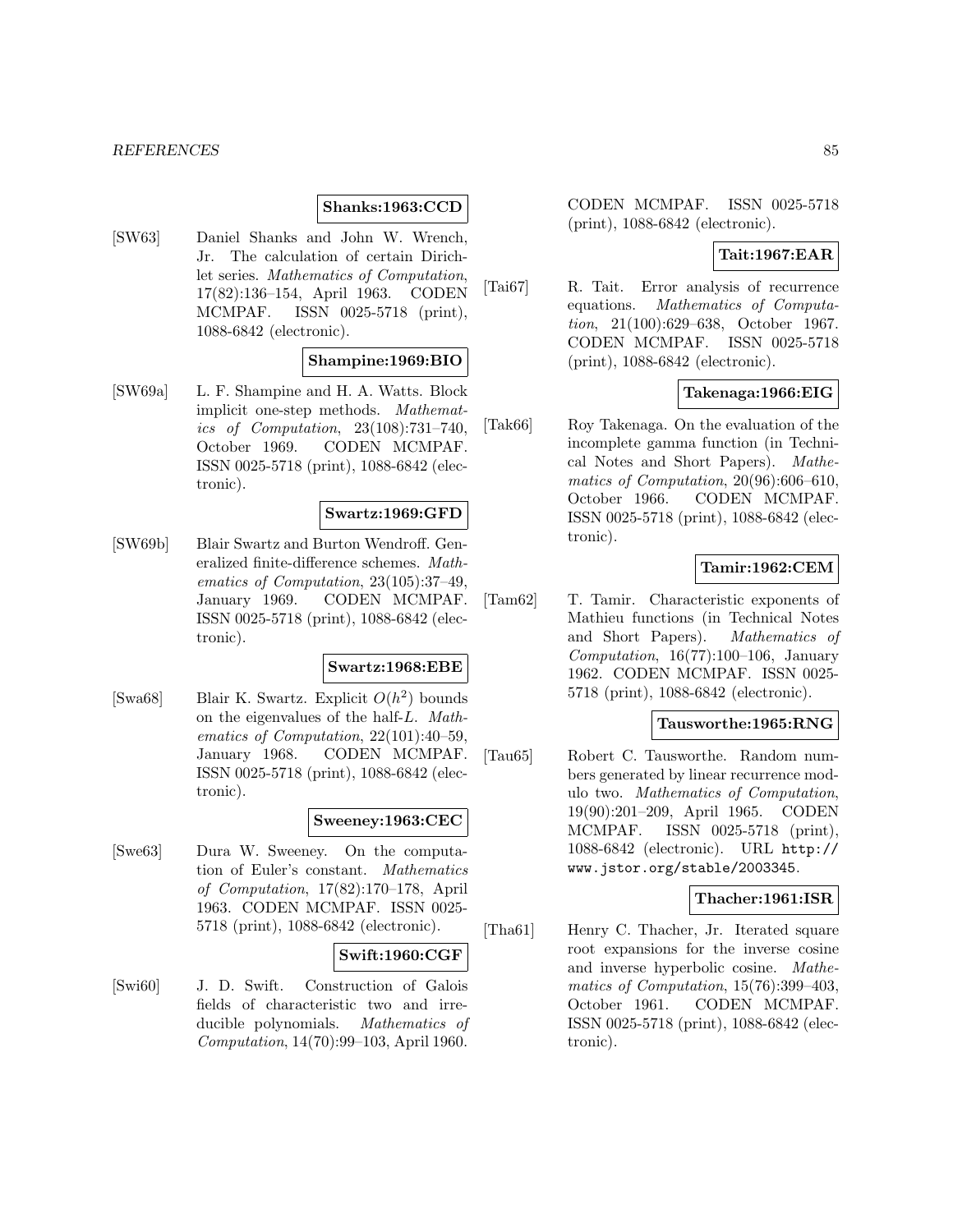**Shanks:1963:CCD**

[SW63] Daniel Shanks and John W. Wrench, Jr. The calculation of certain Dirichlet series. *Mathematics of Computation*, 17(82):136–154, April 1963. CODEN MCMPAF. ISSN 0025-5718 (print), 1088-6842 (electronic).

**Shampine:1969:BIO**

[SW69a] L. F. Shampine and H. A. Watts. Block implicit one-step methods. *Mathematics of Computation*, 23(108):731–740, October 1969. CODEN MCMPAF. ISSN 0025-5718 (print), 1088-6842 (electronic).

**Swartz:1969:GFD**

[SW69b] Blair Swartz and Burton Wendroff. Generalized finite-difference schemes. *Mathematics of Computation*, 23(105):37–49, January 1969. CODEN MCMPAF. ISSN 0025-5718 (print), 1088-6842 (electronic).

**Swartz:1968:EBE**

[Swa68] Blair K. Swartz. Explicit $O(h^2)$ bounds on the eigenvalues of the half-$L$. *Mathematics of Computation*, 22(101):40–59, January 1968. CODEN MCMPAF. ISSN 0025-5718 (print), 1088-6842 (electronic).

**Sweeney:1963:CEC**

[Swe63] Dura W. Sweeney. On the computation of Euler's constant. *Mathematics of Computation*, 17(82):170–178, April 1963. CODEN MCMPAF. ISSN 0025-5718 (print), 1088-6842 (electronic).

**Swift:1960:CGF**

[Swi60] J. D. Swift. Construction of Galois fields of characteristic two and irreducible polynomials. *Mathematics of Computation*, 14(70):99–103, April 1960. CODEN MCMPAF. ISSN 0025-5718 (print), 1088-6842 (electronic).

**Tait:1967:EAR**

[Tai67] R. Tait. Error analysis of recurrence equations. *Mathematics of Computation*, 21(100):629–638, October 1967. CODEN MCMPAF. ISSN 0025-5718 (print), 1088-6842 (electronic).

**Takenaga:1966:EIG**

[Tak66] Roy Takenaga. On the evaluation of the incomplete gamma function (in Technical Notes and Short Papers). *Mathematics of Computation*, 20(96):606–610, October 1966. CODEN MCMPAF. ISSN 0025-5718 (print), 1088-6842 (electronic).

**Tamir:1962:CEM**

[Tam62] T. Tamir. Characteristic exponents of Mathieu functions (in Technical Notes and Short Papers). *Mathematics of Computation*, 16(77):100–106, January 1962. CODEN MCMPAF. ISSN 0025-5718 (print), 1088-6842 (electronic).

**Tausworthe:1965:RNG**

[Tau65] Robert C. Tausworthe. Random numbers generated by linear recurrence modulo two. *Mathematics of Computation*, 19(90):201–209, April 1965. CODEN MCMPAF. ISSN 0025-5718 (print), 1088-6842 (electronic). URL http://www.jstor.org/stable/2003345.

**Thacher:1961:ISR**

[Tha61] Henry C. Thacher, Jr. Iterated square root expansions for the inverse cosine and inverse hyperbolic cosine. *Mathematics of Computation*, 15(76):399–403, October 1961. CODEN MCMPAF. ISSN 0025-5718 (print), 1088-6842 (electronic).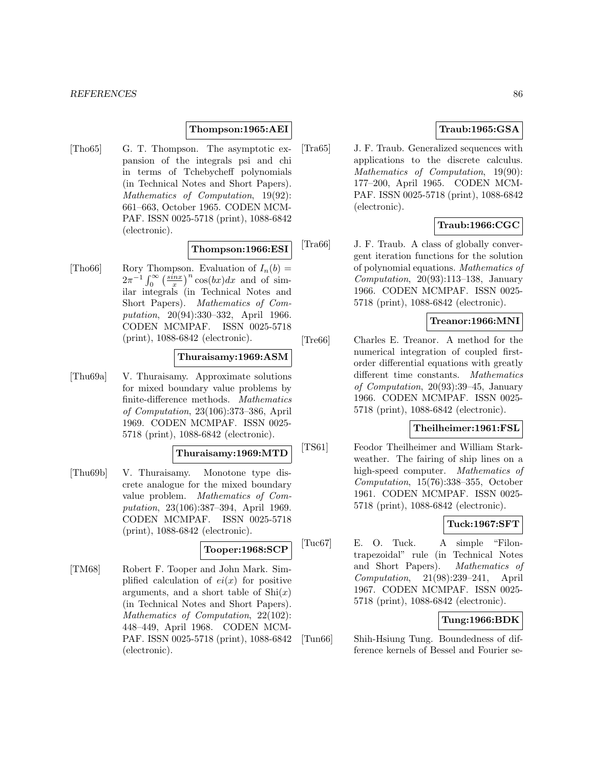**Thompson:1965:AEI**

[Tho65] G. T. Thompson. The asymptotic expansion of the integrals psi and chi in terms of Tchebycheff polynomials (in Technical Notes and Short Papers). *Mathematics of Computation*, 19(92): 661–663, October 1965. CODEN MCMPAF. ISSN 0025-5718 (print), 1088-6842 (electronic).

**Thompson:1966:ESI**

[Tho66] Rory Thompson. Evaluation of $I_n(b) = 2\pi^{-1} \int_0^\infty \left(\frac{\sin x}{x}\right)^n \cos(bx)dx$ and of similar integrals (in Technical Notes and Short Papers). *Mathematics of Computation*, 20(94):330–332, April 1966. CODEN MCMPAF. ISSN 0025-5718 (print), 1088-6842 (electronic).

**Thuraisamy:1969:ASM**

[Thu69a] V. Thuraisamy. Approximate solutions for mixed boundary value problems by finite-difference methods. *Mathematics of Computation*, 23(106):373–386, April 1969. CODEN MCMPAF. ISSN 0025-5718 (print), 1088-6842 (electronic).

**Thuraisamy:1969:MTD**

[Thu69b] V. Thuraisamy. Monotone type discrete analogue for the mixed boundary value problem. *Mathematics of Computation*, 23(106):387–394, April 1969. CODEN MCMPAF. ISSN 0025-5718 (print), 1088-6842 (electronic).

**Tooper:1968:SCP**

[TM68] Robert F. Tooper and John Mark. Simplified calculation of $ei(x)$ for positive arguments, and a short table of $\mathrm{Shi}(x)$ (in Technical Notes and Short Papers). *Mathematics of Computation*, 22(102): 448–449, April 1968. CODEN MCMPAF. ISSN 0025-5718 (print), 1088-6842 (electronic).

**Traub:1965:GSA**

[Tra65] J. F. Traub. Generalized sequences with applications to the discrete calculus. *Mathematics of Computation*, 19(90): 177–200, April 1965. CODEN MCMPAF. ISSN 0025-5718 (print), 1088-6842 (electronic).

**Traub:1966:CGC**

[Tra66] J. F. Traub. A class of globally convergent iteration functions for the solution of polynomial equations. *Mathematics of Computation*, 20(93):113–138, January 1966. CODEN MCMPAF. ISSN 0025-5718 (print), 1088-6842 (electronic).

**Treanor:1966:MNI**

[Tre66] Charles E. Treanor. A method for the numerical integration of coupled first-order differential equations with greatly different time constants. *Mathematics of Computation*, 20(93):39–45, January 1966. CODEN MCMPAF. ISSN 0025-5718 (print), 1088-6842 (electronic).

**Theilheimer:1961:FSL**

[TS61] Feodor Theilheimer and William Starkweather. The fairing of ship lines on a high-speed computer. *Mathematics of Computation*, 15(76):338–355, October 1961. CODEN MCMPAF. ISSN 0025-5718 (print), 1088-6842 (electronic).

**Tuck:1967:SFT**

[Tuc67] E. O. Tuck. A simple "Filon-trapezoidal" rule (in Technical Notes and Short Papers). *Mathematics of Computation*, 21(98):239–241, April 1967. CODEN MCMPAF. ISSN 0025-5718 (print), 1088-6842 (electronic).

**Tung:1966:BDK**

[Tun66] Shih-Hsiung Tung. Boundedness of difference kernels of Bessel and Fourier se-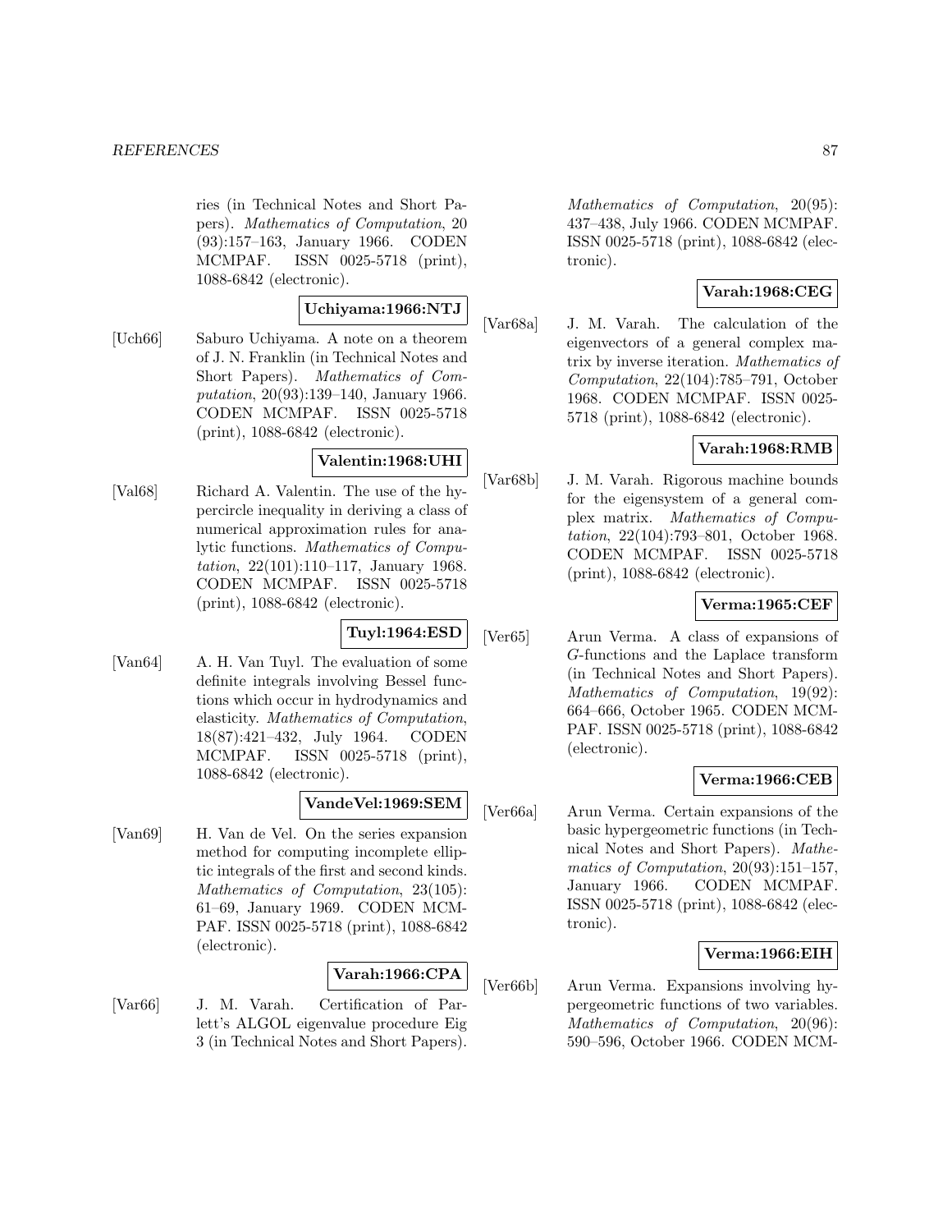ries (in Technical Notes and Short Papers). *Mathematics of Computation*, 20 (93):157–163, January 1966. CODEN MCMPAF. ISSN 0025-5718 (print), 1088-6842 (electronic).

**Uchiyama:1966:NTJ**

[Uch66] Saburo Uchiyama. A note on a theorem of J. N. Franklin (in Technical Notes and Short Papers). *Mathematics of Computation*, 20(93):139–140, January 1966. CODEN MCMPAF. ISSN 0025-5718 (print), 1088-6842 (electronic).

**Valentin:1968:UHI**

[Val68] Richard A. Valentin. The use of the hypercircle inequality in deriving a class of numerical approximation rules for analytic functions. *Mathematics of Computation*, 22(101):110–117, January 1968. CODEN MCMPAF. ISSN 0025-5718 (print), 1088-6842 (electronic).

**Tuyl:1964:ESD**

[Van64] A. H. Van Tuyl. The evaluation of some definite integrals involving Bessel functions which occur in hydrodynamics and elasticity. *Mathematics of Computation*, 18(87):421–432, July 1964. CODEN MCMPAF. ISSN 0025-5718 (print), 1088-6842 (electronic).

**VandeVel:1969:SEM**

[Van69] H. Van de Vel. On the series expansion method for computing incomplete elliptic integrals of the first and second kinds. *Mathematics of Computation*, 23(105): 61–69, January 1969. CODEN MCMPAF. ISSN 0025-5718 (print), 1088-6842 (electronic).

**Varah:1966:CPA**

[Var66] J. M. Varah. Certification of Parlett's ALGOL eigenvalue procedure Eig 3 (in Technical Notes and Short Papers). *Mathematics of Computation*, 20(95): 437–438, July 1966. CODEN MCMPAF. ISSN 0025-5718 (print), 1088-6842 (electronic).

**Varah:1968:CEG**

[Var68a] J. M. Varah. The calculation of the eigenvectors of a general complex matrix by inverse iteration. *Mathematics of Computation*, 22(104):785–791, October 1968. CODEN MCMPAF. ISSN 0025-5718 (print), 1088-6842 (electronic).

**Varah:1968:RMB**

[Var68b] J. M. Varah. Rigorous machine bounds for the eigensystem of a general complex matrix. *Mathematics of Computation*, 22(104):793–801, October 1968. CODEN MCMPAF. ISSN 0025-5718 (print), 1088-6842 (electronic).

**Verma:1965:CEF**

[Ver65] Arun Verma. A class of expansions of $G$-functions and the Laplace transform (in Technical Notes and Short Papers). *Mathematics of Computation*, 19(92): 664–666, October 1965. CODEN MCMPAF. ISSN 0025-5718 (print), 1088-6842 (electronic).

**Verma:1966:CEB**

[Ver66a] Arun Verma. Certain expansions of the basic hypergeometric functions (in Technical Notes and Short Papers). *Mathematics of Computation*, 20(93):151–157, January 1966. CODEN MCMPAF. ISSN 0025-5718 (print), 1088-6842 (electronic).

**Verma:1966:EIH**

[Ver66b] Arun Verma. Expansions involving hypergeometric functions of two variables. *Mathematics of Computation*, 20(96): 590–596, October 1966. CODEN MCM-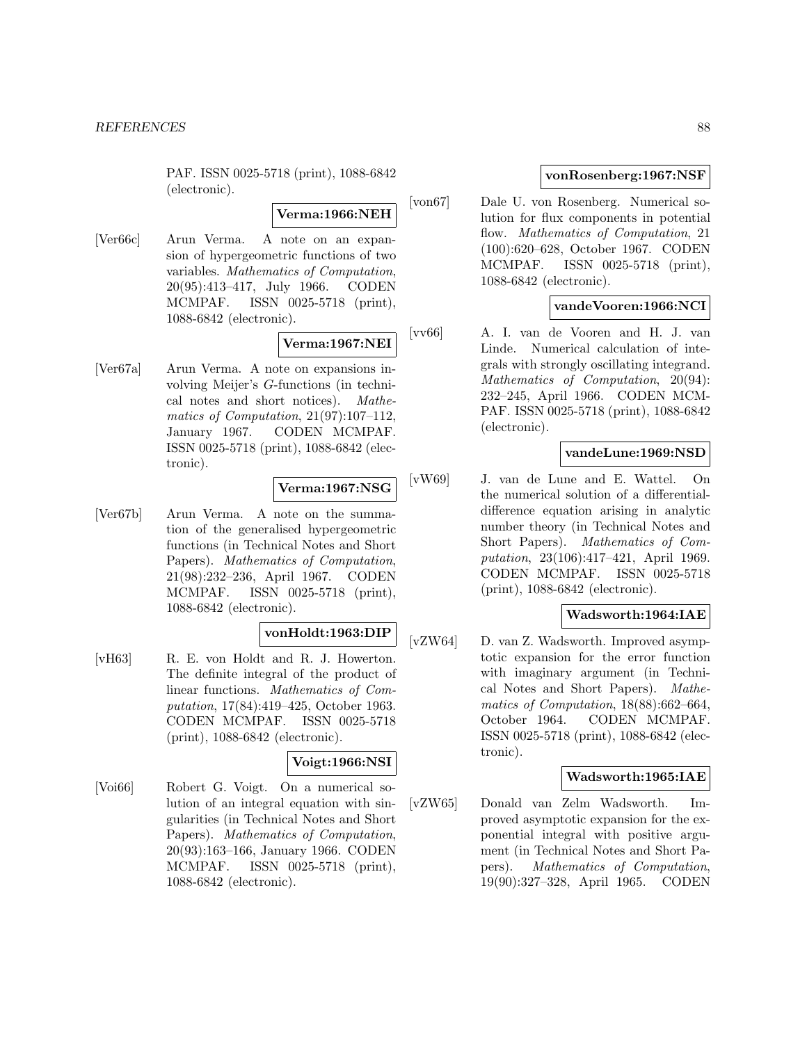PAF. ISSN 0025-5718 (print), 1088-6842 (electronic).

**Verma:1966:NEH**

[Ver66c] Arun Verma. A note on an expansion of hypergeometric functions of two variables. *Mathematics of Computation*, 20(95):413–417, July 1966. CODEN MCMPAF. ISSN 0025-5718 (print), 1088-6842 (electronic).

**Verma:1967:NEI**

[Ver67a] Arun Verma. A note on expansions involving Meijer's $G$-functions (in technical notes and short notices). *Mathematics of Computation*, 21(97):107–112, January 1967. CODEN MCMPAF. ISSN 0025-5718 (print), 1088-6842 (electronic).

**Verma:1967:NSG**

[Ver67b] Arun Verma. A note on the summation of the generalised hypergeometric functions (in Technical Notes and Short Papers). *Mathematics of Computation*, 21(98):232–236, April 1967. CODEN MCMPAF. ISSN 0025-5718 (print), 1088-6842 (electronic).

**vonHoldt:1963:DIP**

[vH63] R. E. von Holdt and R. J. Howerton. The definite integral of the product of linear functions. *Mathematics of Computation*, 17(84):419–425, October 1963. CODEN MCMPAF. ISSN 0025-5718 (print), 1088-6842 (electronic).

**Voigt:1966:NSI**

[Voi66] Robert G. Voigt. On a numerical solution of an integral equation with singularities (in Technical Notes and Short Papers). *Mathematics of Computation*, 20(93):163–166, January 1966. CODEN MCMPAF. ISSN 0025-5718 (print), 1088-6842 (electronic).

**vonRosenberg:1967:NSF**

[von67] Dale U. von Rosenberg. Numerical solution for flux components in potential flow. *Mathematics of Computation*, 21 (100):620–628, October 1967. CODEN MCMPAF. ISSN 0025-5718 (print), 1088-6842 (electronic).

**vandeVooren:1966:NCI**

[vv66] A. I. van de Vooren and H. J. van Linde. Numerical calculation of integrals with strongly oscillating integrand. *Mathematics of Computation*, 20(94): 232–245, April 1966. CODEN MCMPAF. ISSN 0025-5718 (print), 1088-6842 (electronic).

**vandeLune:1969:NSD**

[vW69] J. van de Lune and E. Wattel. On the numerical solution of a differential-difference equation arising in analytic number theory (in Technical Notes and Short Papers). *Mathematics of Computation*, 23(106):417–421, April 1969. CODEN MCMPAF. ISSN 0025-5718 (print), 1088-6842 (electronic).

**Wadsworth:1964:IAE**

[vZW64] D. van Z. Wadsworth. Improved asymptotic expansion for the error function with imaginary argument (in Technical Notes and Short Papers). *Mathematics of Computation*, 18(88):662–664, October 1964. CODEN MCMPAF. ISSN 0025-5718 (print), 1088-6842 (electronic).

**Wadsworth:1965:IAE**

[vZW65] Donald van Zelm Wadsworth. Improved asymptotic expansion for the exponential integral with positive argument (in Technical Notes and Short Papers). *Mathematics of Computation*, 19(90):327–328, April 1965. CODEN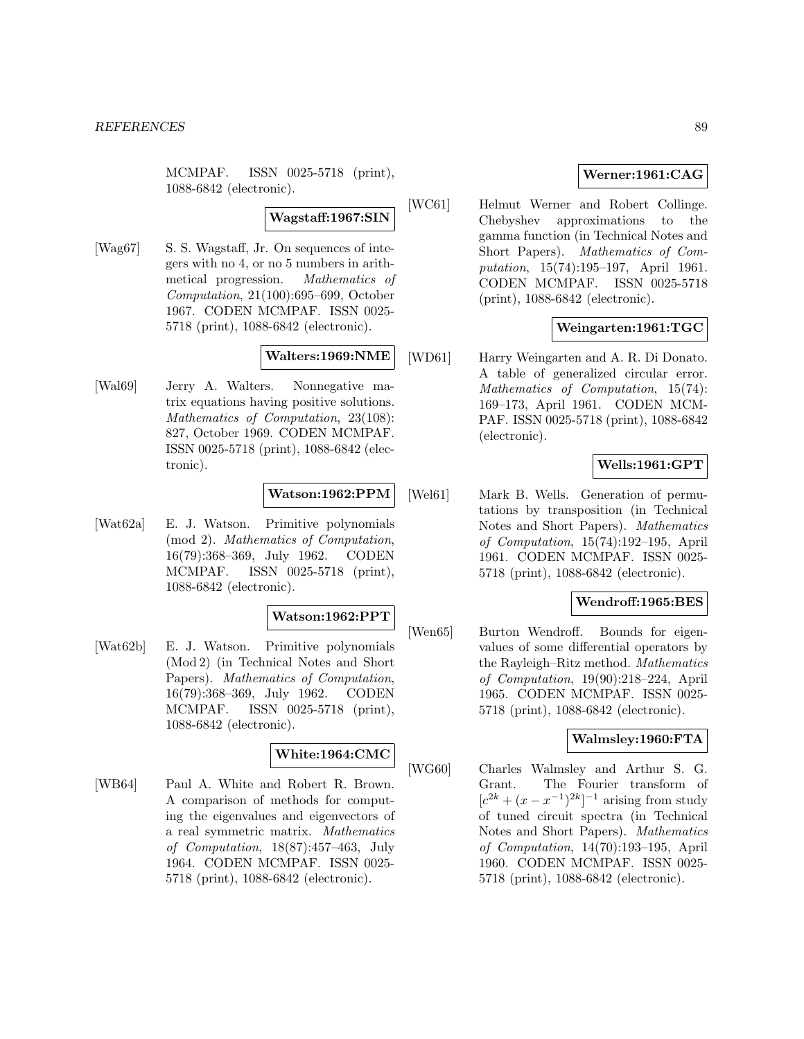MCMPAF. ISSN 0025-5718 (print), 1088-6842 (electronic).

**Wagstaff:1967:SIN**

[Wag67] S. S. Wagstaff, Jr. On sequences of integers with no 4, or no 5 numbers in arithmetical progression. *Mathematics of Computation*, 21(100):695–699, October 1967. CODEN MCMPAF. ISSN 0025-5718 (print), 1088-6842 (electronic).

**Walters:1969:NME**

[Wal69] Jerry A. Walters. Nonnegative matrix equations having positive solutions. *Mathematics of Computation*, 23(108): 827, October 1969. CODEN MCMPAF. ISSN 0025-5718 (print), 1088-6842 (electronic).

**Watson:1962:PPM**

[Wat62a] E. J. Watson. Primitive polynomials (mod 2). *Mathematics of Computation*, 16(79):368–369, July 1962. CODEN MCMPAF. ISSN 0025-5718 (print), 1088-6842 (electronic).

**Watson:1962:PPT**

[Wat62b] E. J. Watson. Primitive polynomials (Mod 2) (in Technical Notes and Short Papers). *Mathematics of Computation*, 16(79):368–369, July 1962. CODEN MCMPAF. ISSN 0025-5718 (print), 1088-6842 (electronic).

**White:1964:CMC**

[WB64] Paul A. White and Robert R. Brown. A comparison of methods for computing the eigenvalues and eigenvectors of a real symmetric matrix. *Mathematics of Computation*, 18(87):457–463, July 1964. CODEN MCMPAF. ISSN 0025-5718 (print), 1088-6842 (electronic).

**Werner:1961:CAG**

[WC61] Helmut Werner and Robert Collinge. Chebyshev approximations to the gamma function (in Technical Notes and Short Papers). *Mathematics of Computation*, 15(74):195–197, April 1961. CODEN MCMPAF. ISSN 0025-5718 (print), 1088-6842 (electronic).

**Weingarten:1961:TGC**

[WD61] Harry Weingarten and A. R. Di Donato. A table of generalized circular error. *Mathematics of Computation*, 15(74): 169–173, April 1961. CODEN MCMPAF. ISSN 0025-5718 (print), 1088-6842 (electronic).

**Wells:1961:GPT**

[Wel61] Mark B. Wells. Generation of permutations by transposition (in Technical Notes and Short Papers). *Mathematics of Computation*, 15(74):192–195, April 1961. CODEN MCMPAF. ISSN 0025-5718 (print), 1088-6842 (electronic).

**Wendroff:1965:BES**

[Wen65] Burton Wendroff. Bounds for eigenvalues of some differential operators by the Rayleigh–Ritz method. *Mathematics of Computation*, 19(90):218–224, April 1965. CODEN MCMPAF. ISSN 0025-5718 (print), 1088-6842 (electronic).

**Walmsley:1960:FTA**

[WG60] Charles Walmsley and Arthur S. G. Grant. The Fourier transform of $[c^{2k} + (x - x^{-1})^{2k}]^{-1}$ arising from study of tuned circuit spectra (in Technical Notes and Short Papers). *Mathematics of Computation*, 14(70):193–195, April 1960. CODEN MCMPAF. ISSN 0025-5718 (print), 1088-6842 (electronic).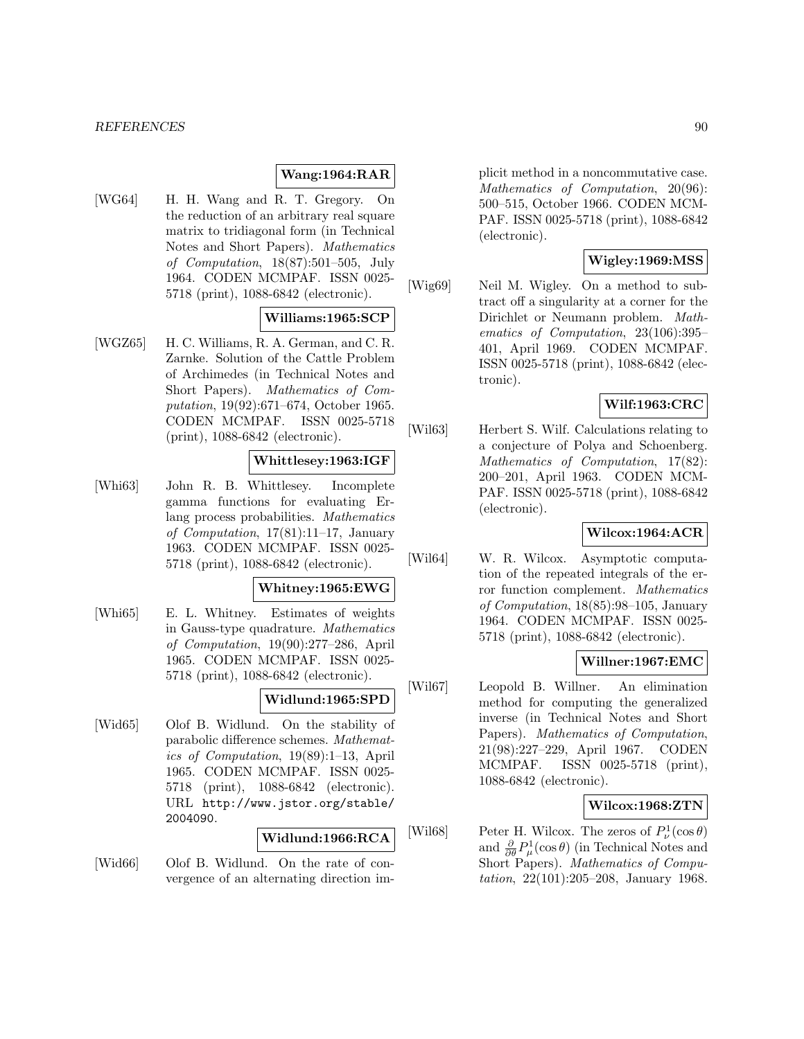**Wang:1964:RAR**

[WG64] H. H. Wang and R. T. Gregory. On the reduction of an arbitrary real square matrix to tridiagonal form (in Technical Notes and Short Papers). *Mathematics of Computation*, 18(87):501–505, July 1964. CODEN MCMPAF. ISSN 0025-5718 (print), 1088-6842 (electronic).

**Williams:1965:SCP**

[WGZ65] H. C. Williams, R. A. German, and C. R. Zarnke. Solution of the Cattle Problem of Archimedes (in Technical Notes and Short Papers). *Mathematics of Computation*, 19(92):671–674, October 1965. CODEN MCMPAF. ISSN 0025-5718 (print), 1088-6842 (electronic).

**Whittlesey:1963:IGF**

[Whi63] John R. B. Whittlesey. Incomplete gamma functions for evaluating Erlang process probabilities. *Mathematics of Computation*, 17(81):11–17, January 1963. CODEN MCMPAF. ISSN 0025-5718 (print), 1088-6842 (electronic).

**Whitney:1965:EWG**

[Whi65] E. L. Whitney. Estimates of weights in Gauss-type quadrature. *Mathematics of Computation*, 19(90):277–286, April 1965. CODEN MCMPAF. ISSN 0025-5718 (print), 1088-6842 (electronic).

**Widlund:1965:SPD**

[Wid65] Olof B. Widlund. On the stability of parabolic difference schemes. *Mathematics of Computation*, 19(89):1–13, April 1965. CODEN MCMPAF. ISSN 0025-5718 (print), 1088-6842 (electronic). URL http://www.jstor.org/stable/2004090.

**Widlund:1966:RCA**

[Wid66] Olof B. Widlund. On the rate of convergence of an alternating direction implicit method in a noncommutative case. *Mathematics of Computation*, 20(96): 500–515, October 1966. CODEN MCMPAF. ISSN 0025-5718 (print), 1088-6842 (electronic).

**Wigley:1969:MSS**

[Wig69] Neil M. Wigley. On a method to subtract off a singularity at a corner for the Dirichlet or Neumann problem. *Mathematics of Computation*, 23(106):395–401, April 1969. CODEN MCMPAF. ISSN 0025-5718 (print), 1088-6842 (electronic).

**Wilf:1963:CRC**

[Wil63] Herbert S. Wilf. Calculations relating to a conjecture of Polya and Schoenberg. *Mathematics of Computation*, 17(82): 200–201, April 1963. CODEN MCMPAF. ISSN 0025-5718 (print), 1088-6842 (electronic).

**Wilcox:1964:ACR**

[Wil64] W. R. Wilcox. Asymptotic computation of the repeated integrals of the error function complement. *Mathematics of Computation*, 18(85):98–105, January 1964. CODEN MCMPAF. ISSN 0025-5718 (print), 1088-6842 (electronic).

**Willner:1967:EMC**

[Wil67] Leopold B. Willner. An elimination method for computing the generalized inverse (in Technical Notes and Short Papers). *Mathematics of Computation*, 21(98):227–229, April 1967. CODEN MCMPAF. ISSN 0025-5718 (print), 1088-6842 (electronic).

**Wilcox:1968:ZTN**

[Wil68] Peter H. Wilcox. The zeros of $P_\nu^1(\cos\theta)$ and $\frac{\partial}{\partial\theta}P_\mu^1(\cos\theta)$ (in Technical Notes and Short Papers). *Mathematics of Computation*, 22(101):205–208, January 1968.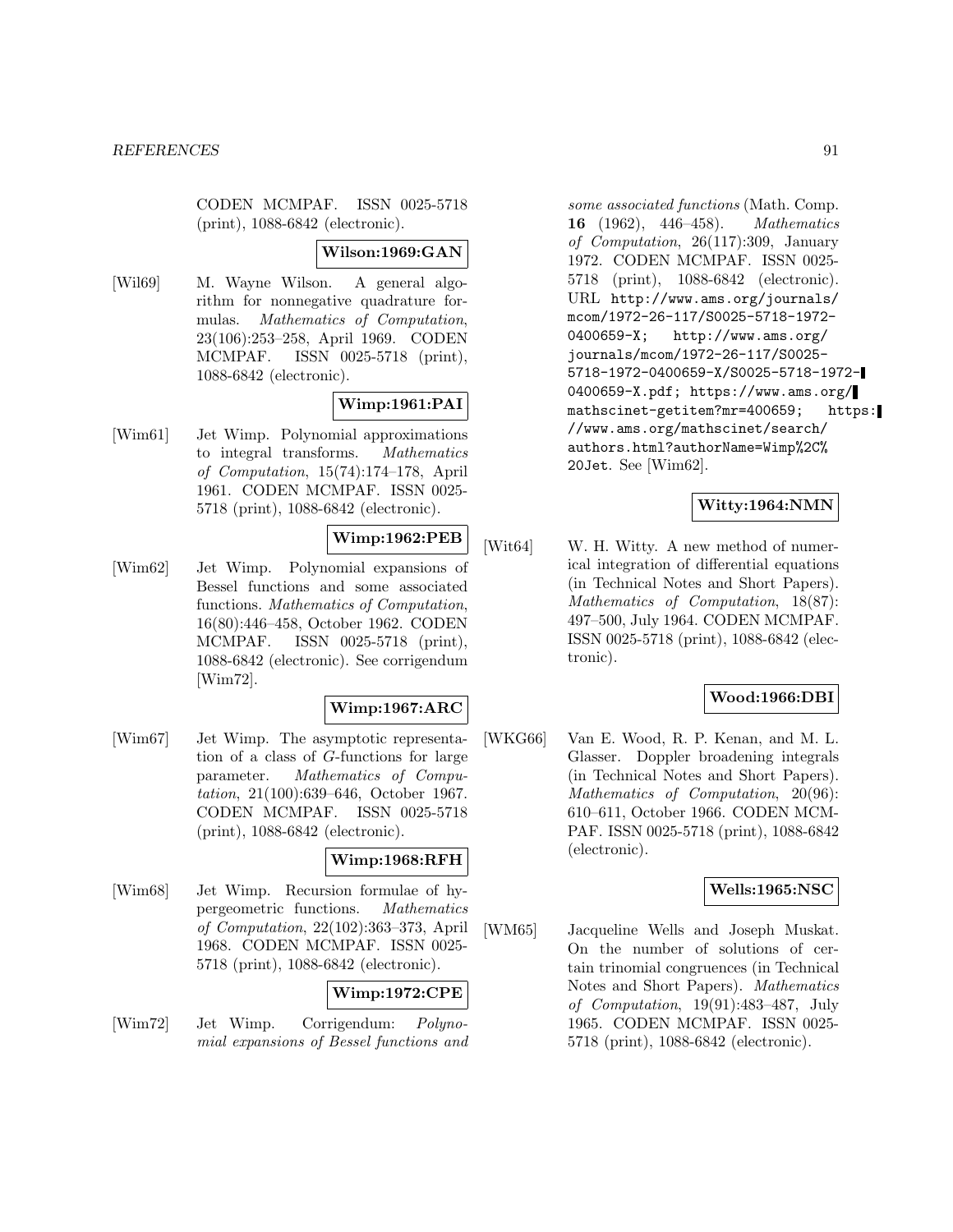CODEN MCMPAF. ISSN 0025-5718 (print), 1088-6842 (electronic).

**Wilson:1969:GAN**

[Wil69] M. Wayne Wilson. A general algorithm for nonnegative quadrature formulas. *Mathematics of Computation*, 23(106):253–258, April 1969. CODEN MCMPAF. ISSN 0025-5718 (print), 1088-6842 (electronic).

**Wimp:1961:PAI**

[Wim61] Jet Wimp. Polynomial approximations to integral transforms. *Mathematics of Computation*, 15(74):174–178, April 1961. CODEN MCMPAF. ISSN 0025-5718 (print), 1088-6842 (electronic).

**Wimp:1962:PEB**

[Wim62] Jet Wimp. Polynomial expansions of Bessel functions and some associated functions. *Mathematics of Computation*, 16(80):446–458, October 1962. CODEN MCMPAF. ISSN 0025-5718 (print), 1088-6842 (electronic). See corrigendum [Wim72].

**Wimp:1967:ARC**

[Wim67] Jet Wimp. The asymptotic representation of a class of $G$-functions for large parameter. *Mathematics of Computation*, 21(100):639–646, October 1967. CODEN MCMPAF. ISSN 0025-5718 (print), 1088-6842 (electronic).

**Wimp:1968:RFH**

[Wim68] Jet Wimp. Recursion formulae of hypergeometric functions. *Mathematics of Computation*, 22(102):363–373, April 1968. CODEN MCMPAF. ISSN 0025-5718 (print), 1088-6842 (electronic).

**Wimp:1972:CPE**

[Wim72] Jet Wimp. Corrigendum: *Polynomial expansions of Bessel functions and some associated functions* (Math. Comp. **16** (1962), 446–458). *Mathematics of Computation*, 26(117):309, January 1972. CODEN MCMPAF. ISSN 0025-5718 (print), 1088-6842 (electronic). URL http://www.ams.org/journals/mcom/1972-26-117/S0025-5718-1972-0400659-X; http://www.ams.org/journals/mcom/1972-26-117/S0025-5718-1972-0400659-X/S0025-5718-1972-0400659-X.pdf; https://www.ams.org/mathscinet-getitem?mr=400659; https://www.ams.org/mathscinet/search/authors.html?authorName=Wimp%2C%20Jet. See [Wim62].

**Witty:1964:NMN**

[Wit64] W. H. Witty. A new method of numerical integration of differential equations (in Technical Notes and Short Papers). *Mathematics of Computation*, 18(87): 497–500, July 1964. CODEN MCMPAF. ISSN 0025-5718 (print), 1088-6842 (electronic).

**Wood:1966:DBI**

[WKG66] Van E. Wood, R. P. Kenan, and M. L. Glasser. Doppler broadening integrals (in Technical Notes and Short Papers). *Mathematics of Computation*, 20(96): 610–611, October 1966. CODEN MCMPAF. ISSN 0025-5718 (print), 1088-6842 (electronic).

**Wells:1965:NSC**

[WM65] Jacqueline Wells and Joseph Muskat. On the number of solutions of certain trinomial congruences (in Technical Notes and Short Papers). *Mathematics of Computation*, 19(91):483–487, July 1965. CODEN MCMPAF. ISSN 0025-5718 (print), 1088-6842 (electronic).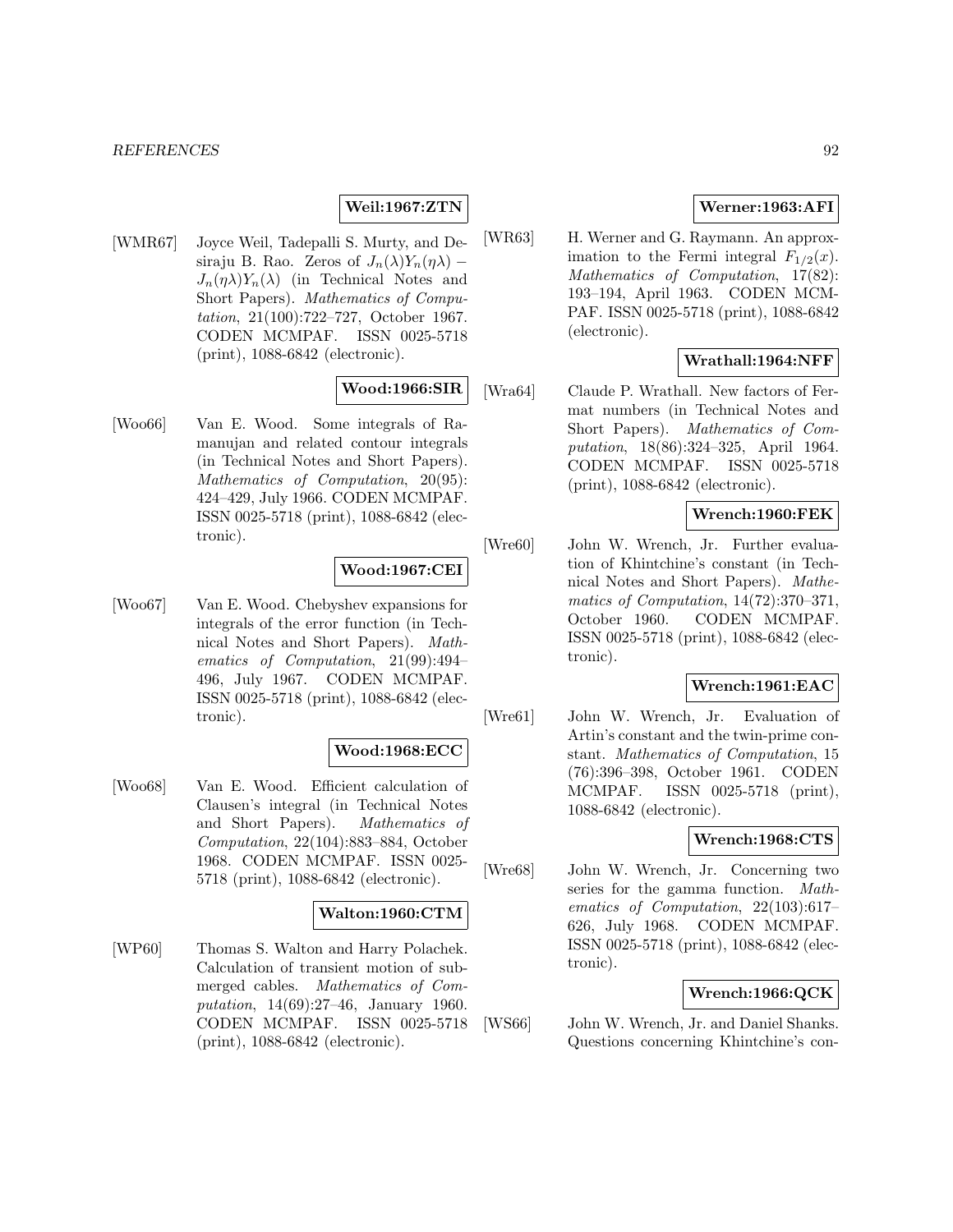**Weil:1967:ZTN**

[WMR67] Joyce Weil, Tadepalli S. Murty, and Desiraju B. Rao. Zeros of $J_n(\lambda)Y_n(\eta\lambda) - J_n(\eta\lambda)Y_n(\lambda)$ (in Technical Notes and Short Papers). *Mathematics of Computation*, 21(100):722–727, October 1967. CODEN MCMPAF. ISSN 0025-5718 (print), 1088-6842 (electronic).

**Wood:1966:SIR**

[Woo66] Van E. Wood. Some integrals of Ramanujan and related contour integrals (in Technical Notes and Short Papers). *Mathematics of Computation*, 20(95): 424–429, July 1966. CODEN MCMPAF. ISSN 0025-5718 (print), 1088-6842 (electronic).

**Wood:1967:CEI**

[Woo67] Van E. Wood. Chebyshev expansions for integrals of the error function (in Technical Notes and Short Papers). *Mathematics of Computation*, 21(99):494–496, July 1967. CODEN MCMPAF. ISSN 0025-5718 (print), 1088-6842 (electronic).

**Wood:1968:ECC**

[Woo68] Van E. Wood. Efficient calculation of Clausen's integral (in Technical Notes and Short Papers). *Mathematics of Computation*, 22(104):883–884, October 1968. CODEN MCMPAF. ISSN 0025-5718 (print), 1088-6842 (electronic).

**Walton:1960:CTM**

[WP60] Thomas S. Walton and Harry Polachek. Calculation of transient motion of submerged cables. *Mathematics of Computation*, 14(69):27–46, January 1960. CODEN MCMPAF. ISSN 0025-5718 (print), 1088-6842 (electronic).

**Werner:1963:AFI**

[WR63] H. Werner and G. Raymann. An approximation to the Fermi integral $F_{1/2}(x)$. *Mathematics of Computation*, 17(82): 193–194, April 1963. CODEN MCMPAF. ISSN 0025-5718 (print), 1088-6842 (electronic).

**Wrathall:1964:NFF**

[Wra64] Claude P. Wrathall. New factors of Fermat numbers (in Technical Notes and Short Papers). *Mathematics of Computation*, 18(86):324–325, April 1964. CODEN MCMPAF. ISSN 0025-5718 (print), 1088-6842 (electronic).

**Wrench:1960:FEK**

[Wre60] John W. Wrench, Jr. Further evaluation of Khintchine's constant (in Technical Notes and Short Papers). *Mathematics of Computation*, 14(72):370–371, October 1960. CODEN MCMPAF. ISSN 0025-5718 (print), 1088-6842 (electronic).

**Wrench:1961:EAC**

[Wre61] John W. Wrench, Jr. Evaluation of Artin's constant and the twin-prime constant. *Mathematics of Computation*, 15 (76):396–398, October 1961. CODEN MCMPAF. ISSN 0025-5718 (print), 1088-6842 (electronic).

**Wrench:1968:CTS**

[Wre68] John W. Wrench, Jr. Concerning two series for the gamma function. *Mathematics of Computation*, 22(103):617–626, July 1968. CODEN MCMPAF. ISSN 0025-5718 (print), 1088-6842 (electronic).

**Wrench:1966:QCK**

[WS66] John W. Wrench, Jr. and Daniel Shanks. Questions concerning Khintchine's con-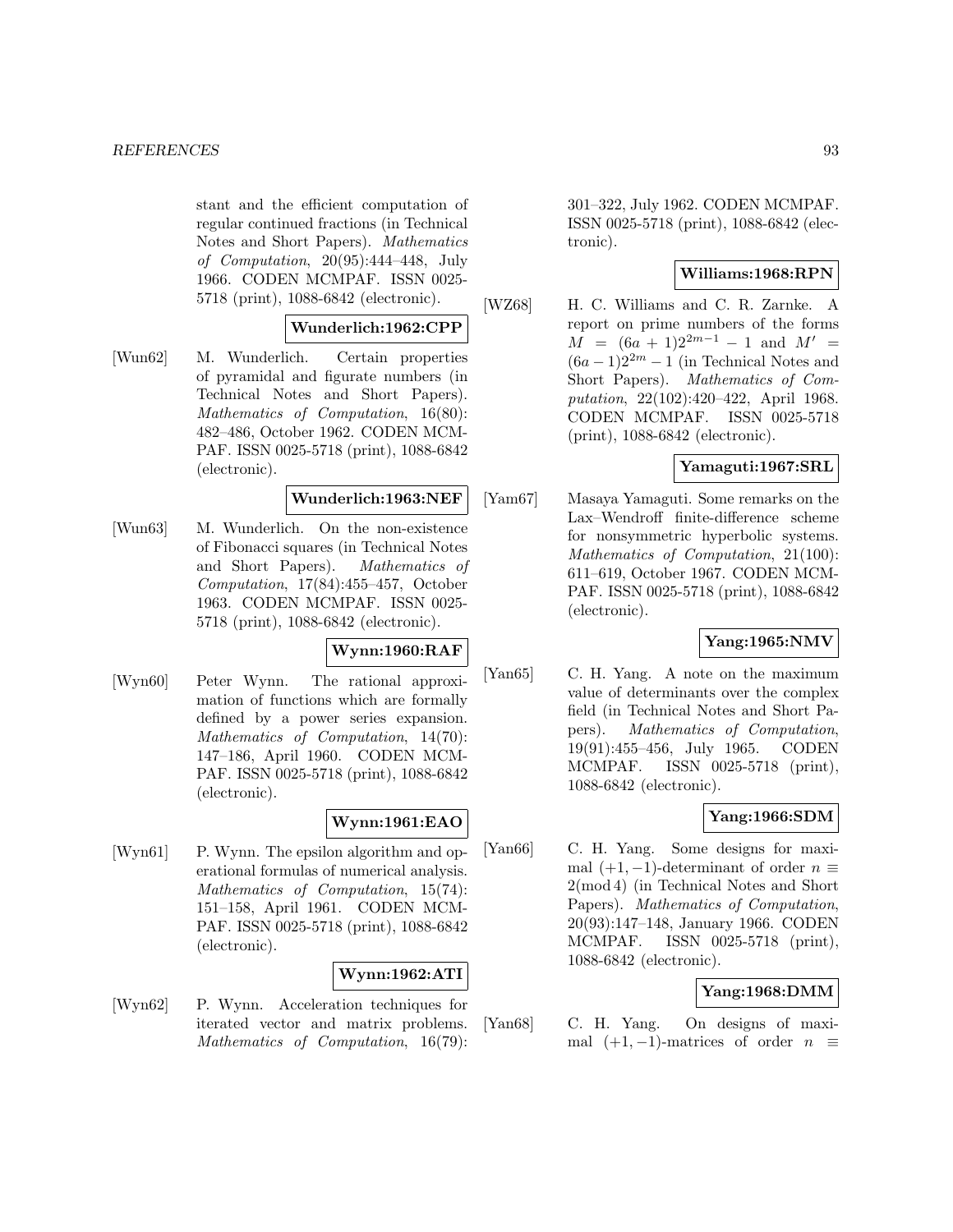stant and the efficient computation of regular continued fractions (in Technical Notes and Short Papers). *Mathematics of Computation*, 20(95):444–448, July 1966. CODEN MCMPAF. ISSN 0025-5718 (print), 1088-6842 (electronic).

**Wunderlich:1962:CPP**

[Wun62] M. Wunderlich. Certain properties of pyramidal and figurate numbers (in Technical Notes and Short Papers). *Mathematics of Computation*, 16(80): 482–486, October 1962. CODEN MCMPAF. ISSN 0025-5718 (print), 1088-6842 (electronic).

**Wunderlich:1963:NEF**

[Wun63] M. Wunderlich. On the non-existence of Fibonacci squares (in Technical Notes and Short Papers). *Mathematics of Computation*, 17(84):455–457, October 1963. CODEN MCMPAF. ISSN 0025-5718 (print), 1088-6842 (electronic).

**Wynn:1960:RAF**

[Wyn60] Peter Wynn. The rational approximation of functions which are formally defined by a power series expansion. *Mathematics of Computation*, 14(70): 147–186, April 1960. CODEN MCMPAF. ISSN 0025-5718 (print), 1088-6842 (electronic).

**Wynn:1961:EAO**

[Wyn61] P. Wynn. The epsilon algorithm and operational formulas of numerical analysis. *Mathematics of Computation*, 15(74): 151–158, April 1961. CODEN MCMPAF. ISSN 0025-5718 (print), 1088-6842 (electronic).

**Wynn:1962:ATI**

[Wyn62] P. Wynn. Acceleration techniques for iterated vector and matrix problems. *Mathematics of Computation*, 16(79): 301–322, July 1962. CODEN MCMPAF. ISSN 0025-5718 (print), 1088-6842 (electronic).

**Williams:1968:RPN**

[WZ68] H. C. Williams and C. R. Zarnke. A report on prime numbers of the forms $M = (6a+1)2^{2m-1} - 1$ and $M' = (6a-1)2^{2m} - 1$ (in Technical Notes and Short Papers). *Mathematics of Computation*, 22(102):420–422, April 1968. CODEN MCMPAF. ISSN 0025-5718 (print), 1088-6842 (electronic).

**Yamaguti:1967:SRL**

[Yam67] Masaya Yamaguti. Some remarks on the Lax–Wendroff finite-difference scheme for nonsymmetric hyperbolic systems. *Mathematics of Computation*, 21(100): 611–619, October 1967. CODEN MCMPAF. ISSN 0025-5718 (print), 1088-6842 (electronic).

**Yang:1965:NMV**

[Yan65] C. H. Yang. A note on the maximum value of determinants over the complex field (in Technical Notes and Short Papers). *Mathematics of Computation*, 19(91):455–456, July 1965. CODEN MCMPAF. ISSN 0025-5718 (print), 1088-6842 (electronic).

**Yang:1966:SDM**

[Yan66] C. H. Yang. Some designs for maximal $(+1, -1)$-determinant of order $n \equiv 2 \pmod 4$ (in Technical Notes and Short Papers). *Mathematics of Computation*, 20(93):147–148, January 1966. CODEN MCMPAF. ISSN 0025-5718 (print), 1088-6842 (electronic).

**Yang:1968:DMM**

[Yan68] C. H. Yang. On designs of maximal $(+1, -1)$-matrices of order $n \equiv$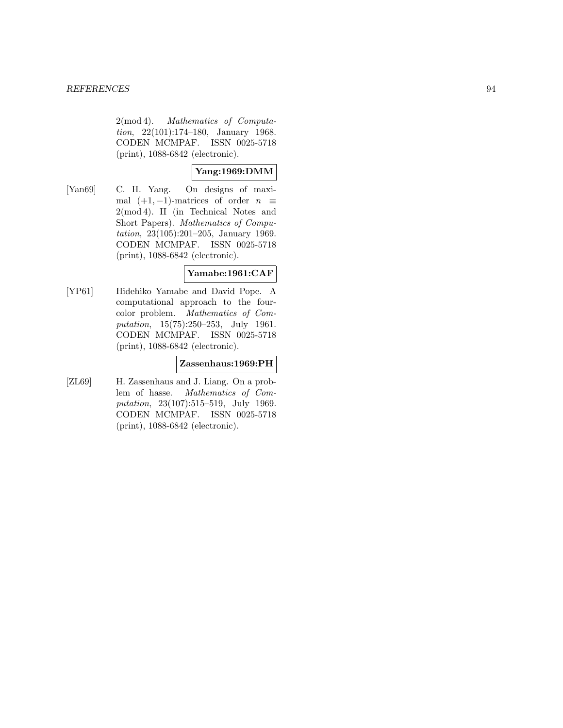$2 \pmod 4$). *Mathematics of Computation*, 22(101):174–180, January 1968. CODEN MCMPAF. ISSN 0025-5718 (print), 1088-6842 (electronic).

**Yang:1969:DMM**

[Yan69] C. H. Yang. On designs of maximal $(+1, -1)$-matrices of order $n \equiv 2 \pmod 4$. II (in Technical Notes and Short Papers). *Mathematics of Computation*, 23(105):201–205, January 1969. CODEN MCMPAF. ISSN 0025-5718 (print), 1088-6842 (electronic).

**Yamabe:1961:CAF**

[YP61] Hidehiko Yamabe and David Pope. A computational approach to the four-color problem. *Mathematics of Computation*, 15(75):250–253, July 1961. CODEN MCMPAF. ISSN 0025-5718 (print), 1088-6842 (electronic).

**Zassenhaus:1969:PH**

[ZL69] H. Zassenhaus and J. Liang. On a problem of hasse. *Mathematics of Computation*, 23(107):515–519, July 1969. CODEN MCMPAF. ISSN 0025-5718 (print), 1088-6842 (electronic).